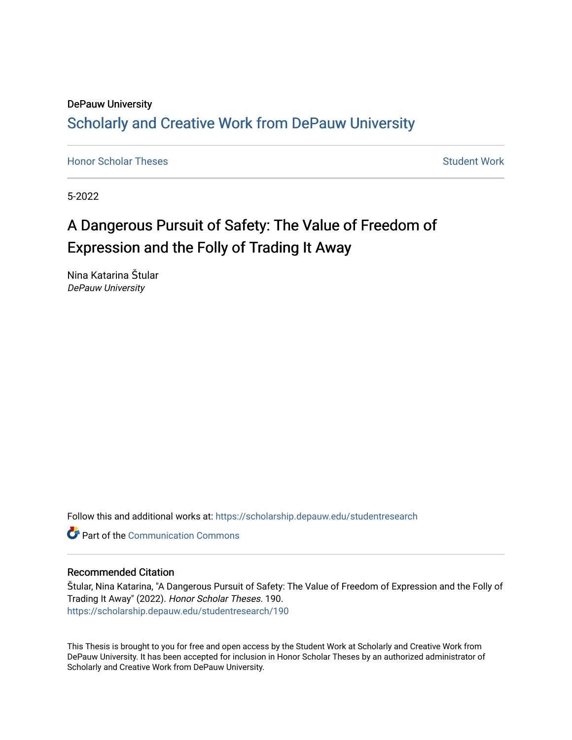DePauw University

## Scholarly and Creative Work from DePauw University

Honor Scholar Theses

Student Work

5-2022

# A Dangerous Pursuit of Safety: The Value of Freedom of Expression and the Folly of Trading It Away

Nina Katarina Štular
*DePauw University*

Follow this and additional works at: https://scholarship.depauw.edu/studentresearch

Part of the Communication Commons

### Recommended Citation

Štular, Nina Katarina, "A Dangerous Pursuit of Safety: The Value of Freedom of Expression and the Folly of Trading It Away" (2022). *Honor Scholar Theses*. 190.
https://scholarship.depauw.edu/studentresearch/190

This Thesis is brought to you for free and open access by the Student Work at Scholarly and Creative Work from DePauw University. It has been accepted for inclusion in Honor Scholar Theses by an authorized administrator of Scholarly and Creative Work from DePauw University.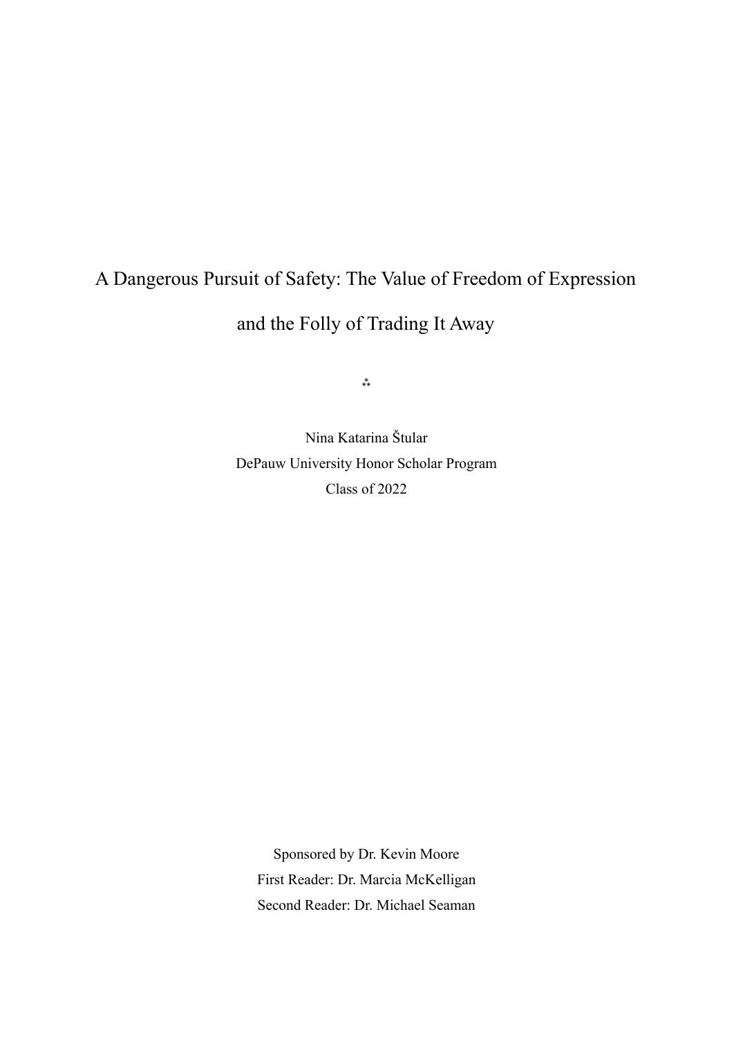# A Dangerous Pursuit of Safety: The Value of Freedom of Expression and the Folly of Trading It Away

⁂

Nina Katarina Štular
DePauw University Honor Scholar Program
Class of 2022

Sponsored by Dr. Kevin Moore
First Reader: Dr. Marcia McKelligan
Second Reader: Dr. Michael Seaman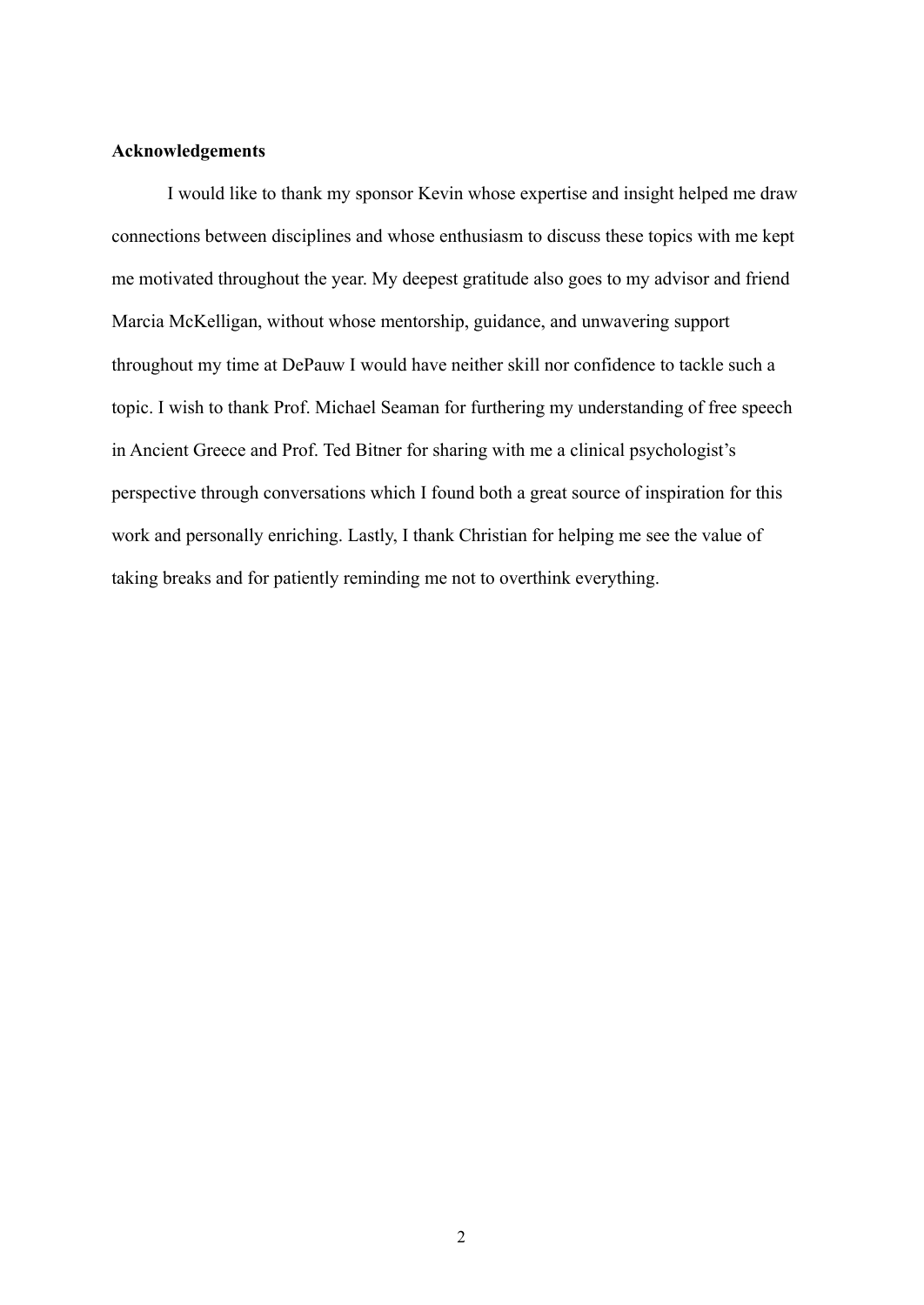**Acknowledgements**

I would like to thank my sponsor Kevin whose expertise and insight helped me draw connections between disciplines and whose enthusiasm to discuss these topics with me kept me motivated throughout the year. My deepest gratitude also goes to my advisor and friend Marcia McKelligan, without whose mentorship, guidance, and unwavering support throughout my time at DePauw I would have neither skill nor confidence to tackle such a topic. I wish to thank Prof. Michael Seaman for furthering my understanding of free speech in Ancient Greece and Prof. Ted Bitner for sharing with me a clinical psychologist's perspective through conversations which I found both a great source of inspiration for this work and personally enriching. Lastly, I thank Christian for helping me see the value of taking breaks and for patiently reminding me not to overthink everything.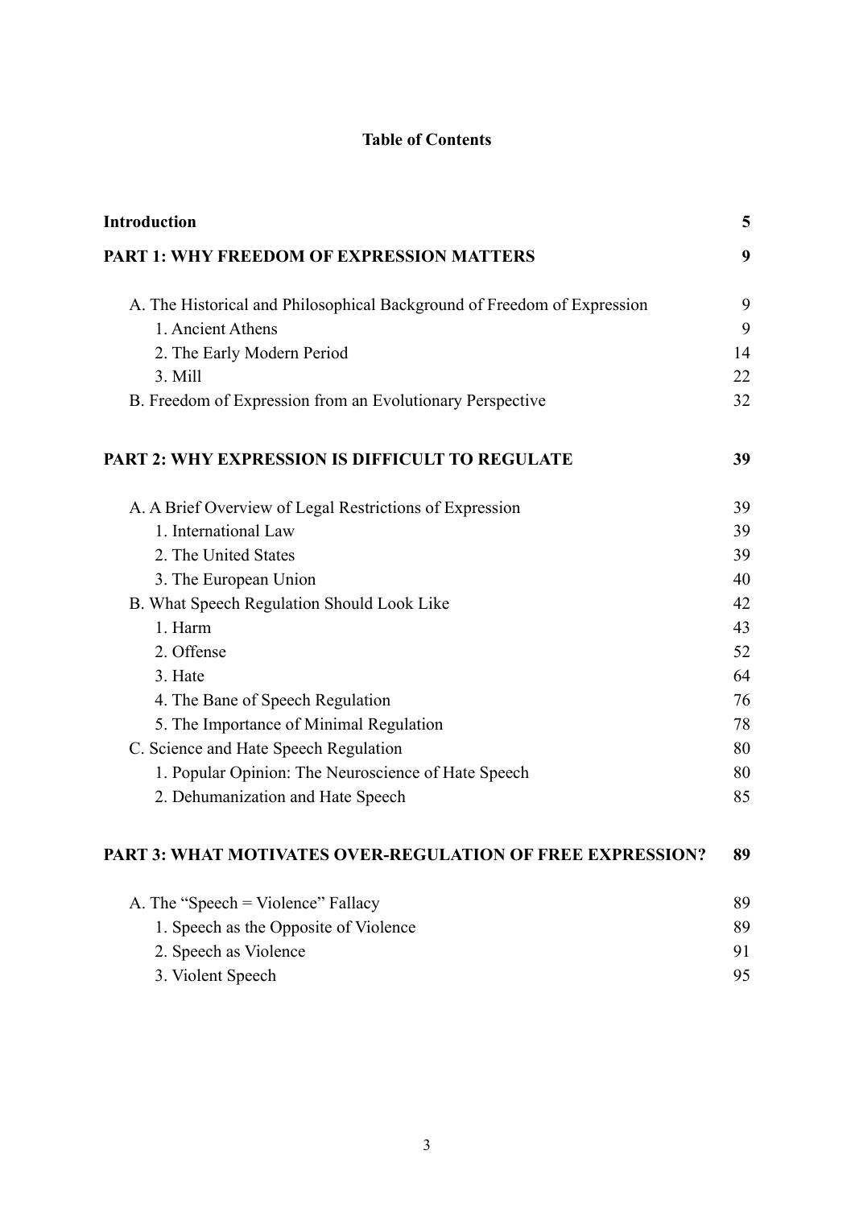# Table of Contents

| | |
|---|---|
| **Introduction** | **5** |
| **PART 1: WHY FREEDOM OF EXPRESSION MATTERS** | **9** |
| A. The Historical and Philosophical Background of Freedom of Expression | 9 |
| 1. Ancient Athens | 9 |
| 2. The Early Modern Period | 14 |
| 3. Mill | 22 |
| B. Freedom of Expression from an Evolutionary Perspective | 32 |
| **PART 2: WHY EXPRESSION IS DIFFICULT TO REGULATE** | **39** |
| A. A Brief Overview of Legal Restrictions of Expression | 39 |
| 1. International Law | 39 |
| 2. The United States | 39 |
| 3. The European Union | 40 |
| B. What Speech Regulation Should Look Like | 42 |
| 1. Harm | 43 |
| 2. Offense | 52 |
| 3. Hate | 64 |
| 4. The Bane of Speech Regulation | 76 |
| 5. The Importance of Minimal Regulation | 78 |
| C. Science and Hate Speech Regulation | 80 |
| 1. Popular Opinion: The Neuroscience of Hate Speech | 80 |
| 2. Dehumanization and Hate Speech | 85 |
| **PART 3: WHAT MOTIVATES OVER-REGULATION OF FREE EXPRESSION?** | **89** |
| A. The "Speech = Violence" Fallacy | 89 |
| 1. Speech as the Opposite of Violence | 89 |
| 2. Speech as Violence | 91 |
| 3. Violent Speech | 95 |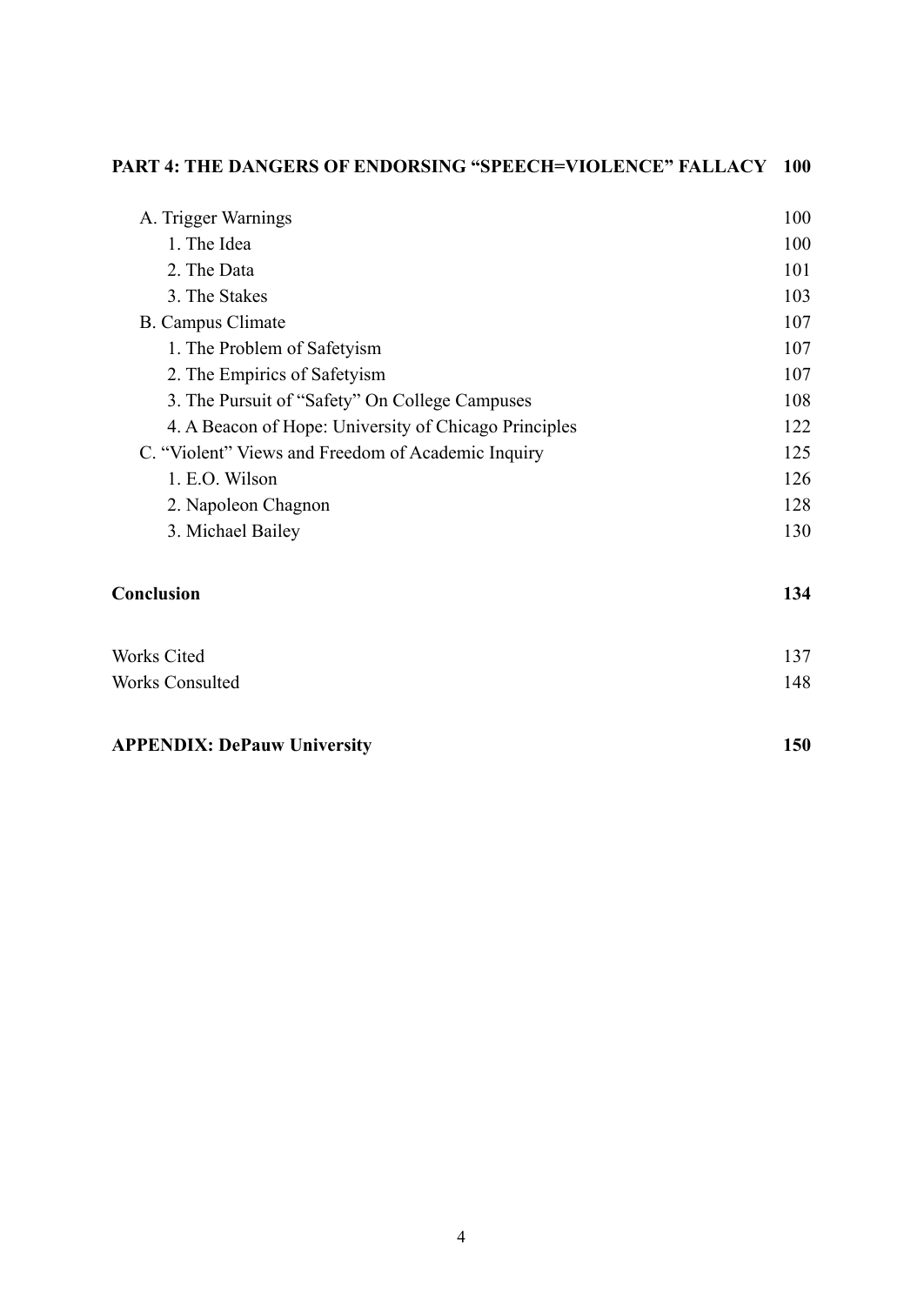**PART 4: THE DANGERS OF ENDORSING "SPEECH=VIOLENCE" FALLACY 100**

- A. Trigger Warnings 100
  - 1. The Idea 100
  - 2. The Data 101
  - 3. The Stakes 103
- B. Campus Climate 107
  - 1. The Problem of Safetyism 107
  - 2. The Empirics of Safetyism 107
  - 3. The Pursuit of "Safety" On College Campuses 108
  - 4. A Beacon of Hope: University of Chicago Principles 122
- C. "Violent" Views and Freedom of Academic Inquiry 125
  - 1. E.O. Wilson 126
  - 2. Napoleon Chagnon 128
  - 3. Michael Bailey 130

**Conclusion 134**

Works Cited 137

Works Consulted 148

**APPENDIX: DePauw University 150**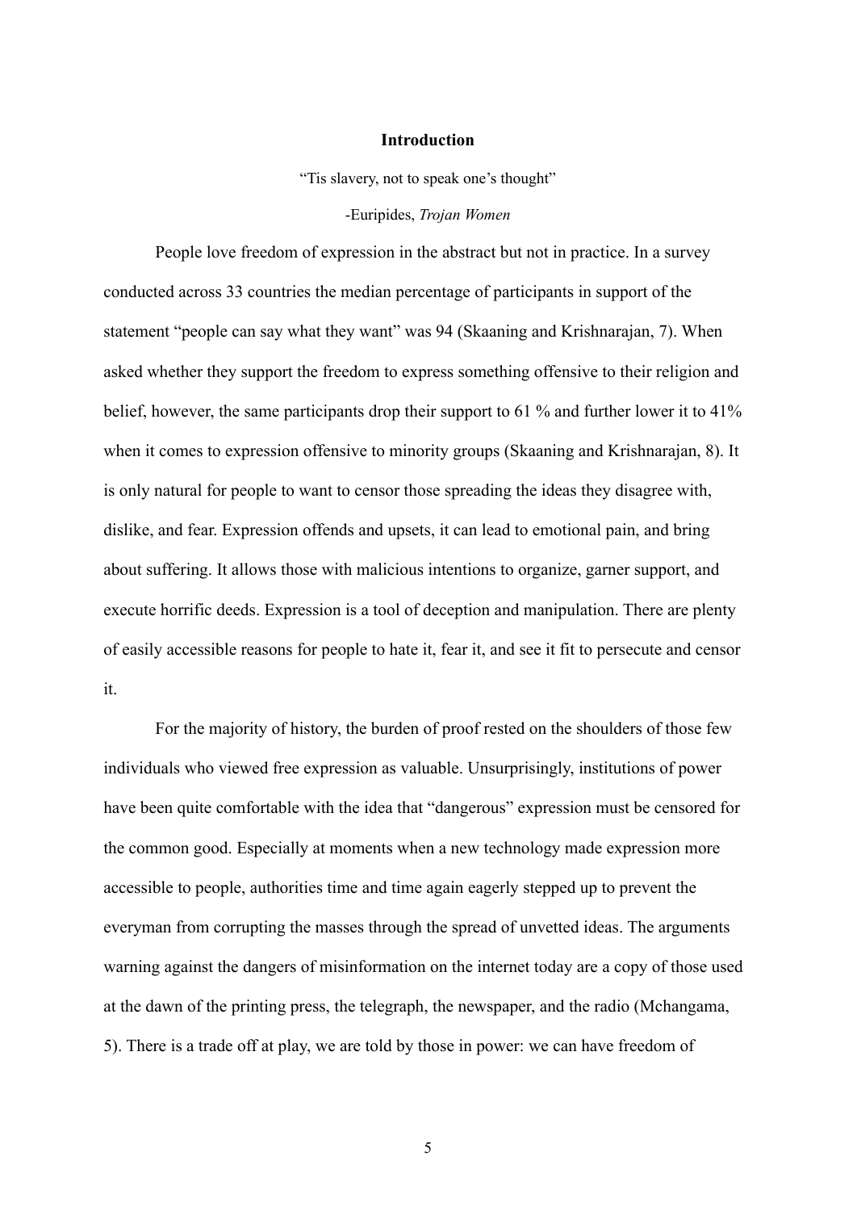## Introduction

"Tis slavery, not to speak one's thought"

-Euripides, *Trojan Women*

People love freedom of expression in the abstract but not in practice. In a survey conducted across 33 countries the median percentage of participants in support of the statement "people can say what they want" was 94 (Skaaning and Krishnarajan, 7). When asked whether they support the freedom to express something offensive to their religion and belief, however, the same participants drop their support to 61 % and further lower it to 41% when it comes to expression offensive to minority groups (Skaaning and Krishnarajan, 8). It is only natural for people to want to censor those spreading the ideas they disagree with, dislike, and fear. Expression offends and upsets, it can lead to emotional pain, and bring about suffering. It allows those with malicious intentions to organize, garner support, and execute horrific deeds. Expression is a tool of deception and manipulation. There are plenty of easily accessible reasons for people to hate it, fear it, and see it fit to persecute and censor it.

For the majority of history, the burden of proof rested on the shoulders of those few individuals who viewed free expression as valuable. Unsurprisingly, institutions of power have been quite comfortable with the idea that "dangerous" expression must be censored for the common good. Especially at moments when a new technology made expression more accessible to people, authorities time and time again eagerly stepped up to prevent the everyman from corrupting the masses through the spread of unvetted ideas. The arguments warning against the dangers of misinformation on the internet today are a copy of those used at the dawn of the printing press, the telegraph, the newspaper, and the radio (Mchangama, 5). There is a trade off at play, we are told by those in power: we can have freedom of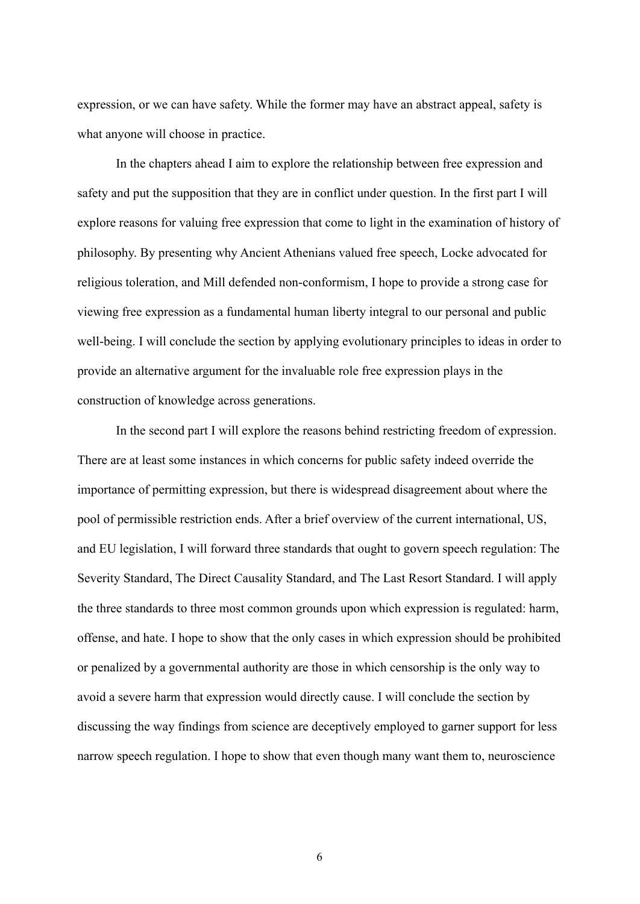expression, or we can have safety. While the former may have an abstract appeal, safety is what anyone will choose in practice.

In the chapters ahead I aim to explore the relationship between free expression and safety and put the supposition that they are in conflict under question. In the first part I will explore reasons for valuing free expression that come to light in the examination of history of philosophy. By presenting why Ancient Athenians valued free speech, Locke advocated for religious toleration, and Mill defended non-conformism, I hope to provide a strong case for viewing free expression as a fundamental human liberty integral to our personal and public well-being. I will conclude the section by applying evolutionary principles to ideas in order to provide an alternative argument for the invaluable role free expression plays in the construction of knowledge across generations.

In the second part I will explore the reasons behind restricting freedom of expression. There are at least some instances in which concerns for public safety indeed override the importance of permitting expression, but there is widespread disagreement about where the pool of permissible restriction ends. After a brief overview of the current international, US, and EU legislation, I will forward three standards that ought to govern speech regulation: The Severity Standard, The Direct Causality Standard, and The Last Resort Standard. I will apply the three standards to three most common grounds upon which expression is regulated: harm, offense, and hate. I hope to show that the only cases in which expression should be prohibited or penalized by a governmental authority are those in which censorship is the only way to avoid a severe harm that expression would directly cause. I will conclude the section by discussing the way findings from science are deceptively employed to garner support for less narrow speech regulation. I hope to show that even though many want them to, neuroscience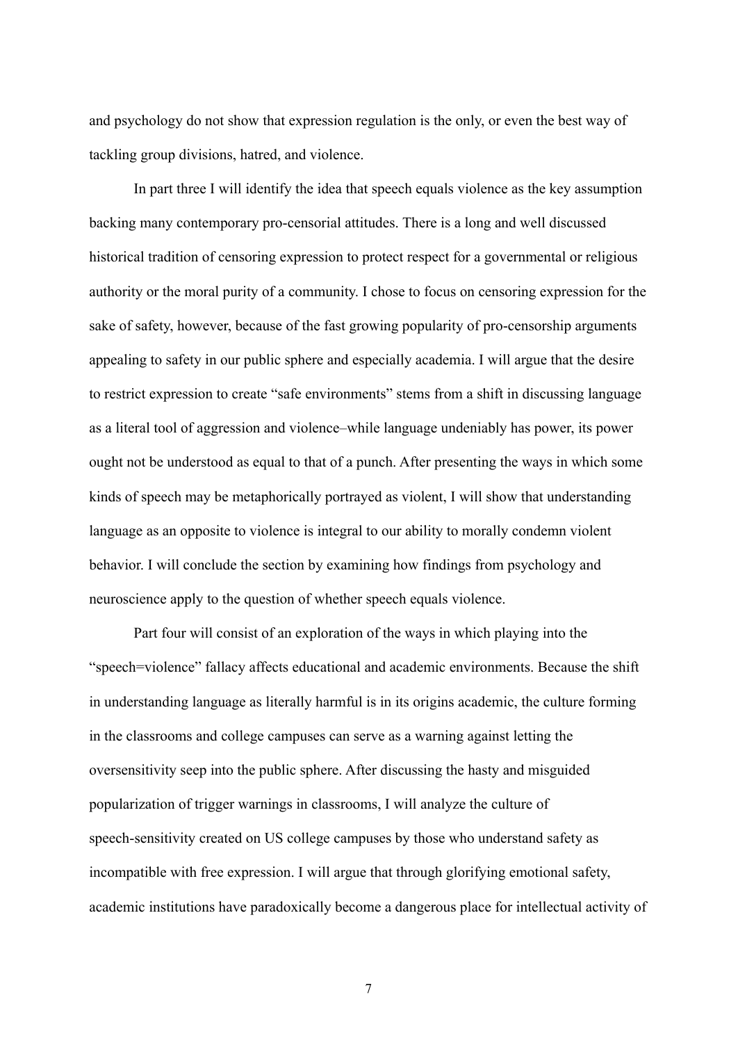and psychology do not show that expression regulation is the only, or even the best way of tackling group divisions, hatred, and violence.

In part three I will identify the idea that speech equals violence as the key assumption backing many contemporary pro-censorial attitudes. There is a long and well discussed historical tradition of censoring expression to protect respect for a governmental or religious authority or the moral purity of a community. I chose to focus on censoring expression for the sake of safety, however, because of the fast growing popularity of pro-censorship arguments appealing to safety in our public sphere and especially academia. I will argue that the desire to restrict expression to create "safe environments" stems from a shift in discussing language as a literal tool of aggression and violence–while language undeniably has power, its power ought not be understood as equal to that of a punch. After presenting the ways in which some kinds of speech may be metaphorically portrayed as violent, I will show that understanding language as an opposite to violence is integral to our ability to morally condemn violent behavior. I will conclude the section by examining how findings from psychology and neuroscience apply to the question of whether speech equals violence.

Part four will consist of an exploration of the ways in which playing into the "speech=violence" fallacy affects educational and academic environments. Because the shift in understanding language as literally harmful is in its origins academic, the culture forming in the classrooms and college campuses can serve as a warning against letting the oversensitivity seep into the public sphere. After discussing the hasty and misguided popularization of trigger warnings in classrooms, I will analyze the culture of speech-sensitivity created on US college campuses by those who understand safety as incompatible with free expression. I will argue that through glorifying emotional safety, academic institutions have paradoxically become a dangerous place for intellectual activity of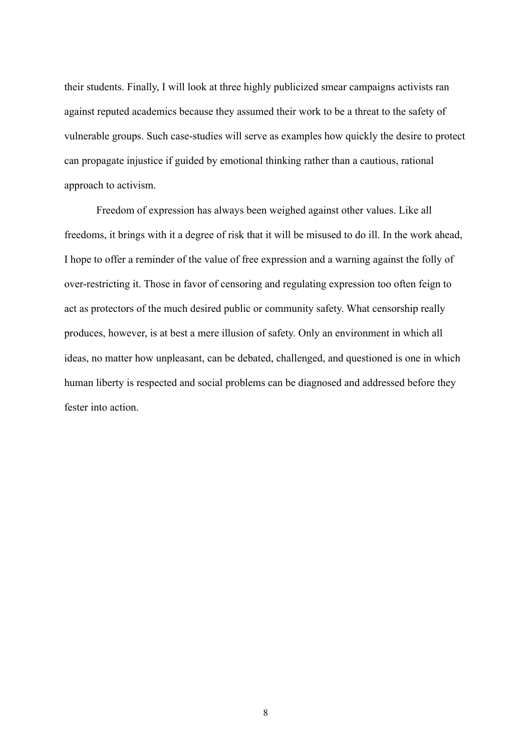their students. Finally, I will look at three highly publicized smear campaigns activists ran against reputed academics because they assumed their work to be a threat to the safety of vulnerable groups. Such case-studies will serve as examples how quickly the desire to protect can propagate injustice if guided by emotional thinking rather than a cautious, rational approach to activism.

Freedom of expression has always been weighed against other values. Like all freedoms, it brings with it a degree of risk that it will be misused to do ill. In the work ahead, I hope to offer a reminder of the value of free expression and a warning against the folly of over-restricting it. Those in favor of censoring and regulating expression too often feign to act as protectors of the much desired public or community safety. What censorship really produces, however, is at best a mere illusion of safety. Only an environment in which all ideas, no matter how unpleasant, can be debated, challenged, and questioned is one in which human liberty is respected and social problems can be diagnosed and addressed before they fester into action.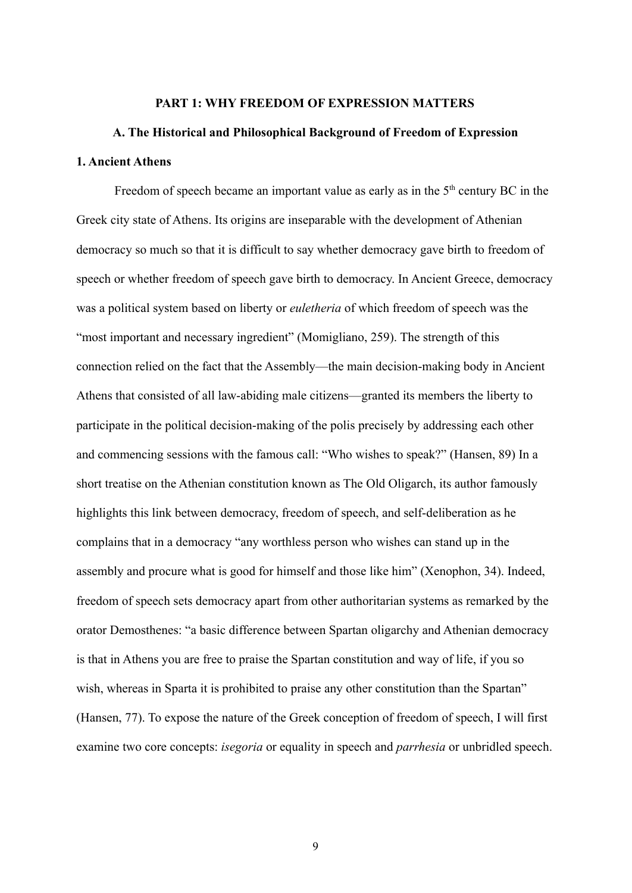# PART 1: WHY FREEDOM OF EXPRESSION MATTERS

## A. The Historical and Philosophical Background of Freedom of Expression

### 1. Ancient Athens

Freedom of speech became an important value as early as in the 5th century BC in the Greek city state of Athens. Its origins are inseparable with the development of Athenian democracy so much so that it is difficult to say whether democracy gave birth to freedom of speech or whether freedom of speech gave birth to democracy. In Ancient Greece, democracy was a political system based on liberty or *euletheria* of which freedom of speech was the "most important and necessary ingredient" (Momigliano, 259). The strength of this connection relied on the fact that the Assembly—the main decision-making body in Ancient Athens that consisted of all law-abiding male citizens—granted its members the liberty to participate in the political decision-making of the polis precisely by addressing each other and commencing sessions with the famous call: "Who wishes to speak?" (Hansen, 89) In a short treatise on the Athenian constitution known as The Old Oligarch, its author famously highlights this link between democracy, freedom of speech, and self-deliberation as he complains that in a democracy "any worthless person who wishes can stand up in the assembly and procure what is good for himself and those like him" (Xenophon, 34). Indeed, freedom of speech sets democracy apart from other authoritarian systems as remarked by the orator Demosthenes: "a basic difference between Spartan oligarchy and Athenian democracy is that in Athens you are free to praise the Spartan constitution and way of life, if you so wish, whereas in Sparta it is prohibited to praise any other constitution than the Spartan" (Hansen, 77). To expose the nature of the Greek conception of freedom of speech, I will first examine two core concepts: *isegoria* or equality in speech and *parrhesia* or unbridled speech.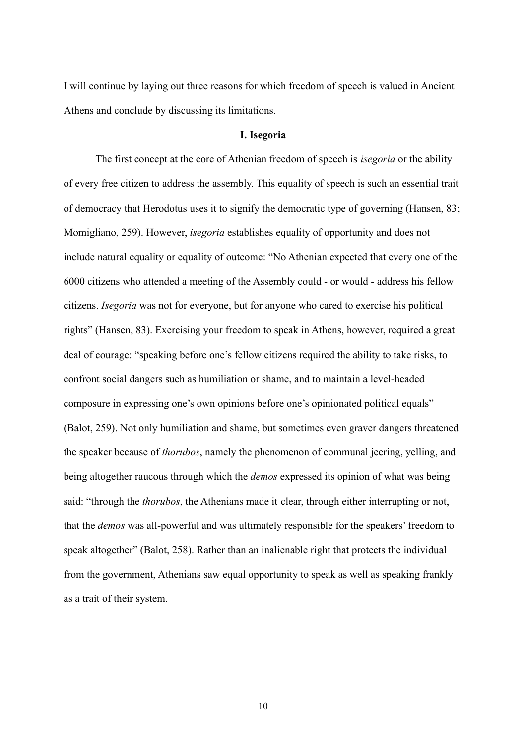I will continue by laying out three reasons for which freedom of speech is valued in Ancient Athens and conclude by discussing its limitations.

## I. Isegoria

The first concept at the core of Athenian freedom of speech is *isegoria* or the ability of every free citizen to address the assembly. This equality of speech is such an essential trait of democracy that Herodotus uses it to signify the democratic type of governing (Hansen, 83; Momigliano, 259). However, *isegoria* establishes equality of opportunity and does not include natural equality or equality of outcome: "No Athenian expected that every one of the 6000 citizens who attended a meeting of the Assembly could - or would - address his fellow citizens. *Isegoria* was not for everyone, but for anyone who cared to exercise his political rights" (Hansen, 83). Exercising your freedom to speak in Athens, however, required a great deal of courage: "speaking before one's fellow citizens required the ability to take risks, to confront social dangers such as humiliation or shame, and to maintain a level-headed composure in expressing one's own opinions before one's opinionated political equals" (Balot, 259). Not only humiliation and shame, but sometimes even graver dangers threatened the speaker because of *thorubos*, namely the phenomenon of communal jeering, yelling, and being altogether raucous through which the *demos* expressed its opinion of what was being said: "through the *thorubos*, the Athenians made it clear, through either interrupting or not, that the *demos* was all-powerful and was ultimately responsible for the speakers' freedom to speak altogether" (Balot, 258). Rather than an inalienable right that protects the individual from the government, Athenians saw equal opportunity to speak as well as speaking frankly as a trait of their system.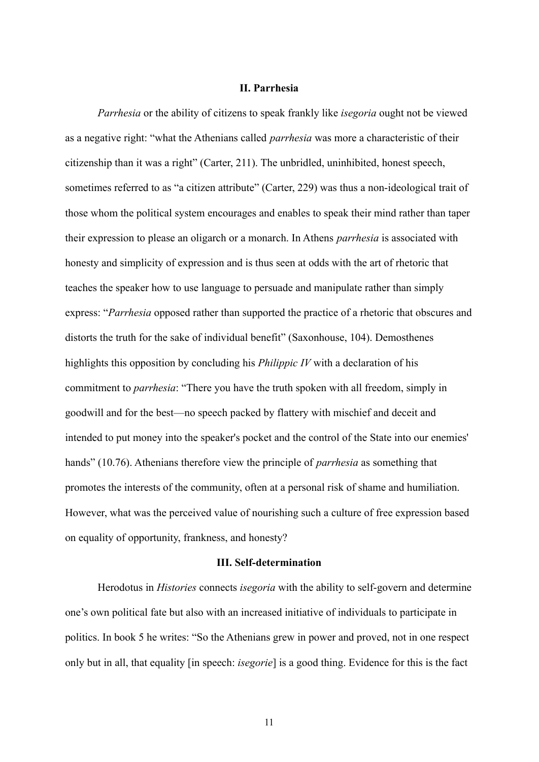## II. Parrhesia

*Parrhesia* or the ability of citizens to speak frankly like *isegoria* ought not be viewed as a negative right: "what the Athenians called *parrhesia* was more a characteristic of their citizenship than it was a right" (Carter, 211). The unbridled, uninhibited, honest speech, sometimes referred to as "a citizen attribute" (Carter, 229) was thus a non-ideological trait of those whom the political system encourages and enables to speak their mind rather than taper their expression to please an oligarch or a monarch. In Athens *parrhesia* is associated with honesty and simplicity of expression and is thus seen at odds with the art of rhetoric that teaches the speaker how to use language to persuade and manipulate rather than simply express: "*Parrhesia* opposed rather than supported the practice of a rhetoric that obscures and distorts the truth for the sake of individual benefit" (Saxonhouse, 104). Demosthenes highlights this opposition by concluding his *Philippic IV* with a declaration of his commitment to *parrhesia*: "There you have the truth spoken with all freedom, simply in goodwill and for the best—no speech packed by flattery with mischief and deceit and intended to put money into the speaker's pocket and the control of the State into our enemies' hands" (10.76). Athenians therefore view the principle of *parrhesia* as something that promotes the interests of the community, often at a personal risk of shame and humiliation. However, what was the perceived value of nourishing such a culture of free expression based on equality of opportunity, frankness, and honesty?

## III. Self-determination

Herodotus in *Histories* connects *isegoria* with the ability to self-govern and determine one's own political fate but also with an increased initiative of individuals to participate in politics. In book 5 he writes: "So the Athenians grew in power and proved, not in one respect only but in all, that equality [in speech: *isegorie*] is a good thing. Evidence for this is the fact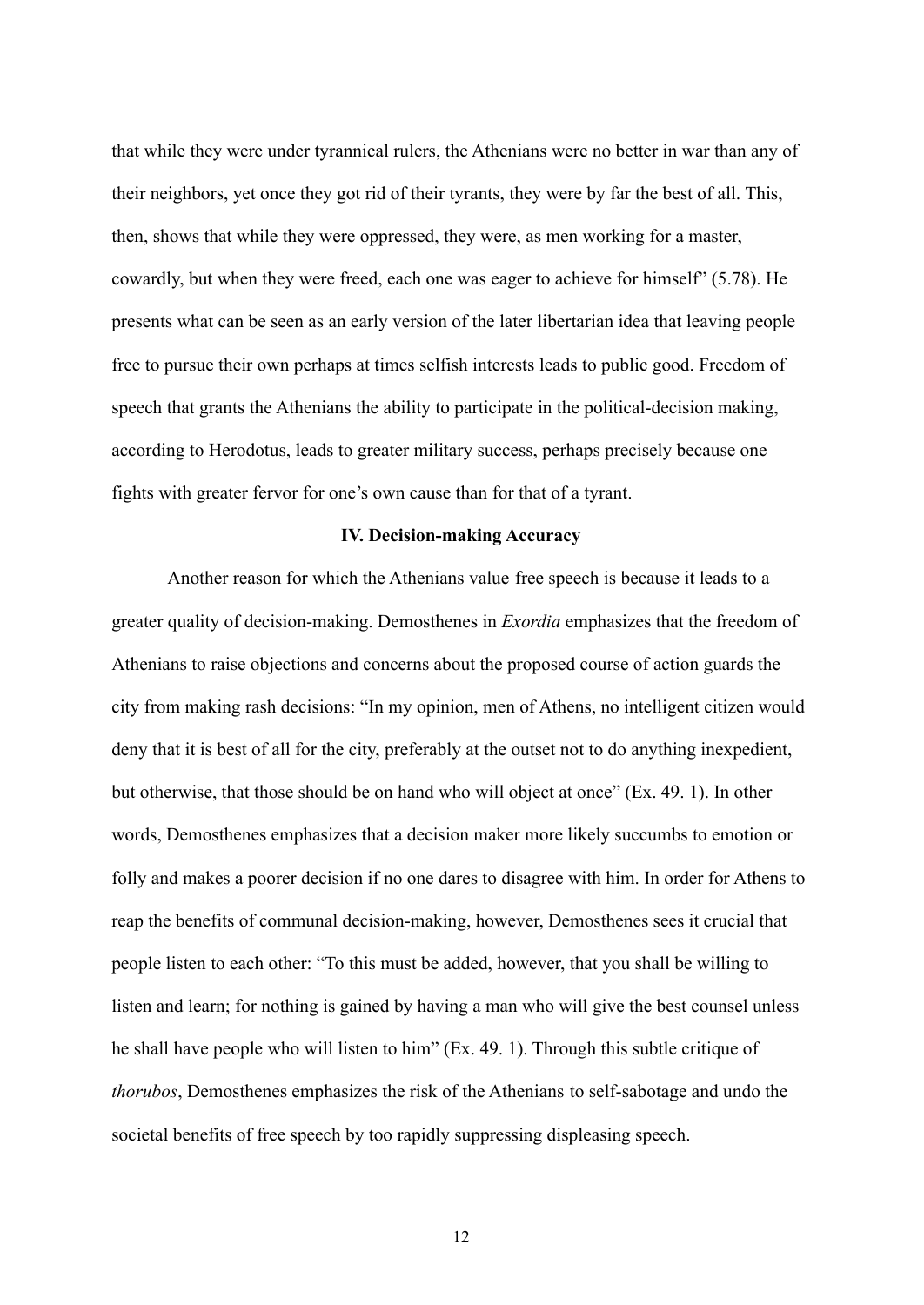that while they were under tyrannical rulers, the Athenians were no better in war than any of their neighbors, yet once they got rid of their tyrants, they were by far the best of all. This, then, shows that while they were oppressed, they were, as men working for a master, cowardly, but when they were freed, each one was eager to achieve for himself" (5.78). He presents what can be seen as an early version of the later libertarian idea that leaving people free to pursue their own perhaps at times selfish interests leads to public good. Freedom of speech that grants the Athenians the ability to participate in the political-decision making, according to Herodotus, leads to greater military success, perhaps precisely because one fights with greater fervor for one's own cause than for that of a tyrant.

## IV. Decision-making Accuracy

Another reason for which the Athenians value free speech is because it leads to a greater quality of decision-making. Demosthenes in *Exordia* emphasizes that the freedom of Athenians to raise objections and concerns about the proposed course of action guards the city from making rash decisions: "In my opinion, men of Athens, no intelligent citizen would deny that it is best of all for the city, preferably at the outset not to do anything inexpedient, but otherwise, that those should be on hand who will object at once" (Ex. 49. 1). In other words, Demosthenes emphasizes that a decision maker more likely succumbs to emotion or folly and makes a poorer decision if no one dares to disagree with him. In order for Athens to reap the benefits of communal decision-making, however, Demosthenes sees it crucial that people listen to each other: "To this must be added, however, that you shall be willing to listen and learn; for nothing is gained by having a man who will give the best counsel unless he shall have people who will listen to him" (Ex. 49. 1). Through this subtle critique of *thorubos*, Demosthenes emphasizes the risk of the Athenians to self-sabotage and undo the societal benefits of free speech by too rapidly suppressing displeasing speech.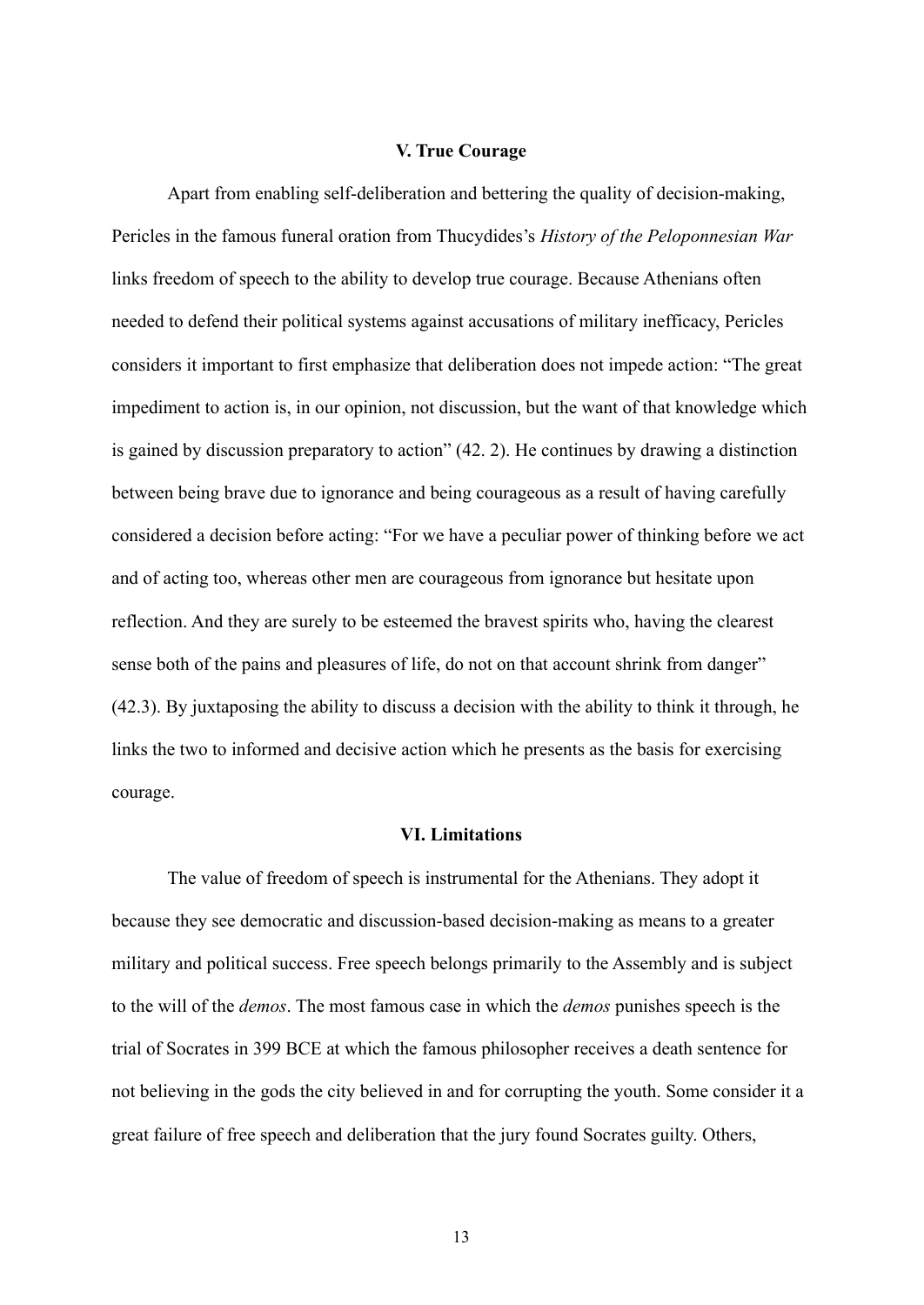### V. True Courage

Apart from enabling self-deliberation and bettering the quality of decision-making, Pericles in the famous funeral oration from Thucydides's *History of the Peloponnesian War* links freedom of speech to the ability to develop true courage. Because Athenians often needed to defend their political systems against accusations of military inefficacy, Pericles considers it important to first emphasize that deliberation does not impede action: "The great impediment to action is, in our opinion, not discussion, but the want of that knowledge which is gained by discussion preparatory to action" (42. 2). He continues by drawing a distinction between being brave due to ignorance and being courageous as a result of having carefully considered a decision before acting: "For we have a peculiar power of thinking before we act and of acting too, whereas other men are courageous from ignorance but hesitate upon reflection. And they are surely to be esteemed the bravest spirits who, having the clearest sense both of the pains and pleasures of life, do not on that account shrink from danger" (42.3). By juxtaposing the ability to discuss a decision with the ability to think it through, he links the two to informed and decisive action which he presents as the basis for exercising courage.

### VI. Limitations

The value of freedom of speech is instrumental for the Athenians. They adopt it because they see democratic and discussion-based decision-making as means to a greater military and political success. Free speech belongs primarily to the Assembly and is subject to the will of the *demos*. The most famous case in which the *demos* punishes speech is the trial of Socrates in 399 BCE at which the famous philosopher receives a death sentence for not believing in the gods the city believed in and for corrupting the youth. Some consider it a great failure of free speech and deliberation that the jury found Socrates guilty. Others,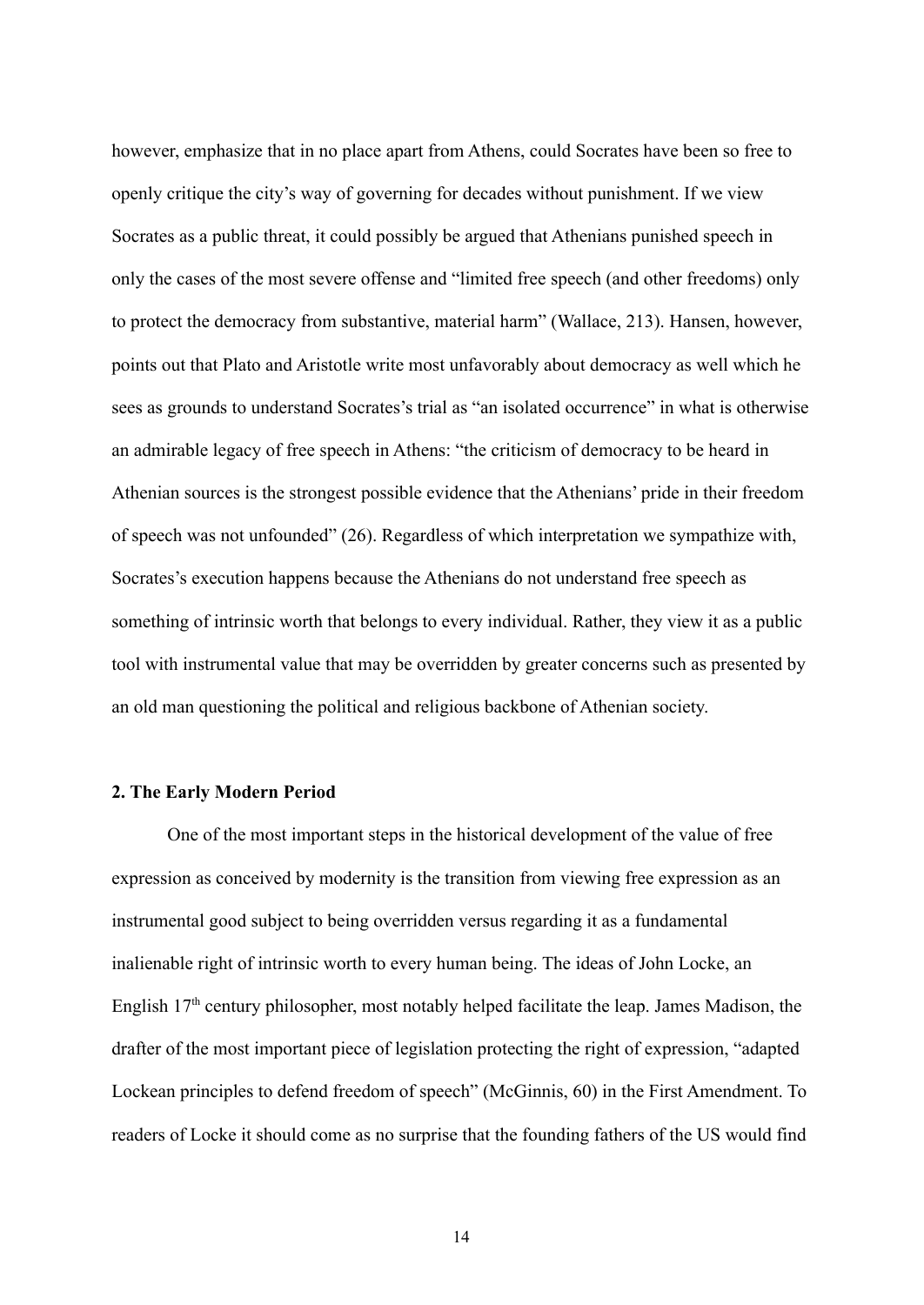however, emphasize that in no place apart from Athens, could Socrates have been so free to openly critique the city's way of governing for decades without punishment. If we view Socrates as a public threat, it could possibly be argued that Athenians punished speech in only the cases of the most severe offense and "limited free speech (and other freedoms) only to protect the democracy from substantive, material harm" (Wallace, 213). Hansen, however, points out that Plato and Aristotle write most unfavorably about democracy as well which he sees as grounds to understand Socrates's trial as "an isolated occurrence" in what is otherwise an admirable legacy of free speech in Athens: "the criticism of democracy to be heard in Athenian sources is the strongest possible evidence that the Athenians' pride in their freedom of speech was not unfounded" (26). Regardless of which interpretation we sympathize with, Socrates's execution happens because the Athenians do not understand free speech as something of intrinsic worth that belongs to every individual. Rather, they view it as a public tool with instrumental value that may be overridden by greater concerns such as presented by an old man questioning the political and religious backbone of Athenian society.

## 2. The Early Modern Period

One of the most important steps in the historical development of the value of free expression as conceived by modernity is the transition from viewing free expression as an instrumental good subject to being overridden versus regarding it as a fundamental inalienable right of intrinsic worth to every human being. The ideas of John Locke, an English 17th century philosopher, most notably helped facilitate the leap. James Madison, the drafter of the most important piece of legislation protecting the right of expression, "adapted Lockean principles to defend freedom of speech" (McGinnis, 60) in the First Amendment. To readers of Locke it should come as no surprise that the founding fathers of the US would find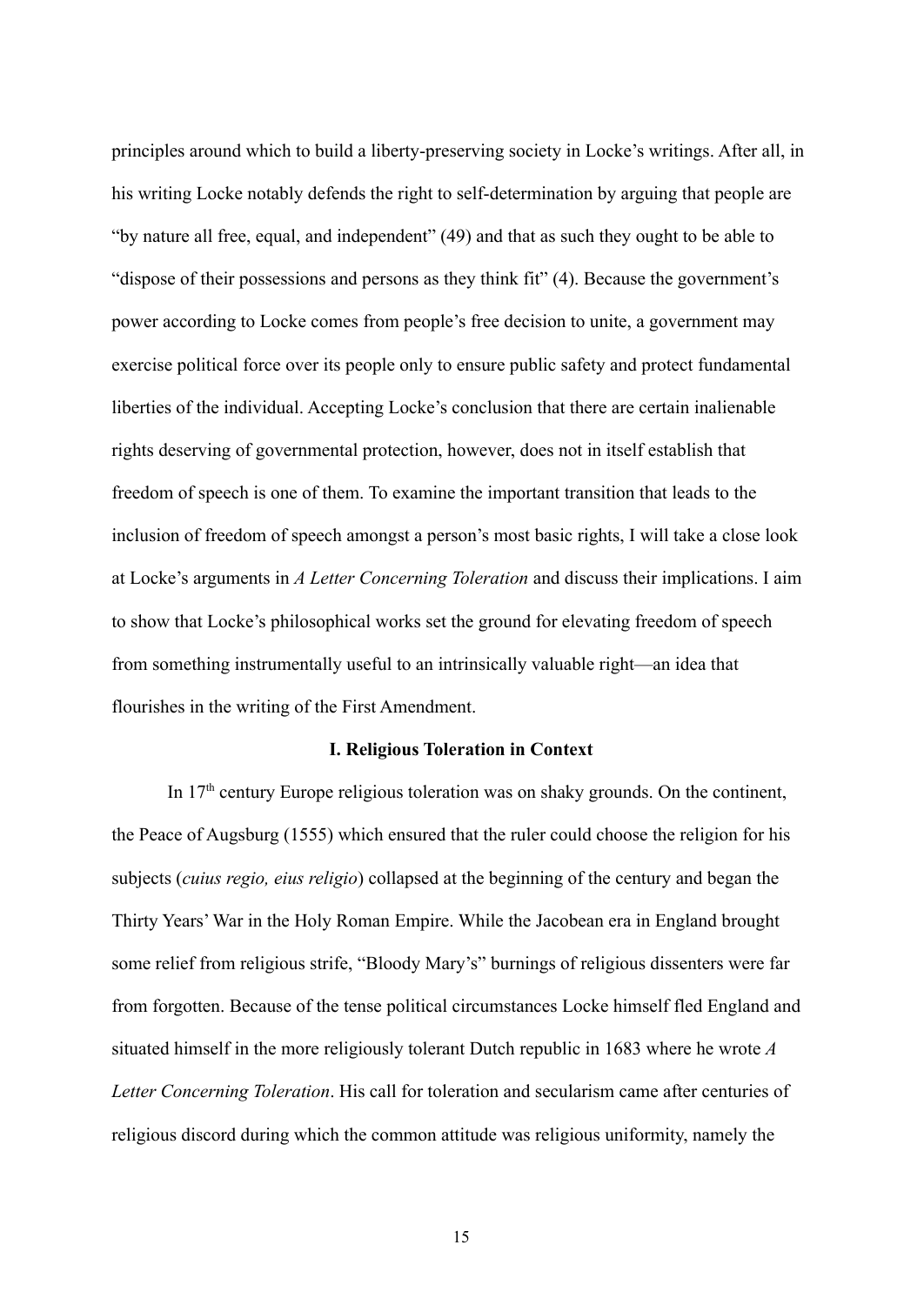principles around which to build a liberty-preserving society in Locke's writings. After all, in his writing Locke notably defends the right to self-determination by arguing that people are "by nature all free, equal, and independent" (49) and that as such they ought to be able to "dispose of their possessions and persons as they think fit" (4). Because the government's power according to Locke comes from people's free decision to unite, a government may exercise political force over its people only to ensure public safety and protect fundamental liberties of the individual. Accepting Locke's conclusion that there are certain inalienable rights deserving of governmental protection, however, does not in itself establish that freedom of speech is one of them. To examine the important transition that leads to the inclusion of freedom of speech amongst a person's most basic rights, I will take a close look at Locke's arguments in *A Letter Concerning Toleration* and discuss their implications. I aim to show that Locke's philosophical works set the ground for elevating freedom of speech from something instrumentally useful to an intrinsically valuable right—an idea that flourishes in the writing of the First Amendment.

### I. Religious Toleration in Context

In 17th century Europe religious toleration was on shaky grounds. On the continent, the Peace of Augsburg (1555) which ensured that the ruler could choose the religion for his subjects (*cuius regio, eius religio*) collapsed at the beginning of the century and began the Thirty Years' War in the Holy Roman Empire. While the Jacobean era in England brought some relief from religious strife, "Bloody Mary's" burnings of religious dissenters were far from forgotten. Because of the tense political circumstances Locke himself fled England and situated himself in the more religiously tolerant Dutch republic in 1683 where he wrote *A Letter Concerning Toleration*. His call for toleration and secularism came after centuries of religious discord during which the common attitude was religious uniformity, namely the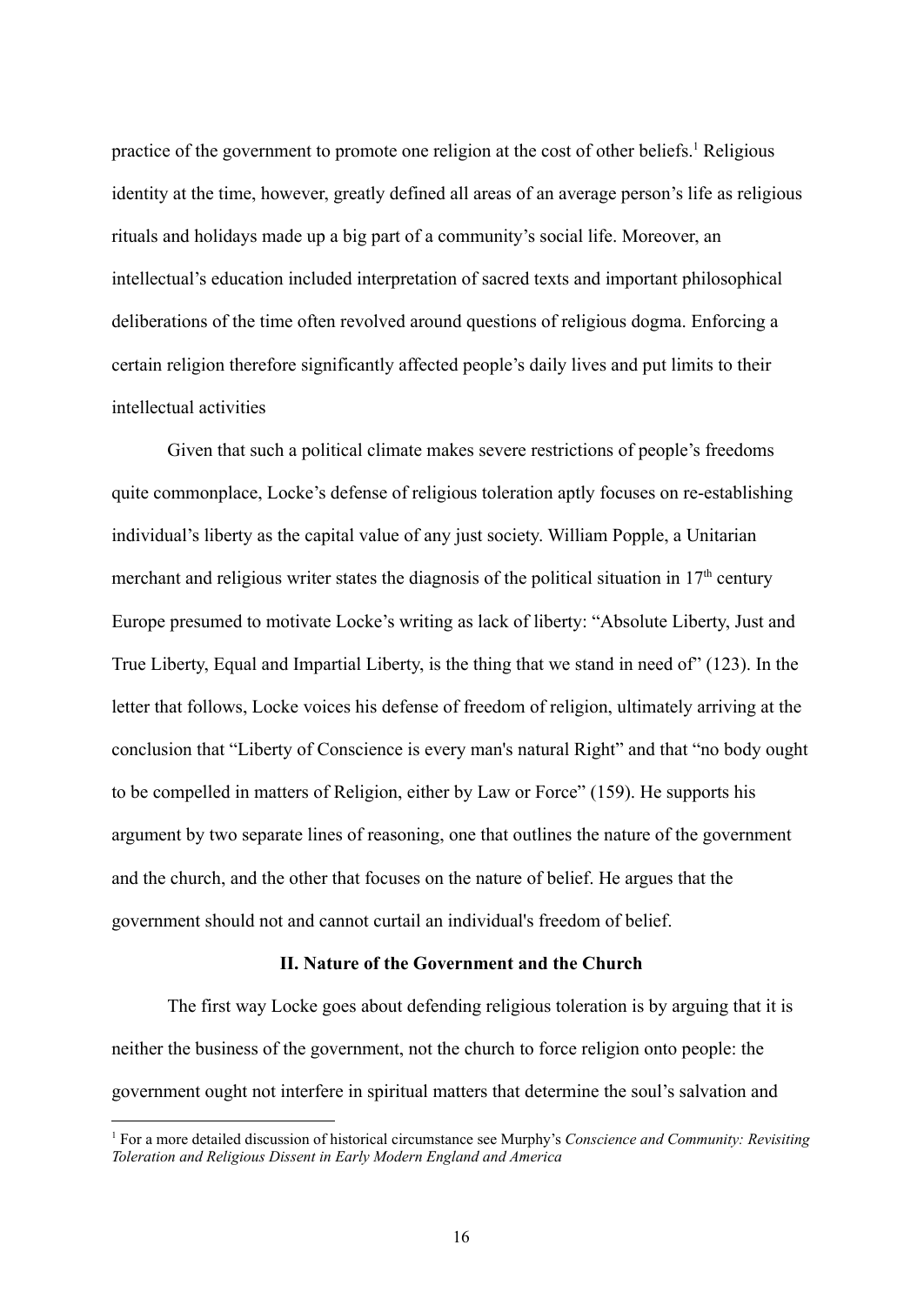practice of the government to promote one religion at the cost of other beliefs.[1] Religious identity at the time, however, greatly defined all areas of an average person's life as religious rituals and holidays made up a big part of a community's social life. Moreover, an intellectual's education included interpretation of sacred texts and important philosophical deliberations of the time often revolved around questions of religious dogma. Enforcing a certain religion therefore significantly affected people's daily lives and put limits to their intellectual activities

Given that such a political climate makes severe restrictions of people's freedoms quite commonplace, Locke's defense of religious toleration aptly focuses on re-establishing individual's liberty as the capital value of any just society. William Popple, a Unitarian merchant and religious writer states the diagnosis of the political situation in 17th century Europe presumed to motivate Locke's writing as lack of liberty: "Absolute Liberty, Just and True Liberty, Equal and Impartial Liberty, is the thing that we stand in need of" (123). In the letter that follows, Locke voices his defense of freedom of religion, ultimately arriving at the conclusion that "Liberty of Conscience is every man's natural Right" and that "no body ought to be compelled in matters of Religion, either by Law or Force" (159). He supports his argument by two separate lines of reasoning, one that outlines the nature of the government and the church, and the other that focuses on the nature of belief. He argues that the government should not and cannot curtail an individual's freedom of belief.

## II. Nature of the Government and the Church

The first way Locke goes about defending religious toleration is by arguing that it is neither the business of the government, not the church to force religion onto people: the government ought not interfere in spiritual matters that determine the soul's salvation and

[1] For a more detailed discussion of historical circumstance see Murphy's *Conscience and Community: Revisiting Toleration and Religious Dissent in Early Modern England and America*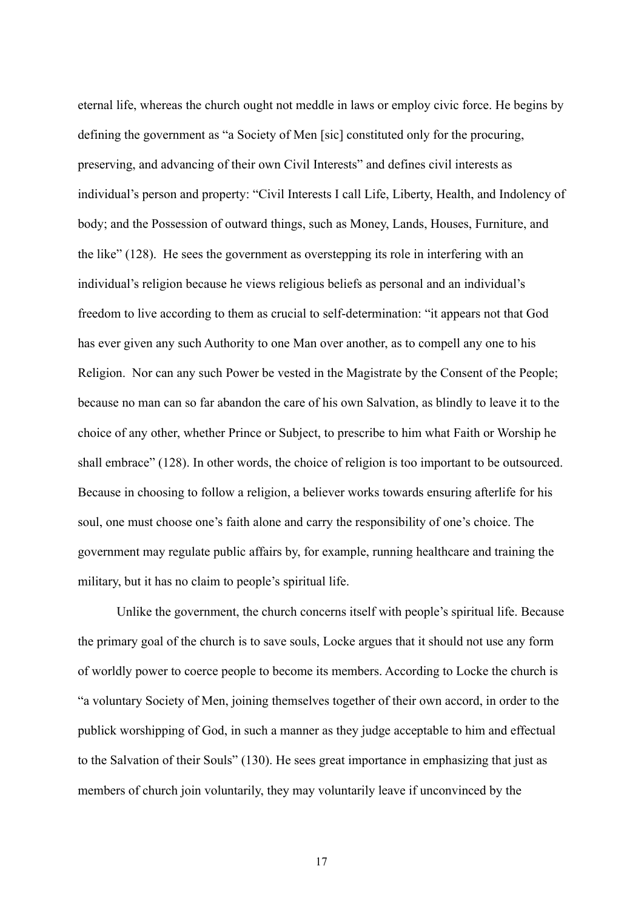eternal life, whereas the church ought not meddle in laws or employ civic force. He begins by defining the government as "a Society of Men [sic] constituted only for the procuring, preserving, and advancing of their own Civil Interests" and defines civil interests as individual's person and property: "Civil Interests I call Life, Liberty, Health, and Indolency of body; and the Possession of outward things, such as Money, Lands, Houses, Furniture, and the like" (128). He sees the government as overstepping its role in interfering with an individual's religion because he views religious beliefs as personal and an individual's freedom to live according to them as crucial to self-determination: "it appears not that God has ever given any such Authority to one Man over another, as to compell any one to his Religion. Nor can any such Power be vested in the Magistrate by the Consent of the People; because no man can so far abandon the care of his own Salvation, as blindly to leave it to the choice of any other, whether Prince or Subject, to prescribe to him what Faith or Worship he shall embrace" (128). In other words, the choice of religion is too important to be outsourced. Because in choosing to follow a religion, a believer works towards ensuring afterlife for his soul, one must choose one's faith alone and carry the responsibility of one's choice. The government may regulate public affairs by, for example, running healthcare and training the military, but it has no claim to people's spiritual life.

Unlike the government, the church concerns itself with people's spiritual life. Because the primary goal of the church is to save souls, Locke argues that it should not use any form of worldly power to coerce people to become its members. According to Locke the church is "a voluntary Society of Men, joining themselves together of their own accord, in order to the publick worshipping of God, in such a manner as they judge acceptable to him and effectual to the Salvation of their Souls" (130). He sees great importance in emphasizing that just as members of church join voluntarily, they may voluntarily leave if unconvinced by the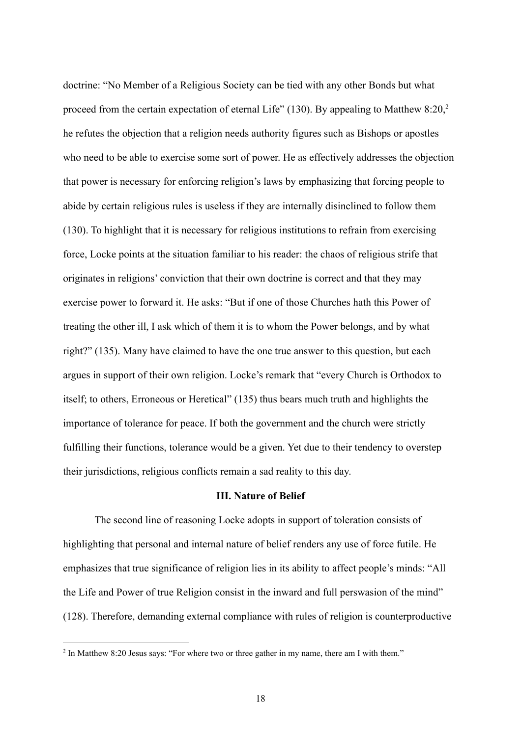doctrine: "No Member of a Religious Society can be tied with any other Bonds but what proceed from the certain expectation of eternal Life" (130). By appealing to Matthew 8:20,[2] he refutes the objection that a religion needs authority figures such as Bishops or apostles who need to be able to exercise some sort of power. He as effectively addresses the objection that power is necessary for enforcing religion's laws by emphasizing that forcing people to abide by certain religious rules is useless if they are internally disinclined to follow them (130). To highlight that it is necessary for religious institutions to refrain from exercising force, Locke points at the situation familiar to his reader: the chaos of religious strife that originates in religions' conviction that their own doctrine is correct and that they may exercise power to forward it. He asks: "But if one of those Churches hath this Power of treating the other ill, I ask which of them it is to whom the Power belongs, and by what right?" (135). Many have claimed to have the one true answer to this question, but each argues in support of their own religion. Locke's remark that "every Church is Orthodox to itself; to others, Erroneous or Heretical" (135) thus bears much truth and highlights the importance of tolerance for peace. If both the government and the church were strictly fulfilling their functions, tolerance would be a given. Yet due to their tendency to overstep their jurisdictions, religious conflicts remain a sad reality to this day.

### III. Nature of Belief

The second line of reasoning Locke adopts in support of toleration consists of highlighting that personal and internal nature of belief renders any use of force futile. He emphasizes that true significance of religion lies in its ability to affect people's minds: "All the Life and Power of true Religion consist in the inward and full perswasion of the mind" (128). Therefore, demanding external compliance with rules of religion is counterproductive

[2] In Matthew 8:20 Jesus says: "For where two or three gather in my name, there am I with them."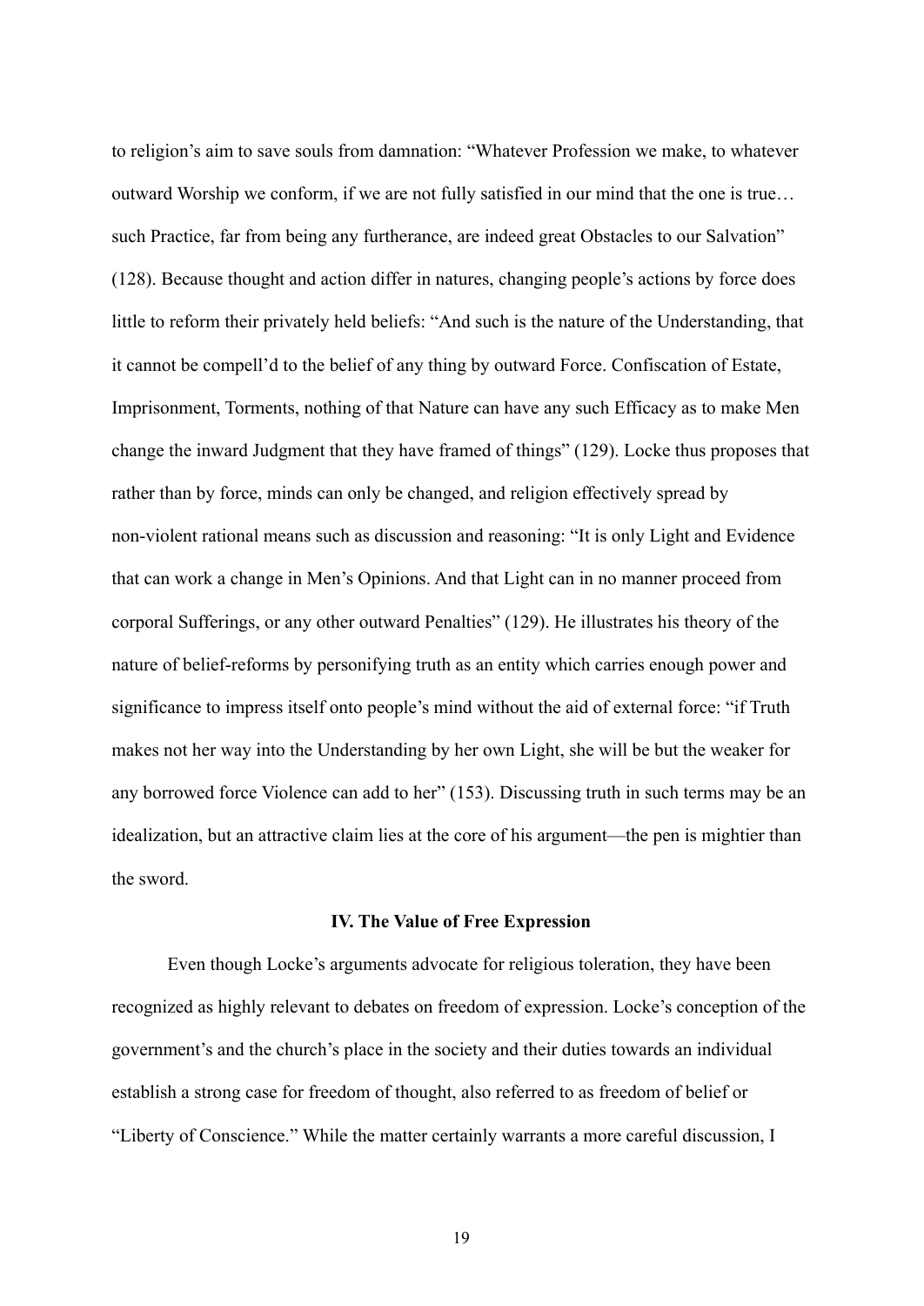to religion's aim to save souls from damnation: "Whatever Profession we make, to whatever outward Worship we conform, if we are not fully satisfied in our mind that the one is true… such Practice, far from being any furtherance, are indeed great Obstacles to our Salvation" (128). Because thought and action differ in natures, changing people's actions by force does little to reform their privately held beliefs: "And such is the nature of the Understanding, that it cannot be compell'd to the belief of any thing by outward Force. Confiscation of Estate, Imprisonment, Torments, nothing of that Nature can have any such Efficacy as to make Men change the inward Judgment that they have framed of things" (129). Locke thus proposes that rather than by force, minds can only be changed, and religion effectively spread by non-violent rational means such as discussion and reasoning: "It is only Light and Evidence that can work a change in Men's Opinions. And that Light can in no manner proceed from corporal Sufferings, or any other outward Penalties" (129). He illustrates his theory of the nature of belief-reforms by personifying truth as an entity which carries enough power and significance to impress itself onto people's mind without the aid of external force: "if Truth makes not her way into the Understanding by her own Light, she will be but the weaker for any borrowed force Violence can add to her" (153). Discussing truth in such terms may be an idealization, but an attractive claim lies at the core of his argument—the pen is mightier than the sword.

### IV. The Value of Free Expression

Even though Locke's arguments advocate for religious toleration, they have been recognized as highly relevant to debates on freedom of expression. Locke's conception of the government's and the church's place in the society and their duties towards an individual establish a strong case for freedom of thought, also referred to as freedom of belief or "Liberty of Conscience." While the matter certainly warrants a more careful discussion, I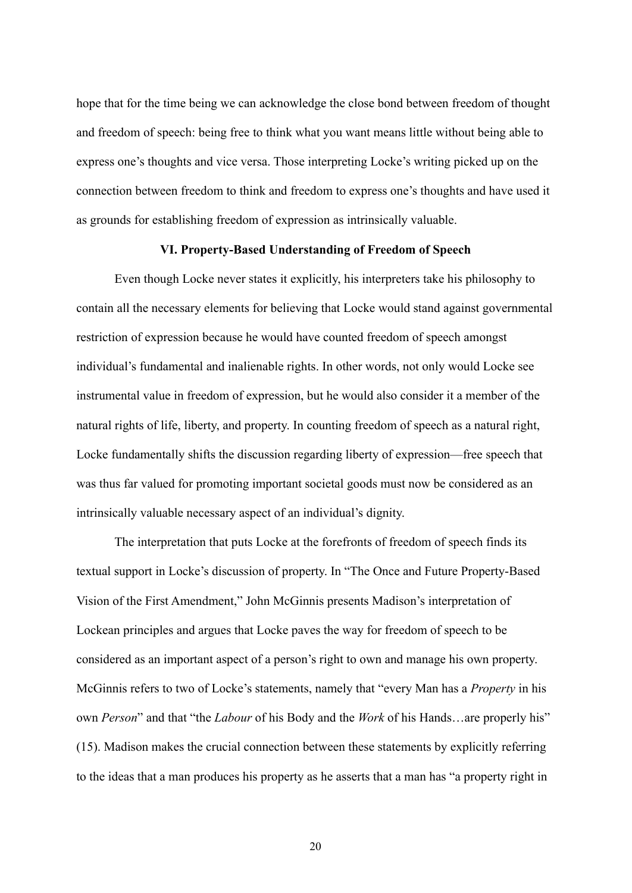hope that for the time being we can acknowledge the close bond between freedom of thought and freedom of speech: being free to think what you want means little without being able to express one's thoughts and vice versa. Those interpreting Locke's writing picked up on the connection between freedom to think and freedom to express one's thoughts and have used it as grounds for establishing freedom of expression as intrinsically valuable.

## VI. Property-Based Understanding of Freedom of Speech

Even though Locke never states it explicitly, his interpreters take his philosophy to contain all the necessary elements for believing that Locke would stand against governmental restriction of expression because he would have counted freedom of speech amongst individual's fundamental and inalienable rights. In other words, not only would Locke see instrumental value in freedom of expression, but he would also consider it a member of the natural rights of life, liberty, and property. In counting freedom of speech as a natural right, Locke fundamentally shifts the discussion regarding liberty of expression—free speech that was thus far valued for promoting important societal goods must now be considered as an intrinsically valuable necessary aspect of an individual's dignity.

The interpretation that puts Locke at the forefronts of freedom of speech finds its textual support in Locke's discussion of property. In "The Once and Future Property-Based Vision of the First Amendment," John McGinnis presents Madison's interpretation of Lockean principles and argues that Locke paves the way for freedom of speech to be considered as an important aspect of a person's right to own and manage his own property. McGinnis refers to two of Locke's statements, namely that "every Man has a *Property* in his own *Person*" and that "the *Labour* of his Body and the *Work* of his Hands…are properly his" (15). Madison makes the crucial connection between these statements by explicitly referring to the ideas that a man produces his property as he asserts that a man has "a property right in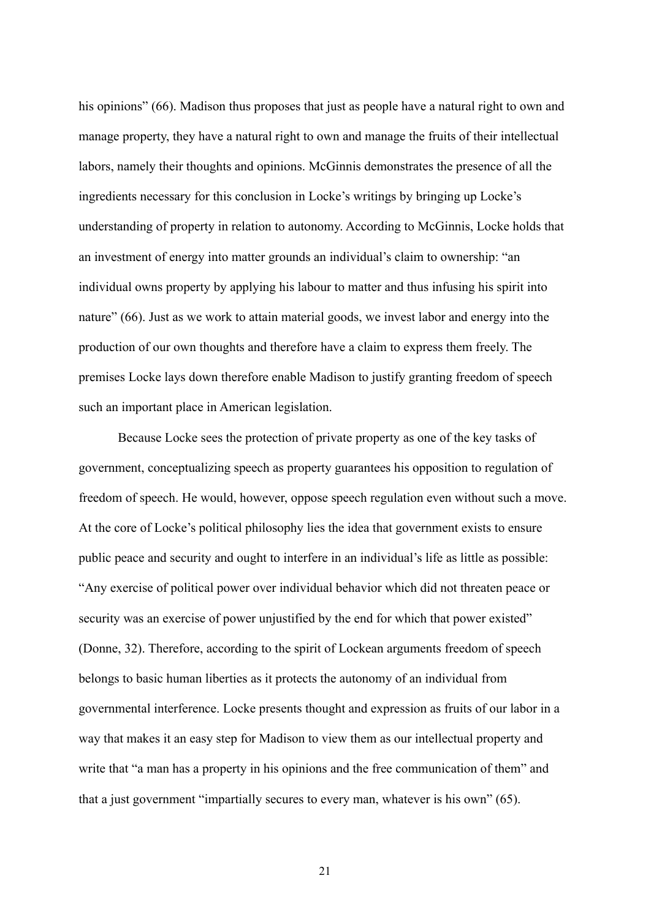his opinions" (66). Madison thus proposes that just as people have a natural right to own and manage property, they have a natural right to own and manage the fruits of their intellectual labors, namely their thoughts and opinions. McGinnis demonstrates the presence of all the ingredients necessary for this conclusion in Locke's writings by bringing up Locke's understanding of property in relation to autonomy. According to McGinnis, Locke holds that an investment of energy into matter grounds an individual's claim to ownership: "an individual owns property by applying his labour to matter and thus infusing his spirit into nature" (66). Just as we work to attain material goods, we invest labor and energy into the production of our own thoughts and therefore have a claim to express them freely. The premises Locke lays down therefore enable Madison to justify granting freedom of speech such an important place in American legislation.

Because Locke sees the protection of private property as one of the key tasks of government, conceptualizing speech as property guarantees his opposition to regulation of freedom of speech. He would, however, oppose speech regulation even without such a move. At the core of Locke's political philosophy lies the idea that government exists to ensure public peace and security and ought to interfere in an individual's life as little as possible: "Any exercise of political power over individual behavior which did not threaten peace or security was an exercise of power unjustified by the end for which that power existed" (Donne, 32). Therefore, according to the spirit of Lockean arguments freedom of speech belongs to basic human liberties as it protects the autonomy of an individual from governmental interference. Locke presents thought and expression as fruits of our labor in a way that makes it an easy step for Madison to view them as our intellectual property and write that "a man has a property in his opinions and the free communication of them" and that a just government "impartially secures to every man, whatever is his own" (65).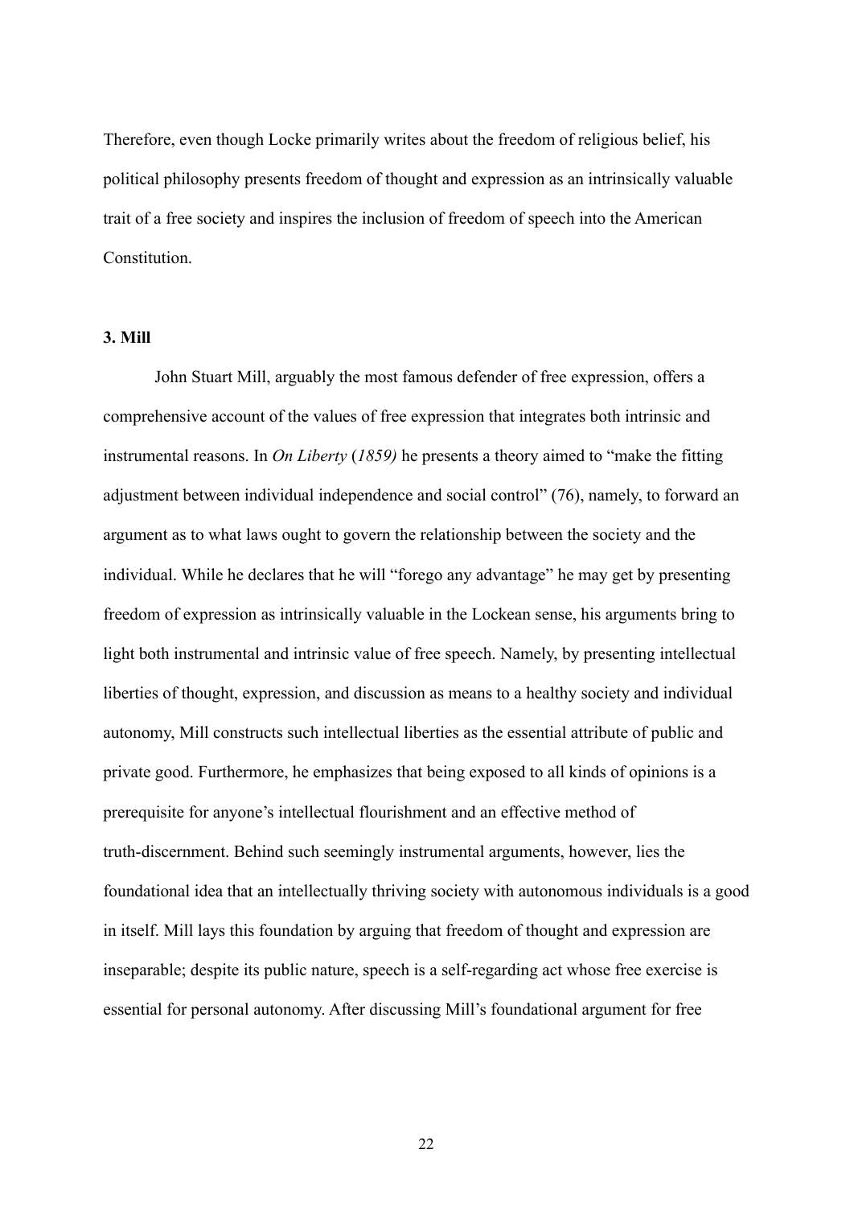Therefore, even though Locke primarily writes about the freedom of religious belief, his political philosophy presents freedom of thought and expression as an intrinsically valuable trait of a free society and inspires the inclusion of freedom of speech into the American Constitution.

### 3. Mill

John Stuart Mill, arguably the most famous defender of free expression, offers a comprehensive account of the values of free expression that integrates both intrinsic and instrumental reasons. In *On Liberty* (*1859)* he presents a theory aimed to "make the fitting adjustment between individual independence and social control" (76), namely, to forward an argument as to what laws ought to govern the relationship between the society and the individual. While he declares that he will "forego any advantage" he may get by presenting freedom of expression as intrinsically valuable in the Lockean sense, his arguments bring to light both instrumental and intrinsic value of free speech. Namely, by presenting intellectual liberties of thought, expression, and discussion as means to a healthy society and individual autonomy, Mill constructs such intellectual liberties as the essential attribute of public and private good. Furthermore, he emphasizes that being exposed to all kinds of opinions is a prerequisite for anyone's intellectual flourishment and an effective method of truth-discernment. Behind such seemingly instrumental arguments, however, lies the foundational idea that an intellectually thriving society with autonomous individuals is a good in itself. Mill lays this foundation by arguing that freedom of thought and expression are inseparable; despite its public nature, speech is a self-regarding act whose free exercise is essential for personal autonomy. After discussing Mill's foundational argument for free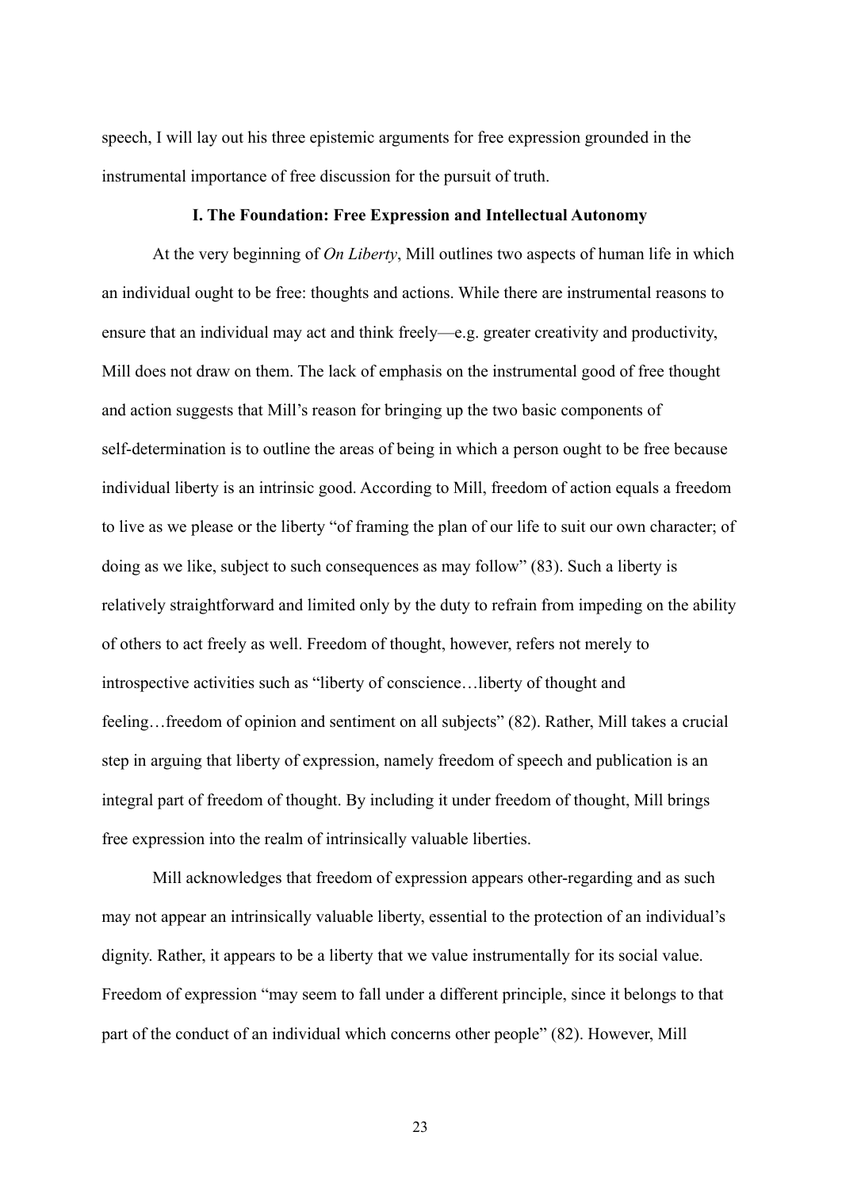speech, I will lay out his three epistemic arguments for free expression grounded in the instrumental importance of free discussion for the pursuit of truth.

### I. The Foundation: Free Expression and Intellectual Autonomy

At the very beginning of *On Liberty*, Mill outlines two aspects of human life in which an individual ought to be free: thoughts and actions. While there are instrumental reasons to ensure that an individual may act and think freely—e.g. greater creativity and productivity, Mill does not draw on them. The lack of emphasis on the instrumental good of free thought and action suggests that Mill's reason for bringing up the two basic components of self-determination is to outline the areas of being in which a person ought to be free because individual liberty is an intrinsic good. According to Mill, freedom of action equals a freedom to live as we please or the liberty "of framing the plan of our life to suit our own character; of doing as we like, subject to such consequences as may follow" (83). Such a liberty is relatively straightforward and limited only by the duty to refrain from impeding on the ability of others to act freely as well. Freedom of thought, however, refers not merely to introspective activities such as "liberty of conscience…liberty of thought and feeling…freedom of opinion and sentiment on all subjects" (82). Rather, Mill takes a crucial step in arguing that liberty of expression, namely freedom of speech and publication is an integral part of freedom of thought. By including it under freedom of thought, Mill brings free expression into the realm of intrinsically valuable liberties.

Mill acknowledges that freedom of expression appears other-regarding and as such may not appear an intrinsically valuable liberty, essential to the protection of an individual's dignity. Rather, it appears to be a liberty that we value instrumentally for its social value. Freedom of expression "may seem to fall under a different principle, since it belongs to that part of the conduct of an individual which concerns other people" (82). However, Mill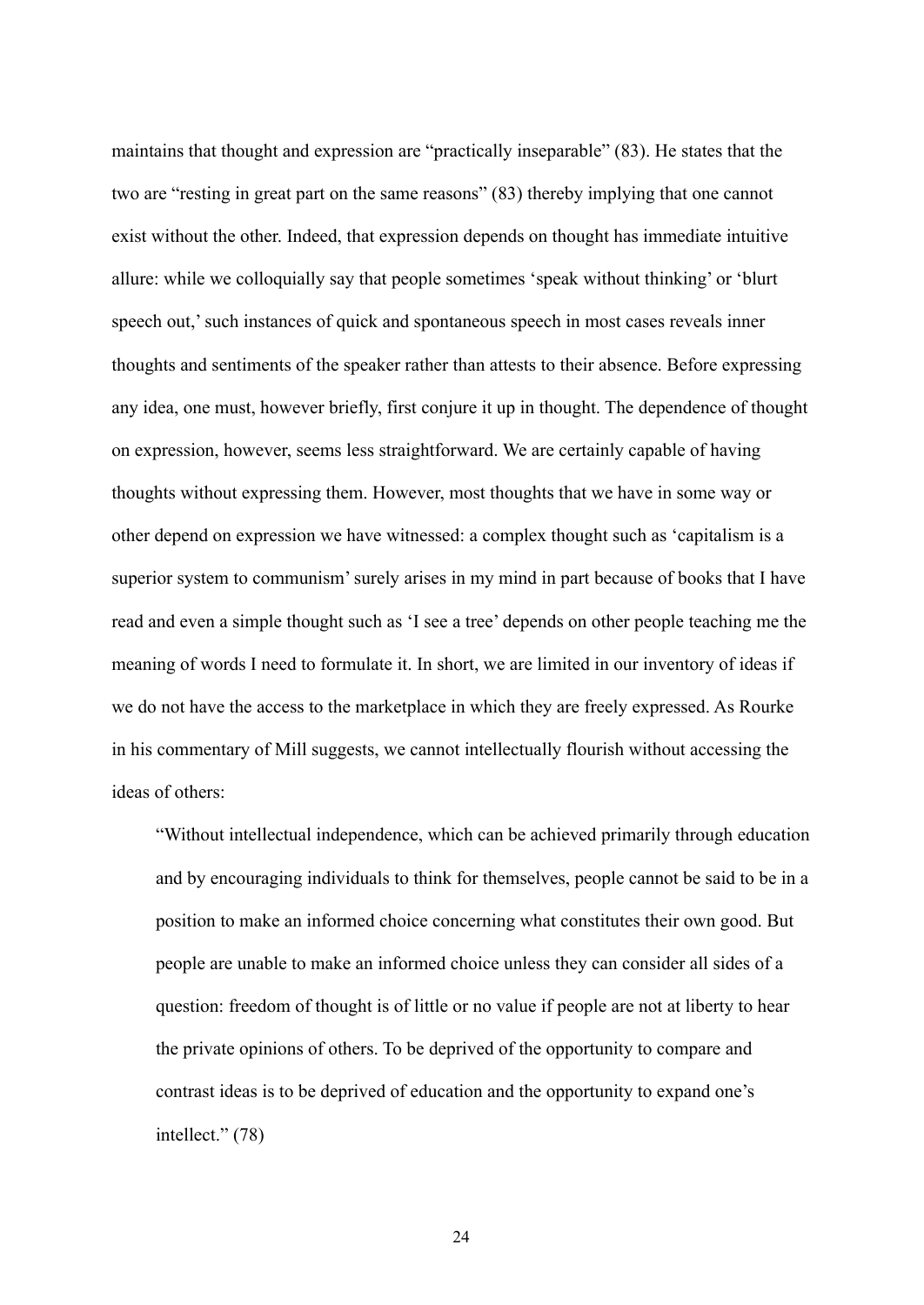maintains that thought and expression are "practically inseparable" (83). He states that the two are "resting in great part on the same reasons" (83) thereby implying that one cannot exist without the other. Indeed, that expression depends on thought has immediate intuitive allure: while we colloquially say that people sometimes 'speak without thinking' or 'blurt speech out,' such instances of quick and spontaneous speech in most cases reveals inner thoughts and sentiments of the speaker rather than attests to their absence. Before expressing any idea, one must, however briefly, first conjure it up in thought. The dependence of thought on expression, however, seems less straightforward. We are certainly capable of having thoughts without expressing them. However, most thoughts that we have in some way or other depend on expression we have witnessed: a complex thought such as 'capitalism is a superior system to communism' surely arises in my mind in part because of books that I have read and even a simple thought such as 'I see a tree' depends on other people teaching me the meaning of words I need to formulate it. In short, we are limited in our inventory of ideas if we do not have the access to the marketplace in which they are freely expressed. As Rourke in his commentary of Mill suggests, we cannot intellectually flourish without accessing the ideas of others:

> "Without intellectual independence, which can be achieved primarily through education and by encouraging individuals to think for themselves, people cannot be said to be in a position to make an informed choice concerning what constitutes their own good. But people are unable to make an informed choice unless they can consider all sides of a question: freedom of thought is of little or no value if people are not at liberty to hear the private opinions of others. To be deprived of the opportunity to compare and contrast ideas is to be deprived of education and the opportunity to expand one's intellect." (78)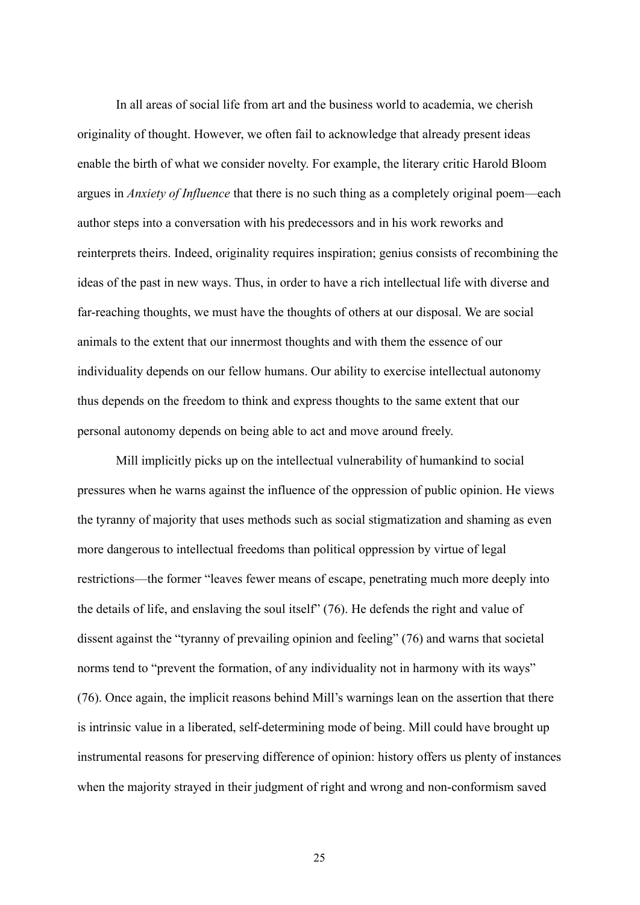In all areas of social life from art and the business world to academia, we cherish originality of thought. However, we often fail to acknowledge that already present ideas enable the birth of what we consider novelty. For example, the literary critic Harold Bloom argues in *Anxiety of Influence* that there is no such thing as a completely original poem—each author steps into a conversation with his predecessors and in his work reworks and reinterprets theirs. Indeed, originality requires inspiration; genius consists of recombining the ideas of the past in new ways. Thus, in order to have a rich intellectual life with diverse and far-reaching thoughts, we must have the thoughts of others at our disposal. We are social animals to the extent that our innermost thoughts and with them the essence of our individuality depends on our fellow humans. Our ability to exercise intellectual autonomy thus depends on the freedom to think and express thoughts to the same extent that our personal autonomy depends on being able to act and move around freely.

Mill implicitly picks up on the intellectual vulnerability of humankind to social pressures when he warns against the influence of the oppression of public opinion. He views the tyranny of majority that uses methods such as social stigmatization and shaming as even more dangerous to intellectual freedoms than political oppression by virtue of legal restrictions—the former "leaves fewer means of escape, penetrating much more deeply into the details of life, and enslaving the soul itself" (76). He defends the right and value of dissent against the "tyranny of prevailing opinion and feeling" (76) and warns that societal norms tend to "prevent the formation, of any individuality not in harmony with its ways" (76). Once again, the implicit reasons behind Mill's warnings lean on the assertion that there is intrinsic value in a liberated, self-determining mode of being. Mill could have brought up instrumental reasons for preserving difference of opinion: history offers us plenty of instances when the majority strayed in their judgment of right and wrong and non-conformism saved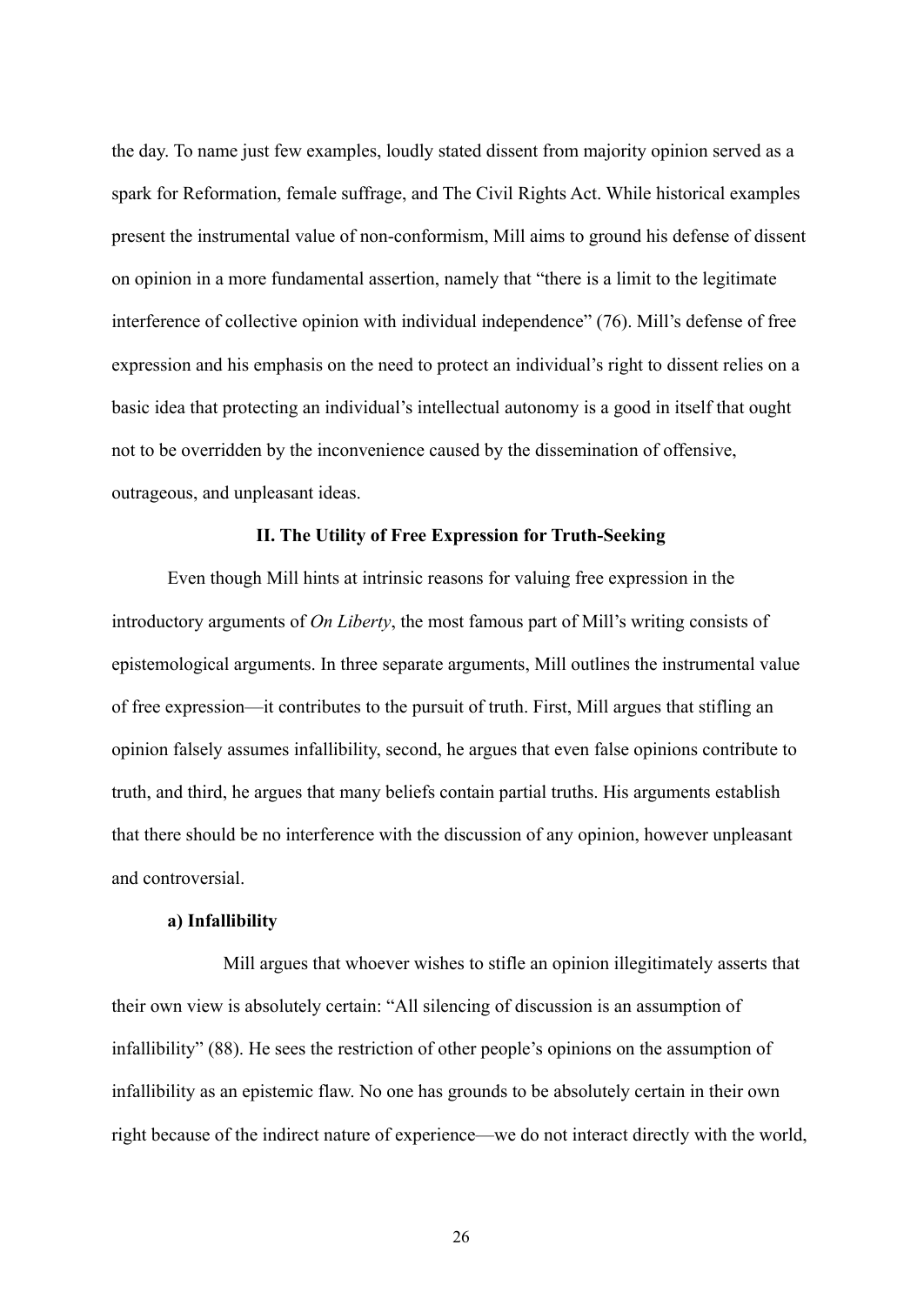the day. To name just few examples, loudly stated dissent from majority opinion served as a spark for Reformation, female suffrage, and The Civil Rights Act. While historical examples present the instrumental value of non-conformism, Mill aims to ground his defense of dissent on opinion in a more fundamental assertion, namely that "there is a limit to the legitimate interference of collective opinion with individual independence" (76). Mill's defense of free expression and his emphasis on the need to protect an individual's right to dissent relies on a basic idea that protecting an individual's intellectual autonomy is a good in itself that ought not to be overridden by the inconvenience caused by the dissemination of offensive, outrageous, and unpleasant ideas.

## II. The Utility of Free Expression for Truth-Seeking

Even though Mill hints at intrinsic reasons for valuing free expression in the introductory arguments of *On Liberty*, the most famous part of Mill's writing consists of epistemological arguments. In three separate arguments, Mill outlines the instrumental value of free expression—it contributes to the pursuit of truth. First, Mill argues that stifling an opinion falsely assumes infallibility, second, he argues that even false opinions contribute to truth, and third, he argues that many beliefs contain partial truths. His arguments establish that there should be no interference with the discussion of any opinion, however unpleasant and controversial.

### a) Infallibility

Mill argues that whoever wishes to stifle an opinion illegitimately asserts that their own view is absolutely certain: "All silencing of discussion is an assumption of infallibility" (88). He sees the restriction of other people's opinions on the assumption of infallibility as an epistemic flaw. No one has grounds to be absolutely certain in their own right because of the indirect nature of experience—we do not interact directly with the world,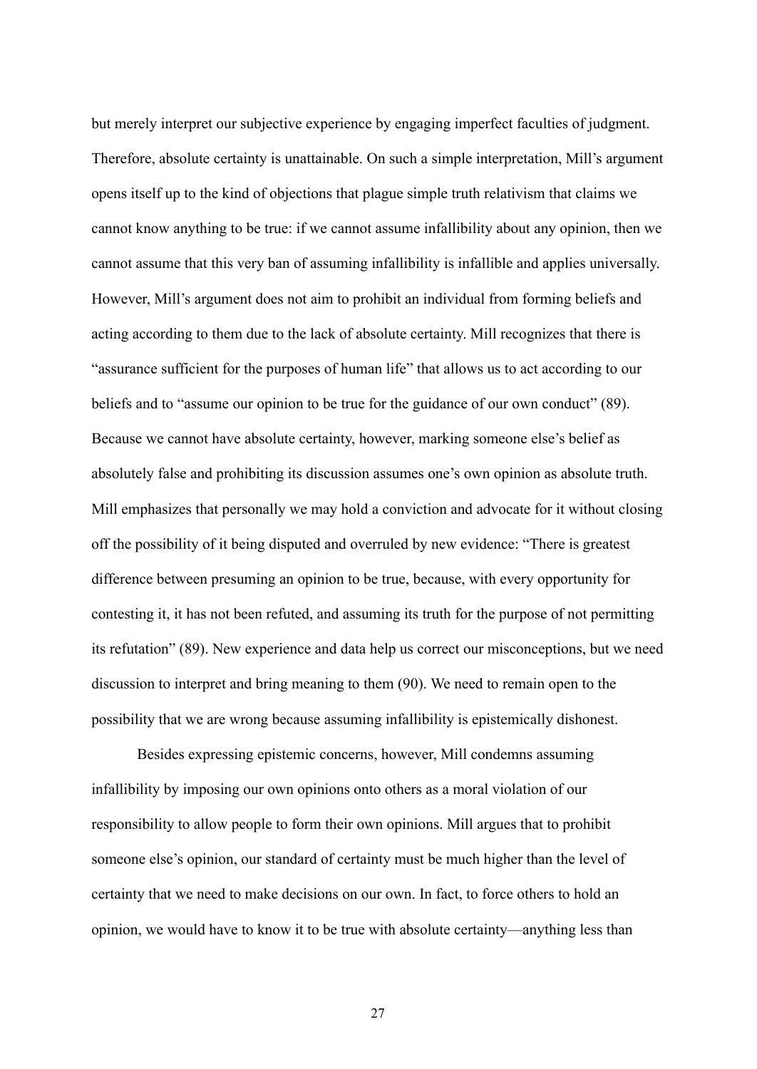but merely interpret our subjective experience by engaging imperfect faculties of judgment. Therefore, absolute certainty is unattainable. On such a simple interpretation, Mill's argument opens itself up to the kind of objections that plague simple truth relativism that claims we cannot know anything to be true: if we cannot assume infallibility about any opinion, then we cannot assume that this very ban of assuming infallibility is infallible and applies universally. However, Mill's argument does not aim to prohibit an individual from forming beliefs and acting according to them due to the lack of absolute certainty. Mill recognizes that there is "assurance sufficient for the purposes of human life" that allows us to act according to our beliefs and to "assume our opinion to be true for the guidance of our own conduct" (89). Because we cannot have absolute certainty, however, marking someone else's belief as absolutely false and prohibiting its discussion assumes one's own opinion as absolute truth. Mill emphasizes that personally we may hold a conviction and advocate for it without closing off the possibility of it being disputed and overruled by new evidence: "There is greatest difference between presuming an opinion to be true, because, with every opportunity for contesting it, it has not been refuted, and assuming its truth for the purpose of not permitting its refutation" (89). New experience and data help us correct our misconceptions, but we need discussion to interpret and bring meaning to them (90). We need to remain open to the possibility that we are wrong because assuming infallibility is epistemically dishonest.

Besides expressing epistemic concerns, however, Mill condemns assuming infallibility by imposing our own opinions onto others as a moral violation of our responsibility to allow people to form their own opinions. Mill argues that to prohibit someone else's opinion, our standard of certainty must be much higher than the level of certainty that we need to make decisions on our own. In fact, to force others to hold an opinion, we would have to know it to be true with absolute certainty—anything less than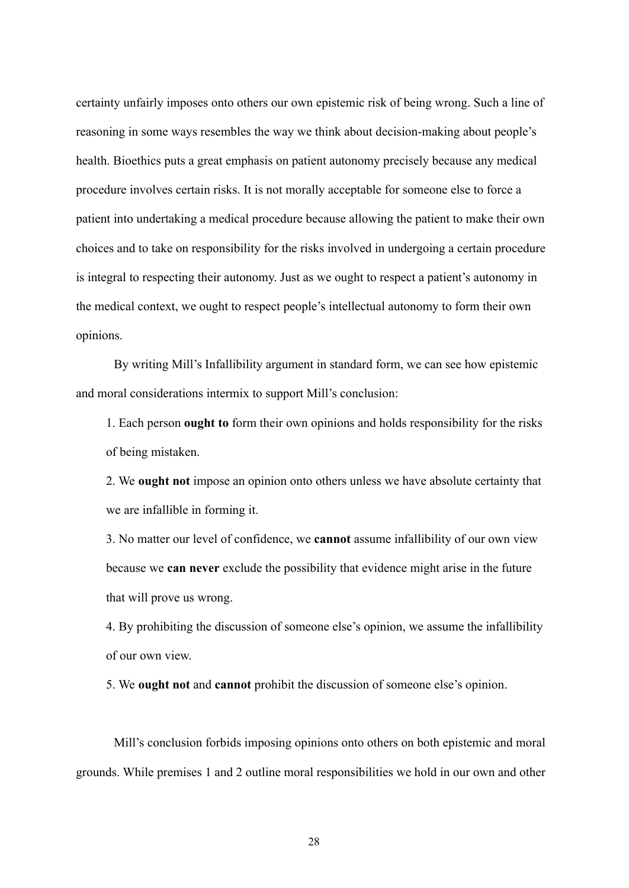certainty unfairly imposes onto others our own epistemic risk of being wrong. Such a line of reasoning in some ways resembles the way we think about decision-making about people's health. Bioethics puts a great emphasis on patient autonomy precisely because any medical procedure involves certain risks. It is not morally acceptable for someone else to force a patient into undertaking a medical procedure because allowing the patient to make their own choices and to take on responsibility for the risks involved in undergoing a certain procedure is integral to respecting their autonomy. Just as we ought to respect a patient's autonomy in the medical context, we ought to respect people's intellectual autonomy to form their own opinions.

By writing Mill's Infallibility argument in standard form, we can see how epistemic and moral considerations intermix to support Mill's conclusion:

1. Each person **ought to** form their own opinions and holds responsibility for the risks of being mistaken.
2. We **ought not** impose an opinion onto others unless we have absolute certainty that we are infallible in forming it.
3. No matter our level of confidence, we **cannot** assume infallibility of our own view because we **can never** exclude the possibility that evidence might arise in the future that will prove us wrong.
4. By prohibiting the discussion of someone else's opinion, we assume the infallibility of our own view.
5. We **ought not** and **cannot** prohibit the discussion of someone else's opinion.

Mill's conclusion forbids imposing opinions onto others on both epistemic and moral grounds. While premises 1 and 2 outline moral responsibilities we hold in our own and other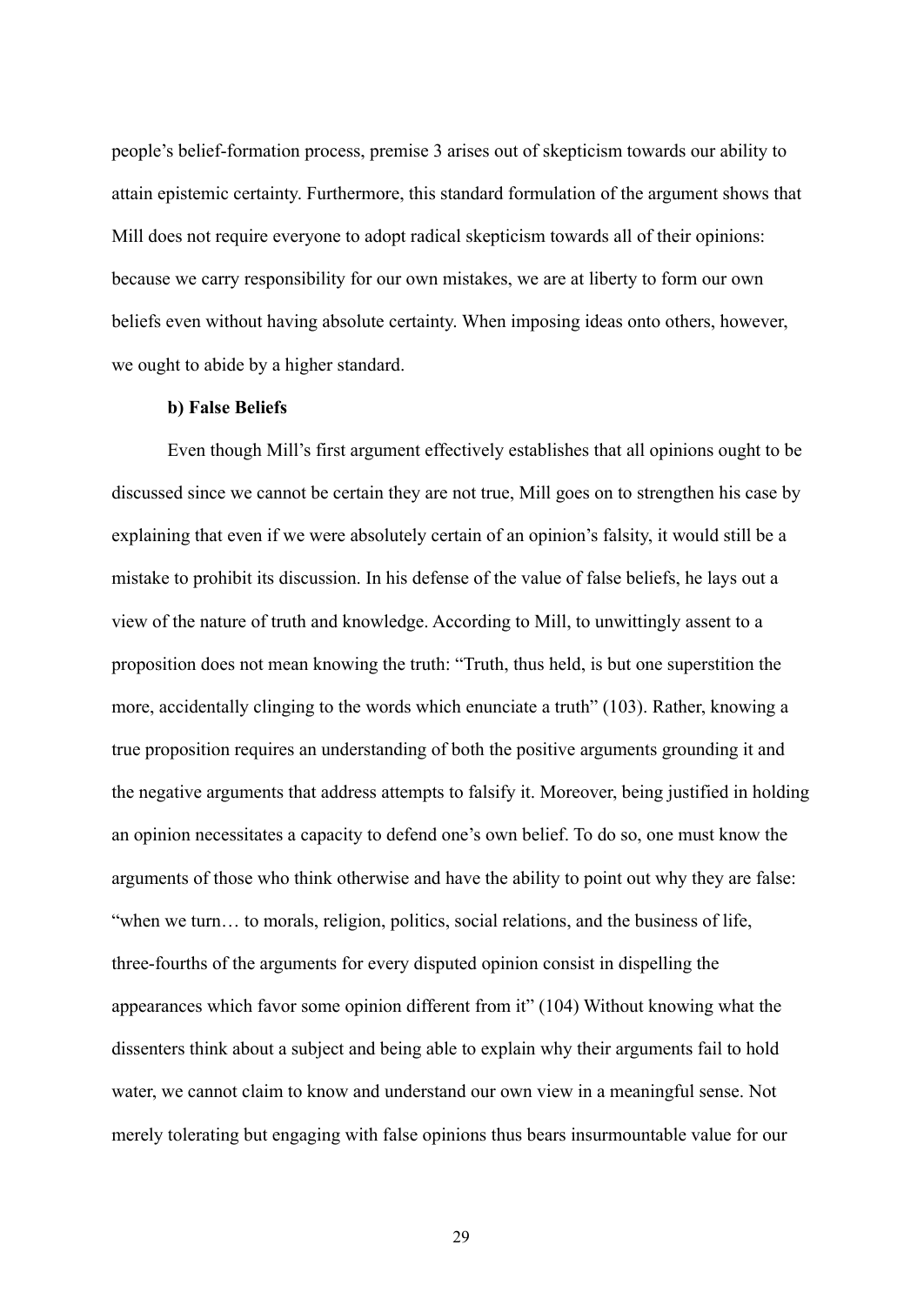people's belief-formation process, premise 3 arises out of skepticism towards our ability to attain epistemic certainty. Furthermore, this standard formulation of the argument shows that Mill does not require everyone to adopt radical skepticism towards all of their opinions: because we carry responsibility for our own mistakes, we are at liberty to form our own beliefs even without having absolute certainty. When imposing ideas onto others, however, we ought to abide by a higher standard.

**b) False Beliefs**

Even though Mill's first argument effectively establishes that all opinions ought to be discussed since we cannot be certain they are not true, Mill goes on to strengthen his case by explaining that even if we were absolutely certain of an opinion's falsity, it would still be a mistake to prohibit its discussion. In his defense of the value of false beliefs, he lays out a view of the nature of truth and knowledge. According to Mill, to unwittingly assent to a proposition does not mean knowing the truth: "Truth, thus held, is but one superstition the more, accidentally clinging to the words which enunciate a truth" (103). Rather, knowing a true proposition requires an understanding of both the positive arguments grounding it and the negative arguments that address attempts to falsify it. Moreover, being justified in holding an opinion necessitates a capacity to defend one's own belief. To do so, one must know the arguments of those who think otherwise and have the ability to point out why they are false: "when we turn… to morals, religion, politics, social relations, and the business of life, three-fourths of the arguments for every disputed opinion consist in dispelling the appearances which favor some opinion different from it" (104) Without knowing what the dissenters think about a subject and being able to explain why their arguments fail to hold water, we cannot claim to know and understand our own view in a meaningful sense. Not merely tolerating but engaging with false opinions thus bears insurmountable value for our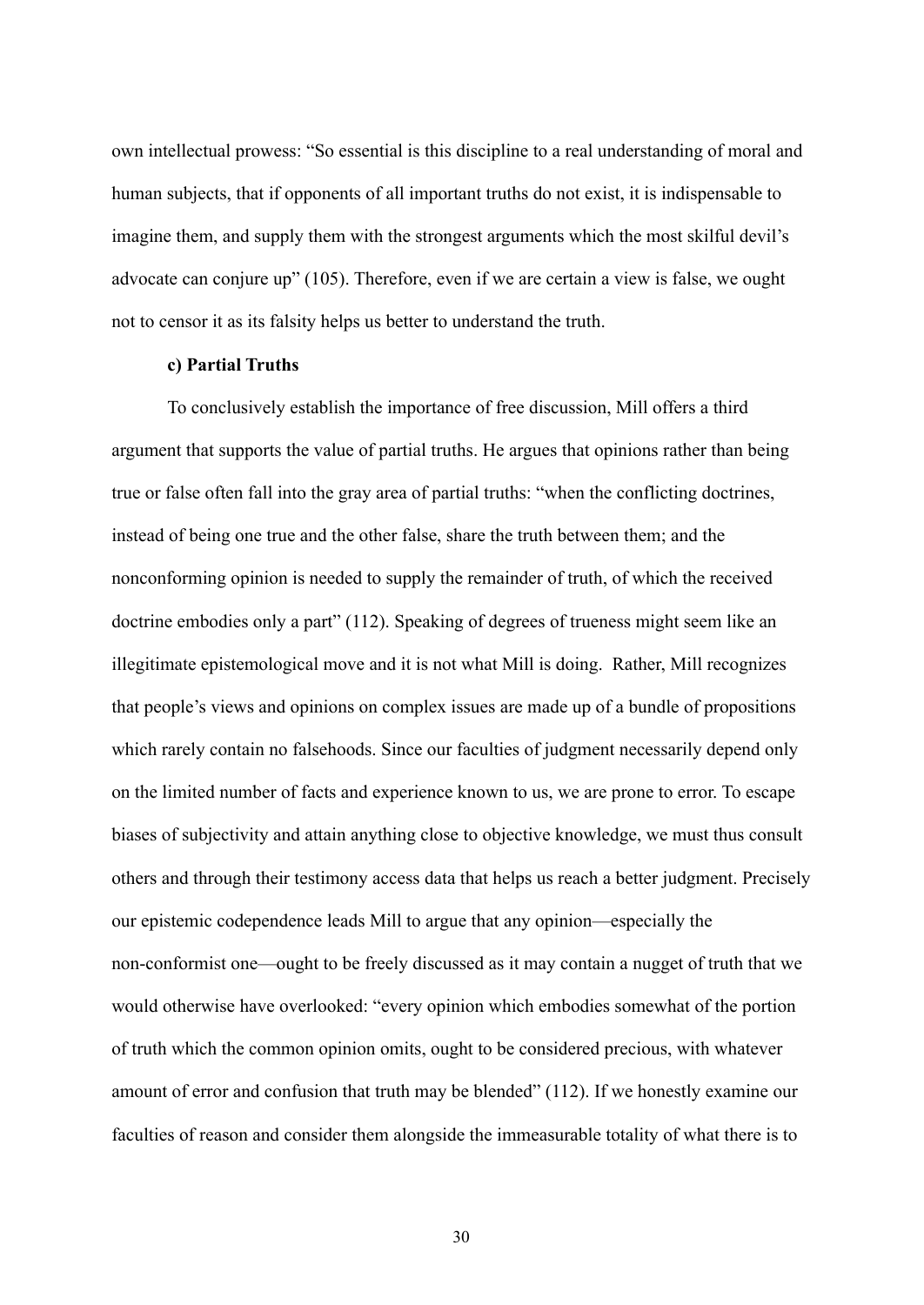own intellectual prowess: "So essential is this discipline to a real understanding of moral and human subjects, that if opponents of all important truths do not exist, it is indispensable to imagine them, and supply them with the strongest arguments which the most skilful devil's advocate can conjure up" (105). Therefore, even if we are certain a view is false, we ought not to censor it as its falsity helps us better to understand the truth.

**c) Partial Truths**

To conclusively establish the importance of free discussion, Mill offers a third argument that supports the value of partial truths. He argues that opinions rather than being true or false often fall into the gray area of partial truths: "when the conflicting doctrines, instead of being one true and the other false, share the truth between them; and the nonconforming opinion is needed to supply the remainder of truth, of which the received doctrine embodies only a part" (112). Speaking of degrees of trueness might seem like an illegitimate epistemological move and it is not what Mill is doing. Rather, Mill recognizes that people's views and opinions on complex issues are made up of a bundle of propositions which rarely contain no falsehoods. Since our faculties of judgment necessarily depend only on the limited number of facts and experience known to us, we are prone to error. To escape biases of subjectivity and attain anything close to objective knowledge, we must thus consult others and through their testimony access data that helps us reach a better judgment. Precisely our epistemic codependence leads Mill to argue that any opinion—especially the non-conformist one—ought to be freely discussed as it may contain a nugget of truth that we would otherwise have overlooked: "every opinion which embodies somewhat of the portion of truth which the common opinion omits, ought to be considered precious, with whatever amount of error and confusion that truth may be blended" (112). If we honestly examine our faculties of reason and consider them alongside the immeasurable totality of what there is to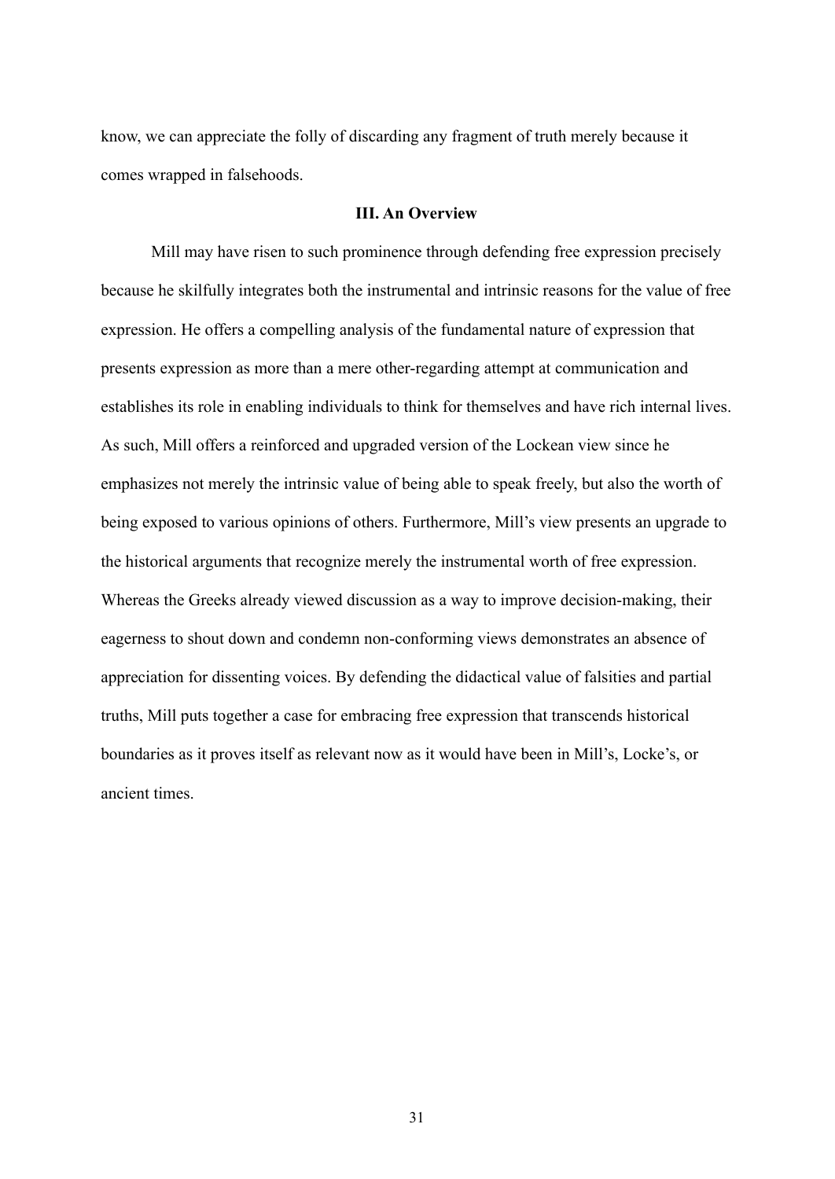know, we can appreciate the folly of discarding any fragment of truth merely because it comes wrapped in falsehoods.

### III. An Overview

Mill may have risen to such prominence through defending free expression precisely because he skilfully integrates both the instrumental and intrinsic reasons for the value of free expression. He offers a compelling analysis of the fundamental nature of expression that presents expression as more than a mere other-regarding attempt at communication and establishes its role in enabling individuals to think for themselves and have rich internal lives. As such, Mill offers a reinforced and upgraded version of the Lockean view since he emphasizes not merely the intrinsic value of being able to speak freely, but also the worth of being exposed to various opinions of others. Furthermore, Mill's view presents an upgrade to the historical arguments that recognize merely the instrumental worth of free expression. Whereas the Greeks already viewed discussion as a way to improve decision-making, their eagerness to shout down and condemn non-conforming views demonstrates an absence of appreciation for dissenting voices. By defending the didactical value of falsities and partial truths, Mill puts together a case for embracing free expression that transcends historical boundaries as it proves itself as relevant now as it would have been in Mill's, Locke's, or ancient times.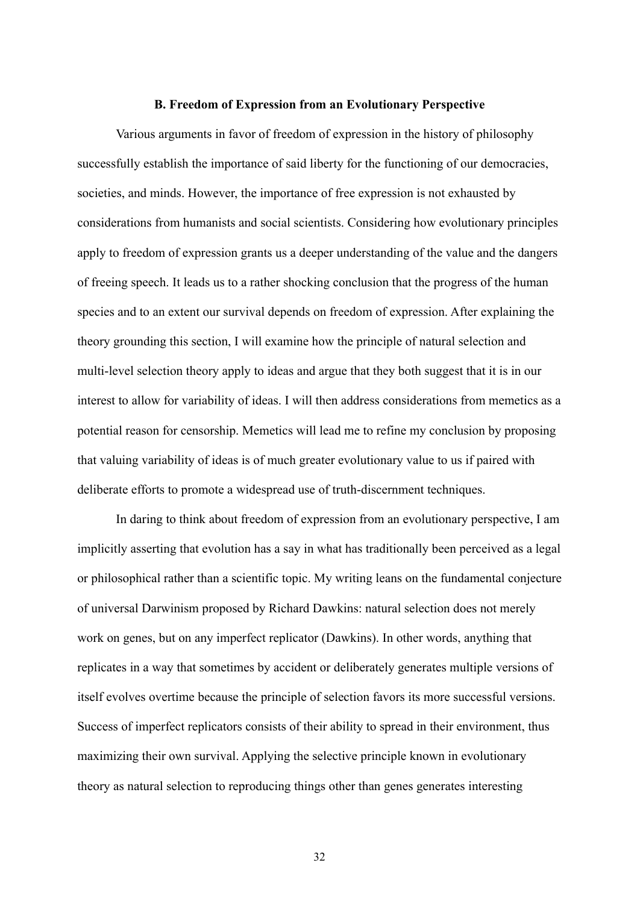### B. Freedom of Expression from an Evolutionary Perspective

Various arguments in favor of freedom of expression in the history of philosophy successfully establish the importance of said liberty for the functioning of our democracies, societies, and minds. However, the importance of free expression is not exhausted by considerations from humanists and social scientists. Considering how evolutionary principles apply to freedom of expression grants us a deeper understanding of the value and the dangers of freeing speech. It leads us to a rather shocking conclusion that the progress of the human species and to an extent our survival depends on freedom of expression. After explaining the theory grounding this section, I will examine how the principle of natural selection and multi-level selection theory apply to ideas and argue that they both suggest that it is in our interest to allow for variability of ideas. I will then address considerations from memetics as a potential reason for censorship. Memetics will lead me to refine my conclusion by proposing that valuing variability of ideas is of much greater evolutionary value to us if paired with deliberate efforts to promote a widespread use of truth-discernment techniques.

In daring to think about freedom of expression from an evolutionary perspective, I am implicitly asserting that evolution has a say in what has traditionally been perceived as a legal or philosophical rather than a scientific topic. My writing leans on the fundamental conjecture of universal Darwinism proposed by Richard Dawkins: natural selection does not merely work on genes, but on any imperfect replicator (Dawkins). In other words, anything that replicates in a way that sometimes by accident or deliberately generates multiple versions of itself evolves overtime because the principle of selection favors its more successful versions. Success of imperfect replicators consists of their ability to spread in their environment, thus maximizing their own survival. Applying the selective principle known in evolutionary theory as natural selection to reproducing things other than genes generates interesting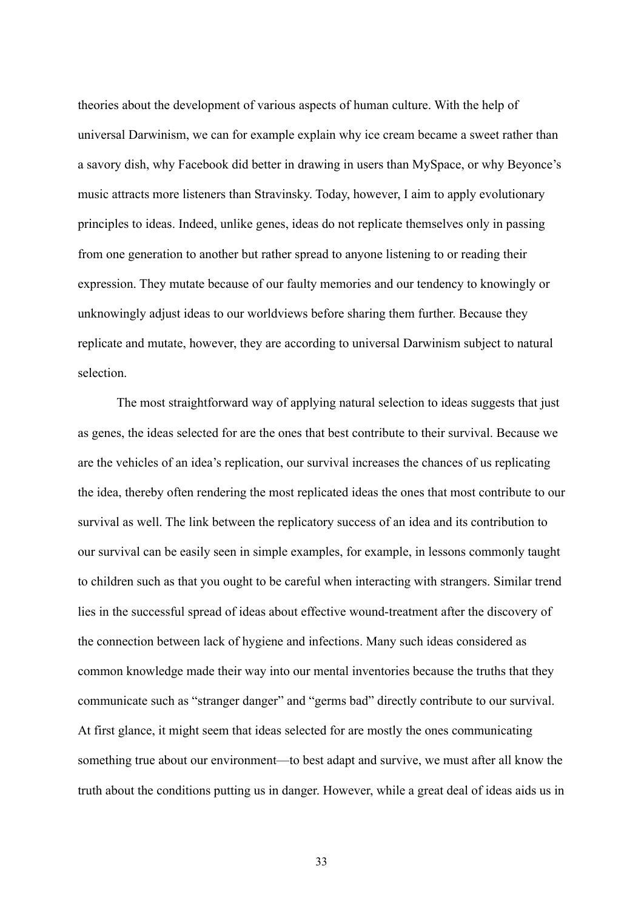theories about the development of various aspects of human culture. With the help of universal Darwinism, we can for example explain why ice cream became a sweet rather than a savory dish, why Facebook did better in drawing in users than MySpace, or why Beyonce's music attracts more listeners than Stravinsky. Today, however, I aim to apply evolutionary principles to ideas. Indeed, unlike genes, ideas do not replicate themselves only in passing from one generation to another but rather spread to anyone listening to or reading their expression. They mutate because of our faulty memories and our tendency to knowingly or unknowingly adjust ideas to our worldviews before sharing them further. Because they replicate and mutate, however, they are according to universal Darwinism subject to natural selection.

The most straightforward way of applying natural selection to ideas suggests that just as genes, the ideas selected for are the ones that best contribute to their survival. Because we are the vehicles of an idea's replication, our survival increases the chances of us replicating the idea, thereby often rendering the most replicated ideas the ones that most contribute to our survival as well. The link between the replicatory success of an idea and its contribution to our survival can be easily seen in simple examples, for example, in lessons commonly taught to children such as that you ought to be careful when interacting with strangers. Similar trend lies in the successful spread of ideas about effective wound-treatment after the discovery of the connection between lack of hygiene and infections. Many such ideas considered as common knowledge made their way into our mental inventories because the truths that they communicate such as "stranger danger" and "germs bad" directly contribute to our survival. At first glance, it might seem that ideas selected for are mostly the ones communicating something true about our environment—to best adapt and survive, we must after all know the truth about the conditions putting us in danger. However, while a great deal of ideas aids us in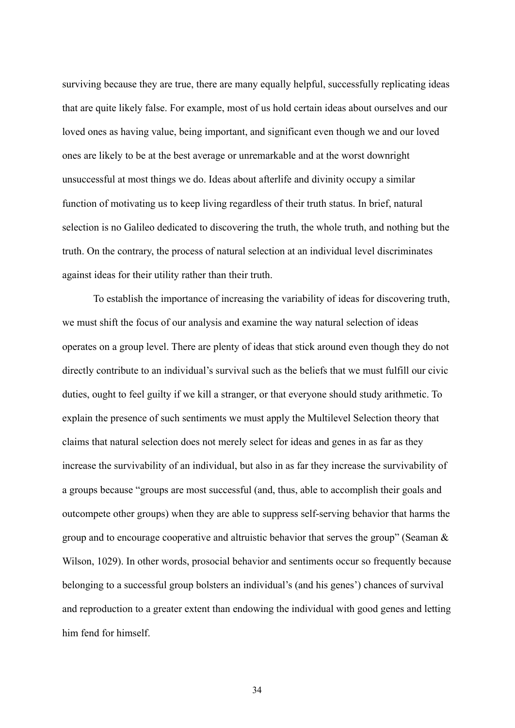surviving because they are true, there are many equally helpful, successfully replicating ideas that are quite likely false. For example, most of us hold certain ideas about ourselves and our loved ones as having value, being important, and significant even though we and our loved ones are likely to be at the best average or unremarkable and at the worst downright unsuccessful at most things we do. Ideas about afterlife and divinity occupy a similar function of motivating us to keep living regardless of their truth status. In brief, natural selection is no Galileo dedicated to discovering the truth, the whole truth, and nothing but the truth. On the contrary, the process of natural selection at an individual level discriminates against ideas for their utility rather than their truth.

To establish the importance of increasing the variability of ideas for discovering truth, we must shift the focus of our analysis and examine the way natural selection of ideas operates on a group level. There are plenty of ideas that stick around even though they do not directly contribute to an individual's survival such as the beliefs that we must fulfill our civic duties, ought to feel guilty if we kill a stranger, or that everyone should study arithmetic. To explain the presence of such sentiments we must apply the Multilevel Selection theory that claims that natural selection does not merely select for ideas and genes in as far as they increase the survivability of an individual, but also in as far they increase the survivability of a groups because "groups are most successful (and, thus, able to accomplish their goals and outcompete other groups) when they are able to suppress self-serving behavior that harms the group and to encourage cooperative and altruistic behavior that serves the group" (Seaman & Wilson, 1029). In other words, prosocial behavior and sentiments occur so frequently because belonging to a successful group bolsters an individual's (and his genes') chances of survival and reproduction to a greater extent than endowing the individual with good genes and letting him fend for himself.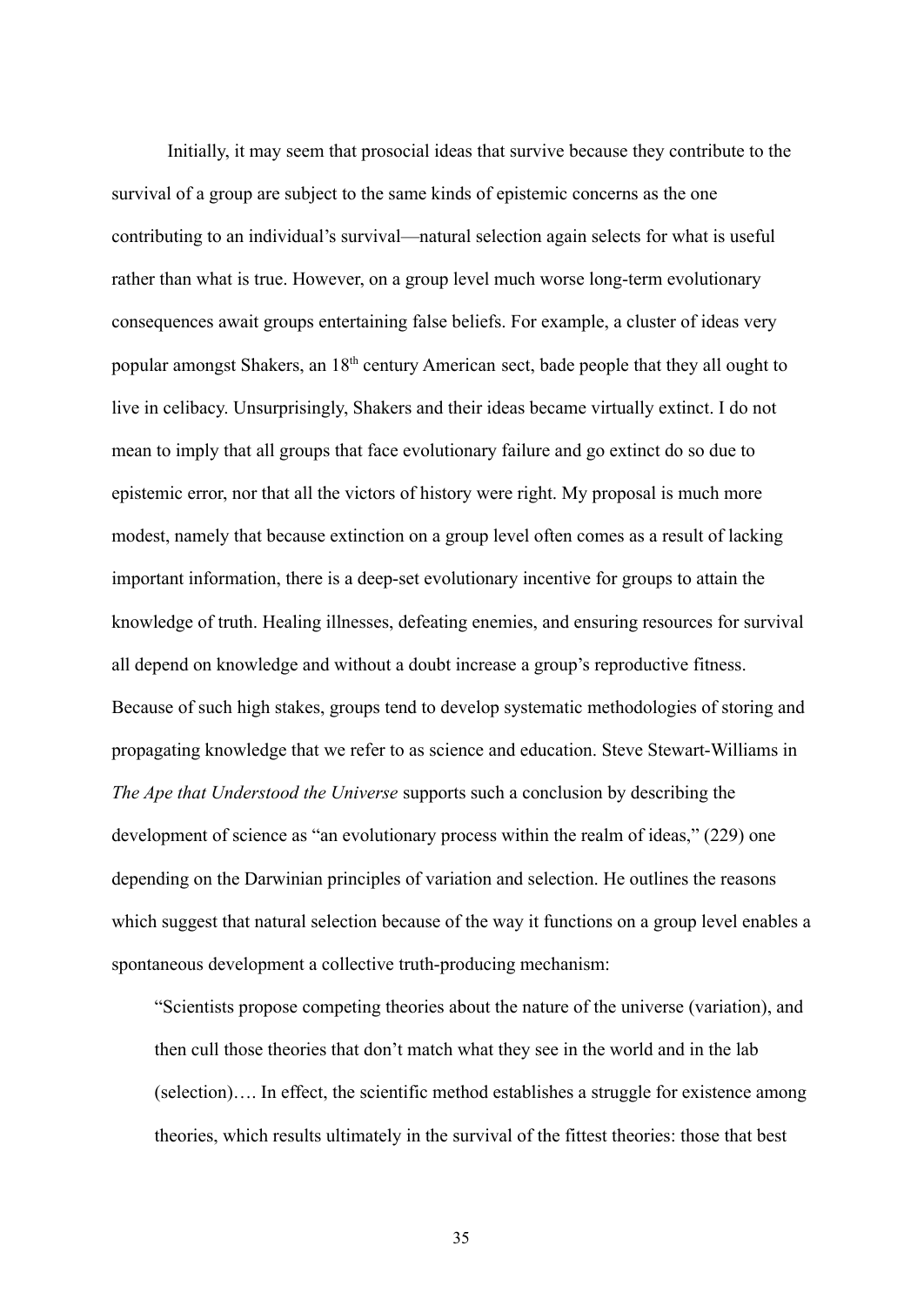Initially, it may seem that prosocial ideas that survive because they contribute to the survival of a group are subject to the same kinds of epistemic concerns as the one contributing to an individual's survival—natural selection again selects for what is useful rather than what is true. However, on a group level much worse long-term evolutionary consequences await groups entertaining false beliefs. For example, a cluster of ideas very popular amongst Shakers, an 18th century American sect, bade people that they all ought to live in celibacy. Unsurprisingly, Shakers and their ideas became virtually extinct. I do not mean to imply that all groups that face evolutionary failure and go extinct do so due to epistemic error, nor that all the victors of history were right. My proposal is much more modest, namely that because extinction on a group level often comes as a result of lacking important information, there is a deep-set evolutionary incentive for groups to attain the knowledge of truth. Healing illnesses, defeating enemies, and ensuring resources for survival all depend on knowledge and without a doubt increase a group's reproductive fitness. Because of such high stakes, groups tend to develop systematic methodologies of storing and propagating knowledge that we refer to as science and education. Steve Stewart-Williams in *The Ape that Understood the Universe* supports such a conclusion by describing the development of science as "an evolutionary process within the realm of ideas," (229) one depending on the Darwinian principles of variation and selection. He outlines the reasons which suggest that natural selection because of the way it functions on a group level enables a spontaneous development a collective truth-producing mechanism:

> "Scientists propose competing theories about the nature of the universe (variation), and then cull those theories that don't match what they see in the world and in the lab (selection)…. In effect, the scientific method establishes a struggle for existence among theories, which results ultimately in the survival of the fittest theories: those that best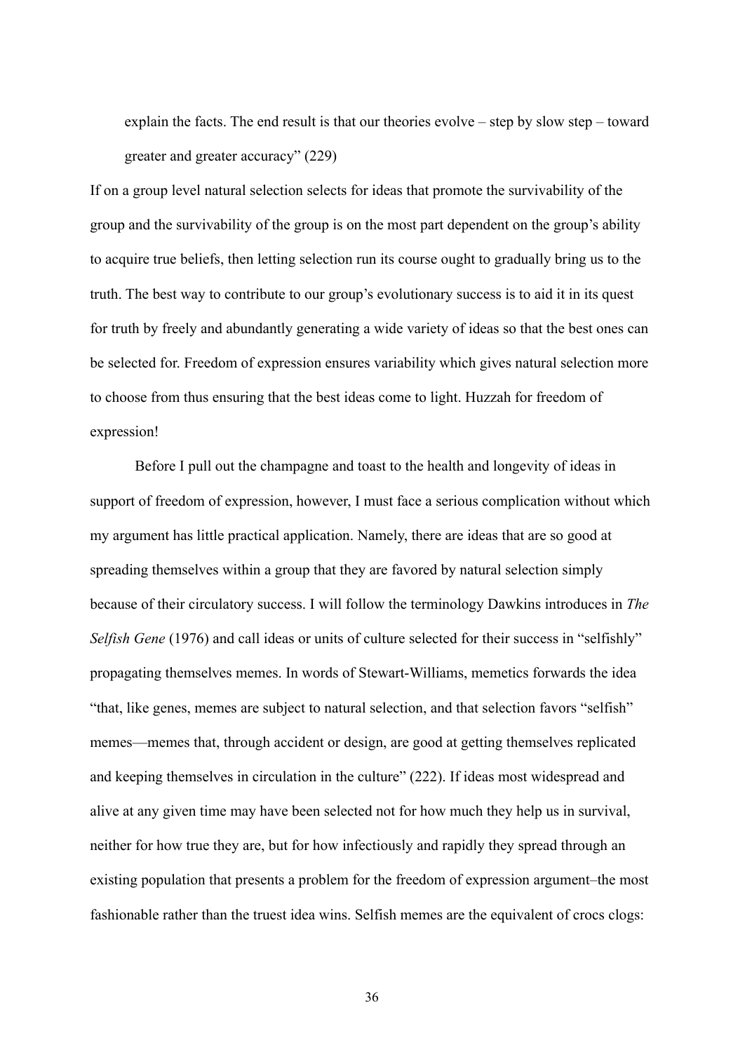> explain the facts. The end result is that our theories evolve – step by slow step – toward greater and greater accuracy" (229)

If on a group level natural selection selects for ideas that promote the survivability of the group and the survivability of the group is on the most part dependent on the group's ability to acquire true beliefs, then letting selection run its course ought to gradually bring us to the truth. The best way to contribute to our group's evolutionary success is to aid it in its quest for truth by freely and abundantly generating a wide variety of ideas so that the best ones can be selected for. Freedom of expression ensures variability which gives natural selection more to choose from thus ensuring that the best ideas come to light. Huzzah for freedom of expression!

Before I pull out the champagne and toast to the health and longevity of ideas in support of freedom of expression, however, I must face a serious complication without which my argument has little practical application. Namely, there are ideas that are so good at spreading themselves within a group that they are favored by natural selection simply because of their circulatory success. I will follow the terminology Dawkins introduces in *The Selfish Gene* (1976) and call ideas or units of culture selected for their success in "selfishly" propagating themselves memes. In words of Stewart-Williams, memetics forwards the idea "that, like genes, memes are subject to natural selection, and that selection favors "selfish" memes—memes that, through accident or design, are good at getting themselves replicated and keeping themselves in circulation in the culture" (222). If ideas most widespread and alive at any given time may have been selected not for how much they help us in survival, neither for how true they are, but for how infectiously and rapidly they spread through an existing population that presents a problem for the freedom of expression argument–the most fashionable rather than the truest idea wins. Selfish memes are the equivalent of crocs clogs: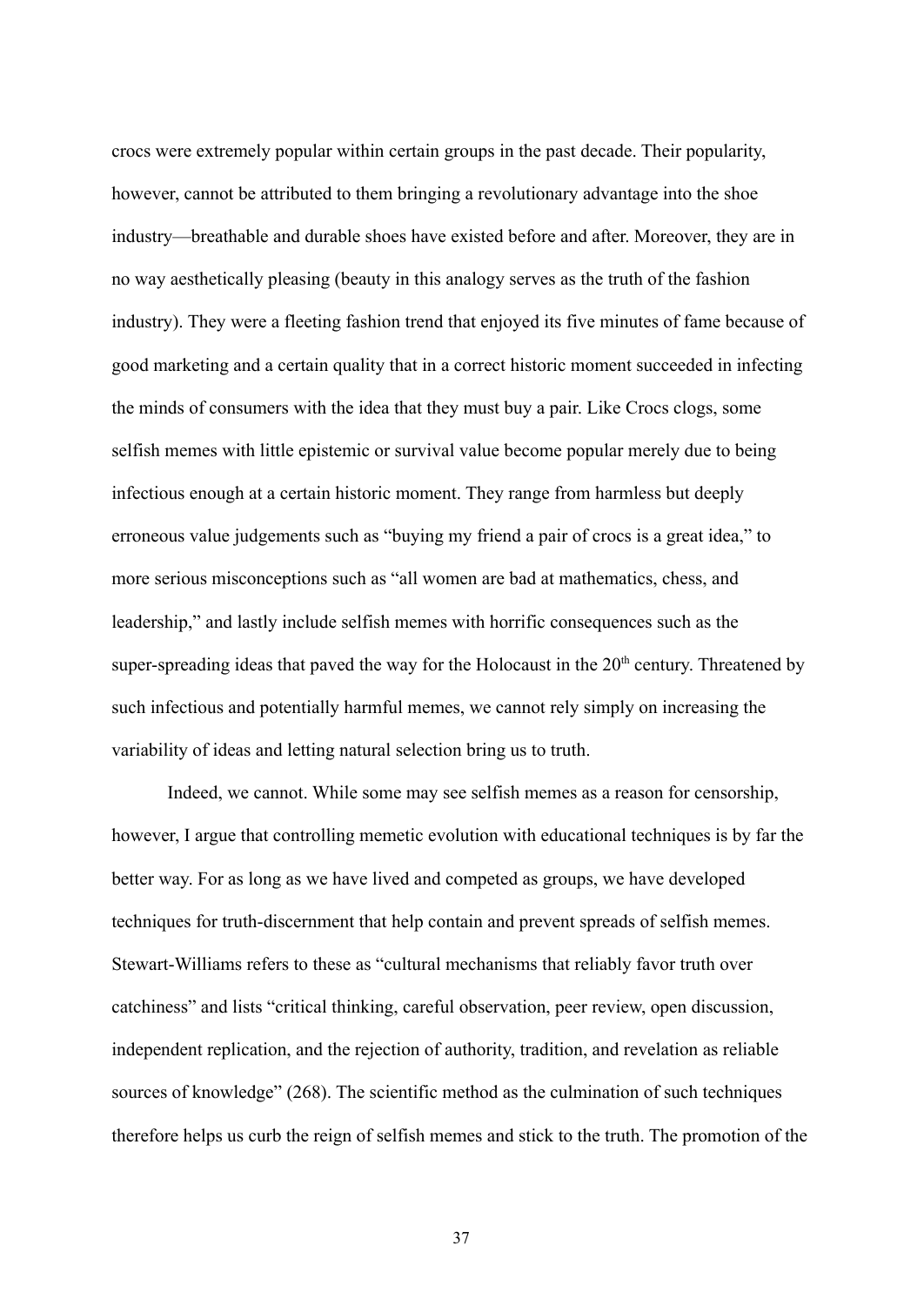crocs were extremely popular within certain groups in the past decade. Their popularity, however, cannot be attributed to them bringing a revolutionary advantage into the shoe industry—breathable and durable shoes have existed before and after. Moreover, they are in no way aesthetically pleasing (beauty in this analogy serves as the truth of the fashion industry). They were a fleeting fashion trend that enjoyed its five minutes of fame because of good marketing and a certain quality that in a correct historic moment succeeded in infecting the minds of consumers with the idea that they must buy a pair. Like Crocs clogs, some selfish memes with little epistemic or survival value become popular merely due to being infectious enough at a certain historic moment. They range from harmless but deeply erroneous value judgements such as "buying my friend a pair of crocs is a great idea," to more serious misconceptions such as "all women are bad at mathematics, chess, and leadership," and lastly include selfish memes with horrific consequences such as the super-spreading ideas that paved the way for the Holocaust in the 20th century. Threatened by such infectious and potentially harmful memes, we cannot rely simply on increasing the variability of ideas and letting natural selection bring us to truth.

Indeed, we cannot. While some may see selfish memes as a reason for censorship, however, I argue that controlling memetic evolution with educational techniques is by far the better way. For as long as we have lived and competed as groups, we have developed techniques for truth-discernment that help contain and prevent spreads of selfish memes. Stewart-Williams refers to these as "cultural mechanisms that reliably favor truth over catchiness" and lists "critical thinking, careful observation, peer review, open discussion, independent replication, and the rejection of authority, tradition, and revelation as reliable sources of knowledge" (268). The scientific method as the culmination of such techniques therefore helps us curb the reign of selfish memes and stick to the truth. The promotion of the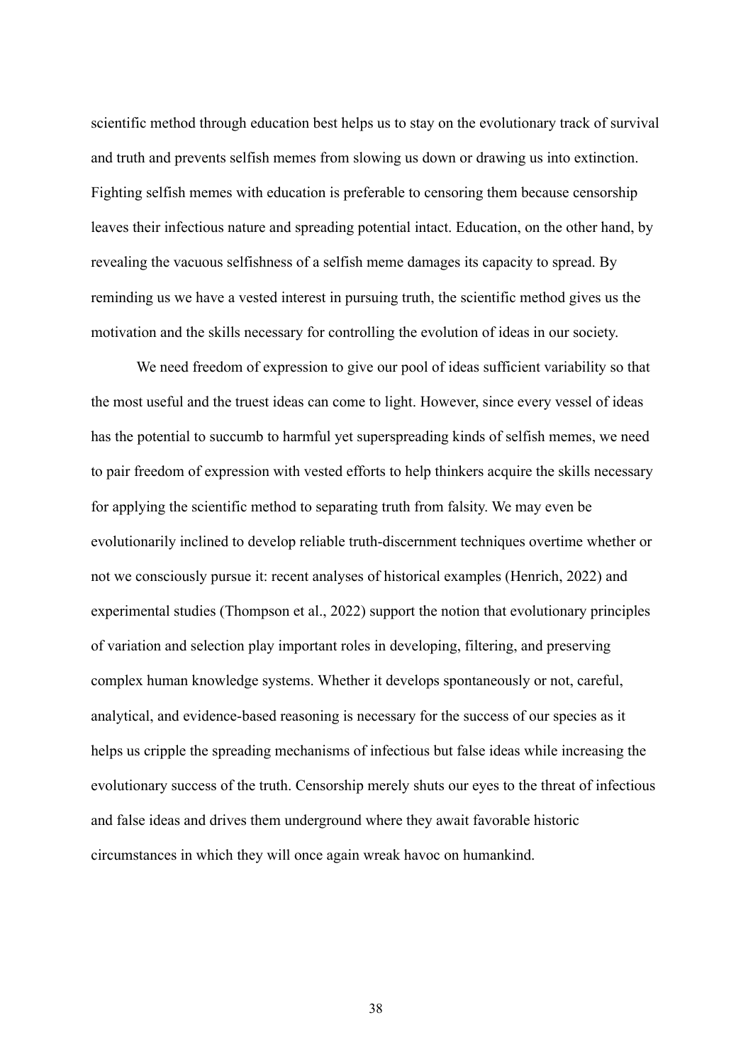scientific method through education best helps us to stay on the evolutionary track of survival and truth and prevents selfish memes from slowing us down or drawing us into extinction. Fighting selfish memes with education is preferable to censoring them because censorship leaves their infectious nature and spreading potential intact. Education, on the other hand, by revealing the vacuous selfishness of a selfish meme damages its capacity to spread. By reminding us we have a vested interest in pursuing truth, the scientific method gives us the motivation and the skills necessary for controlling the evolution of ideas in our society.

We need freedom of expression to give our pool of ideas sufficient variability so that the most useful and the truest ideas can come to light. However, since every vessel of ideas has the potential to succumb to harmful yet superspreading kinds of selfish memes, we need to pair freedom of expression with vested efforts to help thinkers acquire the skills necessary for applying the scientific method to separating truth from falsity. We may even be evolutionarily inclined to develop reliable truth-discernment techniques overtime whether or not we consciously pursue it: recent analyses of historical examples (Henrich, 2022) and experimental studies (Thompson et al., 2022) support the notion that evolutionary principles of variation and selection play important roles in developing, filtering, and preserving complex human knowledge systems. Whether it develops spontaneously or not, careful, analytical, and evidence-based reasoning is necessary for the success of our species as it helps us cripple the spreading mechanisms of infectious but false ideas while increasing the evolutionary success of the truth. Censorship merely shuts our eyes to the threat of infectious and false ideas and drives them underground where they await favorable historic circumstances in which they will once again wreak havoc on humankind.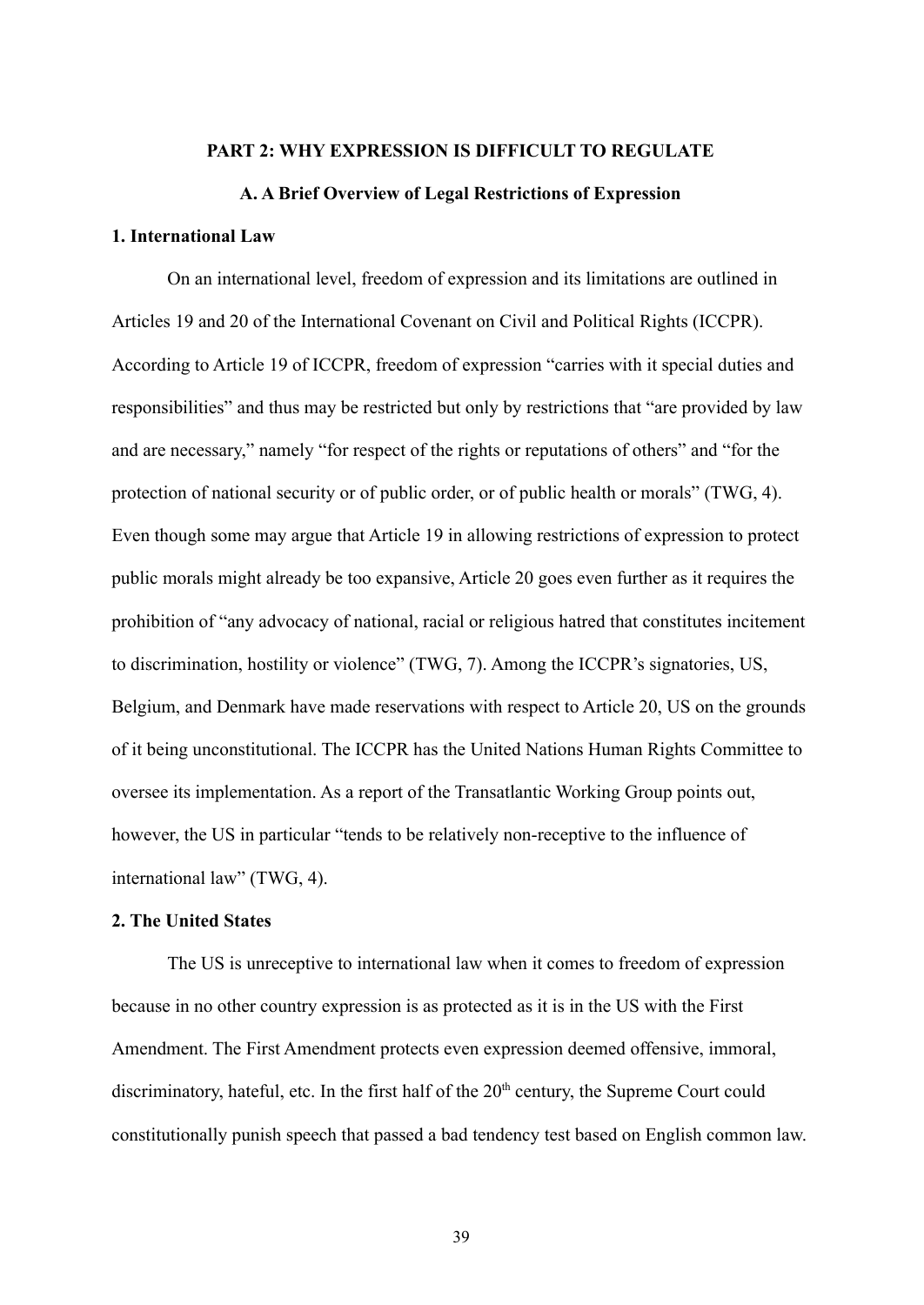## PART 2: WHY EXPRESSION IS DIFFICULT TO REGULATE

### A. A Brief Overview of Legal Restrictions of Expression

#### 1. International Law

On an international level, freedom of expression and its limitations are outlined in Articles 19 and 20 of the International Covenant on Civil and Political Rights (ICCPR). According to Article 19 of ICCPR, freedom of expression "carries with it special duties and responsibilities" and thus may be restricted but only by restrictions that "are provided by law and are necessary," namely "for respect of the rights or reputations of others" and "for the protection of national security or of public order, or of public health or morals" (TWG, 4). Even though some may argue that Article 19 in allowing restrictions of expression to protect public morals might already be too expansive, Article 20 goes even further as it requires the prohibition of "any advocacy of national, racial or religious hatred that constitutes incitement to discrimination, hostility or violence" (TWG, 7). Among the ICCPR's signatories, US, Belgium, and Denmark have made reservations with respect to Article 20, US on the grounds of it being unconstitutional. The ICCPR has the United Nations Human Rights Committee to oversee its implementation. As a report of the Transatlantic Working Group points out, however, the US in particular "tends to be relatively non-receptive to the influence of international law" (TWG, 4).

#### 2. The United States

The US is unreceptive to international law when it comes to freedom of expression because in no other country expression is as protected as it is in the US with the First Amendment. The First Amendment protects even expression deemed offensive, immoral, discriminatory, hateful, etc. In the first half of the 20th century, the Supreme Court could constitutionally punish speech that passed a bad tendency test based on English common law.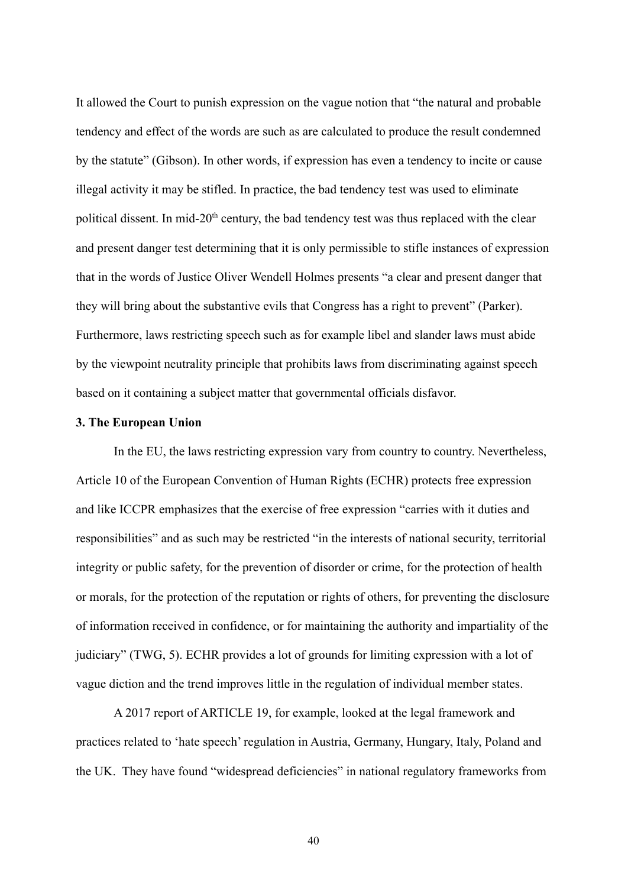It allowed the Court to punish expression on the vague notion that "the natural and probable tendency and effect of the words are such as are calculated to produce the result condemned by the statute" (Gibson). In other words, if expression has even a tendency to incite or cause illegal activity it may be stifled. In practice, the bad tendency test was used to eliminate political dissent. In mid-20th century, the bad tendency test was thus replaced with the clear and present danger test determining that it is only permissible to stifle instances of expression that in the words of Justice Oliver Wendell Holmes presents "a clear and present danger that they will bring about the substantive evils that Congress has a right to prevent" (Parker). Furthermore, laws restricting speech such as for example libel and slander laws must abide by the viewpoint neutrality principle that prohibits laws from discriminating against speech based on it containing a subject matter that governmental officials disfavor.

**3. The European Union**

In the EU, the laws restricting expression vary from country to country. Nevertheless, Article 10 of the European Convention of Human Rights (ECHR) protects free expression and like ICCPR emphasizes that the exercise of free expression "carries with it duties and responsibilities" and as such may be restricted "in the interests of national security, territorial integrity or public safety, for the prevention of disorder or crime, for the protection of health or morals, for the protection of the reputation or rights of others, for preventing the disclosure of information received in confidence, or for maintaining the authority and impartiality of the judiciary" (TWG, 5). ECHR provides a lot of grounds for limiting expression with a lot of vague diction and the trend improves little in the regulation of individual member states.

A 2017 report of ARTICLE 19, for example, looked at the legal framework and practices related to 'hate speech' regulation in Austria, Germany, Hungary, Italy, Poland and the UK. They have found "widespread deficiencies" in national regulatory frameworks from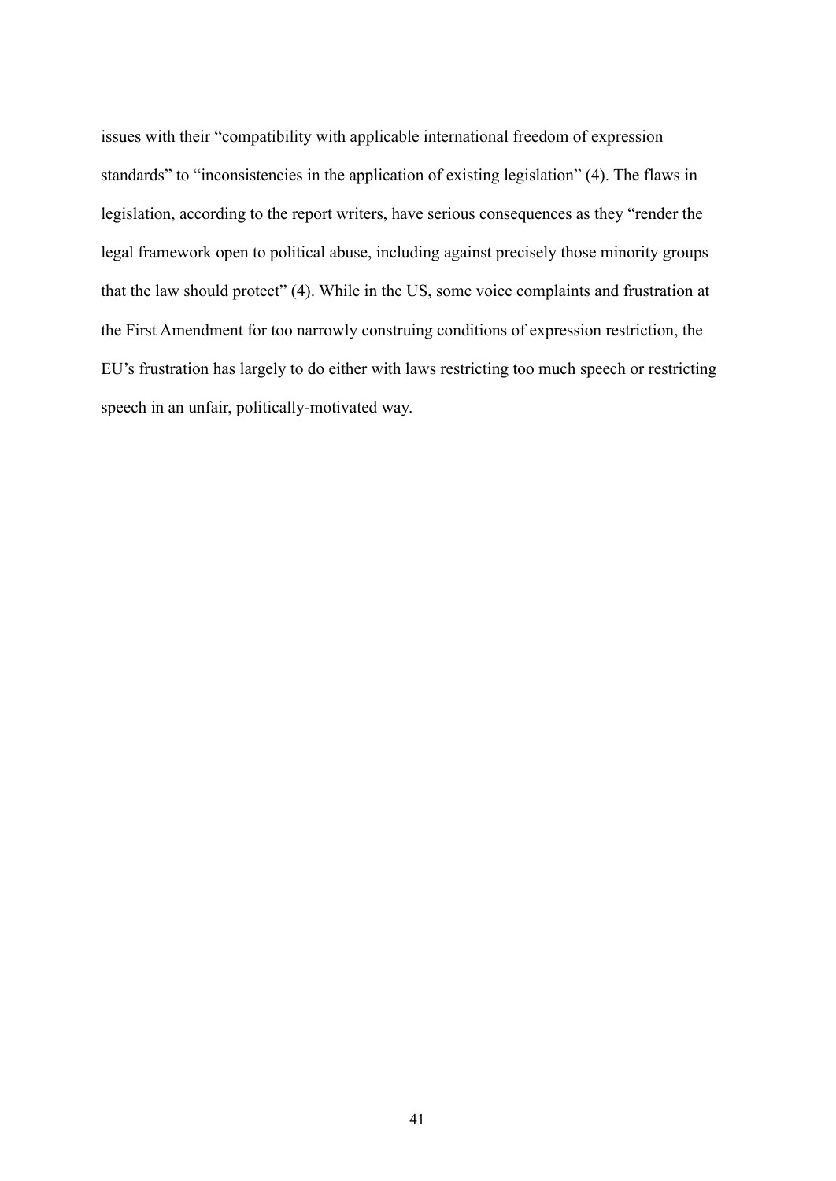issues with their "compatibility with applicable international freedom of expression standards" to "inconsistencies in the application of existing legislation" (4). The flaws in legislation, according to the report writers, have serious consequences as they "render the legal framework open to political abuse, including against precisely those minority groups that the law should protect" (4). While in the US, some voice complaints and frustration at the First Amendment for too narrowly construing conditions of expression restriction, the EU's frustration has largely to do either with laws restricting too much speech or restricting speech in an unfair, politically-motivated way.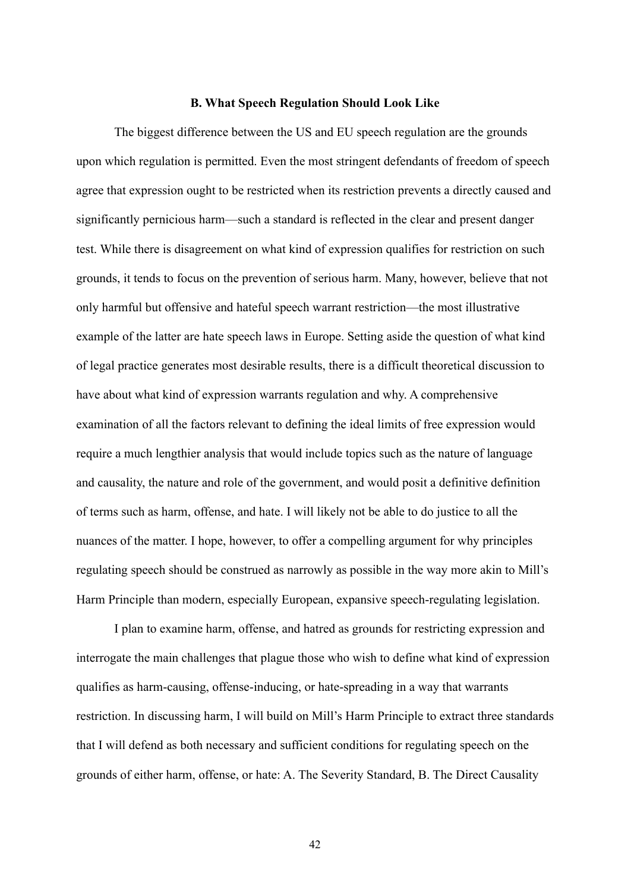### B. What Speech Regulation Should Look Like

The biggest difference between the US and EU speech regulation are the grounds upon which regulation is permitted. Even the most stringent defendants of freedom of speech agree that expression ought to be restricted when its restriction prevents a directly caused and significantly pernicious harm—such a standard is reflected in the clear and present danger test. While there is disagreement on what kind of expression qualifies for restriction on such grounds, it tends to focus on the prevention of serious harm. Many, however, believe that not only harmful but offensive and hateful speech warrant restriction—the most illustrative example of the latter are hate speech laws in Europe. Setting aside the question of what kind of legal practice generates most desirable results, there is a difficult theoretical discussion to have about what kind of expression warrants regulation and why. A comprehensive examination of all the factors relevant to defining the ideal limits of free expression would require a much lengthier analysis that would include topics such as the nature of language and causality, the nature and role of the government, and would posit a definitive definition of terms such as harm, offense, and hate. I will likely not be able to do justice to all the nuances of the matter. I hope, however, to offer a compelling argument for why principles regulating speech should be construed as narrowly as possible in the way more akin to Mill's Harm Principle than modern, especially European, expansive speech-regulating legislation.

I plan to examine harm, offense, and hatred as grounds for restricting expression and interrogate the main challenges that plague those who wish to define what kind of expression qualifies as harm-causing, offense-inducing, or hate-spreading in a way that warrants restriction. In discussing harm, I will build on Mill's Harm Principle to extract three standards that I will defend as both necessary and sufficient conditions for regulating speech on the grounds of either harm, offense, or hate: A. The Severity Standard, B. The Direct Causality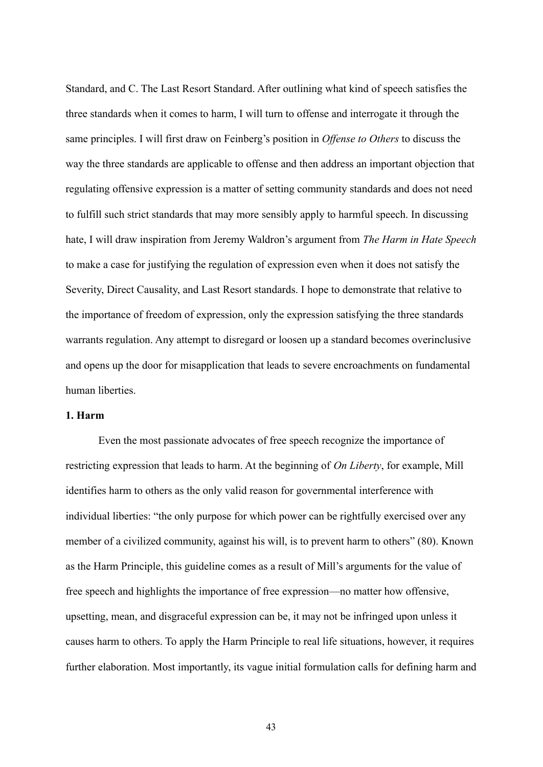Standard, and C. The Last Resort Standard. After outlining what kind of speech satisfies the three standards when it comes to harm, I will turn to offense and interrogate it through the same principles. I will first draw on Feinberg's position in *Offense to Others* to discuss the way the three standards are applicable to offense and then address an important objection that regulating offensive expression is a matter of setting community standards and does not need to fulfill such strict standards that may more sensibly apply to harmful speech. In discussing hate, I will draw inspiration from Jeremy Waldron's argument from *The Harm in Hate Speech* to make a case for justifying the regulation of expression even when it does not satisfy the Severity, Direct Causality, and Last Resort standards. I hope to demonstrate that relative to the importance of freedom of expression, only the expression satisfying the three standards warrants regulation. Any attempt to disregard or loosen up a standard becomes overinclusive and opens up the door for misapplication that leads to severe encroachments on fundamental human liberties.

**1. Harm**

Even the most passionate advocates of free speech recognize the importance of restricting expression that leads to harm. At the beginning of *On Liberty*, for example, Mill identifies harm to others as the only valid reason for governmental interference with individual liberties: "the only purpose for which power can be rightfully exercised over any member of a civilized community, against his will, is to prevent harm to others" (80). Known as the Harm Principle, this guideline comes as a result of Mill's arguments for the value of free speech and highlights the importance of free expression—no matter how offensive, upsetting, mean, and disgraceful expression can be, it may not be infringed upon unless it causes harm to others. To apply the Harm Principle to real life situations, however, it requires further elaboration. Most importantly, its vague initial formulation calls for defining harm and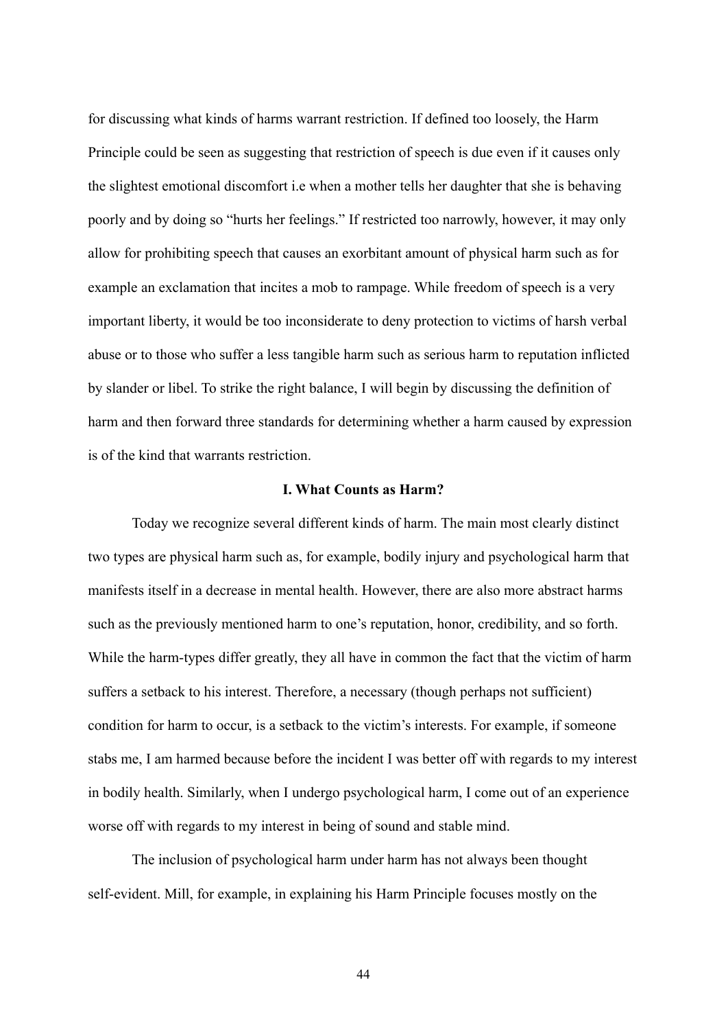for discussing what kinds of harms warrant restriction. If defined too loosely, the Harm Principle could be seen as suggesting that restriction of speech is due even if it causes only the slightest emotional discomfort i.e when a mother tells her daughter that she is behaving poorly and by doing so "hurts her feelings." If restricted too narrowly, however, it may only allow for prohibiting speech that causes an exorbitant amount of physical harm such as for example an exclamation that incites a mob to rampage. While freedom of speech is a very important liberty, it would be too inconsiderate to deny protection to victims of harsh verbal abuse or to those who suffer a less tangible harm such as serious harm to reputation inflicted by slander or libel. To strike the right balance, I will begin by discussing the definition of harm and then forward three standards for determining whether a harm caused by expression is of the kind that warrants restriction.

## I. What Counts as Harm?

Today we recognize several different kinds of harm. The main most clearly distinct two types are physical harm such as, for example, bodily injury and psychological harm that manifests itself in a decrease in mental health. However, there are also more abstract harms such as the previously mentioned harm to one's reputation, honor, credibility, and so forth. While the harm-types differ greatly, they all have in common the fact that the victim of harm suffers a setback to his interest. Therefore, a necessary (though perhaps not sufficient) condition for harm to occur, is a setback to the victim's interests. For example, if someone stabs me, I am harmed because before the incident I was better off with regards to my interest in bodily health. Similarly, when I undergo psychological harm, I come out of an experience worse off with regards to my interest in being of sound and stable mind.

The inclusion of psychological harm under harm has not always been thought self-evident. Mill, for example, in explaining his Harm Principle focuses mostly on the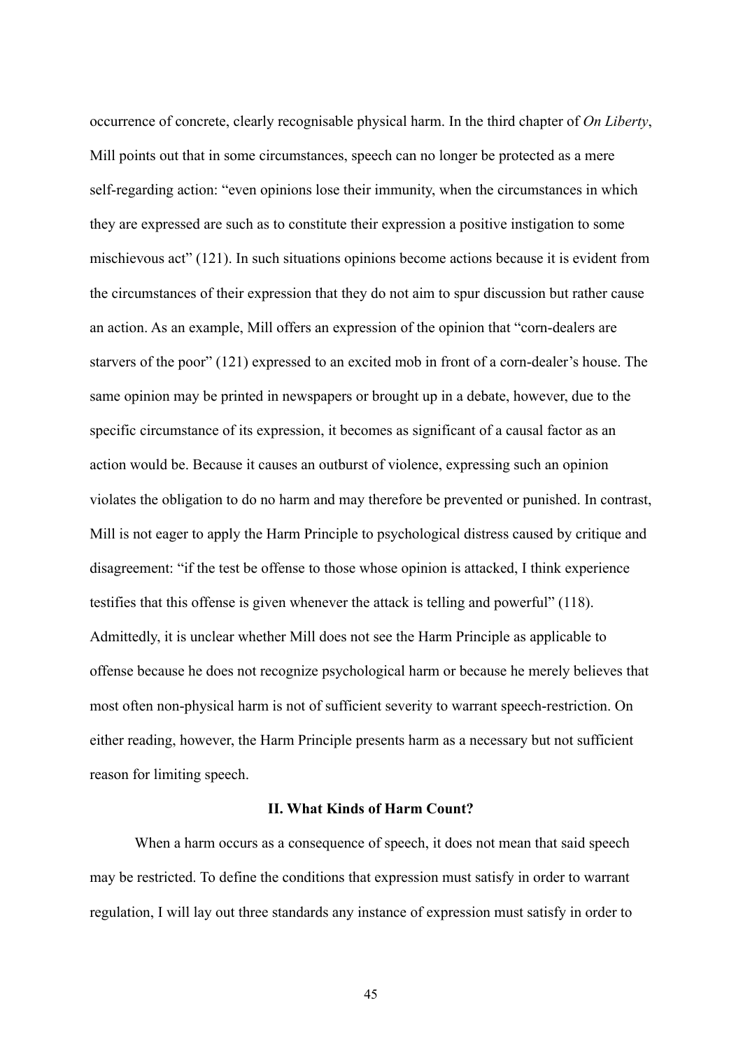occurrence of concrete, clearly recognisable physical harm. In the third chapter of *On Liberty*, Mill points out that in some circumstances, speech can no longer be protected as a mere self-regarding action: "even opinions lose their immunity, when the circumstances in which they are expressed are such as to constitute their expression a positive instigation to some mischievous act" (121). In such situations opinions become actions because it is evident from the circumstances of their expression that they do not aim to spur discussion but rather cause an action. As an example, Mill offers an expression of the opinion that "corn-dealers are starvers of the poor" (121) expressed to an excited mob in front of a corn-dealer's house. The same opinion may be printed in newspapers or brought up in a debate, however, due to the specific circumstance of its expression, it becomes as significant of a causal factor as an action would be. Because it causes an outburst of violence, expressing such an opinion violates the obligation to do no harm and may therefore be prevented or punished. In contrast, Mill is not eager to apply the Harm Principle to psychological distress caused by critique and disagreement: "if the test be offense to those whose opinion is attacked, I think experience testifies that this offense is given whenever the attack is telling and powerful" (118). Admittedly, it is unclear whether Mill does not see the Harm Principle as applicable to offense because he does not recognize psychological harm or because he merely believes that most often non-physical harm is not of sufficient severity to warrant speech-restriction. On either reading, however, the Harm Principle presents harm as a necessary but not sufficient reason for limiting speech.

## II. What Kinds of Harm Count?

When a harm occurs as a consequence of speech, it does not mean that said speech may be restricted. To define the conditions that expression must satisfy in order to warrant regulation, I will lay out three standards any instance of expression must satisfy in order to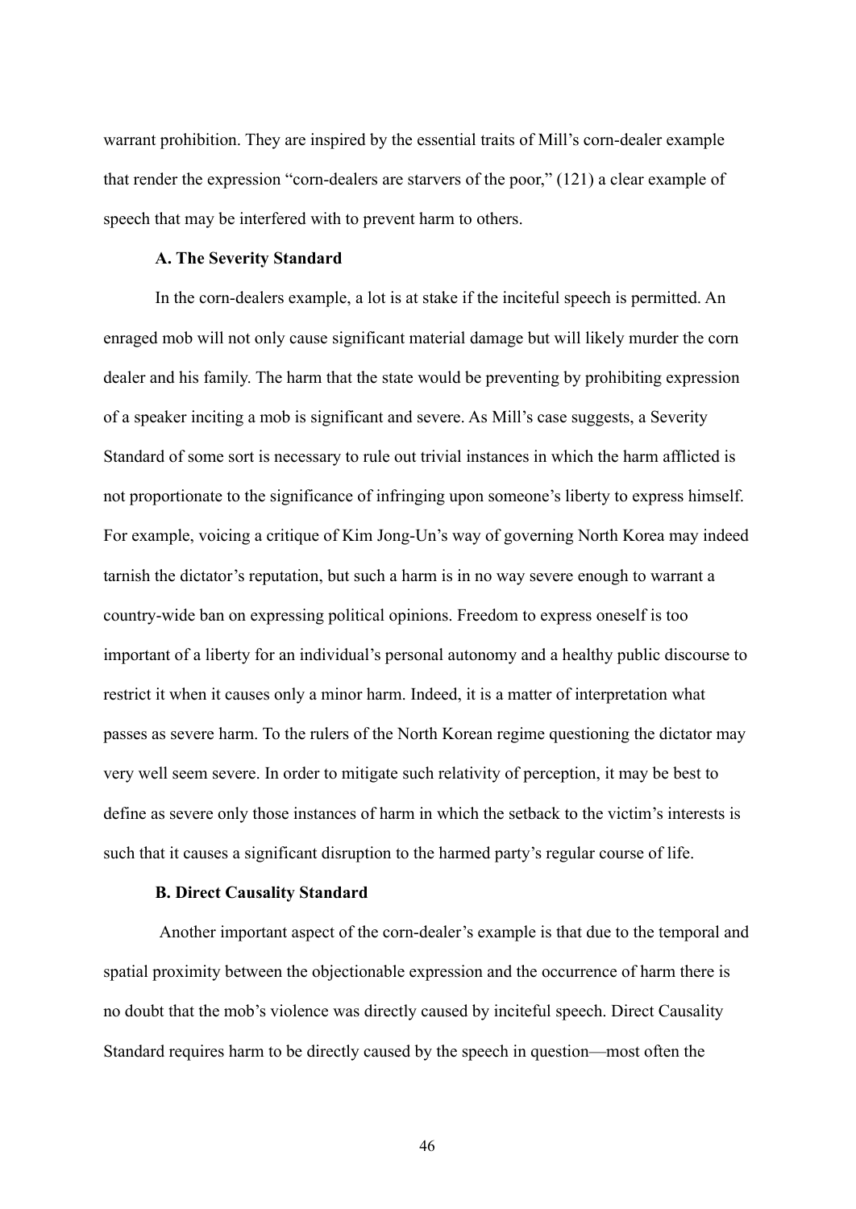warrant prohibition. They are inspired by the essential traits of Mill's corn-dealer example that render the expression "corn-dealers are starvers of the poor," (121) a clear example of speech that may be interfered with to prevent harm to others.

### A. The Severity Standard

In the corn-dealers example, a lot is at stake if the inciteful speech is permitted. An enraged mob will not only cause significant material damage but will likely murder the corn dealer and his family. The harm that the state would be preventing by prohibiting expression of a speaker inciting a mob is significant and severe. As Mill's case suggests, a Severity Standard of some sort is necessary to rule out trivial instances in which the harm afflicted is not proportionate to the significance of infringing upon someone's liberty to express himself. For example, voicing a critique of Kim Jong-Un's way of governing North Korea may indeed tarnish the dictator's reputation, but such a harm is in no way severe enough to warrant a country-wide ban on expressing political opinions. Freedom to express oneself is too important of a liberty for an individual's personal autonomy and a healthy public discourse to restrict it when it causes only a minor harm. Indeed, it is a matter of interpretation what passes as severe harm. To the rulers of the North Korean regime questioning the dictator may very well seem severe. In order to mitigate such relativity of perception, it may be best to define as severe only those instances of harm in which the setback to the victim's interests is such that it causes a significant disruption to the harmed party's regular course of life.

### B. Direct Causality Standard

Another important aspect of the corn-dealer's example is that due to the temporal and spatial proximity between the objectionable expression and the occurrence of harm there is no doubt that the mob's violence was directly caused by inciteful speech. Direct Causality Standard requires harm to be directly caused by the speech in question—most often the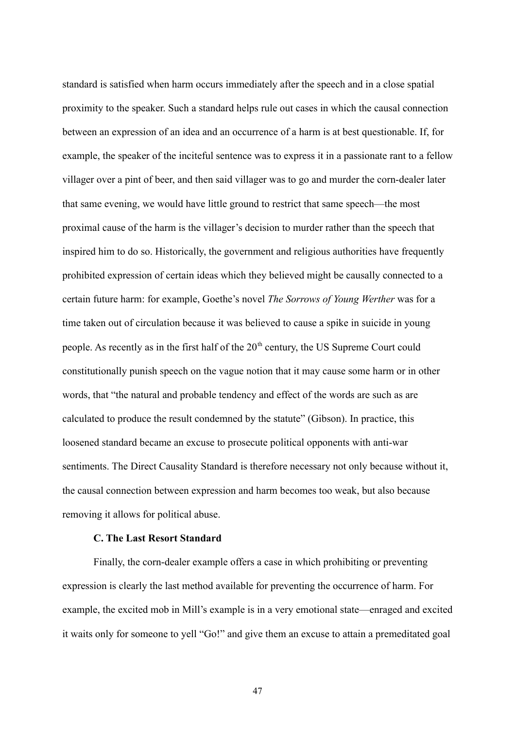standard is satisfied when harm occurs immediately after the speech and in a close spatial proximity to the speaker. Such a standard helps rule out cases in which the causal connection between an expression of an idea and an occurrence of a harm is at best questionable. If, for example, the speaker of the inciteful sentence was to express it in a passionate rant to a fellow villager over a pint of beer, and then said villager was to go and murder the corn-dealer later that same evening, we would have little ground to restrict that same speech—the most proximal cause of the harm is the villager's decision to murder rather than the speech that inspired him to do so. Historically, the government and religious authorities have frequently prohibited expression of certain ideas which they believed might be causally connected to a certain future harm: for example, Goethe's novel *The Sorrows of Young Werther* was for a time taken out of circulation because it was believed to cause a spike in suicide in young people. As recently as in the first half of the 20th century, the US Supreme Court could constitutionally punish speech on the vague notion that it may cause some harm or in other words, that "the natural and probable tendency and effect of the words are such as are calculated to produce the result condemned by the statute" (Gibson). In practice, this loosened standard became an excuse to prosecute political opponents with anti-war sentiments. The Direct Causality Standard is therefore necessary not only because without it, the causal connection between expression and harm becomes too weak, but also because removing it allows for political abuse.

**C. The Last Resort Standard**

Finally, the corn-dealer example offers a case in which prohibiting or preventing expression is clearly the last method available for preventing the occurrence of harm. For example, the excited mob in Mill's example is in a very emotional state—enraged and excited it waits only for someone to yell "Go!" and give them an excuse to attain a premeditated goal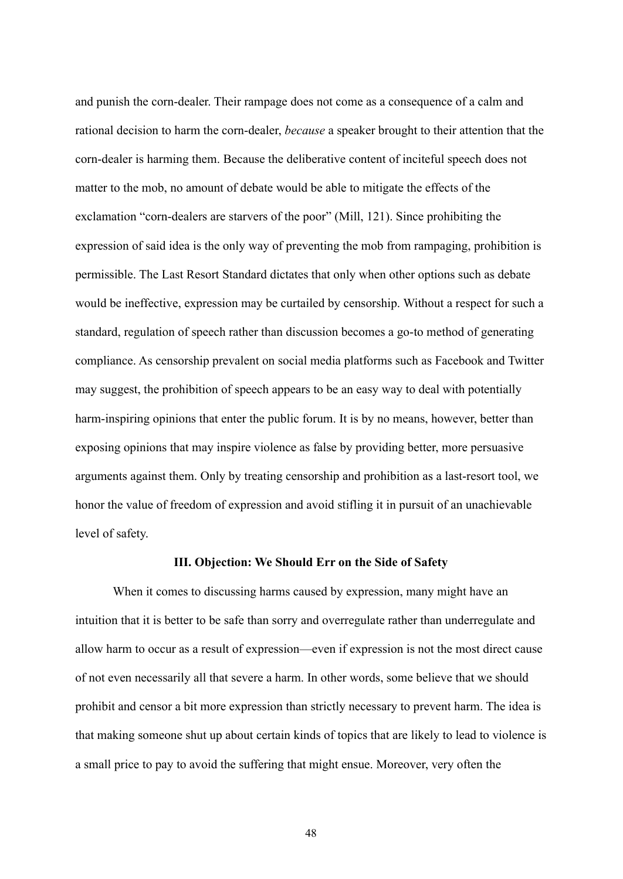and punish the corn-dealer. Their rampage does not come as a consequence of a calm and rational decision to harm the corn-dealer, *because* a speaker brought to their attention that the corn-dealer is harming them. Because the deliberative content of inciteful speech does not matter to the mob, no amount of debate would be able to mitigate the effects of the exclamation "corn-dealers are starvers of the poor" (Mill, 121). Since prohibiting the expression of said idea is the only way of preventing the mob from rampaging, prohibition is permissible. The Last Resort Standard dictates that only when other options such as debate would be ineffective, expression may be curtailed by censorship. Without a respect for such a standard, regulation of speech rather than discussion becomes a go-to method of generating compliance. As censorship prevalent on social media platforms such as Facebook and Twitter may suggest, the prohibition of speech appears to be an easy way to deal with potentially harm-inspiring opinions that enter the public forum. It is by no means, however, better than exposing opinions that may inspire violence as false by providing better, more persuasive arguments against them. Only by treating censorship and prohibition as a last-resort tool, we honor the value of freedom of expression and avoid stifling it in pursuit of an unachievable level of safety.

## III. Objection: We Should Err on the Side of Safety

When it comes to discussing harms caused by expression, many might have an intuition that it is better to be safe than sorry and overregulate rather than underregulate and allow harm to occur as a result of expression—even if expression is not the most direct cause of not even necessarily all that severe a harm. In other words, some believe that we should prohibit and censor a bit more expression than strictly necessary to prevent harm. The idea is that making someone shut up about certain kinds of topics that are likely to lead to violence is a small price to pay to avoid the suffering that might ensue. Moreover, very often the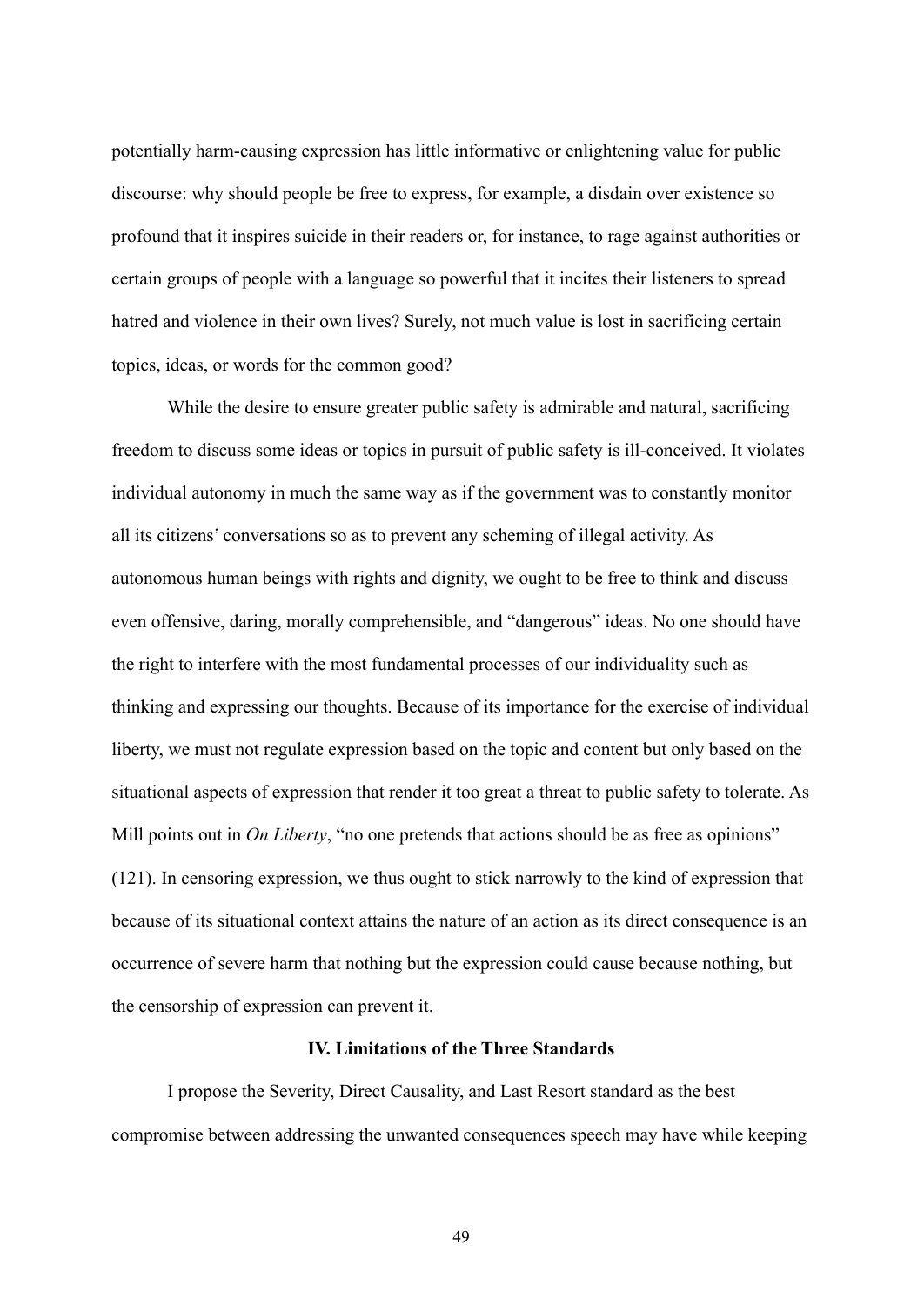potentially harm-causing expression has little informative or enlightening value for public discourse: why should people be free to express, for example, a disdain over existence so profound that it inspires suicide in their readers or, for instance, to rage against authorities or certain groups of people with a language so powerful that it incites their listeners to spread hatred and violence in their own lives? Surely, not much value is lost in sacrificing certain topics, ideas, or words for the common good?

While the desire to ensure greater public safety is admirable and natural, sacrificing freedom to discuss some ideas or topics in pursuit of public safety is ill-conceived. It violates individual autonomy in much the same way as if the government was to constantly monitor all its citizens' conversations so as to prevent any scheming of illegal activity. As autonomous human beings with rights and dignity, we ought to be free to think and discuss even offensive, daring, morally comprehensible, and "dangerous" ideas. No one should have the right to interfere with the most fundamental processes of our individuality such as thinking and expressing our thoughts. Because of its importance for the exercise of individual liberty, we must not regulate expression based on the topic and content but only based on the situational aspects of expression that render it too great a threat to public safety to tolerate. As Mill points out in *On Liberty*, "no one pretends that actions should be as free as opinions" (121). In censoring expression, we thus ought to stick narrowly to the kind of expression that because of its situational context attains the nature of an action as its direct consequence is an occurrence of severe harm that nothing but the expression could cause because nothing, but the censorship of expression can prevent it.

**IV. Limitations of the Three Standards**

I propose the Severity, Direct Causality, and Last Resort standard as the best compromise between addressing the unwanted consequences speech may have while keeping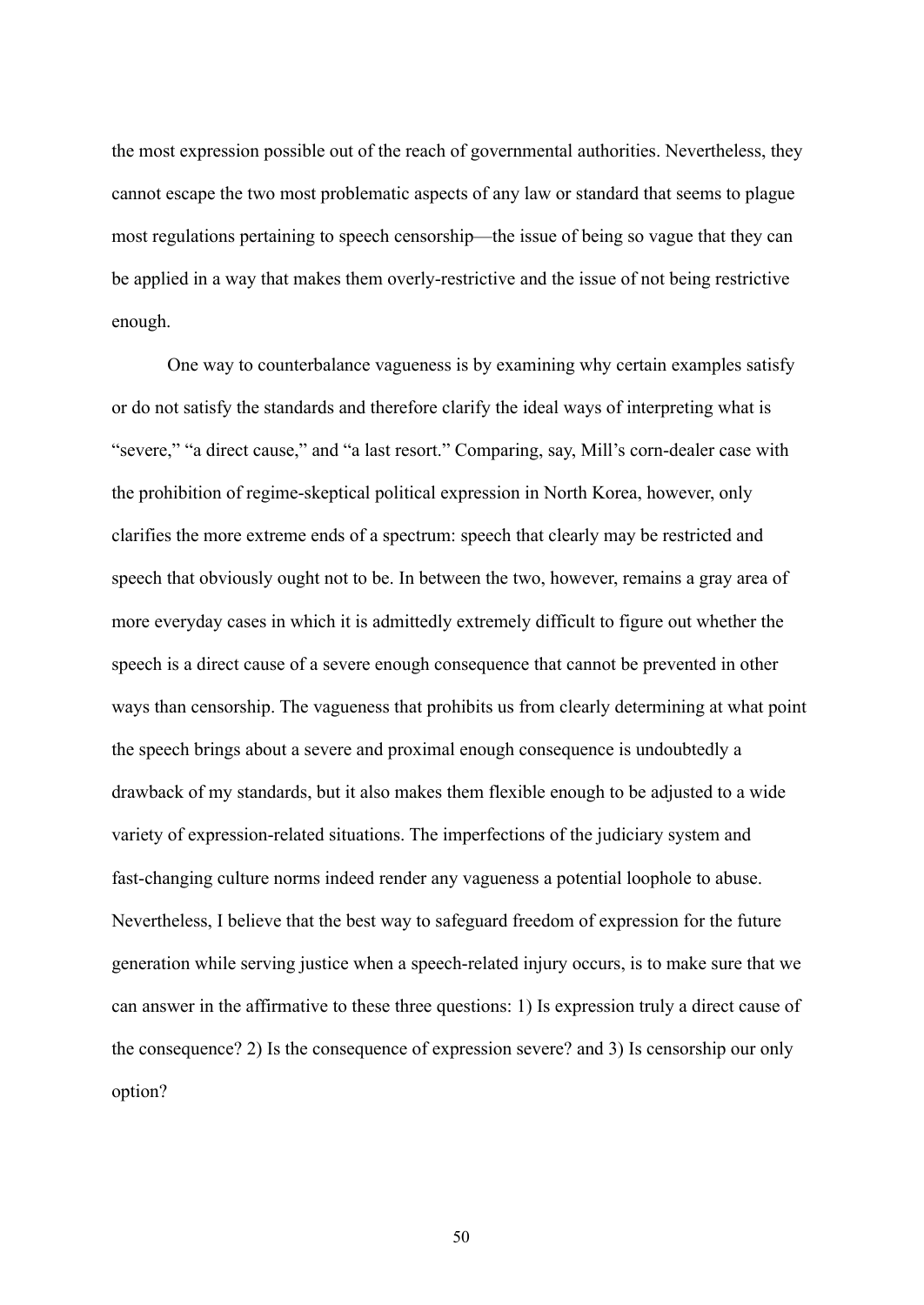the most expression possible out of the reach of governmental authorities. Nevertheless, they cannot escape the two most problematic aspects of any law or standard that seems to plague most regulations pertaining to speech censorship—the issue of being so vague that they can be applied in a way that makes them overly-restrictive and the issue of not being restrictive enough.

One way to counterbalance vagueness is by examining why certain examples satisfy or do not satisfy the standards and therefore clarify the ideal ways of interpreting what is "severe," "a direct cause," and "a last resort." Comparing, say, Mill's corn-dealer case with the prohibition of regime-skeptical political expression in North Korea, however, only clarifies the more extreme ends of a spectrum: speech that clearly may be restricted and speech that obviously ought not to be. In between the two, however, remains a gray area of more everyday cases in which it is admittedly extremely difficult to figure out whether the speech is a direct cause of a severe enough consequence that cannot be prevented in other ways than censorship. The vagueness that prohibits us from clearly determining at what point the speech brings about a severe and proximal enough consequence is undoubtedly a drawback of my standards, but it also makes them flexible enough to be adjusted to a wide variety of expression-related situations. The imperfections of the judiciary system and fast-changing culture norms indeed render any vagueness a potential loophole to abuse. Nevertheless, I believe that the best way to safeguard freedom of expression for the future generation while serving justice when a speech-related injury occurs, is to make sure that we can answer in the affirmative to these three questions: 1) Is expression truly a direct cause of the consequence? 2) Is the consequence of expression severe? and 3) Is censorship our only option?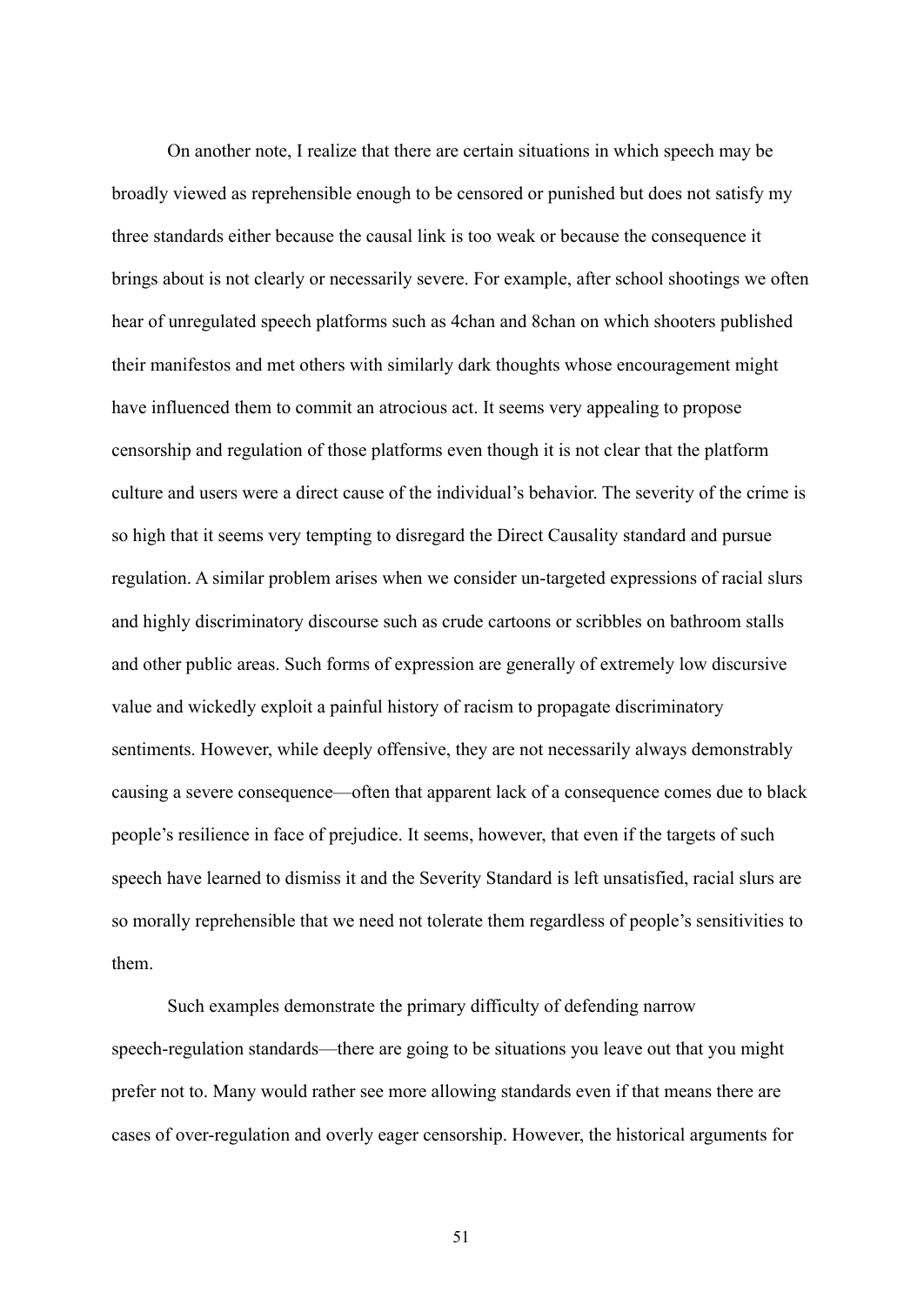On another note, I realize that there are certain situations in which speech may be broadly viewed as reprehensible enough to be censored or punished but does not satisfy my three standards either because the causal link is too weak or because the consequence it brings about is not clearly or necessarily severe. For example, after school shootings we often hear of unregulated speech platforms such as 4chan and 8chan on which shooters published their manifestos and met others with similarly dark thoughts whose encouragement might have influenced them to commit an atrocious act. It seems very appealing to propose censorship and regulation of those platforms even though it is not clear that the platform culture and users were a direct cause of the individual's behavior. The severity of the crime is so high that it seems very tempting to disregard the Direct Causality standard and pursue regulation. A similar problem arises when we consider un-targeted expressions of racial slurs and highly discriminatory discourse such as crude cartoons or scribbles on bathroom stalls and other public areas. Such forms of expression are generally of extremely low discursive value and wickedly exploit a painful history of racism to propagate discriminatory sentiments. However, while deeply offensive, they are not necessarily always demonstrably causing a severe consequence—often that apparent lack of a consequence comes due to black people's resilience in face of prejudice. It seems, however, that even if the targets of such speech have learned to dismiss it and the Severity Standard is left unsatisfied, racial slurs are so morally reprehensible that we need not tolerate them regardless of people's sensitivities to them.

Such examples demonstrate the primary difficulty of defending narrow speech-regulation standards—there are going to be situations you leave out that you might prefer not to. Many would rather see more allowing standards even if that means there are cases of over-regulation and overly eager censorship. However, the historical arguments for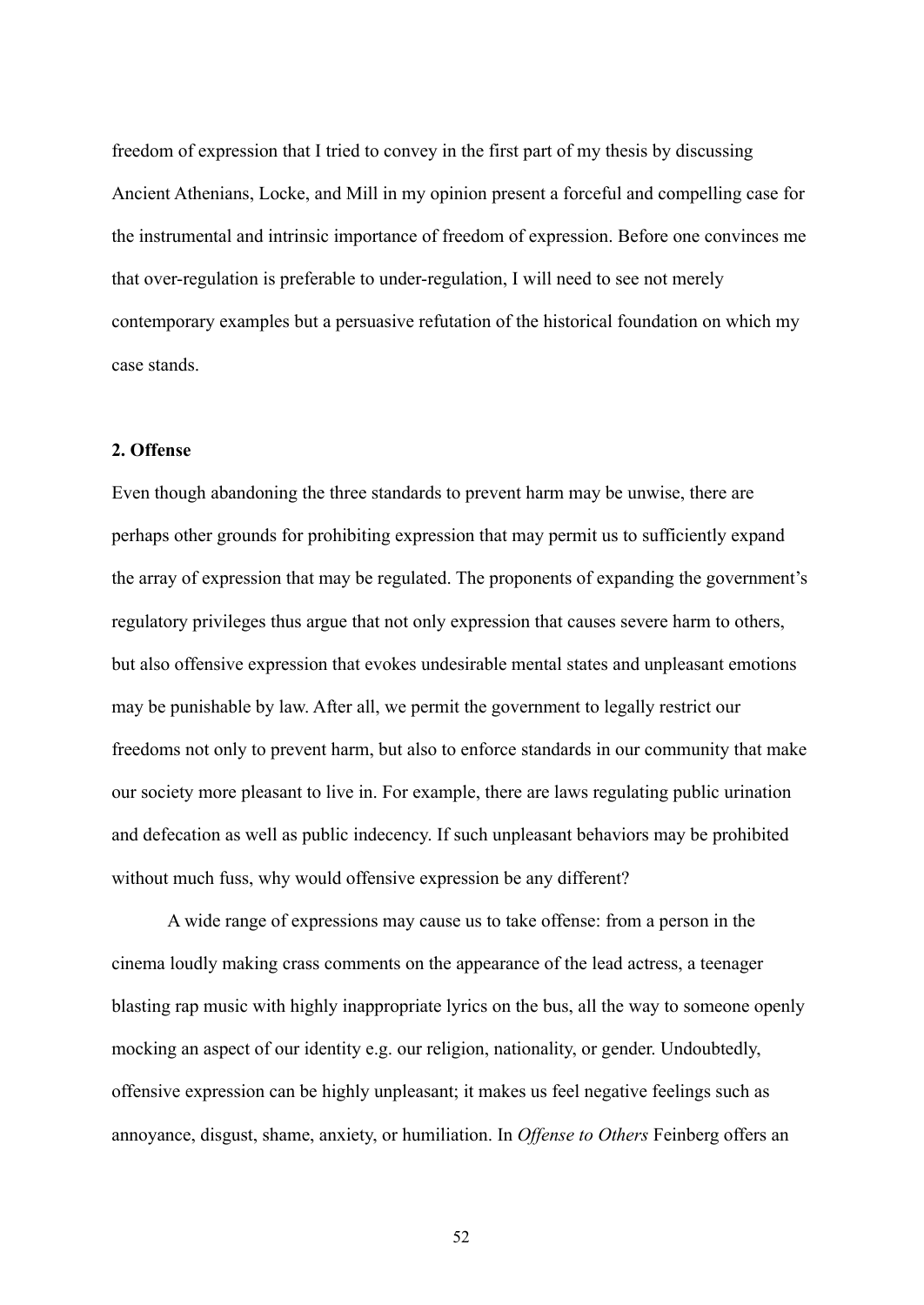freedom of expression that I tried to convey in the first part of my thesis by discussing Ancient Athenians, Locke, and Mill in my opinion present a forceful and compelling case for the instrumental and intrinsic importance of freedom of expression. Before one convinces me that over-regulation is preferable to under-regulation, I will need to see not merely contemporary examples but a persuasive refutation of the historical foundation on which my case stands.

### 2. Offense

Even though abandoning the three standards to prevent harm may be unwise, there are perhaps other grounds for prohibiting expression that may permit us to sufficiently expand the array of expression that may be regulated. The proponents of expanding the government's regulatory privileges thus argue that not only expression that causes severe harm to others, but also offensive expression that evokes undesirable mental states and unpleasant emotions may be punishable by law. After all, we permit the government to legally restrict our freedoms not only to prevent harm, but also to enforce standards in our community that make our society more pleasant to live in. For example, there are laws regulating public urination and defecation as well as public indecency. If such unpleasant behaviors may be prohibited without much fuss, why would offensive expression be any different?

A wide range of expressions may cause us to take offense: from a person in the cinema loudly making crass comments on the appearance of the lead actress, a teenager blasting rap music with highly inappropriate lyrics on the bus, all the way to someone openly mocking an aspect of our identity e.g. our religion, nationality, or gender. Undoubtedly, offensive expression can be highly unpleasant; it makes us feel negative feelings such as annoyance, disgust, shame, anxiety, or humiliation. In *Offense to Others* Feinberg offers an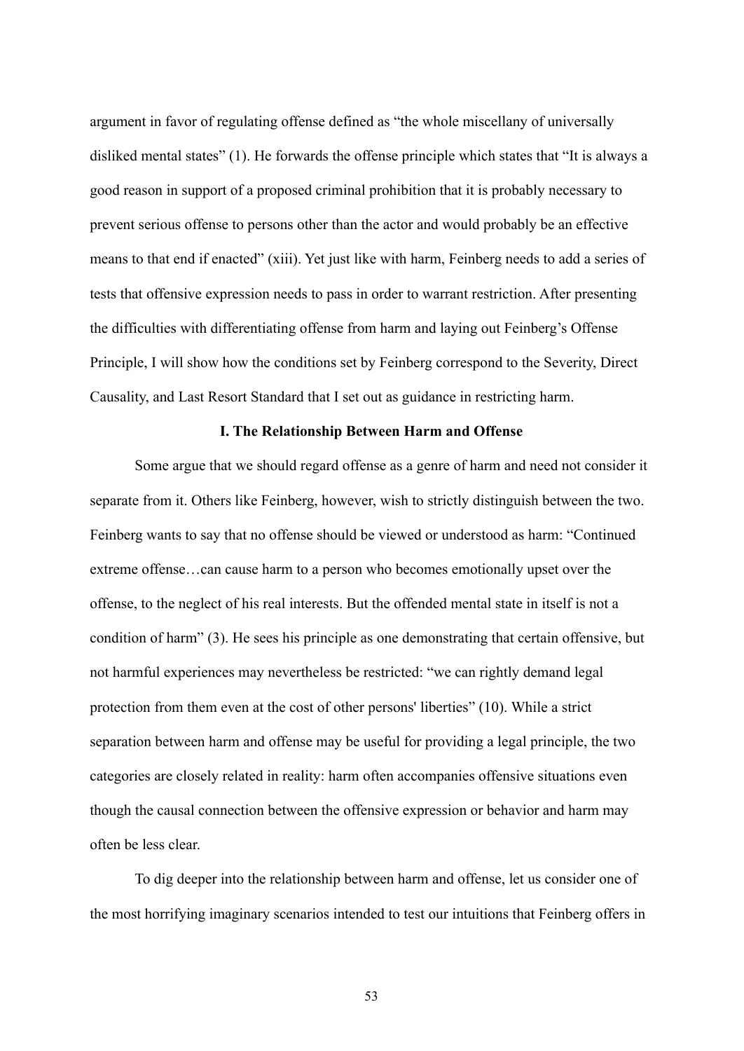argument in favor of regulating offense defined as "the whole miscellany of universally disliked mental states" (1). He forwards the offense principle which states that "It is always a good reason in support of a proposed criminal prohibition that it is probably necessary to prevent serious offense to persons other than the actor and would probably be an effective means to that end if enacted" (xiii). Yet just like with harm, Feinberg needs to add a series of tests that offensive expression needs to pass in order to warrant restriction. After presenting the difficulties with differentiating offense from harm and laying out Feinberg's Offense Principle, I will show how the conditions set by Feinberg correspond to the Severity, Direct Causality, and Last Resort Standard that I set out as guidance in restricting harm.

## I. The Relationship Between Harm and Offense

Some argue that we should regard offense as a genre of harm and need not consider it separate from it. Others like Feinberg, however, wish to strictly distinguish between the two. Feinberg wants to say that no offense should be viewed or understood as harm: "Continued extreme offense…can cause harm to a person who becomes emotionally upset over the offense, to the neglect of his real interests. But the offended mental state in itself is not a condition of harm" (3). He sees his principle as one demonstrating that certain offensive, but not harmful experiences may nevertheless be restricted: "we can rightly demand legal protection from them even at the cost of other persons' liberties" (10). While a strict separation between harm and offense may be useful for providing a legal principle, the two categories are closely related in reality: harm often accompanies offensive situations even though the causal connection between the offensive expression or behavior and harm may often be less clear.

To dig deeper into the relationship between harm and offense, let us consider one of the most horrifying imaginary scenarios intended to test our intuitions that Feinberg offers in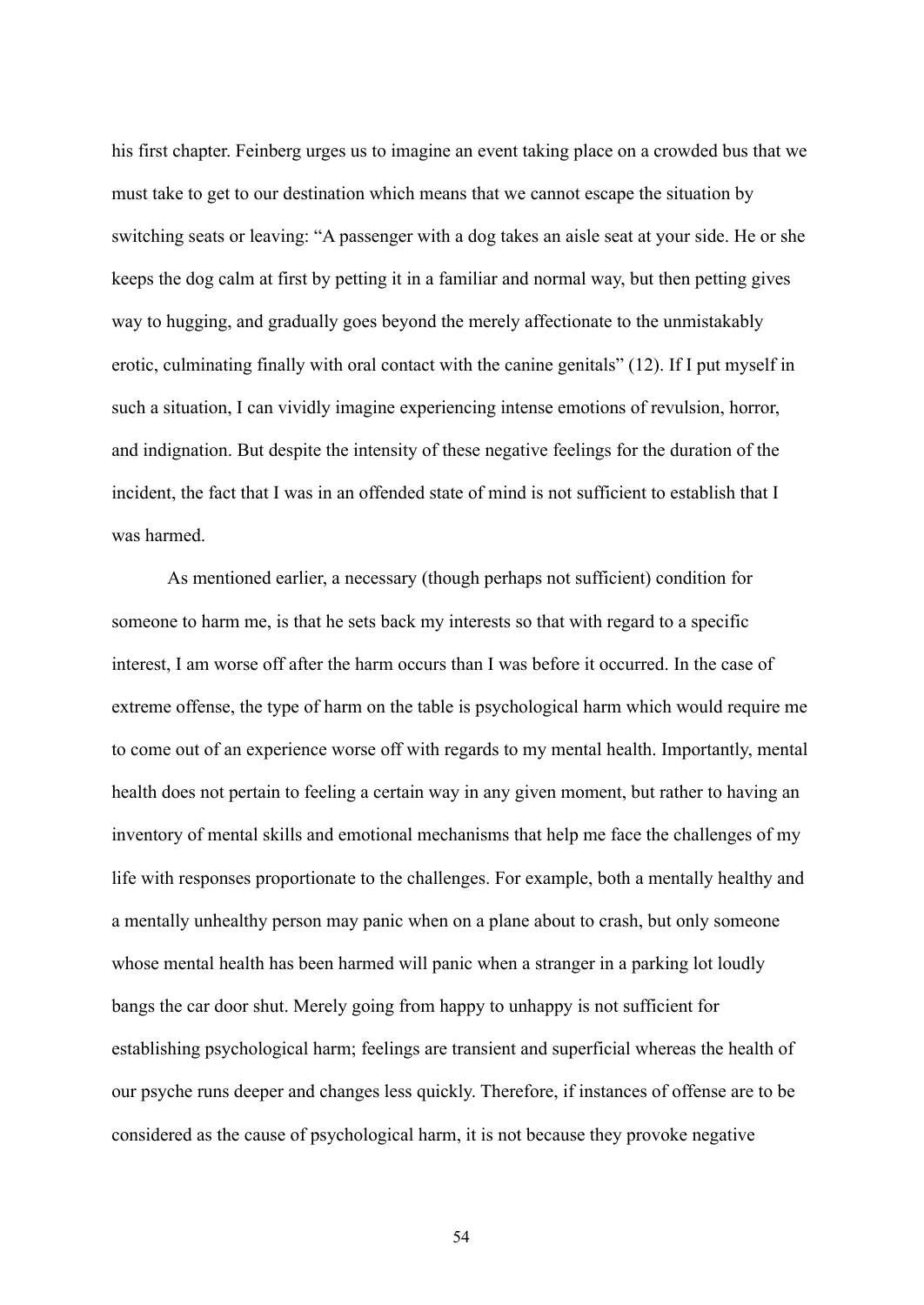his first chapter. Feinberg urges us to imagine an event taking place on a crowded bus that we must take to get to our destination which means that we cannot escape the situation by switching seats or leaving: "A passenger with a dog takes an aisle seat at your side. He or she keeps the dog calm at first by petting it in a familiar and normal way, but then petting gives way to hugging, and gradually goes beyond the merely affectionate to the unmistakably erotic, culminating finally with oral contact with the canine genitals" (12). If I put myself in such a situation, I can vividly imagine experiencing intense emotions of revulsion, horror, and indignation. But despite the intensity of these negative feelings for the duration of the incident, the fact that I was in an offended state of mind is not sufficient to establish that I was harmed.

As mentioned earlier, a necessary (though perhaps not sufficient) condition for someone to harm me, is that he sets back my interests so that with regard to a specific interest, I am worse off after the harm occurs than I was before it occurred. In the case of extreme offense, the type of harm on the table is psychological harm which would require me to come out of an experience worse off with regards to my mental health. Importantly, mental health does not pertain to feeling a certain way in any given moment, but rather to having an inventory of mental skills and emotional mechanisms that help me face the challenges of my life with responses proportionate to the challenges. For example, both a mentally healthy and a mentally unhealthy person may panic when on a plane about to crash, but only someone whose mental health has been harmed will panic when a stranger in a parking lot loudly bangs the car door shut. Merely going from happy to unhappy is not sufficient for establishing psychological harm; feelings are transient and superficial whereas the health of our psyche runs deeper and changes less quickly. Therefore, if instances of offense are to be considered as the cause of psychological harm, it is not because they provoke negative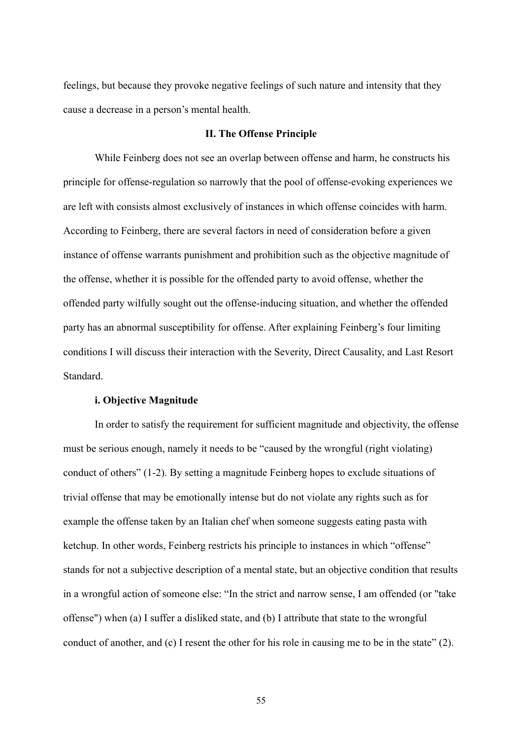feelings, but because they provoke negative feelings of such nature and intensity that they cause a decrease in a person's mental health.

## II. The Offense Principle

While Feinberg does not see an overlap between offense and harm, he constructs his principle for offense-regulation so narrowly that the pool of offense-evoking experiences we are left with consists almost exclusively of instances in which offense coincides with harm. According to Feinberg, there are several factors in need of consideration before a given instance of offense warrants punishment and prohibition such as the objective magnitude of the offense, whether it is possible for the offended party to avoid offense, whether the offended party wilfully sought out the offense-inducing situation, and whether the offended party has an abnormal susceptibility for offense. After explaining Feinberg's four limiting conditions I will discuss their interaction with the Severity, Direct Causality, and Last Resort Standard.

### i. Objective Magnitude

In order to satisfy the requirement for sufficient magnitude and objectivity, the offense must be serious enough, namely it needs to be "caused by the wrongful (right violating) conduct of others" (1-2). By setting a magnitude Feinberg hopes to exclude situations of trivial offense that may be emotionally intense but do not violate any rights such as for example the offense taken by an Italian chef when someone suggests eating pasta with ketchup. In other words, Feinberg restricts his principle to instances in which "offense" stands for not a subjective description of a mental state, but an objective condition that results in a wrongful action of someone else: "In the strict and narrow sense, I am offended (or "take offense") when (a) I suffer a disliked state, and (b) I attribute that state to the wrongful conduct of another, and (c) I resent the other for his role in causing me to be in the state" (2).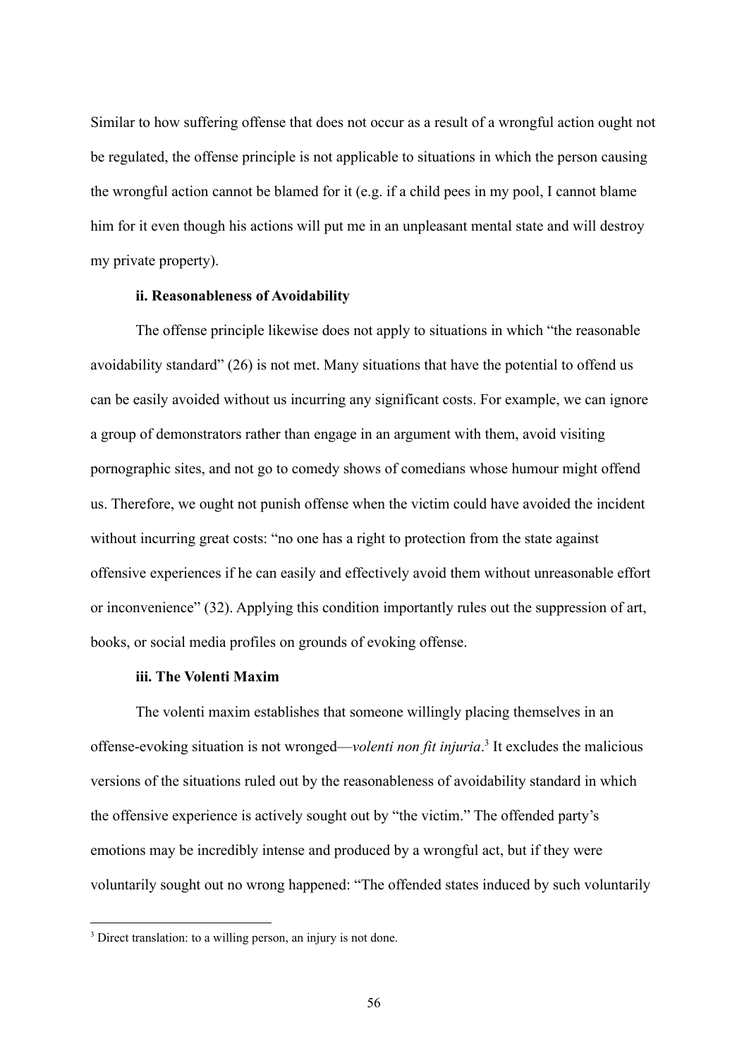Similar to how suffering offense that does not occur as a result of a wrongful action ought not be regulated, the offense principle is not applicable to situations in which the person causing the wrongful action cannot be blamed for it (e.g. if a child pees in my pool, I cannot blame him for it even though his actions will put me in an unpleasant mental state and will destroy my private property).

#### ii. Reasonableness of Avoidability

The offense principle likewise does not apply to situations in which "the reasonable avoidability standard" (26) is not met. Many situations that have the potential to offend us can be easily avoided without us incurring any significant costs. For example, we can ignore a group of demonstrators rather than engage in an argument with them, avoid visiting pornographic sites, and not go to comedy shows of comedians whose humour might offend us. Therefore, we ought not punish offense when the victim could have avoided the incident without incurring great costs: "no one has a right to protection from the state against offensive experiences if he can easily and effectively avoid them without unreasonable effort or inconvenience" (32). Applying this condition importantly rules out the suppression of art, books, or social media profiles on grounds of evoking offense.

#### iii. The Volenti Maxim

The volenti maxim establishes that someone willingly placing themselves in an offense-evoking situation is not wronged—*volenti non fit injuria*.[3] It excludes the malicious versions of the situations ruled out by the reasonableness of avoidability standard in which the offensive experience is actively sought out by "the victim." The offended party's emotions may be incredibly intense and produced by a wrongful act, but if they were voluntarily sought out no wrong happened: "The offended states induced by such voluntarily

[3] Direct translation: to a willing person, an injury is not done.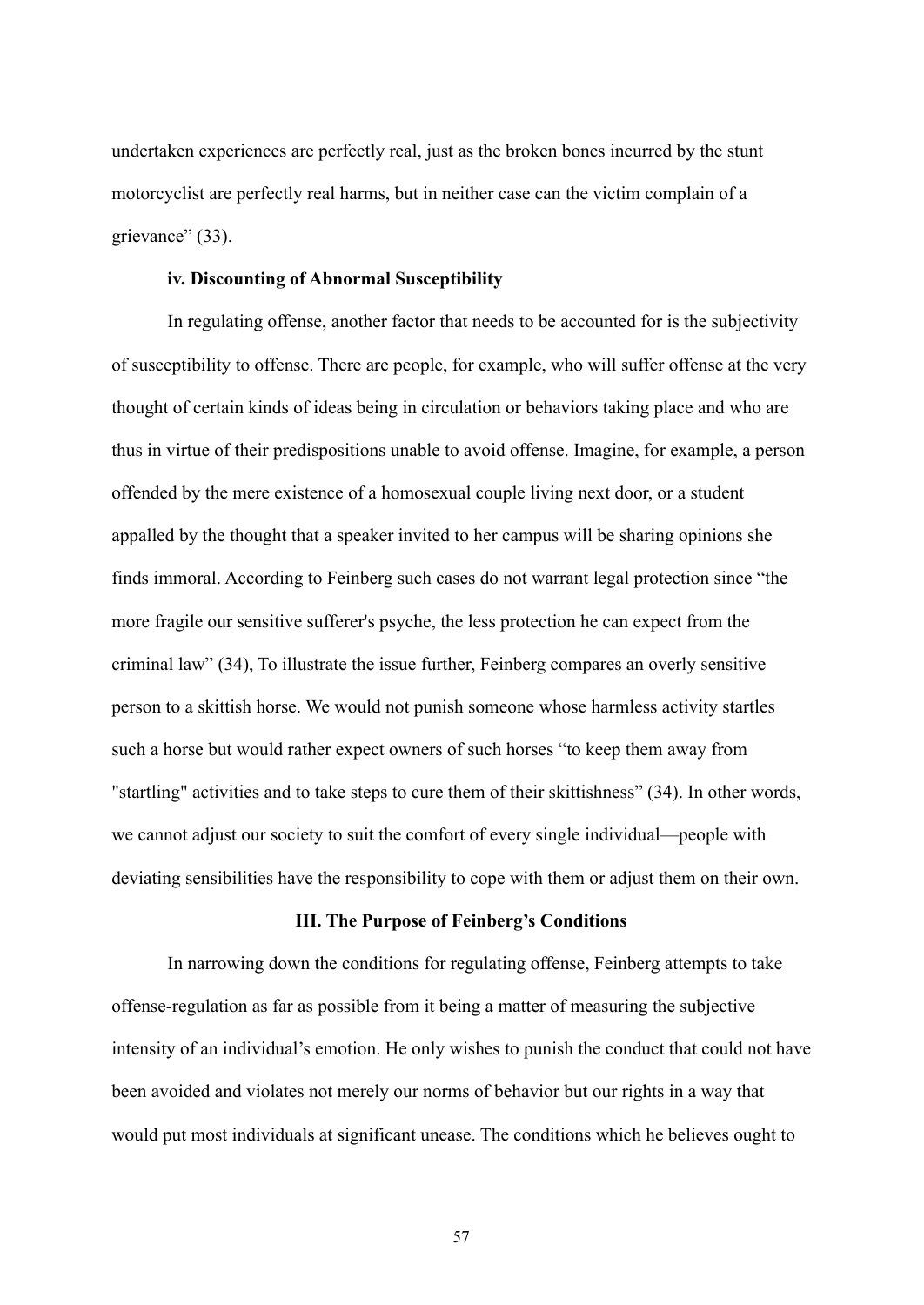undertaken experiences are perfectly real, just as the broken bones incurred by the stunt motorcyclist are perfectly real harms, but in neither case can the victim complain of a grievance" (33).

#### iv. Discounting of Abnormal Susceptibility

In regulating offense, another factor that needs to be accounted for is the subjectivity of susceptibility to offense. There are people, for example, who will suffer offense at the very thought of certain kinds of ideas being in circulation or behaviors taking place and who are thus in virtue of their predispositions unable to avoid offense. Imagine, for example, a person offended by the mere existence of a homosexual couple living next door, or a student appalled by the thought that a speaker invited to her campus will be sharing opinions she finds immoral. According to Feinberg such cases do not warrant legal protection since "the more fragile our sensitive sufferer's psyche, the less protection he can expect from the criminal law" (34), To illustrate the issue further, Feinberg compares an overly sensitive person to a skittish horse. We would not punish someone whose harmless activity startles such a horse but would rather expect owners of such horses "to keep them away from "startling" activities and to take steps to cure them of their skittishness" (34). In other words, we cannot adjust our society to suit the comfort of every single individual—people with deviating sensibilities have the responsibility to cope with them or adjust them on their own.

## III. The Purpose of Feinberg's Conditions

In narrowing down the conditions for regulating offense, Feinberg attempts to take offense-regulation as far as possible from it being a matter of measuring the subjective intensity of an individual's emotion. He only wishes to punish the conduct that could not have been avoided and violates not merely our norms of behavior but our rights in a way that would put most individuals at significant unease. The conditions which he believes ought to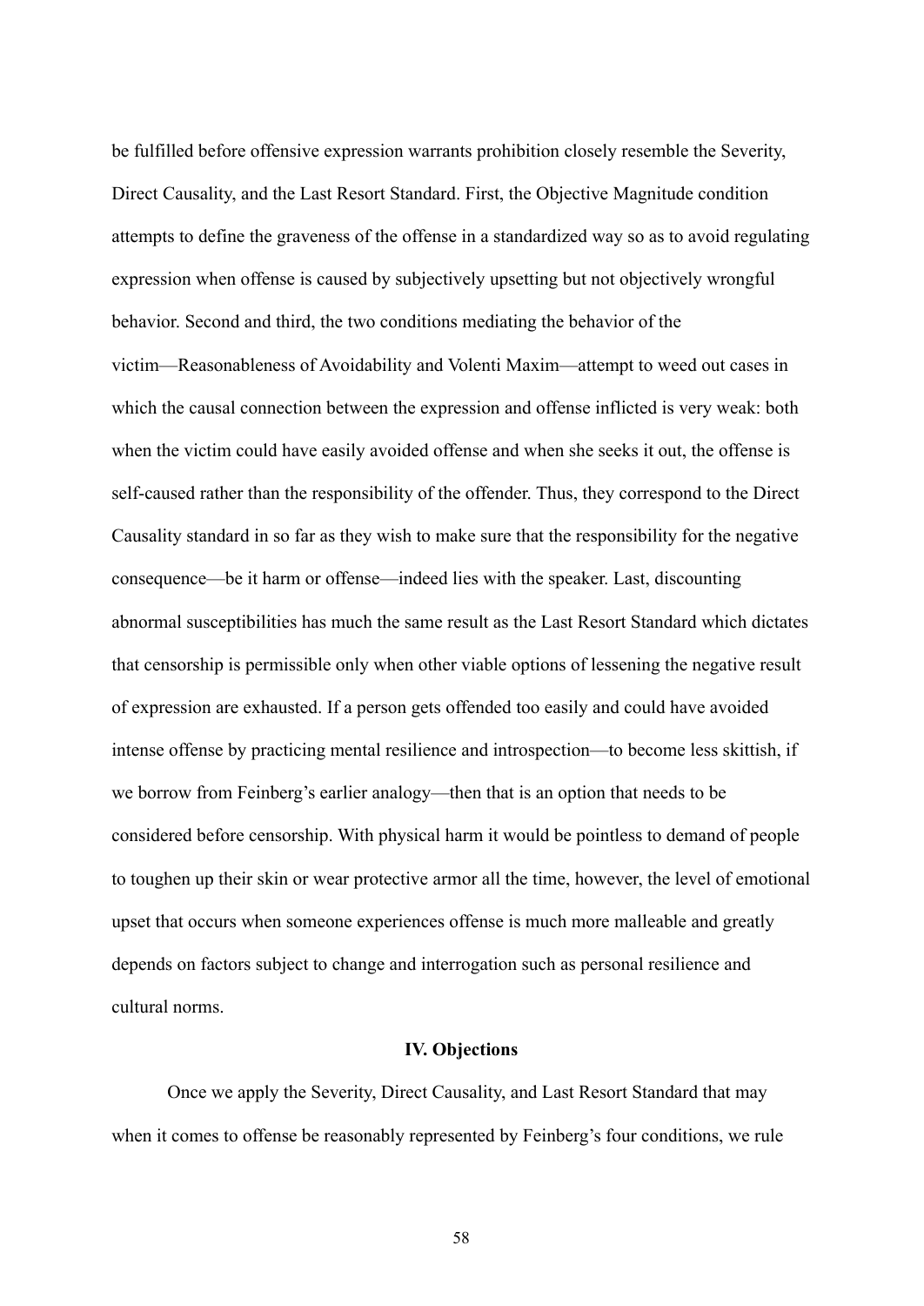be fulfilled before offensive expression warrants prohibition closely resemble the Severity, Direct Causality, and the Last Resort Standard. First, the Objective Magnitude condition attempts to define the graveness of the offense in a standardized way so as to avoid regulating expression when offense is caused by subjectively upsetting but not objectively wrongful behavior. Second and third, the two conditions mediating the behavior of the victim—Reasonableness of Avoidability and Volenti Maxim—attempt to weed out cases in which the causal connection between the expression and offense inflicted is very weak: both when the victim could have easily avoided offense and when she seeks it out, the offense is self-caused rather than the responsibility of the offender. Thus, they correspond to the Direct Causality standard in so far as they wish to make sure that the responsibility for the negative consequence—be it harm or offense—indeed lies with the speaker. Last, discounting abnormal susceptibilities has much the same result as the Last Resort Standard which dictates that censorship is permissible only when other viable options of lessening the negative result of expression are exhausted. If a person gets offended too easily and could have avoided intense offense by practicing mental resilience and introspection—to become less skittish, if we borrow from Feinberg's earlier analogy—then that is an option that needs to be considered before censorship. With physical harm it would be pointless to demand of people to toughen up their skin or wear protective armor all the time, however, the level of emotional upset that occurs when someone experiences offense is much more malleable and greatly depends on factors subject to change and interrogation such as personal resilience and cultural norms.

## IV. Objections

Once we apply the Severity, Direct Causality, and Last Resort Standard that may when it comes to offense be reasonably represented by Feinberg's four conditions, we rule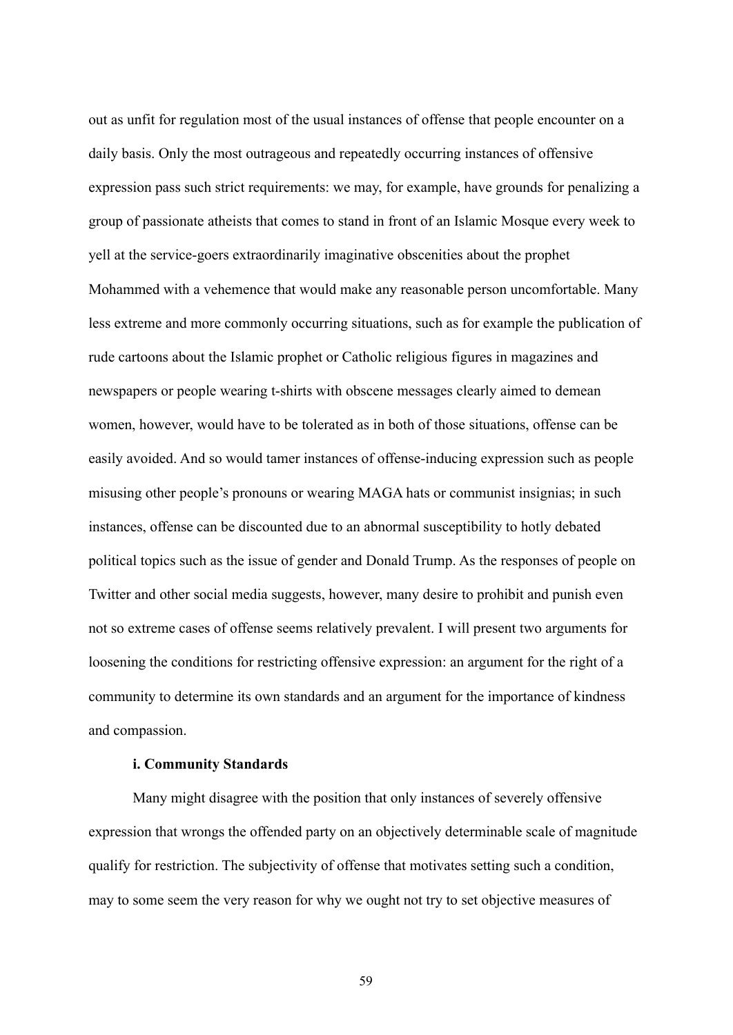out as unfit for regulation most of the usual instances of offense that people encounter on a daily basis. Only the most outrageous and repeatedly occurring instances of offensive expression pass such strict requirements: we may, for example, have grounds for penalizing a group of passionate atheists that comes to stand in front of an Islamic Mosque every week to yell at the service-goers extraordinarily imaginative obscenities about the prophet Mohammed with a vehemence that would make any reasonable person uncomfortable. Many less extreme and more commonly occurring situations, such as for example the publication of rude cartoons about the Islamic prophet or Catholic religious figures in magazines and newspapers or people wearing t-shirts with obscene messages clearly aimed to demean women, however, would have to be tolerated as in both of those situations, offense can be easily avoided. And so would tamer instances of offense-inducing expression such as people misusing other people's pronouns or wearing MAGA hats or communist insignias; in such instances, offense can be discounted due to an abnormal susceptibility to hotly debated political topics such as the issue of gender and Donald Trump. As the responses of people on Twitter and other social media suggests, however, many desire to prohibit and punish even not so extreme cases of offense seems relatively prevalent. I will present two arguments for loosening the conditions for restricting offensive expression: an argument for the right of a community to determine its own standards and an argument for the importance of kindness and compassion.

**i. Community Standards**

Many might disagree with the position that only instances of severely offensive expression that wrongs the offended party on an objectively determinable scale of magnitude qualify for restriction. The subjectivity of offense that motivates setting such a condition, may to some seem the very reason for why we ought not try to set objective measures of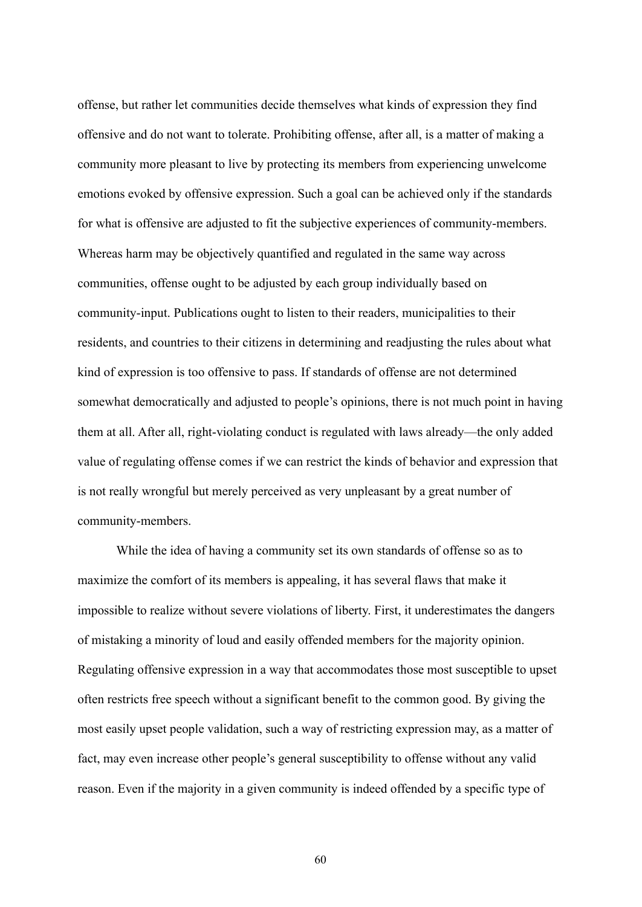offense, but rather let communities decide themselves what kinds of expression they find offensive and do not want to tolerate. Prohibiting offense, after all, is a matter of making a community more pleasant to live by protecting its members from experiencing unwelcome emotions evoked by offensive expression. Such a goal can be achieved only if the standards for what is offensive are adjusted to fit the subjective experiences of community-members. Whereas harm may be objectively quantified and regulated in the same way across communities, offense ought to be adjusted by each group individually based on community-input. Publications ought to listen to their readers, municipalities to their residents, and countries to their citizens in determining and readjusting the rules about what kind of expression is too offensive to pass. If standards of offense are not determined somewhat democratically and adjusted to people's opinions, there is not much point in having them at all. After all, right-violating conduct is regulated with laws already—the only added value of regulating offense comes if we can restrict the kinds of behavior and expression that is not really wrongful but merely perceived as very unpleasant by a great number of community-members.

While the idea of having a community set its own standards of offense so as to maximize the comfort of its members is appealing, it has several flaws that make it impossible to realize without severe violations of liberty. First, it underestimates the dangers of mistaking a minority of loud and easily offended members for the majority opinion. Regulating offensive expression in a way that accommodates those most susceptible to upset often restricts free speech without a significant benefit to the common good. By giving the most easily upset people validation, such a way of restricting expression may, as a matter of fact, may even increase other people's general susceptibility to offense without any valid reason. Even if the majority in a given community is indeed offended by a specific type of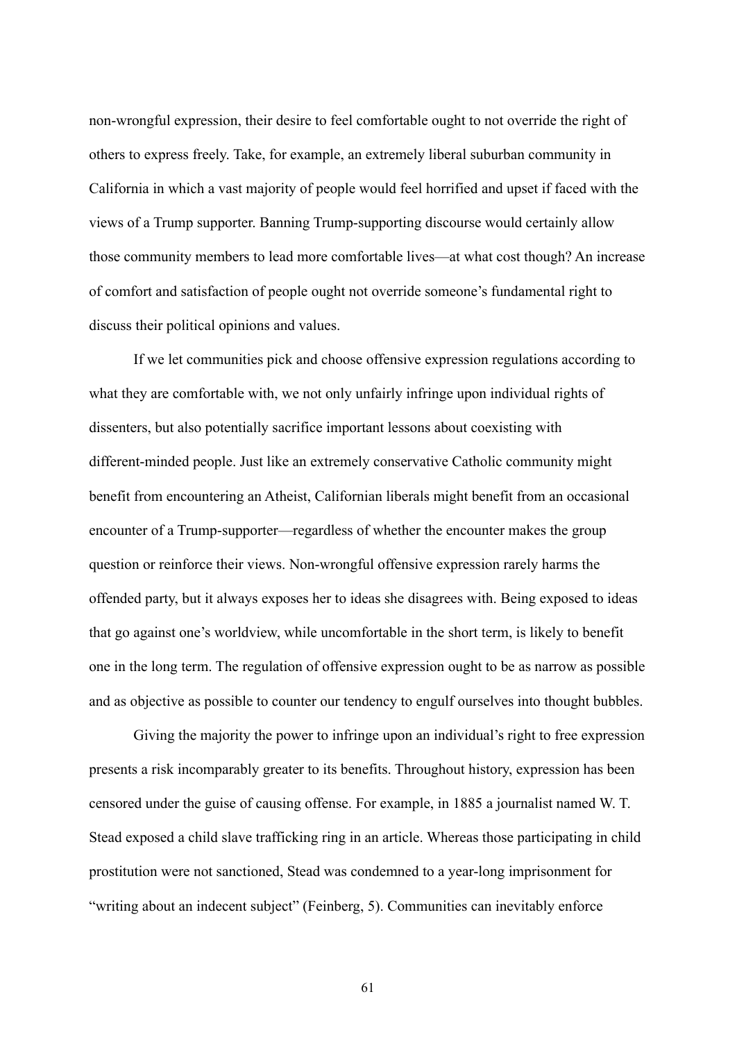non-wrongful expression, their desire to feel comfortable ought to not override the right of others to express freely. Take, for example, an extremely liberal suburban community in California in which a vast majority of people would feel horrified and upset if faced with the views of a Trump supporter. Banning Trump-supporting discourse would certainly allow those community members to lead more comfortable lives—at what cost though? An increase of comfort and satisfaction of people ought not override someone's fundamental right to discuss their political opinions and values.

If we let communities pick and choose offensive expression regulations according to what they are comfortable with, we not only unfairly infringe upon individual rights of dissenters, but also potentially sacrifice important lessons about coexisting with different-minded people. Just like an extremely conservative Catholic community might benefit from encountering an Atheist, Californian liberals might benefit from an occasional encounter of a Trump-supporter—regardless of whether the encounter makes the group question or reinforce their views. Non-wrongful offensive expression rarely harms the offended party, but it always exposes her to ideas she disagrees with. Being exposed to ideas that go against one's worldview, while uncomfortable in the short term, is likely to benefit one in the long term. The regulation of offensive expression ought to be as narrow as possible and as objective as possible to counter our tendency to engulf ourselves into thought bubbles.

Giving the majority the power to infringe upon an individual's right to free expression presents a risk incomparably greater to its benefits. Throughout history, expression has been censored under the guise of causing offense. For example, in 1885 a journalist named W. T. Stead exposed a child slave trafficking ring in an article. Whereas those participating in child prostitution were not sanctioned, Stead was condemned to a year-long imprisonment for "writing about an indecent subject" (Feinberg, 5). Communities can inevitably enforce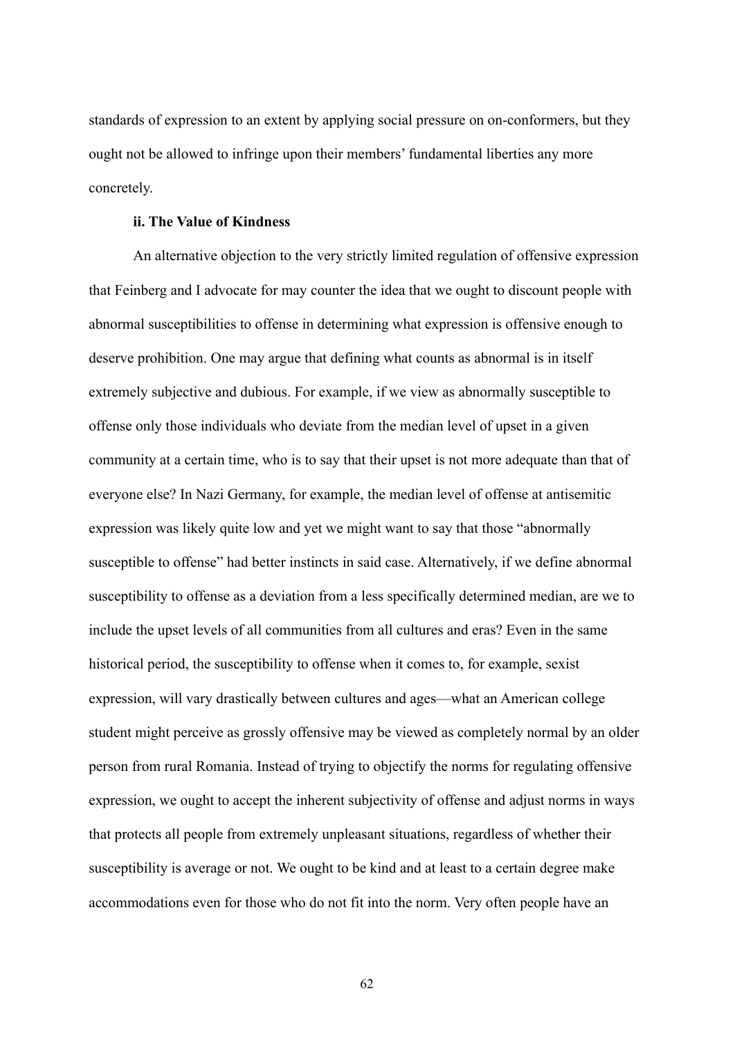standards of expression to an extent by applying social pressure on on-conformers, but they ought not be allowed to infringe upon their members' fundamental liberties any more concretely.

**ii. The Value of Kindness**

An alternative objection to the very strictly limited regulation of offensive expression that Feinberg and I advocate for may counter the idea that we ought to discount people with abnormal susceptibilities to offense in determining what expression is offensive enough to deserve prohibition. One may argue that defining what counts as abnormal is in itself extremely subjective and dubious. For example, if we view as abnormally susceptible to offense only those individuals who deviate from the median level of upset in a given community at a certain time, who is to say that their upset is not more adequate than that of everyone else? In Nazi Germany, for example, the median level of offense at antisemitic expression was likely quite low and yet we might want to say that those "abnormally susceptible to offense" had better instincts in said case. Alternatively, if we define abnormal susceptibility to offense as a deviation from a less specifically determined median, are we to include the upset levels of all communities from all cultures and eras? Even in the same historical period, the susceptibility to offense when it comes to, for example, sexist expression, will vary drastically between cultures and ages—what an American college student might perceive as grossly offensive may be viewed as completely normal by an older person from rural Romania. Instead of trying to objectify the norms for regulating offensive expression, we ought to accept the inherent subjectivity of offense and adjust norms in ways that protects all people from extremely unpleasant situations, regardless of whether their susceptibility is average or not. We ought to be kind and at least to a certain degree make accommodations even for those who do not fit into the norm. Very often people have an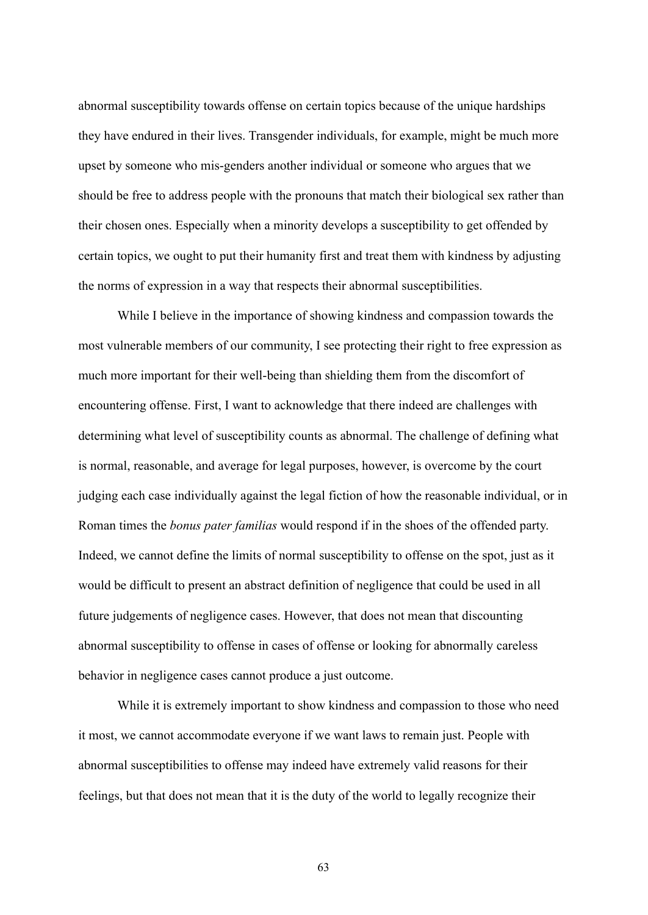abnormal susceptibility towards offense on certain topics because of the unique hardships they have endured in their lives. Transgender individuals, for example, might be much more upset by someone who mis-genders another individual or someone who argues that we should be free to address people with the pronouns that match their biological sex rather than their chosen ones. Especially when a minority develops a susceptibility to get offended by certain topics, we ought to put their humanity first and treat them with kindness by adjusting the norms of expression in a way that respects their abnormal susceptibilities.

While I believe in the importance of showing kindness and compassion towards the most vulnerable members of our community, I see protecting their right to free expression as much more important for their well-being than shielding them from the discomfort of encountering offense. First, I want to acknowledge that there indeed are challenges with determining what level of susceptibility counts as abnormal. The challenge of defining what is normal, reasonable, and average for legal purposes, however, is overcome by the court judging each case individually against the legal fiction of how the reasonable individual, or in Roman times the *bonus pater familias* would respond if in the shoes of the offended party. Indeed, we cannot define the limits of normal susceptibility to offense on the spot, just as it would be difficult to present an abstract definition of negligence that could be used in all future judgements of negligence cases. However, that does not mean that discounting abnormal susceptibility to offense in cases of offense or looking for abnormally careless behavior in negligence cases cannot produce a just outcome.

While it is extremely important to show kindness and compassion to those who need it most, we cannot accommodate everyone if we want laws to remain just. People with abnormal susceptibilities to offense may indeed have extremely valid reasons for their feelings, but that does not mean that it is the duty of the world to legally recognize their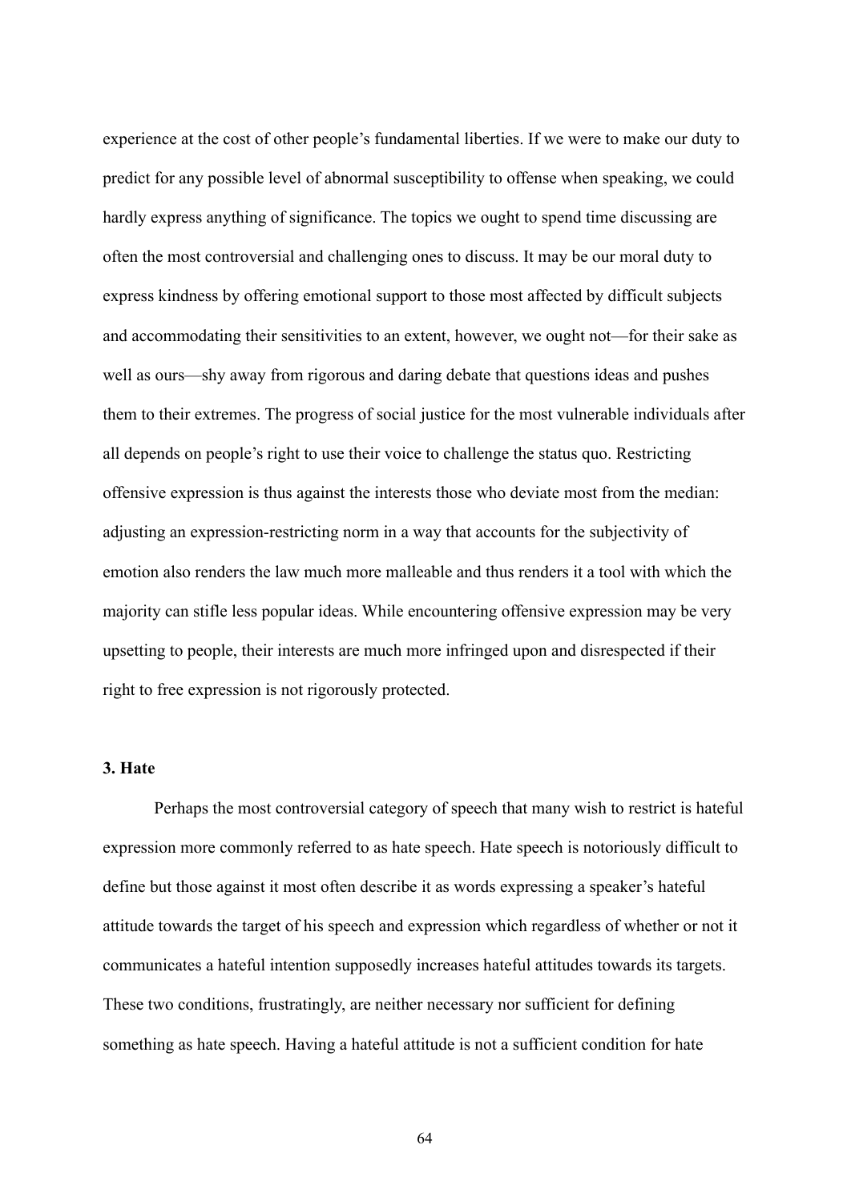experience at the cost of other people's fundamental liberties. If we were to make our duty to predict for any possible level of abnormal susceptibility to offense when speaking, we could hardly express anything of significance. The topics we ought to spend time discussing are often the most controversial and challenging ones to discuss. It may be our moral duty to express kindness by offering emotional support to those most affected by difficult subjects and accommodating their sensitivities to an extent, however, we ought not—for their sake as well as ours—shy away from rigorous and daring debate that questions ideas and pushes them to their extremes. The progress of social justice for the most vulnerable individuals after all depends on people's right to use their voice to challenge the status quo. Restricting offensive expression is thus against the interests those who deviate most from the median: adjusting an expression-restricting norm in a way that accounts for the subjectivity of emotion also renders the law much more malleable and thus renders it a tool with which the majority can stifle less popular ideas. While encountering offensive expression may be very upsetting to people, their interests are much more infringed upon and disrespected if their right to free expression is not rigorously protected.

### 3. Hate

Perhaps the most controversial category of speech that many wish to restrict is hateful expression more commonly referred to as hate speech. Hate speech is notoriously difficult to define but those against it most often describe it as words expressing a speaker's hateful attitude towards the target of his speech and expression which regardless of whether or not it communicates a hateful intention supposedly increases hateful attitudes towards its targets. These two conditions, frustratingly, are neither necessary nor sufficient for defining something as hate speech. Having a hateful attitude is not a sufficient condition for hate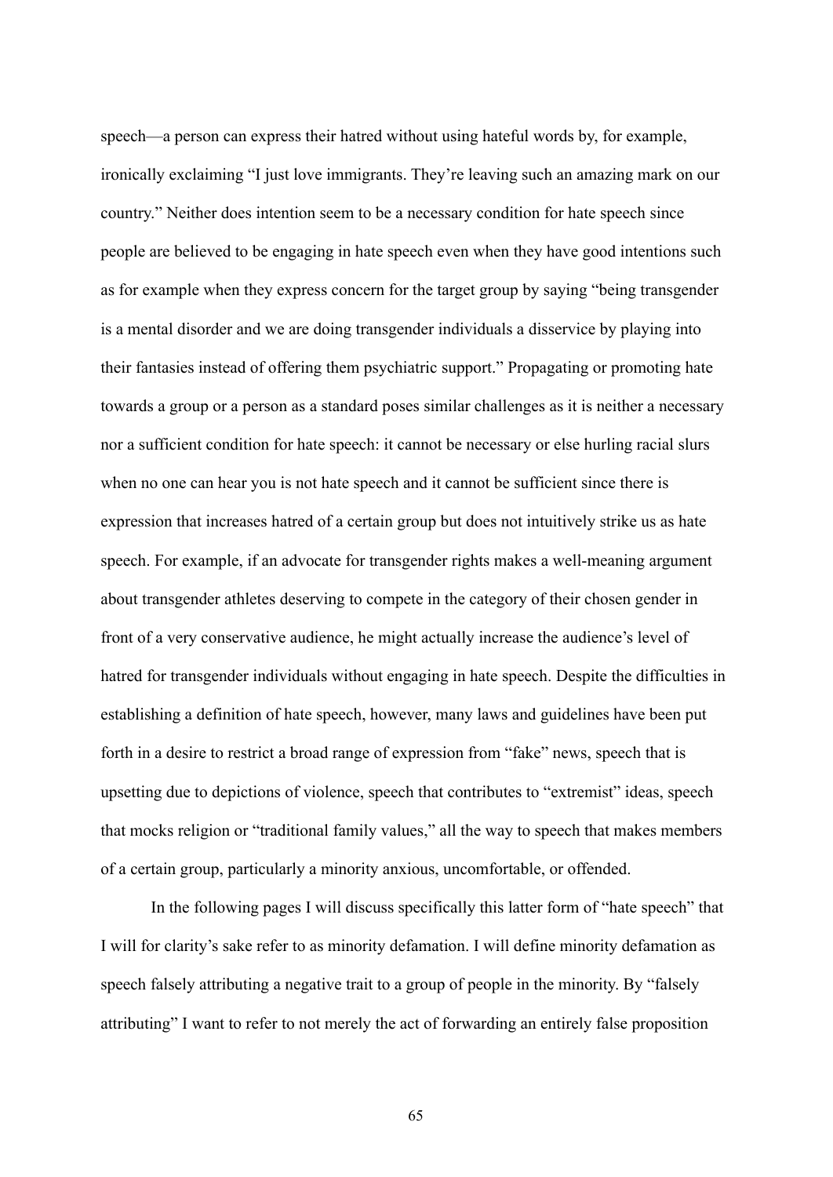speech—a person can express their hatred without using hateful words by, for example, ironically exclaiming "I just love immigrants. They're leaving such an amazing mark on our country." Neither does intention seem to be a necessary condition for hate speech since people are believed to be engaging in hate speech even when they have good intentions such as for example when they express concern for the target group by saying "being transgender is a mental disorder and we are doing transgender individuals a disservice by playing into their fantasies instead of offering them psychiatric support." Propagating or promoting hate towards a group or a person as a standard poses similar challenges as it is neither a necessary nor a sufficient condition for hate speech: it cannot be necessary or else hurling racial slurs when no one can hear you is not hate speech and it cannot be sufficient since there is expression that increases hatred of a certain group but does not intuitively strike us as hate speech. For example, if an advocate for transgender rights makes a well-meaning argument about transgender athletes deserving to compete in the category of their chosen gender in front of a very conservative audience, he might actually increase the audience's level of hatred for transgender individuals without engaging in hate speech. Despite the difficulties in establishing a definition of hate speech, however, many laws and guidelines have been put forth in a desire to restrict a broad range of expression from "fake" news, speech that is upsetting due to depictions of violence, speech that contributes to "extremist" ideas, speech that mocks religion or "traditional family values," all the way to speech that makes members of a certain group, particularly a minority anxious, uncomfortable, or offended.

In the following pages I will discuss specifically this latter form of "hate speech" that I will for clarity's sake refer to as minority defamation. I will define minority defamation as speech falsely attributing a negative trait to a group of people in the minority. By "falsely attributing" I want to refer to not merely the act of forwarding an entirely false proposition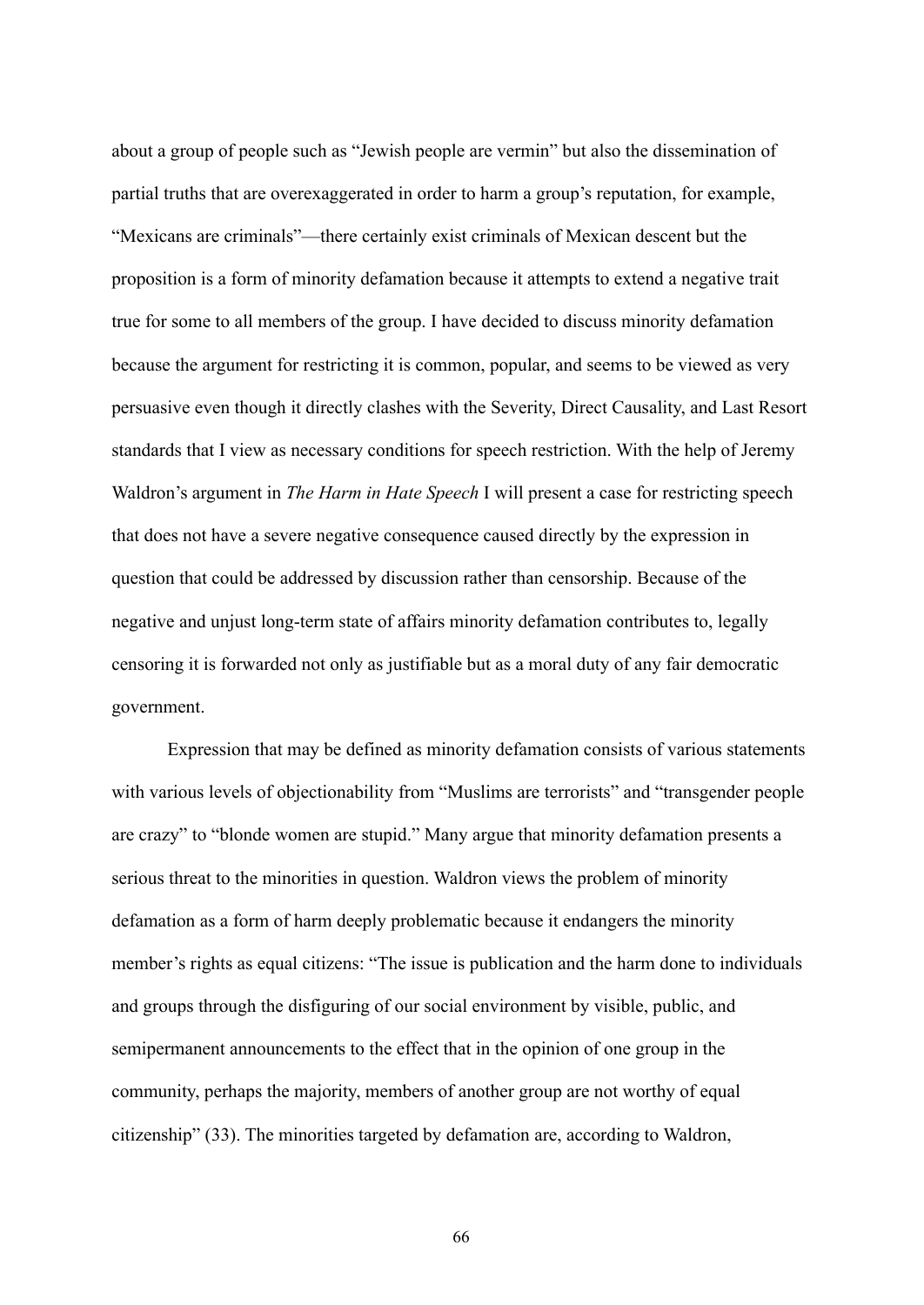about a group of people such as "Jewish people are vermin" but also the dissemination of partial truths that are overexaggerated in order to harm a group's reputation, for example, "Mexicans are criminals"—there certainly exist criminals of Mexican descent but the proposition is a form of minority defamation because it attempts to extend a negative trait true for some to all members of the group. I have decided to discuss minority defamation because the argument for restricting it is common, popular, and seems to be viewed as very persuasive even though it directly clashes with the Severity, Direct Causality, and Last Resort standards that I view as necessary conditions for speech restriction. With the help of Jeremy Waldron's argument in *The Harm in Hate Speech* I will present a case for restricting speech that does not have a severe negative consequence caused directly by the expression in question that could be addressed by discussion rather than censorship. Because of the negative and unjust long-term state of affairs minority defamation contributes to, legally censoring it is forwarded not only as justifiable but as a moral duty of any fair democratic government.

Expression that may be defined as minority defamation consists of various statements with various levels of objectionability from "Muslims are terrorists" and "transgender people are crazy" to "blonde women are stupid." Many argue that minority defamation presents a serious threat to the minorities in question. Waldron views the problem of minority defamation as a form of harm deeply problematic because it endangers the minority member's rights as equal citizens: "The issue is publication and the harm done to individuals and groups through the disfiguring of our social environment by visible, public, and semipermanent announcements to the effect that in the opinion of one group in the community, perhaps the majority, members of another group are not worthy of equal citizenship" (33). The minorities targeted by defamation are, according to Waldron,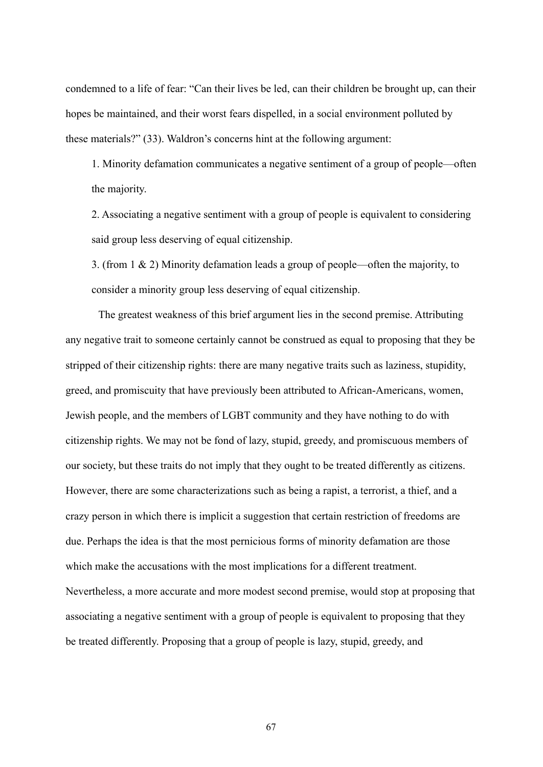condemned to a life of fear: "Can their lives be led, can their children be brought up, can their hopes be maintained, and their worst fears dispelled, in a social environment polluted by these materials?" (33). Waldron's concerns hint at the following argument:

1. Minority defamation communicates a negative sentiment of a group of people—often the majority.

2. Associating a negative sentiment with a group of people is equivalent to considering said group less deserving of equal citizenship.

3. (from 1 & 2) Minority defamation leads a group of people—often the majority, to consider a minority group less deserving of equal citizenship.

The greatest weakness of this brief argument lies in the second premise. Attributing any negative trait to someone certainly cannot be construed as equal to proposing that they be stripped of their citizenship rights: there are many negative traits such as laziness, stupidity, greed, and promiscuity that have previously been attributed to African-Americans, women, Jewish people, and the members of LGBT community and they have nothing to do with citizenship rights. We may not be fond of lazy, stupid, greedy, and promiscuous members of our society, but these traits do not imply that they ought to be treated differently as citizens. However, there are some characterizations such as being a rapist, a terrorist, a thief, and a crazy person in which there is implicit a suggestion that certain restriction of freedoms are due. Perhaps the idea is that the most pernicious forms of minority defamation are those which make the accusations with the most implications for a different treatment. Nevertheless, a more accurate and more modest second premise, would stop at proposing that associating a negative sentiment with a group of people is equivalent to proposing that they be treated differently. Proposing that a group of people is lazy, stupid, greedy, and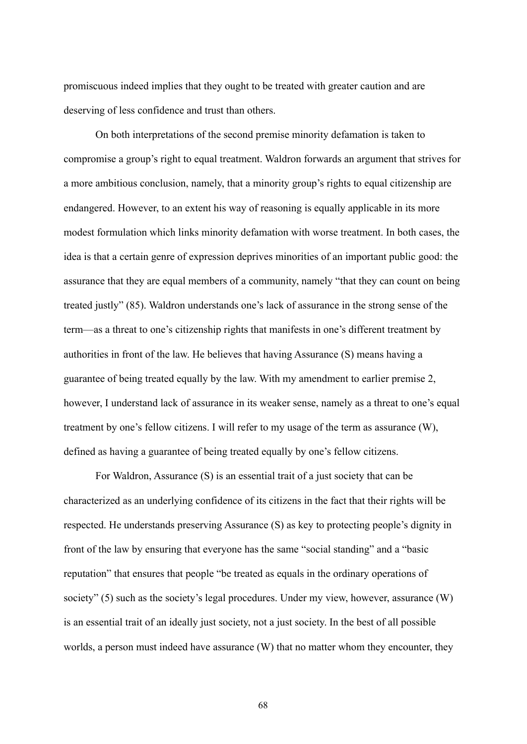promiscuous indeed implies that they ought to be treated with greater caution and are deserving of less confidence and trust than others.

On both interpretations of the second premise minority defamation is taken to compromise a group's right to equal treatment. Waldron forwards an argument that strives for a more ambitious conclusion, namely, that a minority group's rights to equal citizenship are endangered. However, to an extent his way of reasoning is equally applicable in its more modest formulation which links minority defamation with worse treatment. In both cases, the idea is that a certain genre of expression deprives minorities of an important public good: the assurance that they are equal members of a community, namely "that they can count on being treated justly" (85). Waldron understands one's lack of assurance in the strong sense of the term—as a threat to one's citizenship rights that manifests in one's different treatment by authorities in front of the law. He believes that having Assurance (S) means having a guarantee of being treated equally by the law. With my amendment to earlier premise 2, however, I understand lack of assurance in its weaker sense, namely as a threat to one's equal treatment by one's fellow citizens. I will refer to my usage of the term as assurance (W), defined as having a guarantee of being treated equally by one's fellow citizens.

For Waldron, Assurance (S) is an essential trait of a just society that can be characterized as an underlying confidence of its citizens in the fact that their rights will be respected. He understands preserving Assurance (S) as key to protecting people's dignity in front of the law by ensuring that everyone has the same "social standing" and a "basic reputation" that ensures that people "be treated as equals in the ordinary operations of society" (5) such as the society's legal procedures. Under my view, however, assurance (W) is an essential trait of an ideally just society, not a just society. In the best of all possible worlds, a person must indeed have assurance (W) that no matter whom they encounter, they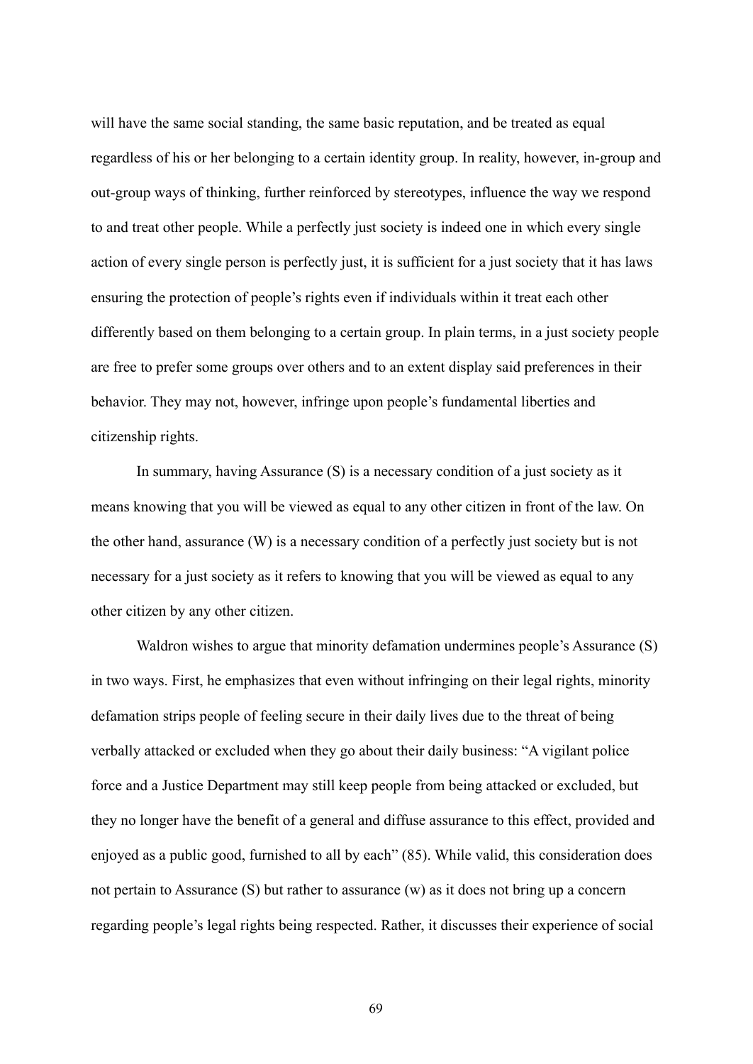will have the same social standing, the same basic reputation, and be treated as equal regardless of his or her belonging to a certain identity group. In reality, however, in-group and out-group ways of thinking, further reinforced by stereotypes, influence the way we respond to and treat other people. While a perfectly just society is indeed one in which every single action of every single person is perfectly just, it is sufficient for a just society that it has laws ensuring the protection of people's rights even if individuals within it treat each other differently based on them belonging to a certain group. In plain terms, in a just society people are free to prefer some groups over others and to an extent display said preferences in their behavior. They may not, however, infringe upon people's fundamental liberties and citizenship rights.

In summary, having Assurance (S) is a necessary condition of a just society as it means knowing that you will be viewed as equal to any other citizen in front of the law. On the other hand, assurance (W) is a necessary condition of a perfectly just society but is not necessary for a just society as it refers to knowing that you will be viewed as equal to any other citizen by any other citizen.

Waldron wishes to argue that minority defamation undermines people's Assurance (S) in two ways. First, he emphasizes that even without infringing on their legal rights, minority defamation strips people of feeling secure in their daily lives due to the threat of being verbally attacked or excluded when they go about their daily business: "A vigilant police force and a Justice Department may still keep people from being attacked or excluded, but they no longer have the benefit of a general and diffuse assurance to this effect, provided and enjoyed as a public good, furnished to all by each" (85). While valid, this consideration does not pertain to Assurance (S) but rather to assurance (w) as it does not bring up a concern regarding people's legal rights being respected. Rather, it discusses their experience of social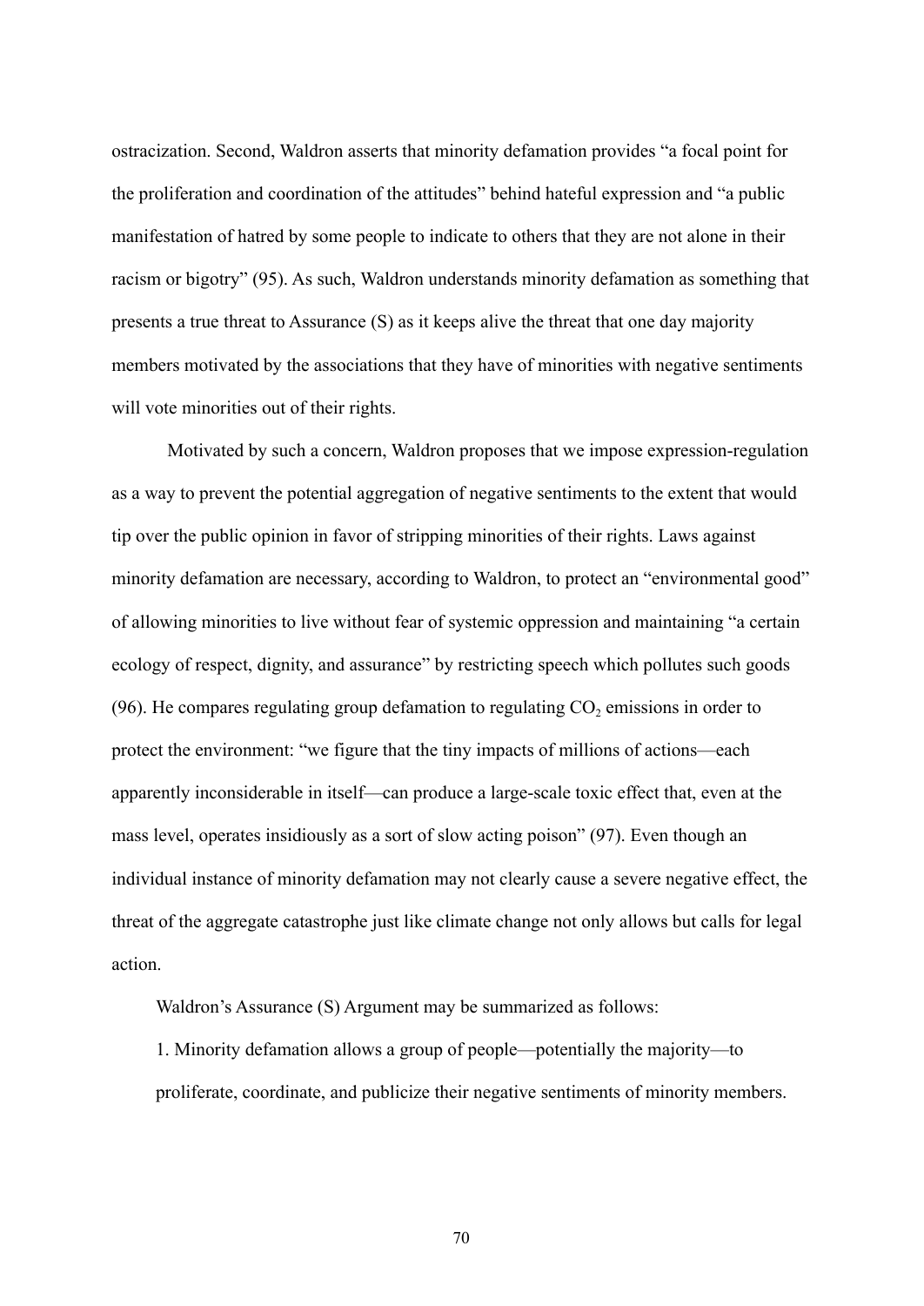ostracization. Second, Waldron asserts that minority defamation provides “a focal point for the proliferation and coordination of the attitudes” behind hateful expression and “a public manifestation of hatred by some people to indicate to others that they are not alone in their racism or bigotry” (95). As such, Waldron understands minority defamation as something that presents a true threat to Assurance (S) as it keeps alive the threat that one day majority members motivated by the associations that they have of minorities with negative sentiments will vote minorities out of their rights.

Motivated by such a concern, Waldron proposes that we impose expression-regulation as a way to prevent the potential aggregation of negative sentiments to the extent that would tip over the public opinion in favor of stripping minorities of their rights. Laws against minority defamation are necessary, according to Waldron, to protect an “environmental good” of allowing minorities to live without fear of systemic oppression and maintaining “a certain ecology of respect, dignity, and assurance” by restricting speech which pollutes such goods (96). He compares regulating group defamation to regulating $CO_2$ emissions in order to protect the environment: “we figure that the tiny impacts of millions of actions—each apparently inconsiderable in itself—can produce a large-scale toxic effect that, even at the mass level, operates insidiously as a sort of slow acting poison” (97). Even though an individual instance of minority defamation may not clearly cause a severe negative effect, the threat of the aggregate catastrophe just like climate change not only allows but calls for legal action.

Waldron’s Assurance (S) Argument may be summarized as follows:

1. Minority defamation allows a group of people—potentially the majority—to proliferate, coordinate, and publicize their negative sentiments of minority members.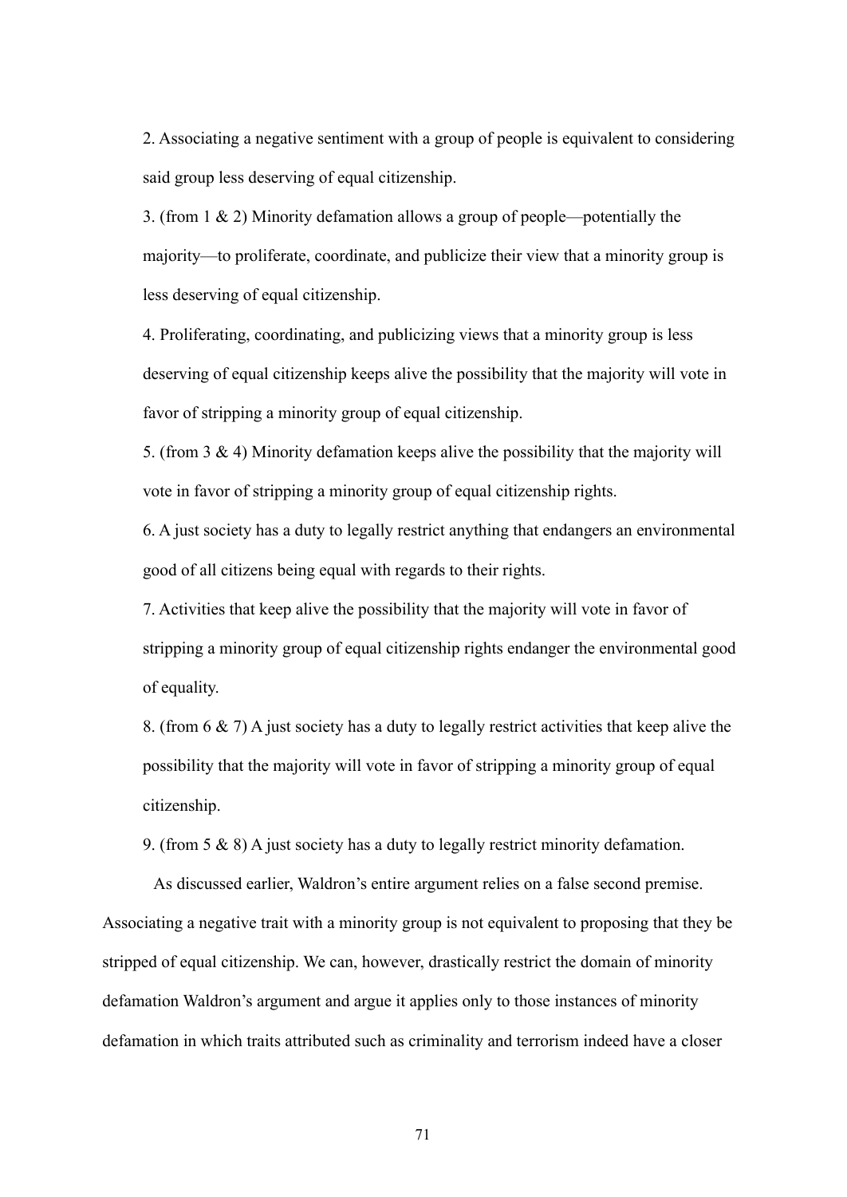2. Associating a negative sentiment with a group of people is equivalent to considering said group less deserving of equal citizenship.

3. (from 1 & 2) Minority defamation allows a group of people—potentially the majority—to proliferate, coordinate, and publicize their view that a minority group is less deserving of equal citizenship.

4. Proliferating, coordinating, and publicizing views that a minority group is less deserving of equal citizenship keeps alive the possibility that the majority will vote in favor of stripping a minority group of equal citizenship.

5. (from 3 & 4) Minority defamation keeps alive the possibility that the majority will vote in favor of stripping a minority group of equal citizenship rights.

6. A just society has a duty to legally restrict anything that endangers an environmental good of all citizens being equal with regards to their rights.

7. Activities that keep alive the possibility that the majority will vote in favor of stripping a minority group of equal citizenship rights endanger the environmental good of equality.

8. (from 6 & 7) A just society has a duty to legally restrict activities that keep alive the possibility that the majority will vote in favor of stripping a minority group of equal citizenship.

9. (from 5 & 8) A just society has a duty to legally restrict minority defamation.

As discussed earlier, Waldron's entire argument relies on a false second premise. Associating a negative trait with a minority group is not equivalent to proposing that they be stripped of equal citizenship. We can, however, drastically restrict the domain of minority defamation Waldron's argument and argue it applies only to those instances of minority defamation in which traits attributed such as criminality and terrorism indeed have a closer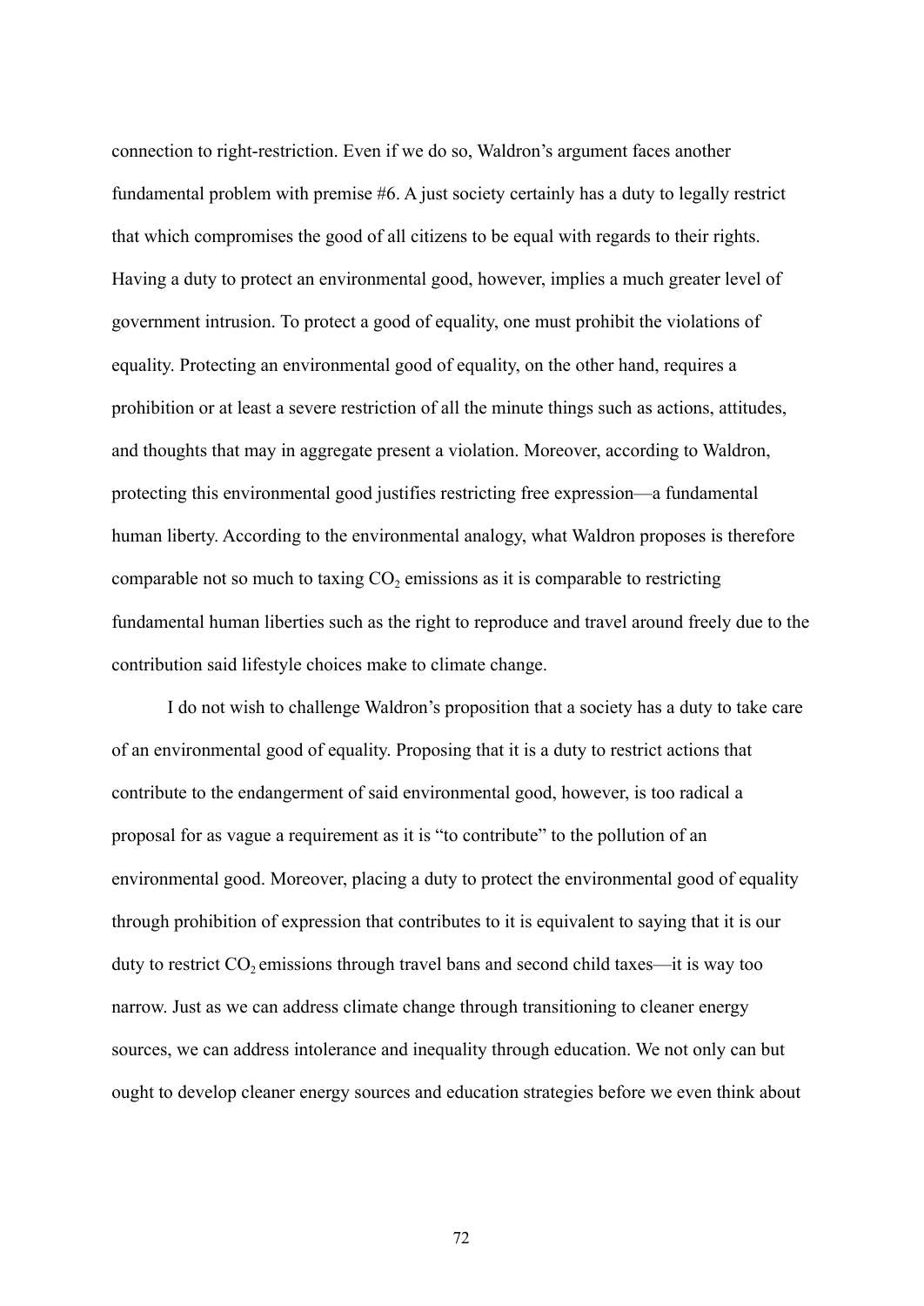connection to right-restriction. Even if we do so, Waldron's argument faces another fundamental problem with premise #6. A just society certainly has a duty to legally restrict that which compromises the good of all citizens to be equal with regards to their rights. Having a duty to protect an environmental good, however, implies a much greater level of government intrusion. To protect a good of equality, one must prohibit the violations of equality. Protecting an environmental good of equality, on the other hand, requires a prohibition or at least a severe restriction of all the minute things such as actions, attitudes, and thoughts that may in aggregate present a violation. Moreover, according to Waldron, protecting this environmental good justifies restricting free expression—a fundamental human liberty. According to the environmental analogy, what Waldron proposes is therefore comparable not so much to taxing $CO_2$ emissions as it is comparable to restricting fundamental human liberties such as the right to reproduce and travel around freely due to the contribution said lifestyle choices make to climate change.

I do not wish to challenge Waldron's proposition that a society has a duty to take care of an environmental good of equality. Proposing that it is a duty to restrict actions that contribute to the endangerment of said environmental good, however, is too radical a proposal for as vague a requirement as it is "to contribute" to the pollution of an environmental good. Moreover, placing a duty to protect the environmental good of equality through prohibition of expression that contributes to it is equivalent to saying that it is our duty to restrict $CO_2$ emissions through travel bans and second child taxes—it is way too narrow. Just as we can address climate change through transitioning to cleaner energy sources, we can address intolerance and inequality through education. We not only can but ought to develop cleaner energy sources and education strategies before we even think about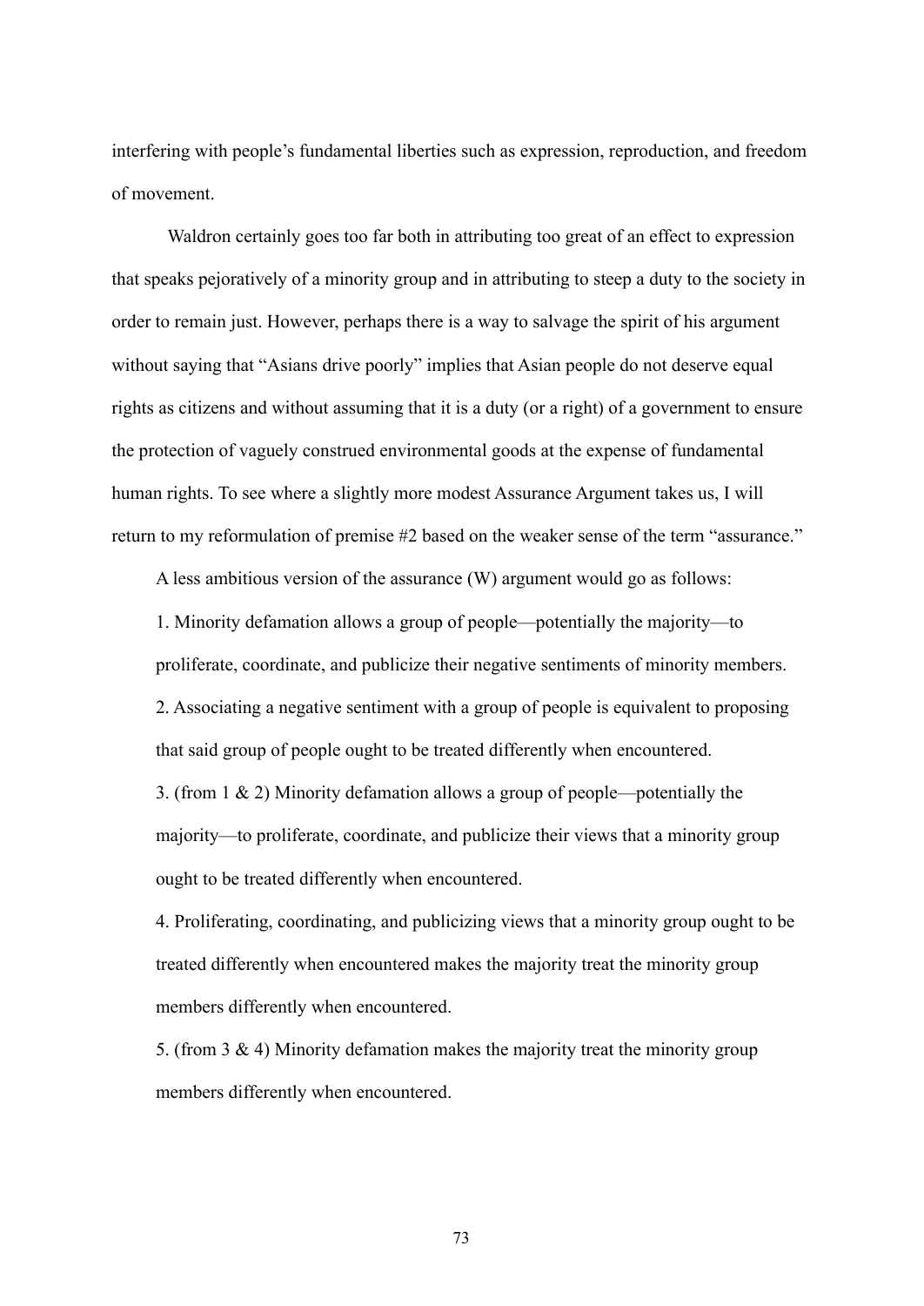interfering with people's fundamental liberties such as expression, reproduction, and freedom of movement.

Waldron certainly goes too far both in attributing too great of an effect to expression that speaks pejoratively of a minority group and in attributing to steep a duty to the society in order to remain just. However, perhaps there is a way to salvage the spirit of his argument without saying that "Asians drive poorly" implies that Asian people do not deserve equal rights as citizens and without assuming that it is a duty (or a right) of a government to ensure the protection of vaguely construed environmental goods at the expense of fundamental human rights. To see where a slightly more modest Assurance Argument takes us, I will return to my reformulation of premise #2 based on the weaker sense of the term "assurance."

A less ambitious version of the assurance (W) argument would go as follows:

1. Minority defamation allows a group of people—potentially the majority—to proliferate, coordinate, and publicize their negative sentiments of minority members.
2. Associating a negative sentiment with a group of people is equivalent to proposing that said group of people ought to be treated differently when encountered.
3. (from 1 & 2) Minority defamation allows a group of people—potentially the majority—to proliferate, coordinate, and publicize their views that a minority group ought to be treated differently when encountered.
4. Proliferating, coordinating, and publicizing views that a minority group ought to be treated differently when encountered makes the majority treat the minority group members differently when encountered.
5. (from 3 & 4) Minority defamation makes the majority treat the minority group members differently when encountered.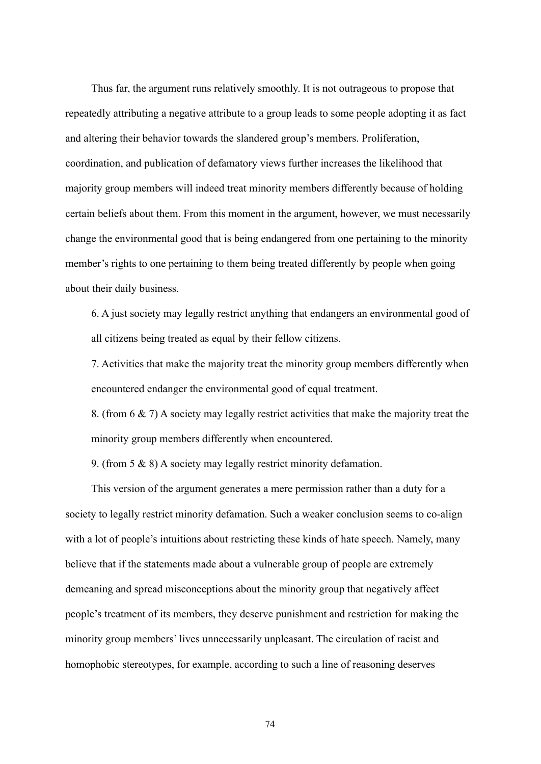Thus far, the argument runs relatively smoothly. It is not outrageous to propose that repeatedly attributing a negative attribute to a group leads to some people adopting it as fact and altering their behavior towards the slandered group's members. Proliferation, coordination, and publication of defamatory views further increases the likelihood that majority group members will indeed treat minority members differently because of holding certain beliefs about them. From this moment in the argument, however, we must necessarily change the environmental good that is being endangered from one pertaining to the minority member's rights to one pertaining to them being treated differently by people when going about their daily business.

6. A just society may legally restrict anything that endangers an environmental good of all citizens being treated as equal by their fellow citizens.

7. Activities that make the majority treat the minority group members differently when encountered endanger the environmental good of equal treatment.

8. (from 6 & 7) A society may legally restrict activities that make the majority treat the minority group members differently when encountered.

9. (from 5 & 8) A society may legally restrict minority defamation.

This version of the argument generates a mere permission rather than a duty for a society to legally restrict minority defamation. Such a weaker conclusion seems to co-align with a lot of people's intuitions about restricting these kinds of hate speech. Namely, many believe that if the statements made about a vulnerable group of people are extremely demeaning and spread misconceptions about the minority group that negatively affect people's treatment of its members, they deserve punishment and restriction for making the minority group members' lives unnecessarily unpleasant. The circulation of racist and homophobic stereotypes, for example, according to such a line of reasoning deserves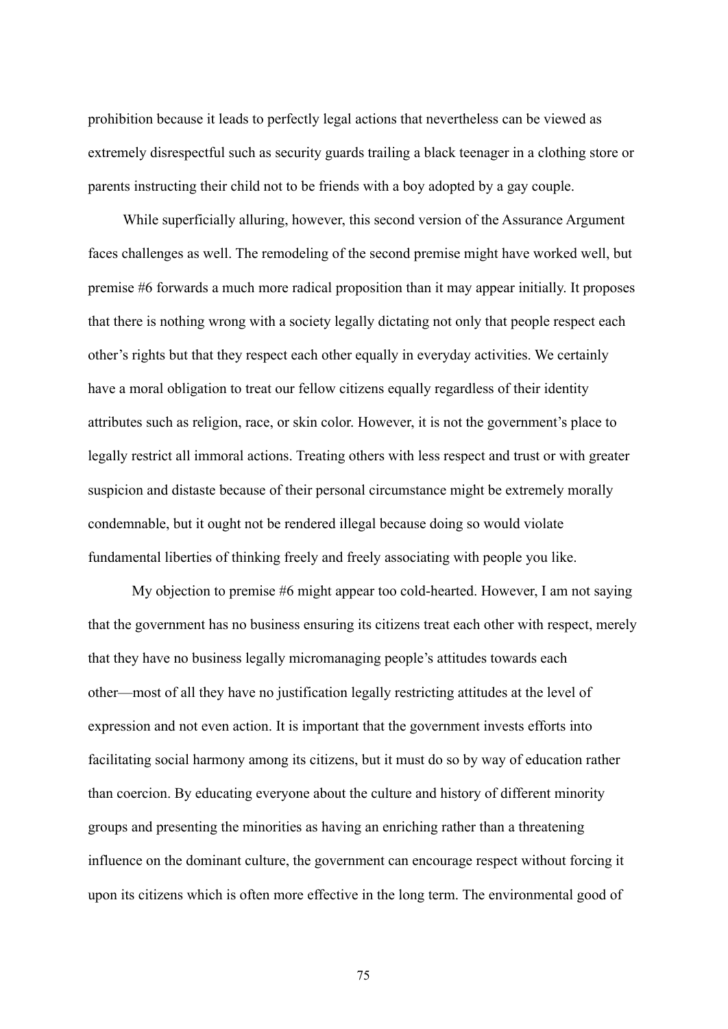prohibition because it leads to perfectly legal actions that nevertheless can be viewed as extremely disrespectful such as security guards trailing a black teenager in a clothing store or parents instructing their child not to be friends with a boy adopted by a gay couple.

While superficially alluring, however, this second version of the Assurance Argument faces challenges as well. The remodeling of the second premise might have worked well, but premise #6 forwards a much more radical proposition than it may appear initially. It proposes that there is nothing wrong with a society legally dictating not only that people respect each other's rights but that they respect each other equally in everyday activities. We certainly have a moral obligation to treat our fellow citizens equally regardless of their identity attributes such as religion, race, or skin color. However, it is not the government's place to legally restrict all immoral actions. Treating others with less respect and trust or with greater suspicion and distaste because of their personal circumstance might be extremely morally condemnable, but it ought not be rendered illegal because doing so would violate fundamental liberties of thinking freely and freely associating with people you like.

My objection to premise #6 might appear too cold-hearted. However, I am not saying that the government has no business ensuring its citizens treat each other with respect, merely that they have no business legally micromanaging people's attitudes towards each other—most of all they have no justification legally restricting attitudes at the level of expression and not even action. It is important that the government invests efforts into facilitating social harmony among its citizens, but it must do so by way of education rather than coercion. By educating everyone about the culture and history of different minority groups and presenting the minorities as having an enriching rather than a threatening influence on the dominant culture, the government can encourage respect without forcing it upon its citizens which is often more effective in the long term. The environmental good of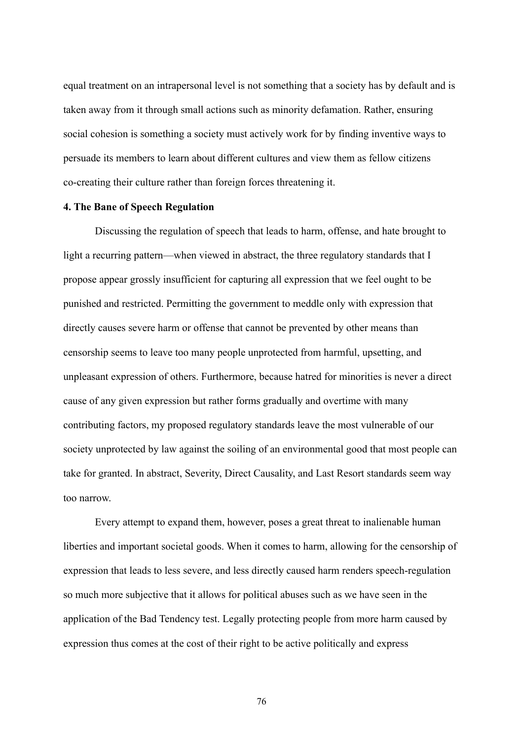equal treatment on an intrapersonal level is not something that a society has by default and is taken away from it through small actions such as minority defamation. Rather, ensuring social cohesion is something a society must actively work for by finding inventive ways to persuade its members to learn about different cultures and view them as fellow citizens co-creating their culture rather than foreign forces threatening it.

### 4. The Bane of Speech Regulation

Discussing the regulation of speech that leads to harm, offense, and hate brought to light a recurring pattern—when viewed in abstract, the three regulatory standards that I propose appear grossly insufficient for capturing all expression that we feel ought to be punished and restricted. Permitting the government to meddle only with expression that directly causes severe harm or offense that cannot be prevented by other means than censorship seems to leave too many people unprotected from harmful, upsetting, and unpleasant expression of others. Furthermore, because hatred for minorities is never a direct cause of any given expression but rather forms gradually and overtime with many contributing factors, my proposed regulatory standards leave the most vulnerable of our society unprotected by law against the soiling of an environmental good that most people can take for granted. In abstract, Severity, Direct Causality, and Last Resort standards seem way too narrow.

Every attempt to expand them, however, poses a great threat to inalienable human liberties and important societal goods. When it comes to harm, allowing for the censorship of expression that leads to less severe, and less directly caused harm renders speech-regulation so much more subjective that it allows for political abuses such as we have seen in the application of the Bad Tendency test. Legally protecting people from more harm caused by expression thus comes at the cost of their right to be active politically and express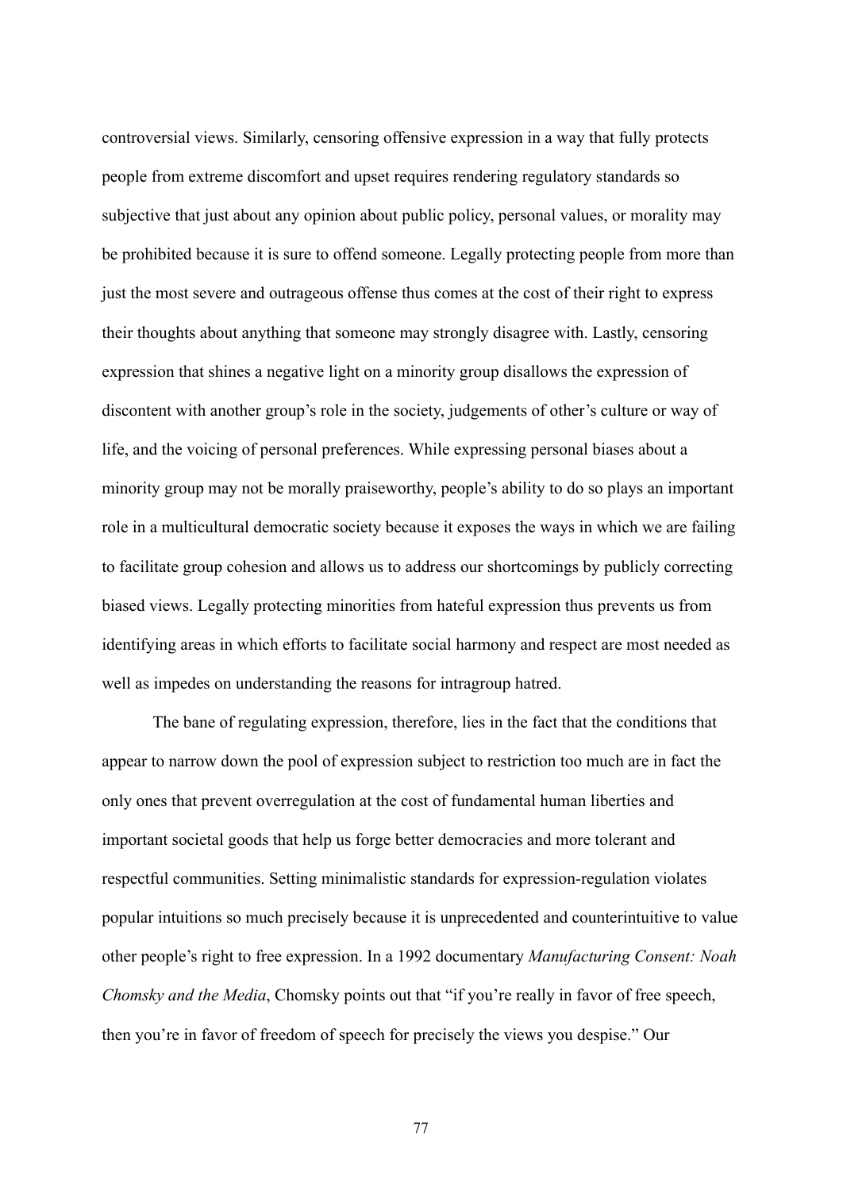controversial views. Similarly, censoring offensive expression in a way that fully protects people from extreme discomfort and upset requires rendering regulatory standards so subjective that just about any opinion about public policy, personal values, or morality may be prohibited because it is sure to offend someone. Legally protecting people from more than just the most severe and outrageous offense thus comes at the cost of their right to express their thoughts about anything that someone may strongly disagree with. Lastly, censoring expression that shines a negative light on a minority group disallows the expression of discontent with another group's role in the society, judgements of other's culture or way of life, and the voicing of personal preferences. While expressing personal biases about a minority group may not be morally praiseworthy, people's ability to do so plays an important role in a multicultural democratic society because it exposes the ways in which we are failing to facilitate group cohesion and allows us to address our shortcomings by publicly correcting biased views. Legally protecting minorities from hateful expression thus prevents us from identifying areas in which efforts to facilitate social harmony and respect are most needed as well as impedes on understanding the reasons for intragroup hatred.

The bane of regulating expression, therefore, lies in the fact that the conditions that appear to narrow down the pool of expression subject to restriction too much are in fact the only ones that prevent overregulation at the cost of fundamental human liberties and important societal goods that help us forge better democracies and more tolerant and respectful communities. Setting minimalistic standards for expression-regulation violates popular intuitions so much precisely because it is unprecedented and counterintuitive to value other people's right to free expression. In a 1992 documentary *Manufacturing Consent: Noah Chomsky and the Media*, Chomsky points out that "if you're really in favor of free speech, then you're in favor of freedom of speech for precisely the views you despise." Our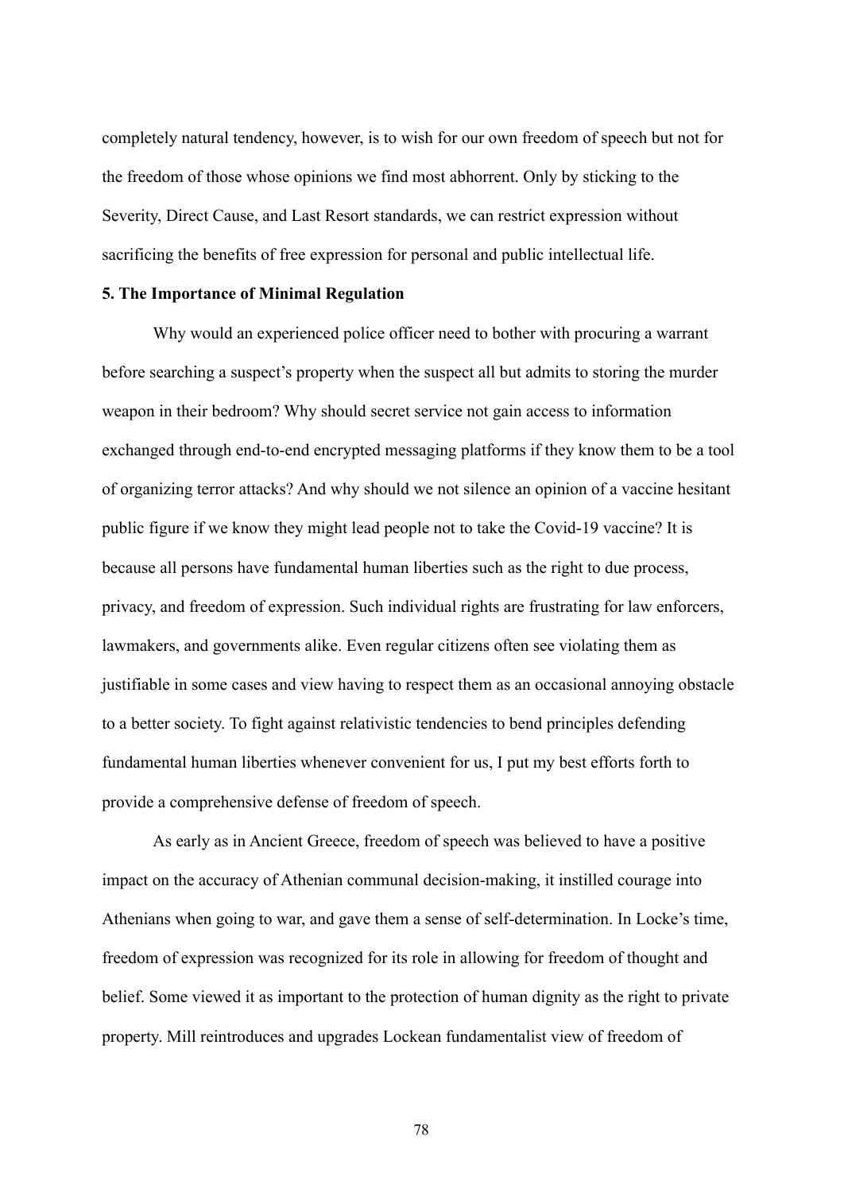completely natural tendency, however, is to wish for our own freedom of speech but not for the freedom of those whose opinions we find most abhorrent. Only by sticking to the Severity, Direct Cause, and Last Resort standards, we can restrict expression without sacrificing the benefits of free expression for personal and public intellectual life.

## 5. The Importance of Minimal Regulation

Why would an experienced police officer need to bother with procuring a warrant before searching a suspect's property when the suspect all but admits to storing the murder weapon in their bedroom? Why should secret service not gain access to information exchanged through end-to-end encrypted messaging platforms if they know them to be a tool of organizing terror attacks? And why should we not silence an opinion of a vaccine hesitant public figure if we know they might lead people not to take the Covid-19 vaccine? It is because all persons have fundamental human liberties such as the right to due process, privacy, and freedom of expression. Such individual rights are frustrating for law enforcers, lawmakers, and governments alike. Even regular citizens often see violating them as justifiable in some cases and view having to respect them as an occasional annoying obstacle to a better society. To fight against relativistic tendencies to bend principles defending fundamental human liberties whenever convenient for us, I put my best efforts forth to provide a comprehensive defense of freedom of speech.

As early as in Ancient Greece, freedom of speech was believed to have a positive impact on the accuracy of Athenian communal decision-making, it instilled courage into Athenians when going to war, and gave them a sense of self-determination. In Locke's time, freedom of expression was recognized for its role in allowing for freedom of thought and belief. Some viewed it as important to the protection of human dignity as the right to private property. Mill reintroduces and upgrades Lockean fundamentalist view of freedom of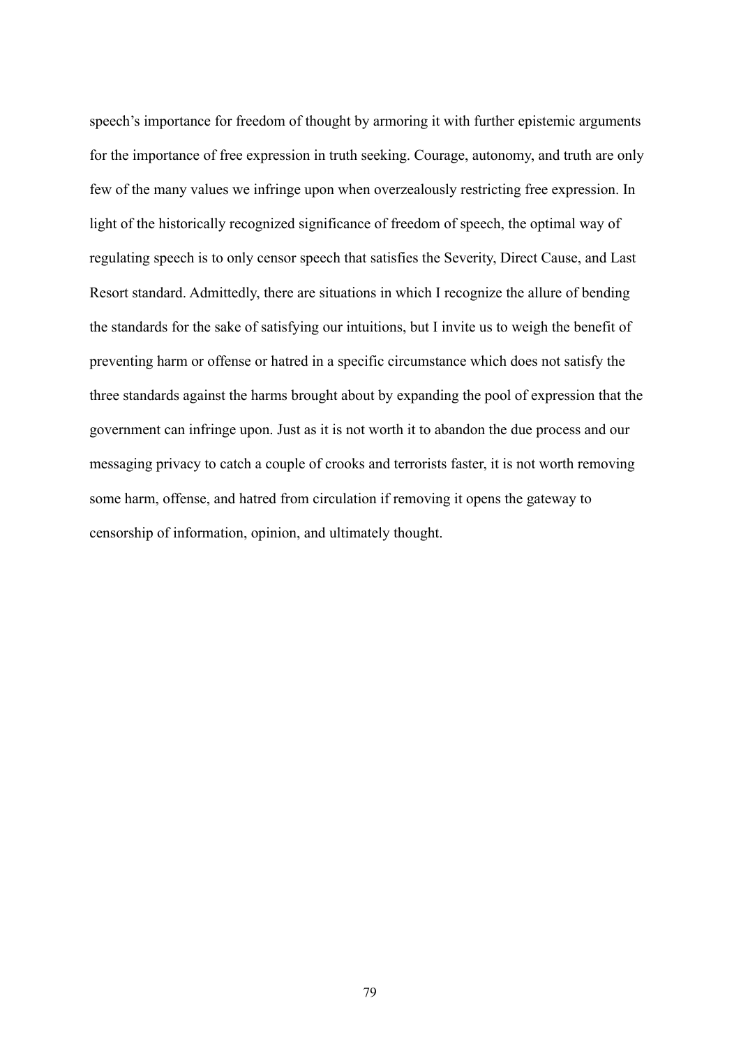speech's importance for freedom of thought by armoring it with further epistemic arguments for the importance of free expression in truth seeking. Courage, autonomy, and truth are only few of the many values we infringe upon when overzealously restricting free expression. In light of the historically recognized significance of freedom of speech, the optimal way of regulating speech is to only censor speech that satisfies the Severity, Direct Cause, and Last Resort standard. Admittedly, there are situations in which I recognize the allure of bending the standards for the sake of satisfying our intuitions, but I invite us to weigh the benefit of preventing harm or offense or hatred in a specific circumstance which does not satisfy the three standards against the harms brought about by expanding the pool of expression that the government can infringe upon. Just as it is not worth it to abandon the due process and our messaging privacy to catch a couple of crooks and terrorists faster, it is not worth removing some harm, offense, and hatred from circulation if removing it opens the gateway to censorship of information, opinion, and ultimately thought.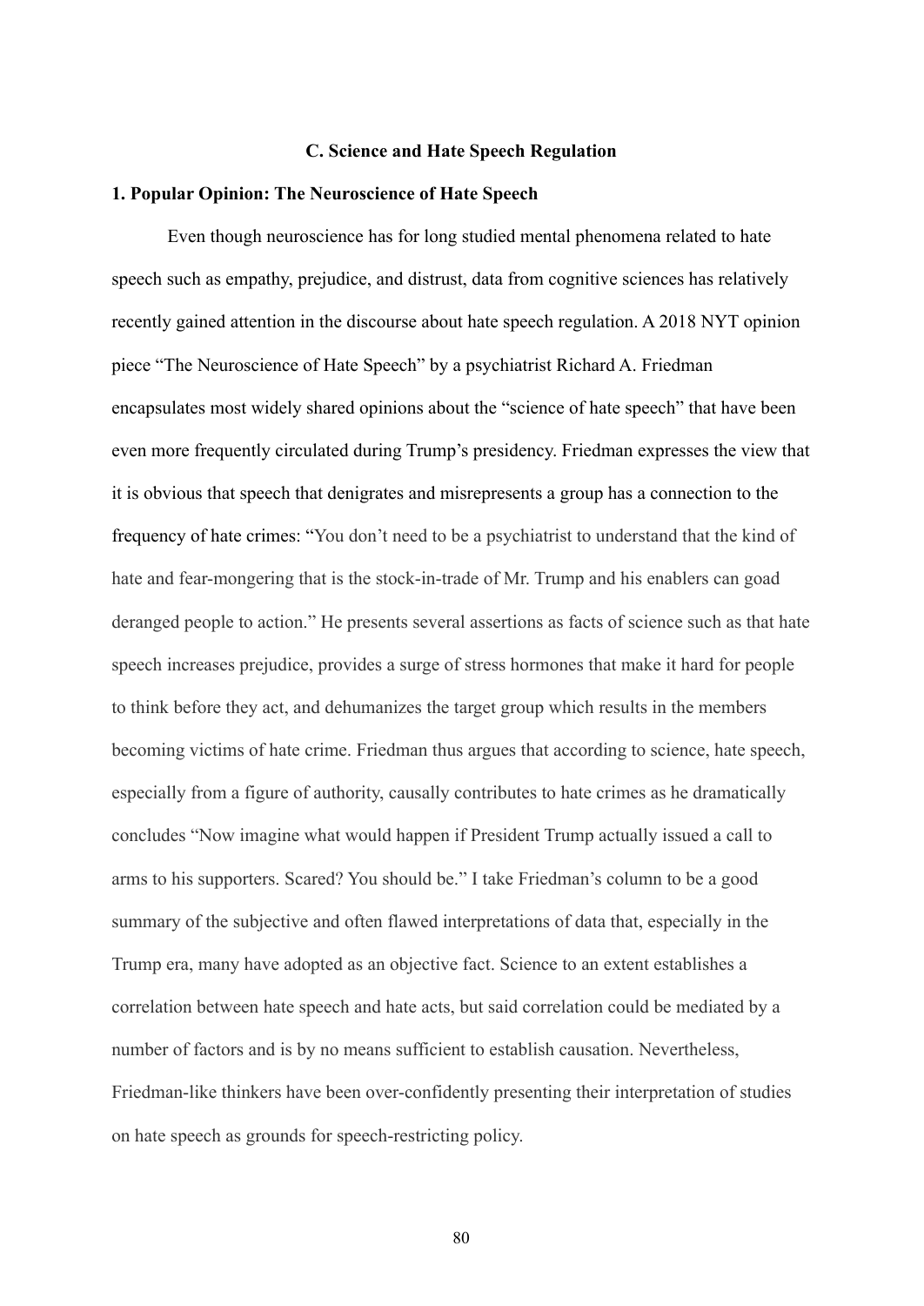### C. Science and Hate Speech Regulation

#### 1. Popular Opinion: The Neuroscience of Hate Speech

Even though neuroscience has for long studied mental phenomena related to hate speech such as empathy, prejudice, and distrust, data from cognitive sciences has relatively recently gained attention in the discourse about hate speech regulation. A 2018 NYT opinion piece "The Neuroscience of Hate Speech" by a psychiatrist Richard A. Friedman encapsulates most widely shared opinions about the "science of hate speech" that have been even more frequently circulated during Trump's presidency. Friedman expresses the view that it is obvious that speech that denigrates and misrepresents a group has a connection to the frequency of hate crimes: "You don't need to be a psychiatrist to understand that the kind of hate and fear-mongering that is the stock-in-trade of Mr. Trump and his enablers can goad deranged people to action." He presents several assertions as facts of science such as that hate speech increases prejudice, provides a surge of stress hormones that make it hard for people to think before they act, and dehumanizes the target group which results in the members becoming victims of hate crime. Friedman thus argues that according to science, hate speech, especially from a figure of authority, causally contributes to hate crimes as he dramatically concludes "Now imagine what would happen if President Trump actually issued a call to arms to his supporters. Scared? You should be." I take Friedman's column to be a good summary of the subjective and often flawed interpretations of data that, especially in the Trump era, many have adopted as an objective fact. Science to an extent establishes a correlation between hate speech and hate acts, but said correlation could be mediated by a number of factors and is by no means sufficient to establish causation. Nevertheless, Friedman-like thinkers have been over-confidently presenting their interpretation of studies on hate speech as grounds for speech-restricting policy.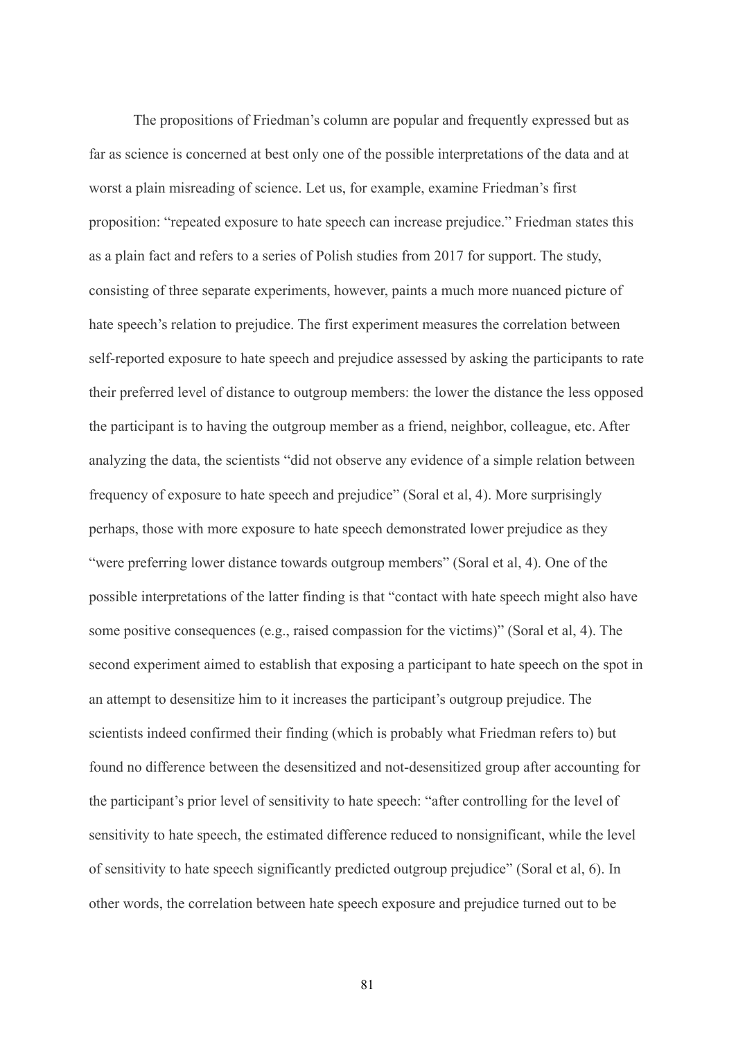The propositions of Friedman's column are popular and frequently expressed but as far as science is concerned at best only one of the possible interpretations of the data and at worst a plain misreading of science. Let us, for example, examine Friedman's first proposition: "repeated exposure to hate speech can increase prejudice." Friedman states this as a plain fact and refers to a series of Polish studies from 2017 for support. The study, consisting of three separate experiments, however, paints a much more nuanced picture of hate speech's relation to prejudice. The first experiment measures the correlation between self-reported exposure to hate speech and prejudice assessed by asking the participants to rate their preferred level of distance to outgroup members: the lower the distance the less opposed the participant is to having the outgroup member as a friend, neighbor, colleague, etc. After analyzing the data, the scientists "did not observe any evidence of a simple relation between frequency of exposure to hate speech and prejudice" (Soral et al, 4). More surprisingly perhaps, those with more exposure to hate speech demonstrated lower prejudice as they "were preferring lower distance towards outgroup members" (Soral et al, 4). One of the possible interpretations of the latter finding is that "contact with hate speech might also have some positive consequences (e.g., raised compassion for the victims)" (Soral et al, 4). The second experiment aimed to establish that exposing a participant to hate speech on the spot in an attempt to desensitize him to it increases the participant's outgroup prejudice. The scientists indeed confirmed their finding (which is probably what Friedman refers to) but found no difference between the desensitized and not-desensitized group after accounting for the participant's prior level of sensitivity to hate speech: "after controlling for the level of sensitivity to hate speech, the estimated difference reduced to nonsignificant, while the level of sensitivity to hate speech significantly predicted outgroup prejudice" (Soral et al, 6). In other words, the correlation between hate speech exposure and prejudice turned out to be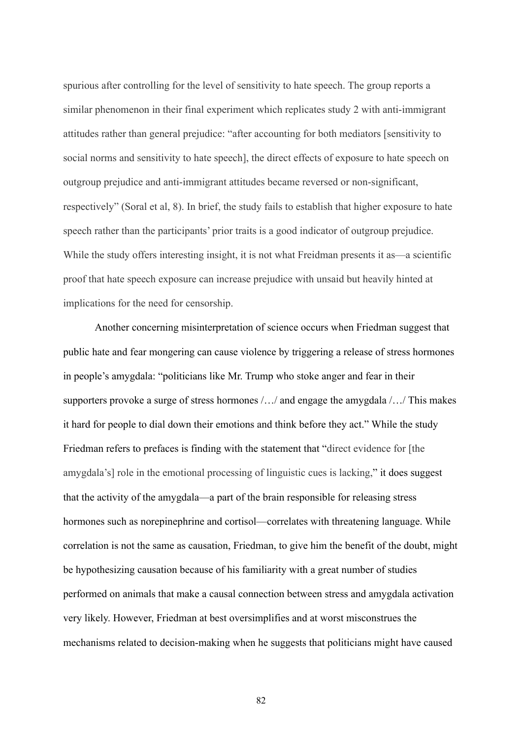spurious after controlling for the level of sensitivity to hate speech. The group reports a similar phenomenon in their final experiment which replicates study 2 with anti-immigrant attitudes rather than general prejudice: "after accounting for both mediators [sensitivity to social norms and sensitivity to hate speech], the direct effects of exposure to hate speech on outgroup prejudice and anti-immigrant attitudes became reversed or non-significant, respectively" (Soral et al, 8). In brief, the study fails to establish that higher exposure to hate speech rather than the participants' prior traits is a good indicator of outgroup prejudice. While the study offers interesting insight, it is not what Freidman presents it as—a scientific proof that hate speech exposure can increase prejudice with unsaid but heavily hinted at implications for the need for censorship.

Another concerning misinterpretation of science occurs when Friedman suggest that public hate and fear mongering can cause violence by triggering a release of stress hormones in people's amygdala: "politicians like Mr. Trump who stoke anger and fear in their supporters provoke a surge of stress hormones /…/ and engage the amygdala /…/ This makes it hard for people to dial down their emotions and think before they act." While the study Friedman refers to prefaces is finding with the statement that "direct evidence for [the amygdala's] role in the emotional processing of linguistic cues is lacking," it does suggest that the activity of the amygdala—a part of the brain responsible for releasing stress hormones such as norepinephrine and cortisol—correlates with threatening language. While correlation is not the same as causation, Friedman, to give him the benefit of the doubt, might be hypothesizing causation because of his familiarity with a great number of studies performed on animals that make a causal connection between stress and amygdala activation very likely. However, Friedman at best oversimplifies and at worst misconstrues the mechanisms related to decision-making when he suggests that politicians might have caused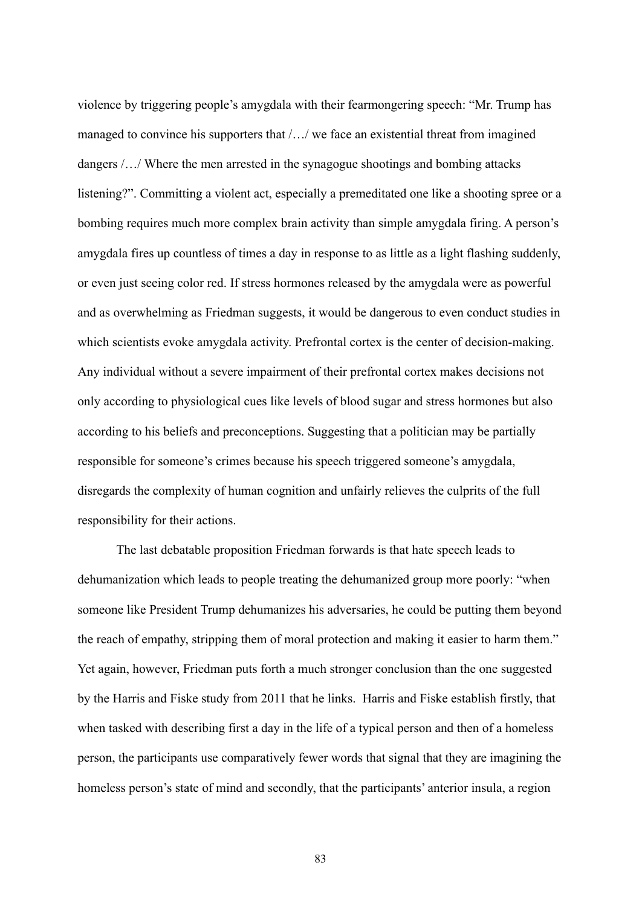violence by triggering people's amygdala with their fearmongering speech: "Mr. Trump has managed to convince his supporters that /…/ we face an existential threat from imagined dangers /…/ Where the men arrested in the synagogue shootings and bombing attacks listening?". Committing a violent act, especially a premeditated one like a shooting spree or a bombing requires much more complex brain activity than simple amygdala firing. A person's amygdala fires up countless of times a day in response to as little as a light flashing suddenly, or even just seeing color red. If stress hormones released by the amygdala were as powerful and as overwhelming as Friedman suggests, it would be dangerous to even conduct studies in which scientists evoke amygdala activity. Prefrontal cortex is the center of decision-making. Any individual without a severe impairment of their prefrontal cortex makes decisions not only according to physiological cues like levels of blood sugar and stress hormones but also according to his beliefs and preconceptions. Suggesting that a politician may be partially responsible for someone's crimes because his speech triggered someone's amygdala, disregards the complexity of human cognition and unfairly relieves the culprits of the full responsibility for their actions.

The last debatable proposition Friedman forwards is that hate speech leads to dehumanization which leads to people treating the dehumanized group more poorly: "when someone like President Trump dehumanizes his adversaries, he could be putting them beyond the reach of empathy, stripping them of moral protection and making it easier to harm them." Yet again, however, Friedman puts forth a much stronger conclusion than the one suggested by the Harris and Fiske study from 2011 that he links. Harris and Fiske establish firstly, that when tasked with describing first a day in the life of a typical person and then of a homeless person, the participants use comparatively fewer words that signal that they are imagining the homeless person's state of mind and secondly, that the participants' anterior insula, a region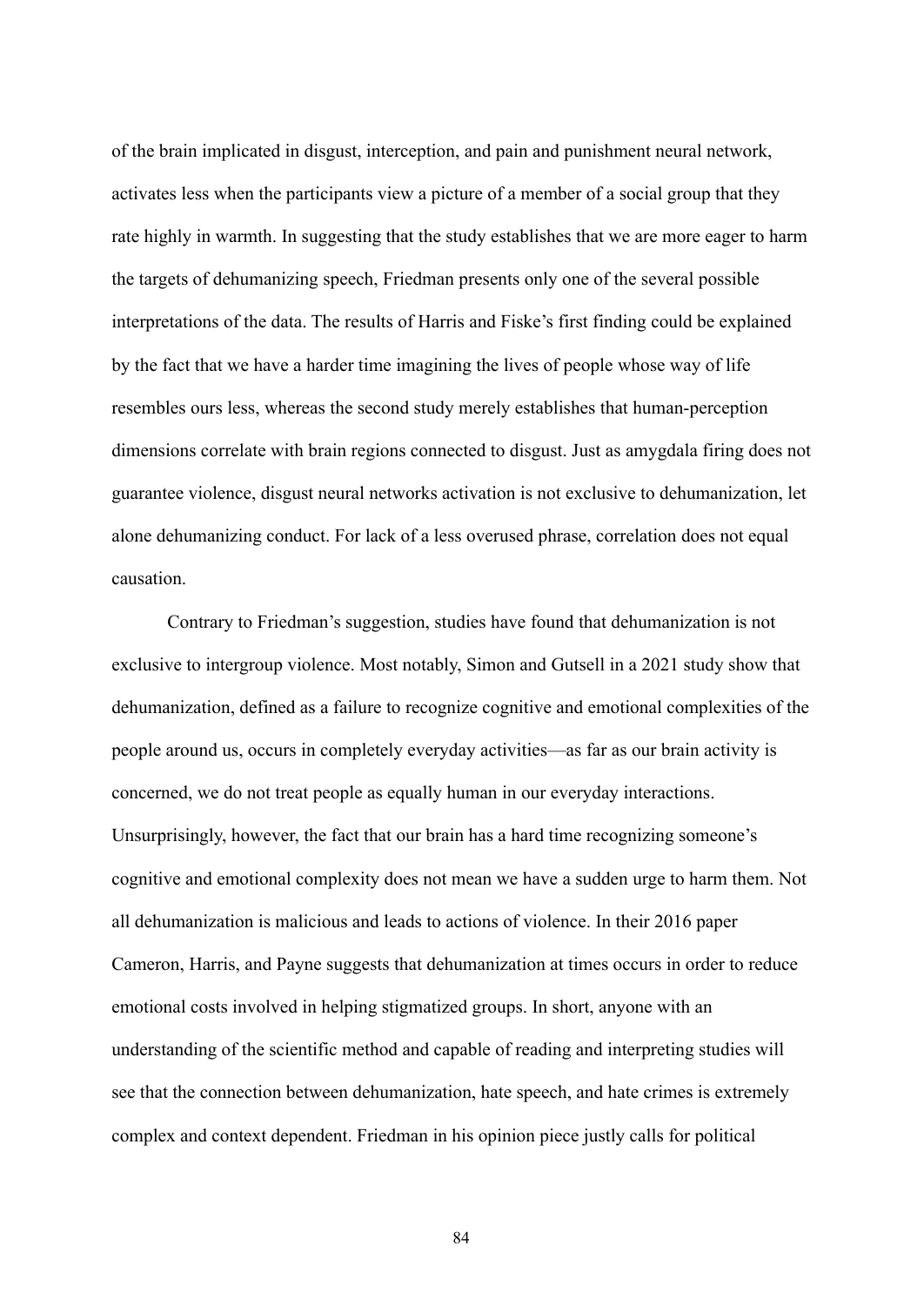of the brain implicated in disgust, interception, and pain and punishment neural network, activates less when the participants view a picture of a member of a social group that they rate highly in warmth. In suggesting that the study establishes that we are more eager to harm the targets of dehumanizing speech, Friedman presents only one of the several possible interpretations of the data. The results of Harris and Fiske's first finding could be explained by the fact that we have a harder time imagining the lives of people whose way of life resembles ours less, whereas the second study merely establishes that human-perception dimensions correlate with brain regions connected to disgust. Just as amygdala firing does not guarantee violence, disgust neural networks activation is not exclusive to dehumanization, let alone dehumanizing conduct. For lack of a less overused phrase, correlation does not equal causation.

Contrary to Friedman's suggestion, studies have found that dehumanization is not exclusive to intergroup violence. Most notably, Simon and Gutsell in a 2021 study show that dehumanization, defined as a failure to recognize cognitive and emotional complexities of the people around us, occurs in completely everyday activities—as far as our brain activity is concerned, we do not treat people as equally human in our everyday interactions. Unsurprisingly, however, the fact that our brain has a hard time recognizing someone's cognitive and emotional complexity does not mean we have a sudden urge to harm them. Not all dehumanization is malicious and leads to actions of violence. In their 2016 paper Cameron, Harris, and Payne suggests that dehumanization at times occurs in order to reduce emotional costs involved in helping stigmatized groups. In short, anyone with an understanding of the scientific method and capable of reading and interpreting studies will see that the connection between dehumanization, hate speech, and hate crimes is extremely complex and context dependent. Friedman in his opinion piece justly calls for political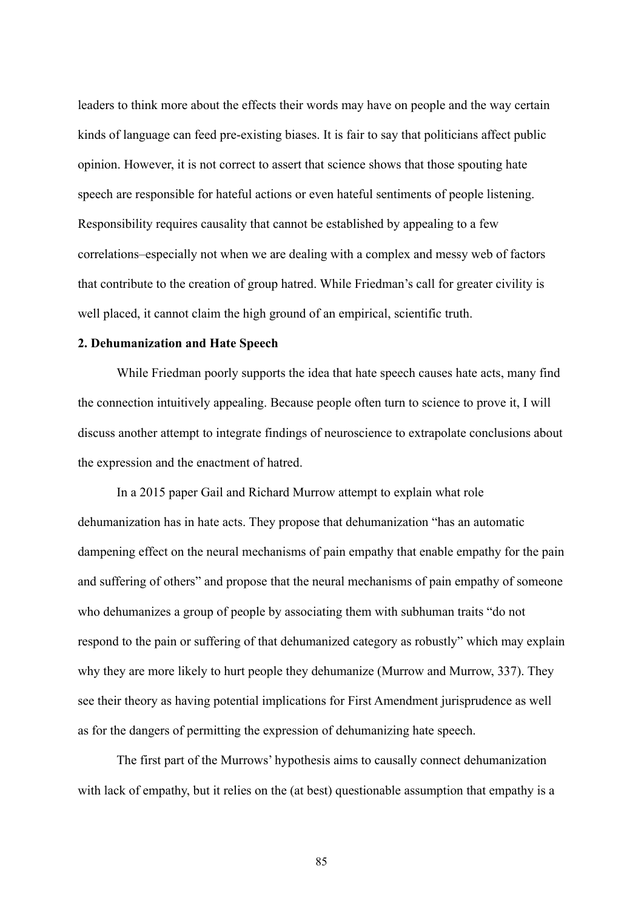leaders to think more about the effects their words may have on people and the way certain kinds of language can feed pre-existing biases. It is fair to say that politicians affect public opinion. However, it is not correct to assert that science shows that those spouting hate speech are responsible for hateful actions or even hateful sentiments of people listening. Responsibility requires causality that cannot be established by appealing to a few correlations–especially not when we are dealing with a complex and messy web of factors that contribute to the creation of group hatred. While Friedman's call for greater civility is well placed, it cannot claim the high ground of an empirical, scientific truth.

**2. Dehumanization and Hate Speech**

While Friedman poorly supports the idea that hate speech causes hate acts, many find the connection intuitively appealing. Because people often turn to science to prove it, I will discuss another attempt to integrate findings of neuroscience to extrapolate conclusions about the expression and the enactment of hatred.

In a 2015 paper Gail and Richard Murrow attempt to explain what role dehumanization has in hate acts. They propose that dehumanization "has an automatic dampening effect on the neural mechanisms of pain empathy that enable empathy for the pain and suffering of others" and propose that the neural mechanisms of pain empathy of someone who dehumanizes a group of people by associating them with subhuman traits "do not respond to the pain or suffering of that dehumanized category as robustly" which may explain why they are more likely to hurt people they dehumanize (Murrow and Murrow, 337). They see their theory as having potential implications for First Amendment jurisprudence as well as for the dangers of permitting the expression of dehumanizing hate speech.

The first part of the Murrows' hypothesis aims to causally connect dehumanization with lack of empathy, but it relies on the (at best) questionable assumption that empathy is a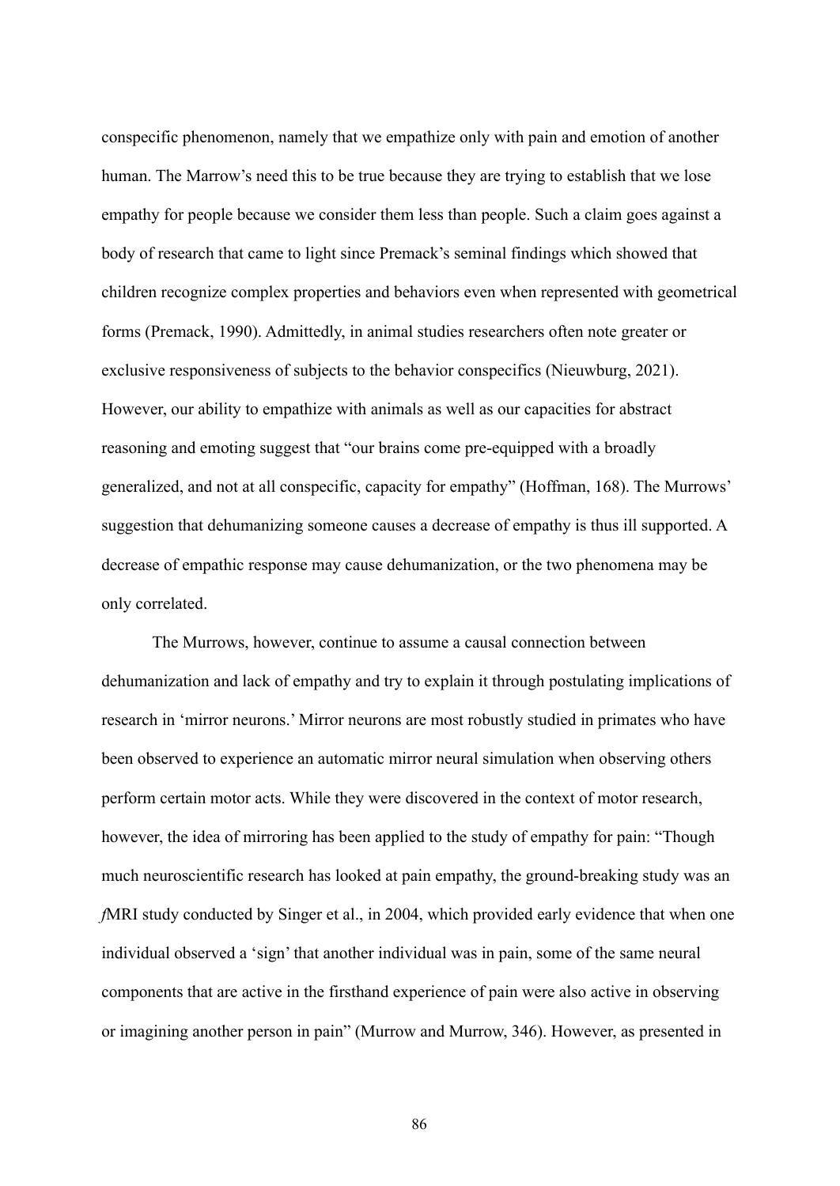conspecific phenomenon, namely that we empathize only with pain and emotion of another human. The Marrow's need this to be true because they are trying to establish that we lose empathy for people because we consider them less than people. Such a claim goes against a body of research that came to light since Premack's seminal findings which showed that children recognize complex properties and behaviors even when represented with geometrical forms (Premack, 1990). Admittedly, in animal studies researchers often note greater or exclusive responsiveness of subjects to the behavior conspecifics (Nieuwburg, 2021). However, our ability to empathize with animals as well as our capacities for abstract reasoning and emoting suggest that "our brains come pre-equipped with a broadly generalized, and not at all conspecific, capacity for empathy" (Hoffman, 168). The Murrows' suggestion that dehumanizing someone causes a decrease of empathy is thus ill supported. A decrease of empathic response may cause dehumanization, or the two phenomena may be only correlated.

The Murrows, however, continue to assume a causal connection between dehumanization and lack of empathy and try to explain it through postulating implications of research in 'mirror neurons.' Mirror neurons are most robustly studied in primates who have been observed to experience an automatic mirror neural simulation when observing others perform certain motor acts. While they were discovered in the context of motor research, however, the idea of mirroring has been applied to the study of empathy for pain: "Though much neuroscientific research has looked at pain empathy, the ground-breaking study was an *f*MRI study conducted by Singer et al., in 2004, which provided early evidence that when one individual observed a 'sign' that another individual was in pain, some of the same neural components that are active in the firsthand experience of pain were also active in observing or imagining another person in pain" (Murrow and Murrow, 346). However, as presented in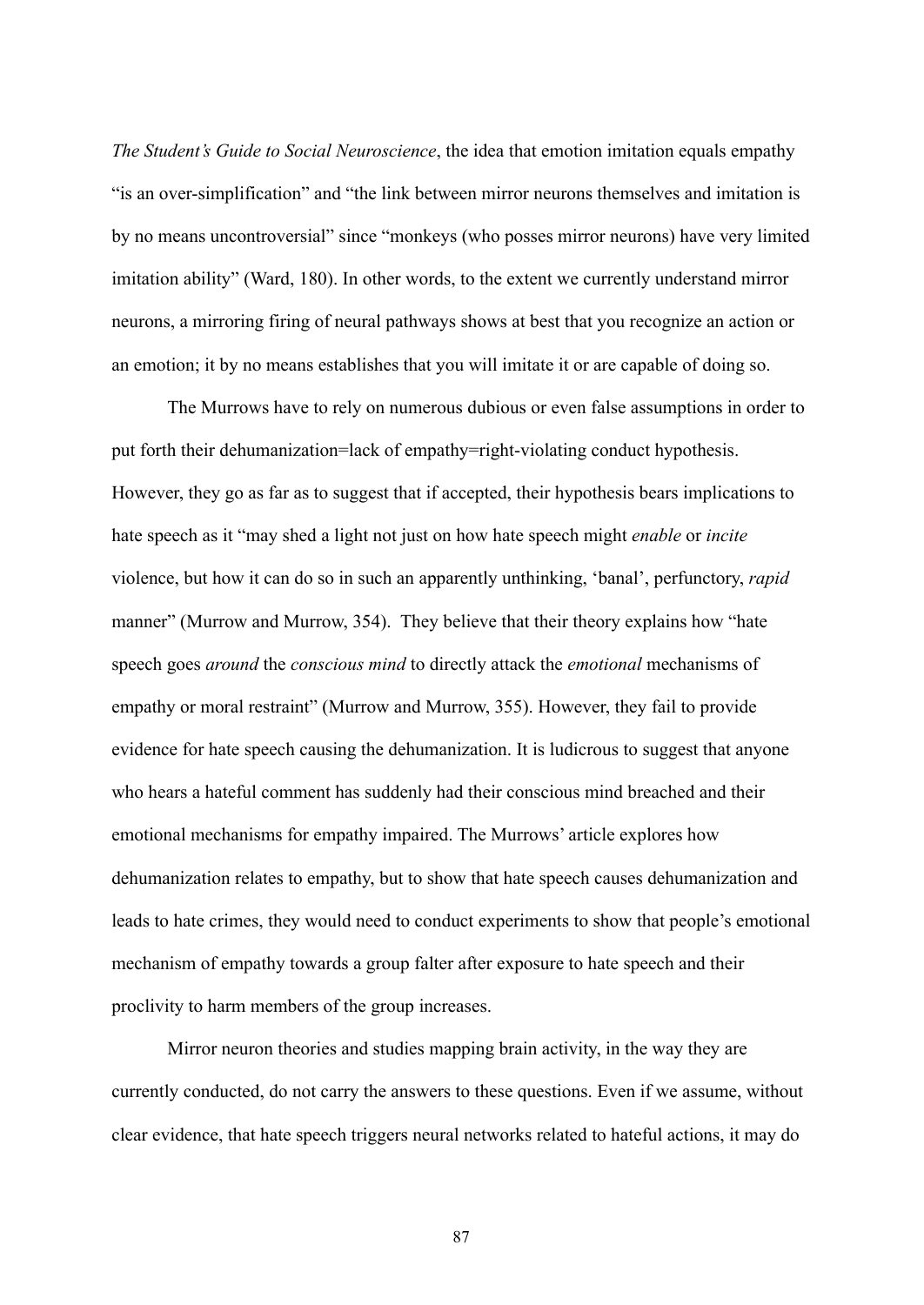*The Student's Guide to Social Neuroscience*, the idea that emotion imitation equals empathy "is an over-simplification" and "the link between mirror neurons themselves and imitation is by no means uncontroversial" since "monkeys (who posses mirror neurons) have very limited imitation ability" (Ward, 180). In other words, to the extent we currently understand mirror neurons, a mirroring firing of neural pathways shows at best that you recognize an action or an emotion; it by no means establishes that you will imitate it or are capable of doing so.

The Murrows have to rely on numerous dubious or even false assumptions in order to put forth their dehumanization=lack of empathy=right-violating conduct hypothesis. However, they go as far as to suggest that if accepted, their hypothesis bears implications to hate speech as it "may shed a light not just on how hate speech might *enable* or *incite* violence, but how it can do so in such an apparently unthinking, 'banal', perfunctory, *rapid* manner" (Murrow and Murrow, 354). They believe that their theory explains how "hate speech goes *around* the *conscious mind* to directly attack the *emotional* mechanisms of empathy or moral restraint" (Murrow and Murrow, 355). However, they fail to provide evidence for hate speech causing the dehumanization. It is ludicrous to suggest that anyone who hears a hateful comment has suddenly had their conscious mind breached and their emotional mechanisms for empathy impaired. The Murrows' article explores how dehumanization relates to empathy, but to show that hate speech causes dehumanization and leads to hate crimes, they would need to conduct experiments to show that people's emotional mechanism of empathy towards a group falter after exposure to hate speech and their proclivity to harm members of the group increases.

Mirror neuron theories and studies mapping brain activity, in the way they are currently conducted, do not carry the answers to these questions. Even if we assume, without clear evidence, that hate speech triggers neural networks related to hateful actions, it may do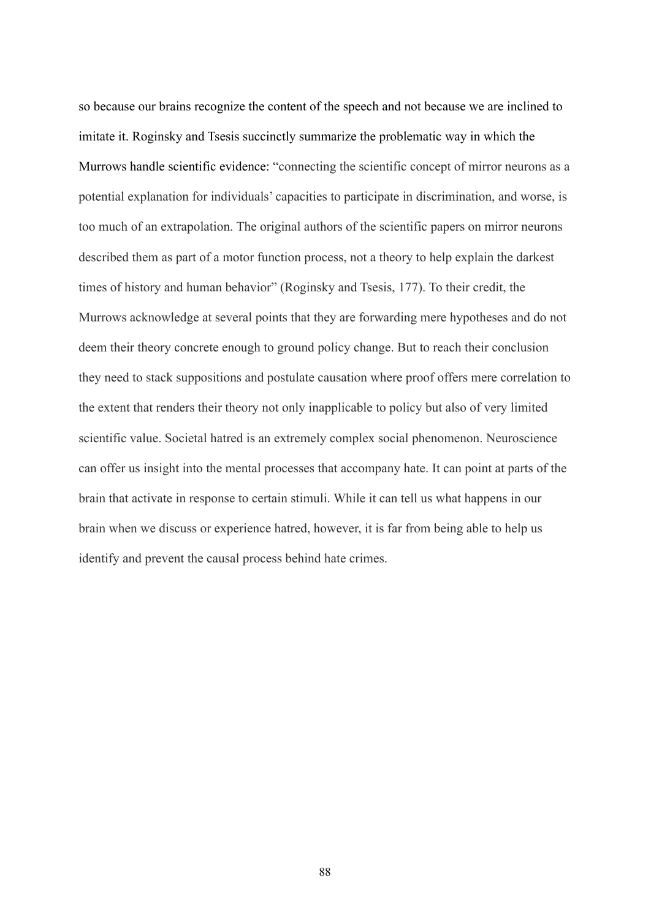so because our brains recognize the content of the speech and not because we are inclined to imitate it. Roginsky and Tsesis succinctly summarize the problematic way in which the Murrows handle scientific evidence: "connecting the scientific concept of mirror neurons as a potential explanation for individuals' capacities to participate in discrimination, and worse, is too much of an extrapolation. The original authors of the scientific papers on mirror neurons described them as part of a motor function process, not a theory to help explain the darkest times of history and human behavior" (Roginsky and Tsesis, 177). To their credit, the Murrows acknowledge at several points that they are forwarding mere hypotheses and do not deem their theory concrete enough to ground policy change. But to reach their conclusion they need to stack suppositions and postulate causation where proof offers mere correlation to the extent that renders their theory not only inapplicable to policy but also of very limited scientific value. Societal hatred is an extremely complex social phenomenon. Neuroscience can offer us insight into the mental processes that accompany hate. It can point at parts of the brain that activate in response to certain stimuli. While it can tell us what happens in our brain when we discuss or experience hatred, however, it is far from being able to help us identify and prevent the causal process behind hate crimes.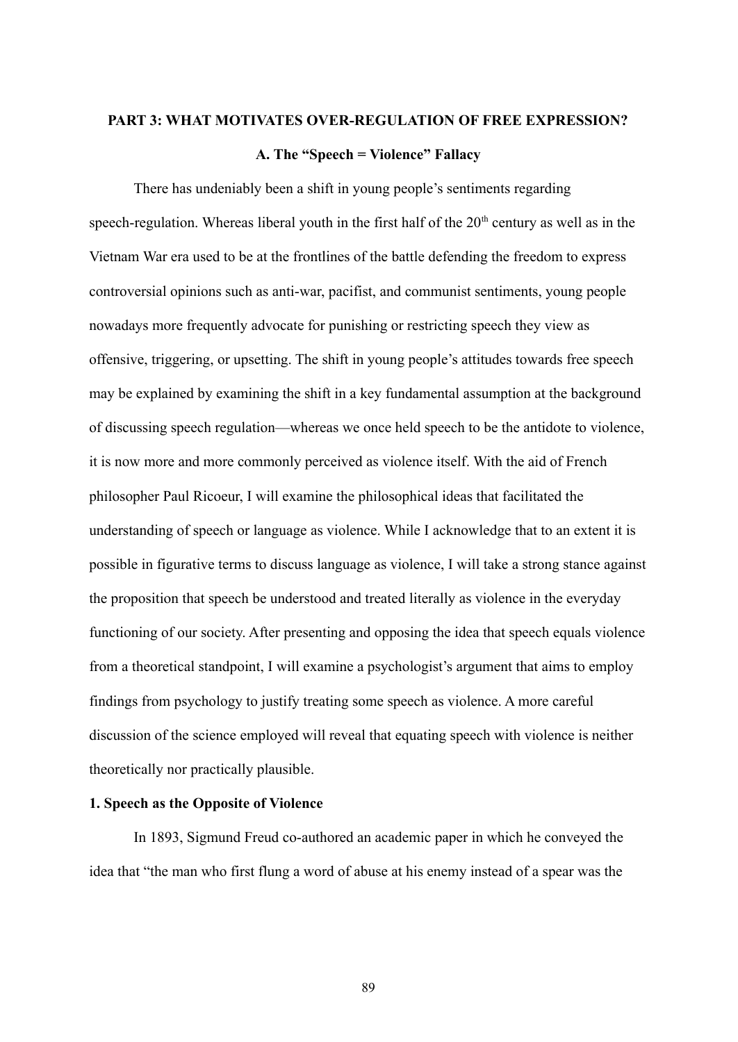## PART 3: WHAT MOTIVATES OVER-REGULATION OF FREE EXPRESSION?

### A. The "Speech = Violence" Fallacy

There has undeniably been a shift in young people's sentiments regarding speech-regulation. Whereas liberal youth in the first half of the 20th century as well as in the Vietnam War era used to be at the frontlines of the battle defending the freedom to express controversial opinions such as anti-war, pacifist, and communist sentiments, young people nowadays more frequently advocate for punishing or restricting speech they view as offensive, triggering, or upsetting. The shift in young people's attitudes towards free speech may be explained by examining the shift in a key fundamental assumption at the background of discussing speech regulation—whereas we once held speech to be the antidote to violence, it is now more and more commonly perceived as violence itself. With the aid of French philosopher Paul Ricoeur, I will examine the philosophical ideas that facilitated the understanding of speech or language as violence. While I acknowledge that to an extent it is possible in figurative terms to discuss language as violence, I will take a strong stance against the proposition that speech be understood and treated literally as violence in the everyday functioning of our society. After presenting and opposing the idea that speech equals violence from a theoretical standpoint, I will examine a psychologist's argument that aims to employ findings from psychology to justify treating some speech as violence. A more careful discussion of the science employed will reveal that equating speech with violence is neither theoretically nor practically plausible.

#### 1. Speech as the Opposite of Violence

In 1893, Sigmund Freud co-authored an academic paper in which he conveyed the idea that "the man who first flung a word of abuse at his enemy instead of a spear was the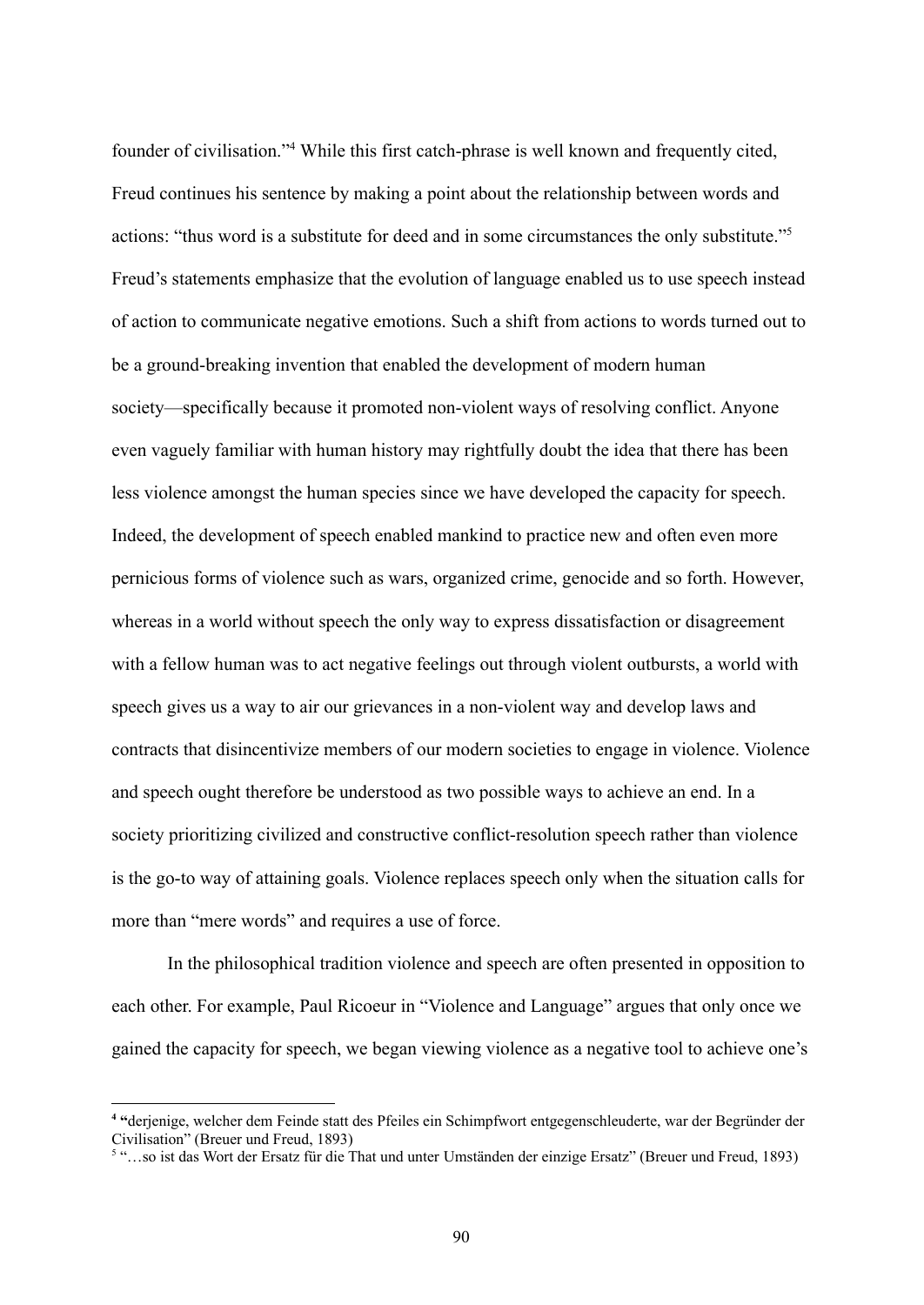founder of civilisation."[4] While this first catch-phrase is well known and frequently cited, Freud continues his sentence by making a point about the relationship between words and actions: "thus word is a substitute for deed and in some circumstances the only substitute."[5] Freud's statements emphasize that the evolution of language enabled us to use speech instead of action to communicate negative emotions. Such a shift from actions to words turned out to be a ground-breaking invention that enabled the development of modern human society—specifically because it promoted non-violent ways of resolving conflict. Anyone even vaguely familiar with human history may rightfully doubt the idea that there has been less violence amongst the human species since we have developed the capacity for speech. Indeed, the development of speech enabled mankind to practice new and often even more pernicious forms of violence such as wars, organized crime, genocide and so forth. However, whereas in a world without speech the only way to express dissatisfaction or disagreement with a fellow human was to act negative feelings out through violent outbursts, a world with speech gives us a way to air our grievances in a non-violent way and develop laws and contracts that disincentivize members of our modern societies to engage in violence. Violence and speech ought therefore be understood as two possible ways to achieve an end. In a society prioritizing civilized and constructive conflict-resolution speech rather than violence is the go-to way of attaining goals. Violence replaces speech only when the situation calls for more than "mere words" and requires a use of force.

In the philosophical tradition violence and speech are often presented in opposition to each other. For example, Paul Ricoeur in "Violence and Language" argues that only once we gained the capacity for speech, we began viewing violence as a negative tool to achieve one's

---

[4] "derjenige, welcher dem Feinde statt des Pfeiles ein Schimpfwort entgegenschleuderte, war der Begründer der Civilisation" (Breuer und Freud, 1893)

[5] "…so ist das Wort der Ersatz für die That und unter Umständen der einzige Ersatz" (Breuer und Freud, 1893)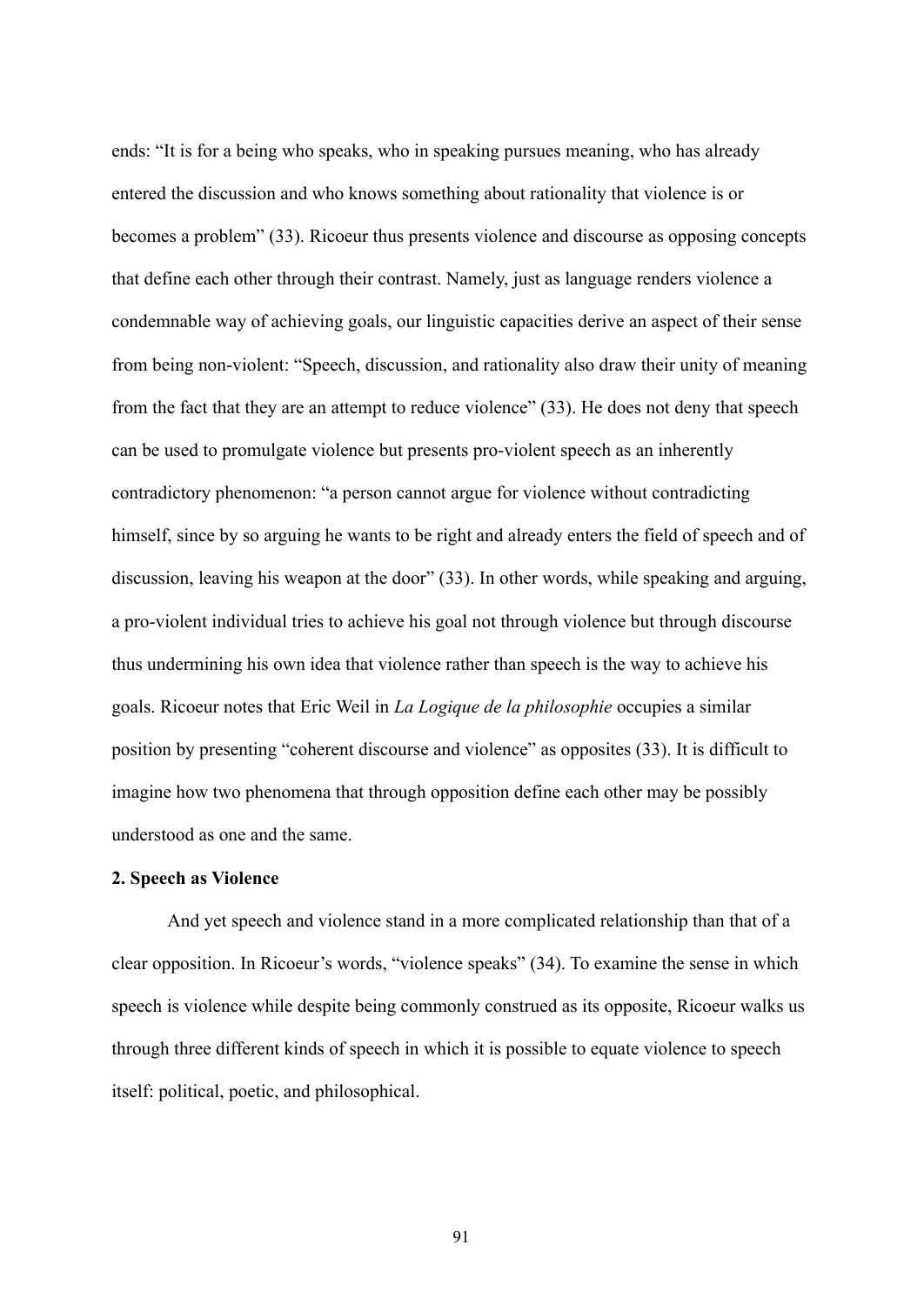ends: "It is for a being who speaks, who in speaking pursues meaning, who has already entered the discussion and who knows something about rationality that violence is or becomes a problem" (33). Ricoeur thus presents violence and discourse as opposing concepts that define each other through their contrast. Namely, just as language renders violence a condemnable way of achieving goals, our linguistic capacities derive an aspect of their sense from being non-violent: "Speech, discussion, and rationality also draw their unity of meaning from the fact that they are an attempt to reduce violence" (33). He does not deny that speech can be used to promulgate violence but presents pro-violent speech as an inherently contradictory phenomenon: "a person cannot argue for violence without contradicting himself, since by so arguing he wants to be right and already enters the field of speech and of discussion, leaving his weapon at the door" (33). In other words, while speaking and arguing, a pro-violent individual tries to achieve his goal not through violence but through discourse thus undermining his own idea that violence rather than speech is the way to achieve his goals. Ricoeur notes that Eric Weil in *La Logique de la philosophie* occupies a similar position by presenting "coherent discourse and violence" as opposites (33). It is difficult to imagine how two phenomena that through opposition define each other may be possibly understood as one and the same.

**2. Speech as Violence**

And yet speech and violence stand in a more complicated relationship than that of a clear opposition. In Ricoeur's words, "violence speaks" (34). To examine the sense in which speech is violence while despite being commonly construed as its opposite, Ricoeur walks us through three different kinds of speech in which it is possible to equate violence to speech itself: political, poetic, and philosophical.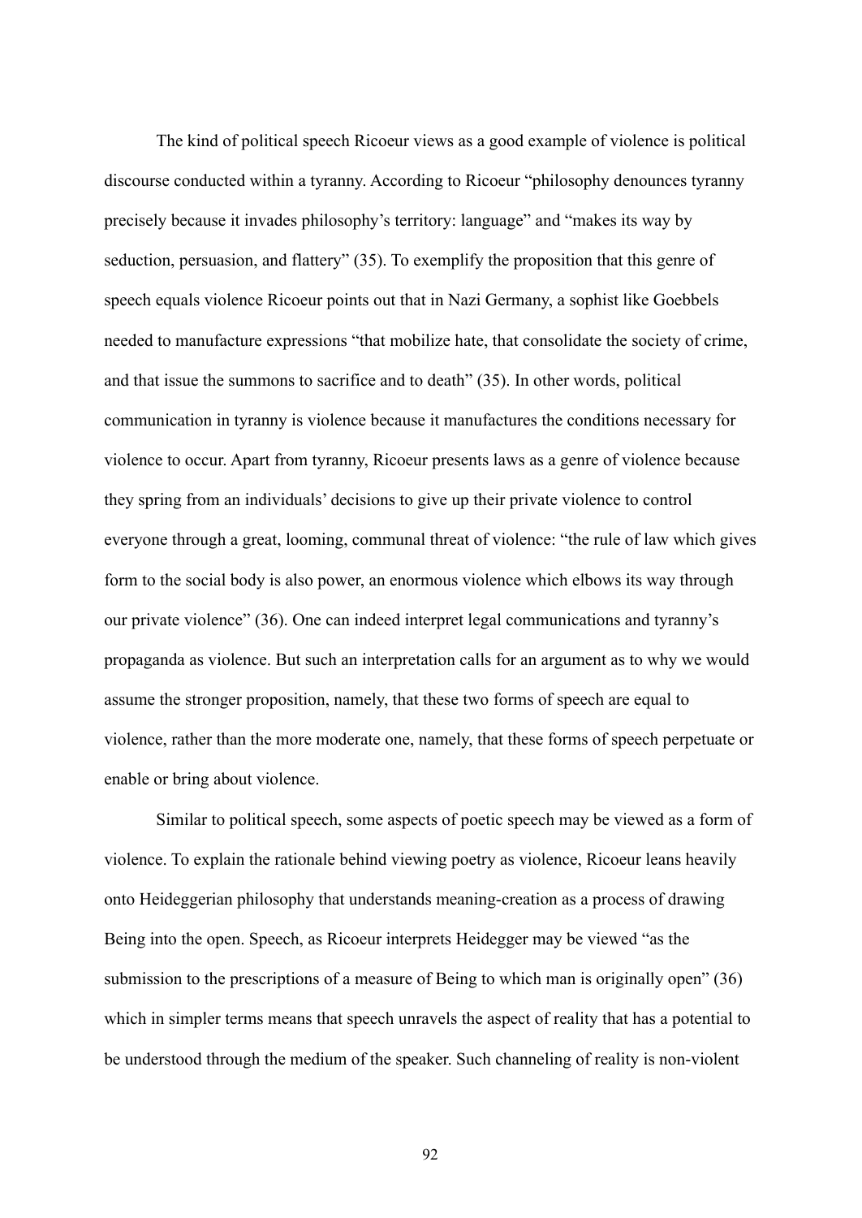The kind of political speech Ricoeur views as a good example of violence is political discourse conducted within a tyranny. According to Ricoeur "philosophy denounces tyranny precisely because it invades philosophy's territory: language" and "makes its way by seduction, persuasion, and flattery" (35). To exemplify the proposition that this genre of speech equals violence Ricoeur points out that in Nazi Germany, a sophist like Goebbels needed to manufacture expressions "that mobilize hate, that consolidate the society of crime, and that issue the summons to sacrifice and to death" (35). In other words, political communication in tyranny is violence because it manufactures the conditions necessary for violence to occur. Apart from tyranny, Ricoeur presents laws as a genre of violence because they spring from an individuals' decisions to give up their private violence to control everyone through a great, looming, communal threat of violence: "the rule of law which gives form to the social body is also power, an enormous violence which elbows its way through our private violence" (36). One can indeed interpret legal communications and tyranny's propaganda as violence. But such an interpretation calls for an argument as to why we would assume the stronger proposition, namely, that these two forms of speech are equal to violence, rather than the more moderate one, namely, that these forms of speech perpetuate or enable or bring about violence.

Similar to political speech, some aspects of poetic speech may be viewed as a form of violence. To explain the rationale behind viewing poetry as violence, Ricoeur leans heavily onto Heideggerian philosophy that understands meaning-creation as a process of drawing Being into the open. Speech, as Ricoeur interprets Heidegger may be viewed "as the submission to the prescriptions of a measure of Being to which man is originally open" (36) which in simpler terms means that speech unravels the aspect of reality that has a potential to be understood through the medium of the speaker. Such channeling of reality is non-violent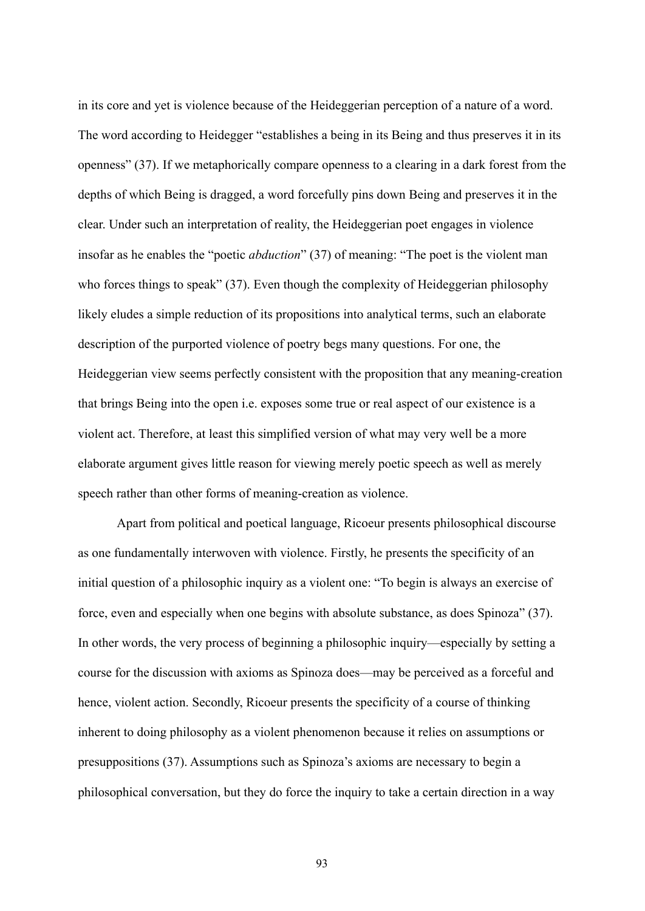in its core and yet is violence because of the Heideggerian perception of a nature of a word. The word according to Heidegger "establishes a being in its Being and thus preserves it in its openness" (37). If we metaphorically compare openness to a clearing in a dark forest from the depths of which Being is dragged, a word forcefully pins down Being and preserves it in the clear. Under such an interpretation of reality, the Heideggerian poet engages in violence insofar as he enables the "poetic *abduction*" (37) of meaning: "The poet is the violent man who forces things to speak" (37). Even though the complexity of Heideggerian philosophy likely eludes a simple reduction of its propositions into analytical terms, such an elaborate description of the purported violence of poetry begs many questions. For one, the Heideggerian view seems perfectly consistent with the proposition that any meaning-creation that brings Being into the open i.e. exposes some true or real aspect of our existence is a violent act. Therefore, at least this simplified version of what may very well be a more elaborate argument gives little reason for viewing merely poetic speech as well as merely speech rather than other forms of meaning-creation as violence.

Apart from political and poetical language, Ricoeur presents philosophical discourse as one fundamentally interwoven with violence. Firstly, he presents the specificity of an initial question of a philosophic inquiry as a violent one: "To begin is always an exercise of force, even and especially when one begins with absolute substance, as does Spinoza" (37). In other words, the very process of beginning a philosophic inquiry—especially by setting a course for the discussion with axioms as Spinoza does—may be perceived as a forceful and hence, violent action. Secondly, Ricoeur presents the specificity of a course of thinking inherent to doing philosophy as a violent phenomenon because it relies on assumptions or presuppositions (37). Assumptions such as Spinoza's axioms are necessary to begin a philosophical conversation, but they do force the inquiry to take a certain direction in a way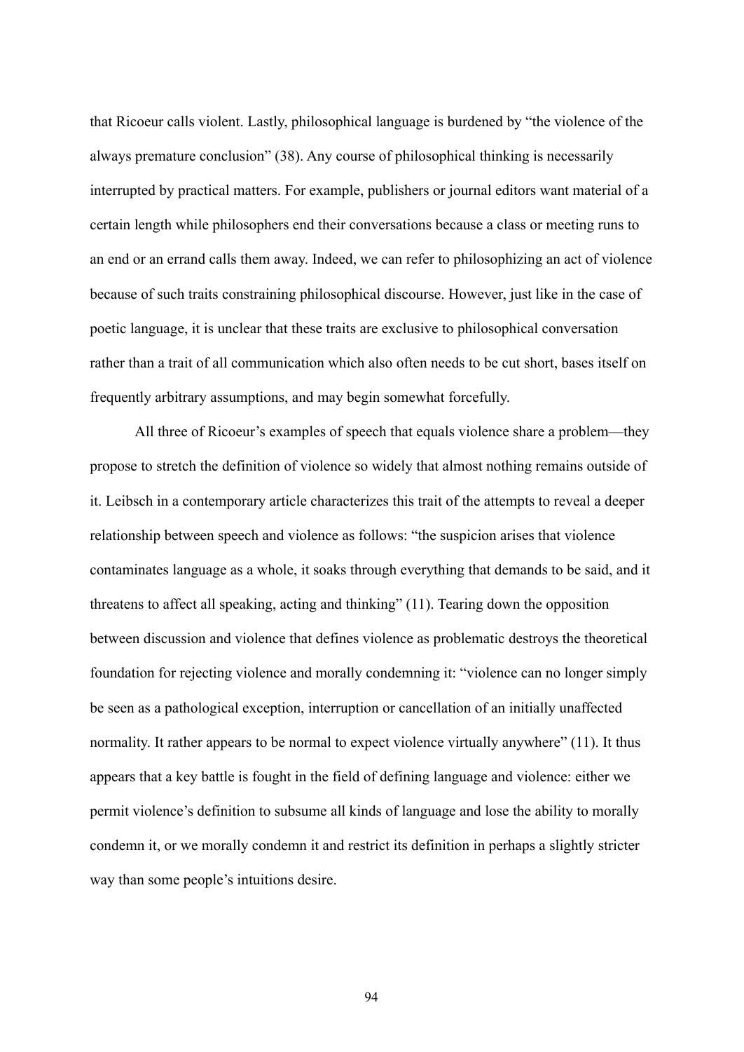that Ricoeur calls violent. Lastly, philosophical language is burdened by "the violence of the always premature conclusion" (38). Any course of philosophical thinking is necessarily interrupted by practical matters. For example, publishers or journal editors want material of a certain length while philosophers end their conversations because a class or meeting runs to an end or an errand calls them away. Indeed, we can refer to philosophizing an act of violence because of such traits constraining philosophical discourse. However, just like in the case of poetic language, it is unclear that these traits are exclusive to philosophical conversation rather than a trait of all communication which also often needs to be cut short, bases itself on frequently arbitrary assumptions, and may begin somewhat forcefully.

All three of Ricoeur's examples of speech that equals violence share a problem—they propose to stretch the definition of violence so widely that almost nothing remains outside of it. Leibsch in a contemporary article characterizes this trait of the attempts to reveal a deeper relationship between speech and violence as follows: "the suspicion arises that violence contaminates language as a whole, it soaks through everything that demands to be said, and it threatens to affect all speaking, acting and thinking" (11). Tearing down the opposition between discussion and violence that defines violence as problematic destroys the theoretical foundation for rejecting violence and morally condemning it: "violence can no longer simply be seen as a pathological exception, interruption or cancellation of an initially unaffected normality. It rather appears to be normal to expect violence virtually anywhere" (11). It thus appears that a key battle is fought in the field of defining language and violence: either we permit violence's definition to subsume all kinds of language and lose the ability to morally condemn it, or we morally condemn it and restrict its definition in perhaps a slightly stricter way than some people's intuitions desire.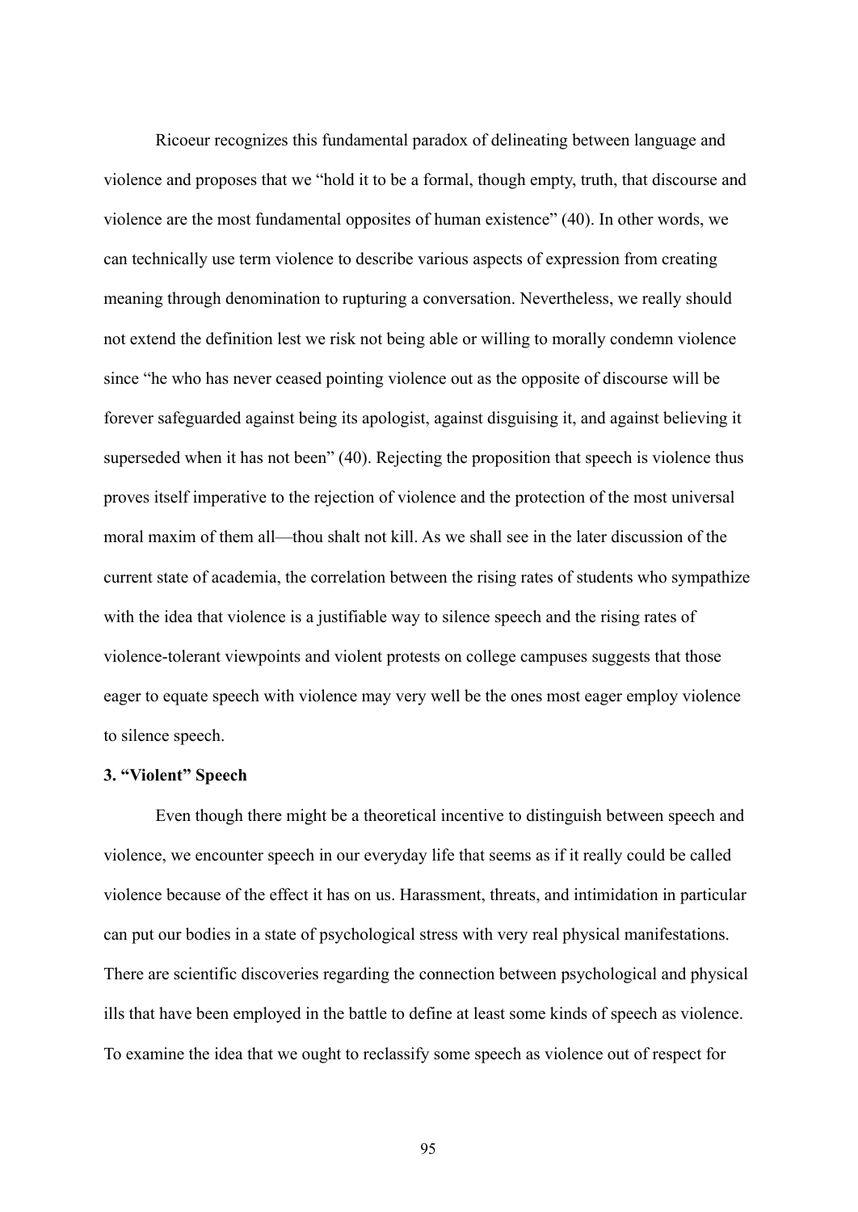Ricoeur recognizes this fundamental paradox of delineating between language and violence and proposes that we "hold it to be a formal, though empty, truth, that discourse and violence are the most fundamental opposites of human existence" (40). In other words, we can technically use term violence to describe various aspects of expression from creating meaning through denomination to rupturing a conversation. Nevertheless, we really should not extend the definition lest we risk not being able or willing to morally condemn violence since "he who has never ceased pointing violence out as the opposite of discourse will be forever safeguarded against being its apologist, against disguising it, and against believing it superseded when it has not been" (40). Rejecting the proposition that speech is violence thus proves itself imperative to the rejection of violence and the protection of the most universal moral maxim of them all—thou shalt not kill. As we shall see in the later discussion of the current state of academia, the correlation between the rising rates of students who sympathize with the idea that violence is a justifiable way to silence speech and the rising rates of violence-tolerant viewpoints and violent protests on college campuses suggests that those eager to equate speech with violence may very well be the ones most eager employ violence to silence speech.

### 3. "Violent" Speech

Even though there might be a theoretical incentive to distinguish between speech and violence, we encounter speech in our everyday life that seems as if it really could be called violence because of the effect it has on us. Harassment, threats, and intimidation in particular can put our bodies in a state of psychological stress with very real physical manifestations. There are scientific discoveries regarding the connection between psychological and physical ills that have been employed in the battle to define at least some kinds of speech as violence. To examine the idea that we ought to reclassify some speech as violence out of respect for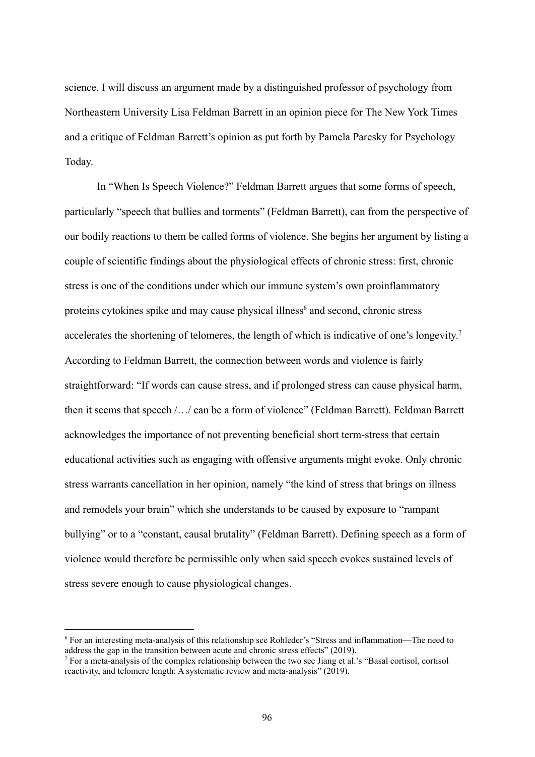science, I will discuss an argument made by a distinguished professor of psychology from Northeastern University Lisa Feldman Barrett in an opinion piece for The New York Times and a critique of Feldman Barrett's opinion as put forth by Pamela Paresky for Psychology Today.

In "When Is Speech Violence?" Feldman Barrett argues that some forms of speech, particularly "speech that bullies and torments" (Feldman Barrett), can from the perspective of our bodily reactions to them be called forms of violence. She begins her argument by listing a couple of scientific findings about the physiological effects of chronic stress: first, chronic stress is one of the conditions under which our immune system's own proinflammatory proteins cytokines spike and may cause physical illness[6] and second, chronic stress accelerates the shortening of telomeres, the length of which is indicative of one's longevity.[7] According to Feldman Barrett, the connection between words and violence is fairly straightforward: "If words can cause stress, and if prolonged stress can cause physical harm, then it seems that speech /…/ can be a form of violence" (Feldman Barrett). Feldman Barrett acknowledges the importance of not preventing beneficial short term-stress that certain educational activities such as engaging with offensive arguments might evoke. Only chronic stress warrants cancellation in her opinion, namely "the kind of stress that brings on illness and remodels your brain" which she understands to be caused by exposure to "rampant bullying" or to a "constant, causal brutality" (Feldman Barrett). Defining speech as a form of violence would therefore be permissible only when said speech evokes sustained levels of stress severe enough to cause physiological changes.

---

[6] For an interesting meta-analysis of this relationship see Rohleder's "Stress and inflammation—The need to address the gap in the transition between acute and chronic stress effects" (2019).

[7] For a meta-analysis of the complex relationship between the two see Jiang et al.'s "Basal cortisol, cortisol reactivity, and telomere length: A systematic review and meta-analysis" (2019).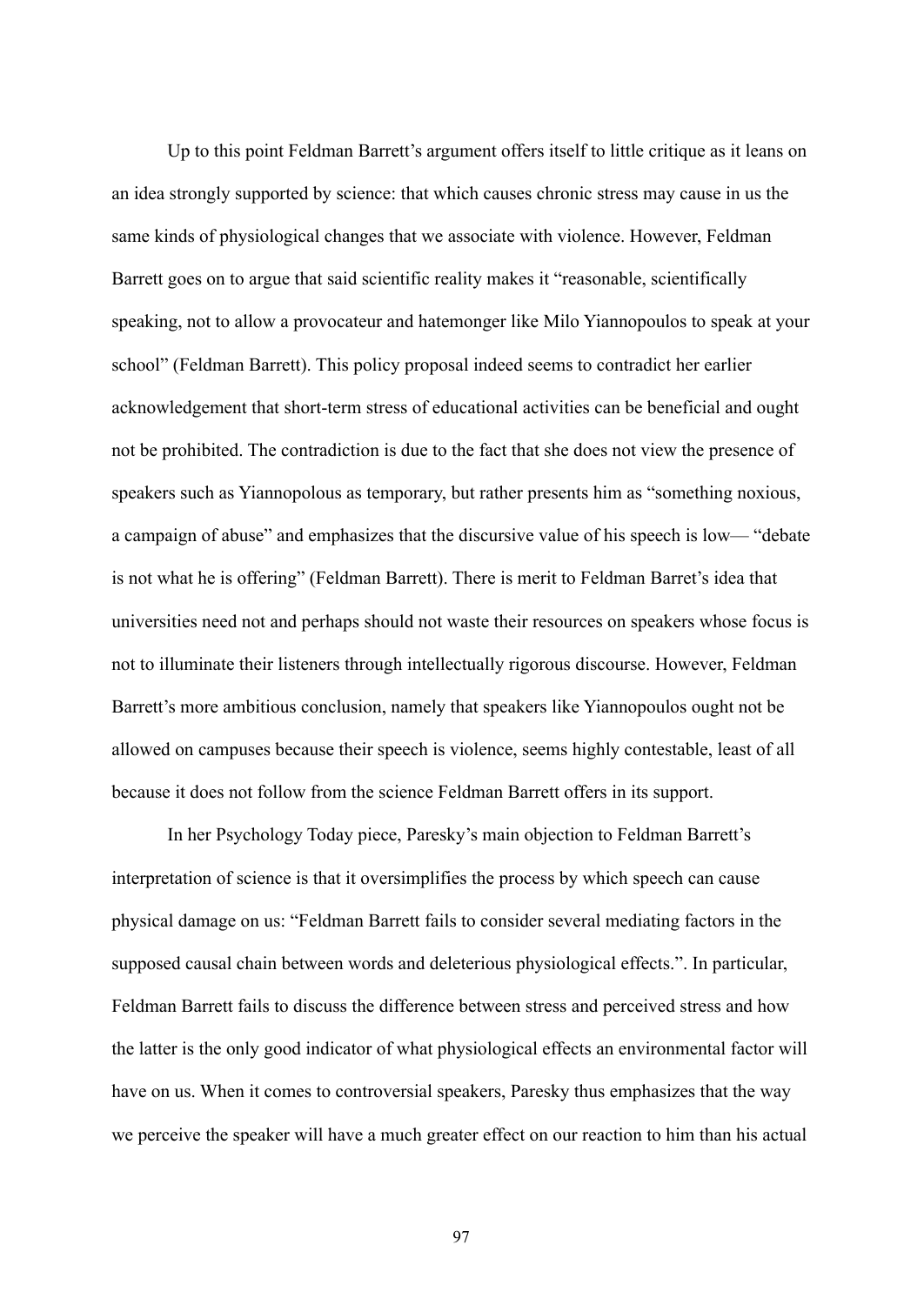Up to this point Feldman Barrett's argument offers itself to little critique as it leans on an idea strongly supported by science: that which causes chronic stress may cause in us the same kinds of physiological changes that we associate with violence. However, Feldman Barrett goes on to argue that said scientific reality makes it "reasonable, scientifically speaking, not to allow a provocateur and hatemonger like Milo Yiannopoulos to speak at your school" (Feldman Barrett). This policy proposal indeed seems to contradict her earlier acknowledgement that short-term stress of educational activities can be beneficial and ought not be prohibited. The contradiction is due to the fact that she does not view the presence of speakers such as Yiannopolous as temporary, but rather presents him as "something noxious, a campaign of abuse" and emphasizes that the discursive value of his speech is low— "debate is not what he is offering" (Feldman Barrett). There is merit to Feldman Barret's idea that universities need not and perhaps should not waste their resources on speakers whose focus is not to illuminate their listeners through intellectually rigorous discourse. However, Feldman Barrett's more ambitious conclusion, namely that speakers like Yiannopoulos ought not be allowed on campuses because their speech is violence, seems highly contestable, least of all because it does not follow from the science Feldman Barrett offers in its support.

In her Psychology Today piece, Paresky's main objection to Feldman Barrett's interpretation of science is that it oversimplifies the process by which speech can cause physical damage on us: "Feldman Barrett fails to consider several mediating factors in the supposed causal chain between words and deleterious physiological effects.". In particular, Feldman Barrett fails to discuss the difference between stress and perceived stress and how the latter is the only good indicator of what physiological effects an environmental factor will have on us. When it comes to controversial speakers, Paresky thus emphasizes that the way we perceive the speaker will have a much greater effect on our reaction to him than his actual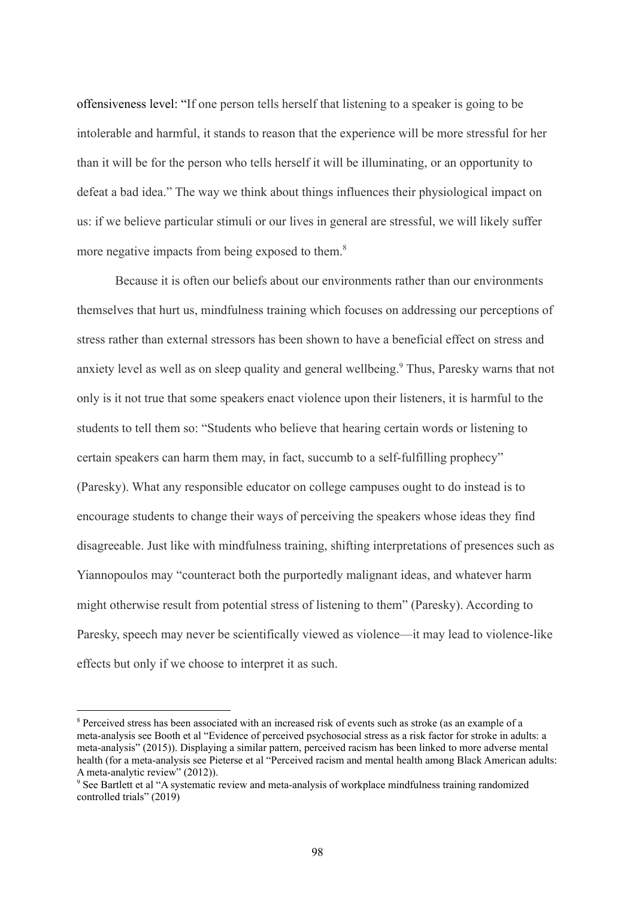offensiveness level: "If one person tells herself that listening to a speaker is going to be intolerable and harmful, it stands to reason that the experience will be more stressful for her than it will be for the person who tells herself it will be illuminating, or an opportunity to defeat a bad idea." The way we think about things influences their physiological impact on us: if we believe particular stimuli or our lives in general are stressful, we will likely suffer more negative impacts from being exposed to them.[8]

Because it is often our beliefs about our environments rather than our environments themselves that hurt us, mindfulness training which focuses on addressing our perceptions of stress rather than external stressors has been shown to have a beneficial effect on stress and anxiety level as well as on sleep quality and general wellbeing.[9] Thus, Paresky warns that not only is it not true that some speakers enact violence upon their listeners, it is harmful to the students to tell them so: "Students who believe that hearing certain words or listening to certain speakers can harm them may, in fact, succumb to a self-fulfilling prophecy" (Paresky). What any responsible educator on college campuses ought to do instead is to encourage students to change their ways of perceiving the speakers whose ideas they find disagreeable. Just like with mindfulness training, shifting interpretations of presences such as Yiannopoulos may "counteract both the purportedly malignant ideas, and whatever harm might otherwise result from potential stress of listening to them" (Paresky). According to Paresky, speech may never be scientifically viewed as violence—it may lead to violence-like effects but only if we choose to interpret it as such.

[8] Perceived stress has been associated with an increased risk of events such as stroke (as an example of a meta-analysis see Booth et al "Evidence of perceived psychosocial stress as a risk factor for stroke in adults: a meta-analysis" (2015)). Displaying a similar pattern, perceived racism has been linked to more adverse mental health (for a meta-analysis see Pieterse et al "Perceived racism and mental health among Black American adults: A meta-analytic review" (2012)).

[9] See Bartlett et al "A systematic review and meta-analysis of workplace mindfulness training randomized controlled trials" (2019)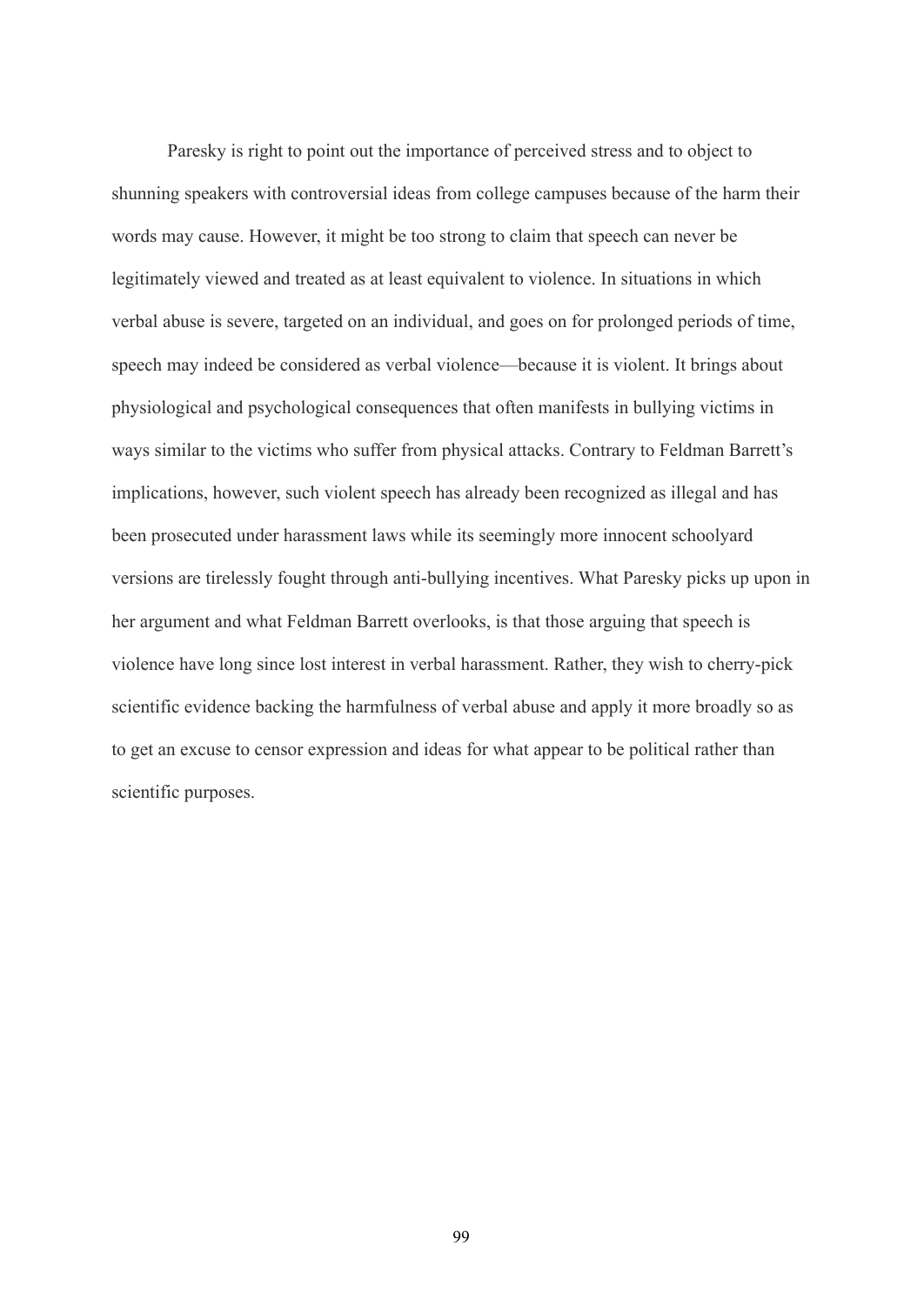Paresky is right to point out the importance of perceived stress and to object to shunning speakers with controversial ideas from college campuses because of the harm their words may cause. However, it might be too strong to claim that speech can never be legitimately viewed and treated as at least equivalent to violence. In situations in which verbal abuse is severe, targeted on an individual, and goes on for prolonged periods of time, speech may indeed be considered as verbal violence—because it is violent. It brings about physiological and psychological consequences that often manifests in bullying victims in ways similar to the victims who suffer from physical attacks. Contrary to Feldman Barrett's implications, however, such violent speech has already been recognized as illegal and has been prosecuted under harassment laws while its seemingly more innocent schoolyard versions are tirelessly fought through anti-bullying incentives. What Paresky picks up upon in her argument and what Feldman Barrett overlooks, is that those arguing that speech is violence have long since lost interest in verbal harassment. Rather, they wish to cherry-pick scientific evidence backing the harmfulness of verbal abuse and apply it more broadly so as to get an excuse to censor expression and ideas for what appear to be political rather than scientific purposes.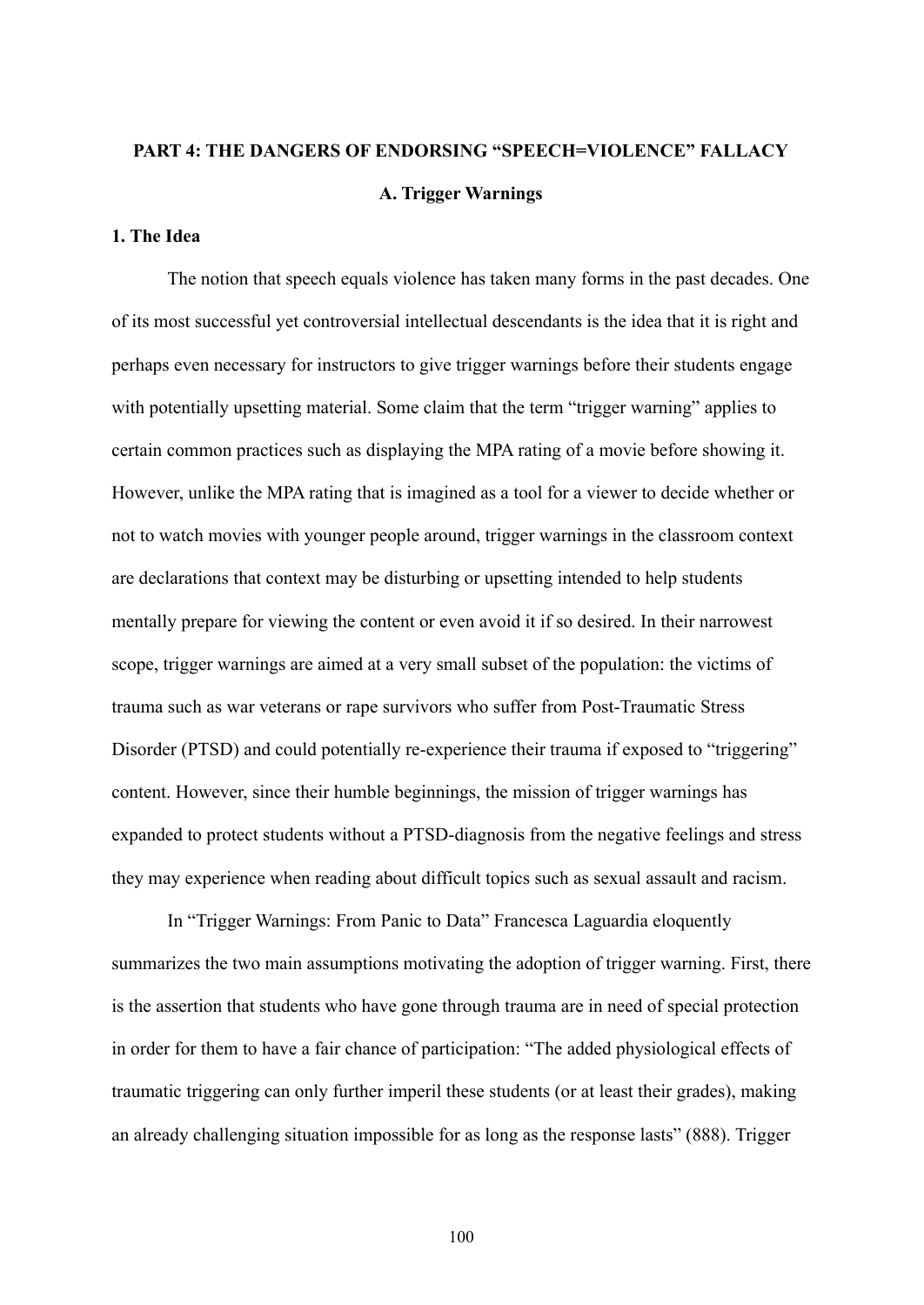## PART 4: THE DANGERS OF ENDORSING "SPEECH=VIOLENCE" FALLACY

### A. Trigger Warnings

#### 1. The Idea

The notion that speech equals violence has taken many forms in the past decades. One of its most successful yet controversial intellectual descendants is the idea that it is right and perhaps even necessary for instructors to give trigger warnings before their students engage with potentially upsetting material. Some claim that the term "trigger warning" applies to certain common practices such as displaying the MPA rating of a movie before showing it. However, unlike the MPA rating that is imagined as a tool for a viewer to decide whether or not to watch movies with younger people around, trigger warnings in the classroom context are declarations that context may be disturbing or upsetting intended to help students mentally prepare for viewing the content or even avoid it if so desired. In their narrowest scope, trigger warnings are aimed at a very small subset of the population: the victims of trauma such as war veterans or rape survivors who suffer from Post-Traumatic Stress Disorder (PTSD) and could potentially re-experience their trauma if exposed to "triggering" content. However, since their humble beginnings, the mission of trigger warnings has expanded to protect students without a PTSD-diagnosis from the negative feelings and stress they may experience when reading about difficult topics such as sexual assault and racism.

In "Trigger Warnings: From Panic to Data" Francesca Laguardia eloquently summarizes the two main assumptions motivating the adoption of trigger warning. First, there is the assertion that students who have gone through trauma are in need of special protection in order for them to have a fair chance of participation: "The added physiological effects of traumatic triggering can only further imperil these students (or at least their grades), making an already challenging situation impossible for as long as the response lasts" (888). Trigger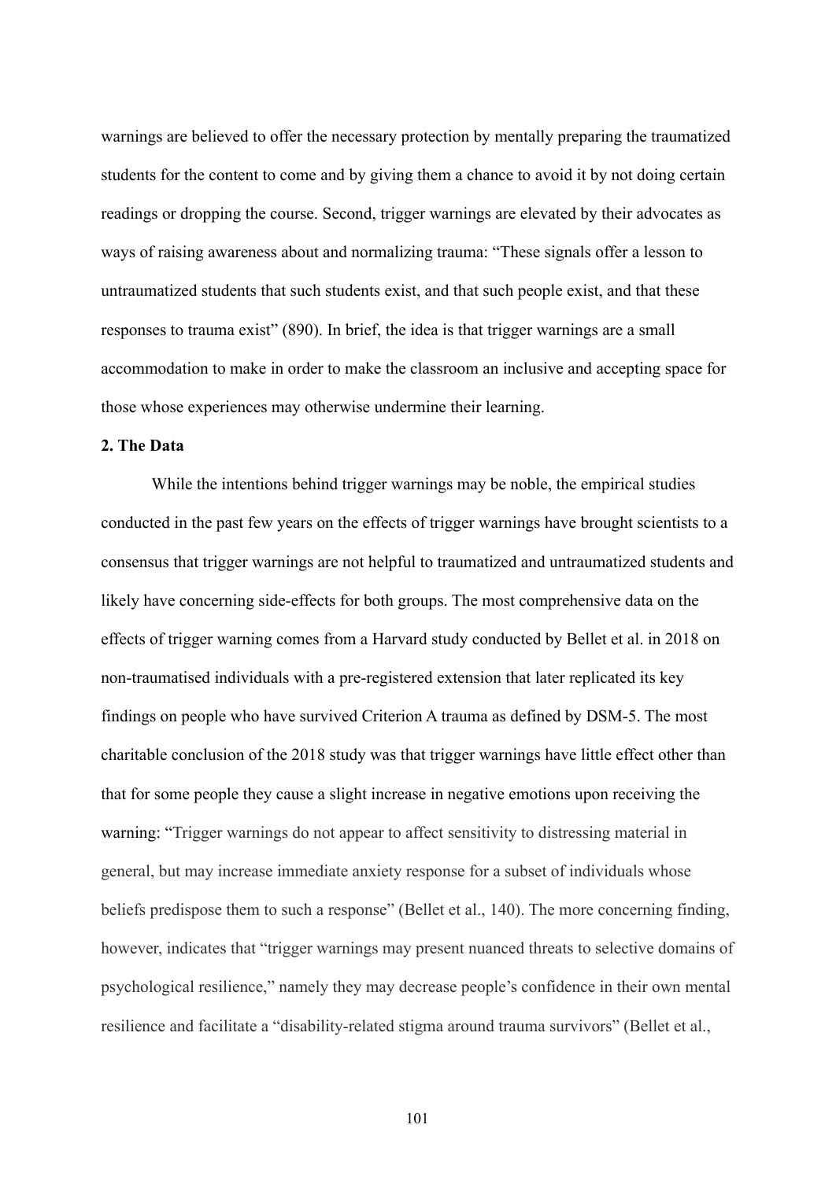warnings are believed to offer the necessary protection by mentally preparing the traumatized students for the content to come and by giving them a chance to avoid it by not doing certain readings or dropping the course. Second, trigger warnings are elevated by their advocates as ways of raising awareness about and normalizing trauma: "These signals offer a lesson to untraumatized students that such students exist, and that such people exist, and that these responses to trauma exist" (890). In brief, the idea is that trigger warnings are a small accommodation to make in order to make the classroom an inclusive and accepting space for those whose experiences may otherwise undermine their learning.

**2. The Data**

While the intentions behind trigger warnings may be noble, the empirical studies conducted in the past few years on the effects of trigger warnings have brought scientists to a consensus that trigger warnings are not helpful to traumatized and untraumatized students and likely have concerning side-effects for both groups. The most comprehensive data on the effects of trigger warning comes from a Harvard study conducted by Bellet et al. in 2018 on non-traumatised individuals with a pre-registered extension that later replicated its key findings on people who have survived Criterion A trauma as defined by DSM-5. The most charitable conclusion of the 2018 study was that trigger warnings have little effect other than that for some people they cause a slight increase in negative emotions upon receiving the warning: "Trigger warnings do not appear to affect sensitivity to distressing material in general, but may increase immediate anxiety response for a subset of individuals whose beliefs predispose them to such a response" (Bellet et al., 140). The more concerning finding, however, indicates that "trigger warnings may present nuanced threats to selective domains of psychological resilience," namely they may decrease people's confidence in their own mental resilience and facilitate a "disability-related stigma around trauma survivors" (Bellet et al.,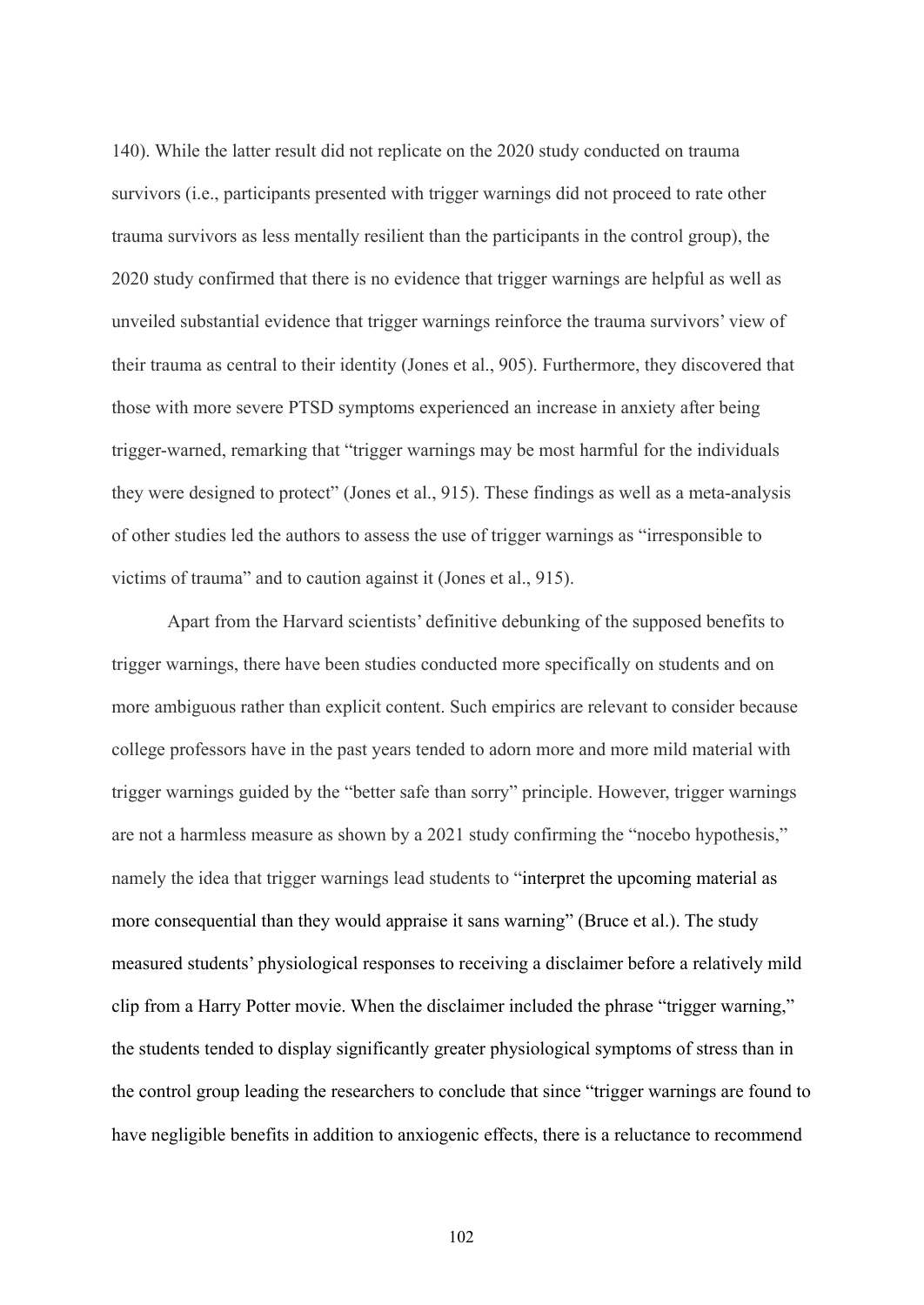140). While the latter result did not replicate on the 2020 study conducted on trauma survivors (i.e., participants presented with trigger warnings did not proceed to rate other trauma survivors as less mentally resilient than the participants in the control group), the 2020 study confirmed that there is no evidence that trigger warnings are helpful as well as unveiled substantial evidence that trigger warnings reinforce the trauma survivors' view of their trauma as central to their identity (Jones et al., 905). Furthermore, they discovered that those with more severe PTSD symptoms experienced an increase in anxiety after being trigger-warned, remarking that "trigger warnings may be most harmful for the individuals they were designed to protect" (Jones et al., 915). These findings as well as a meta-analysis of other studies led the authors to assess the use of trigger warnings as "irresponsible to victims of trauma" and to caution against it (Jones et al., 915).

Apart from the Harvard scientists' definitive debunking of the supposed benefits to trigger warnings, there have been studies conducted more specifically on students and on more ambiguous rather than explicit content. Such empirics are relevant to consider because college professors have in the past years tended to adorn more and more mild material with trigger warnings guided by the "better safe than sorry" principle. However, trigger warnings are not a harmless measure as shown by a 2021 study confirming the "nocebo hypothesis," namely the idea that trigger warnings lead students to "interpret the upcoming material as more consequential than they would appraise it sans warning" (Bruce et al.). The study measured students' physiological responses to receiving a disclaimer before a relatively mild clip from a Harry Potter movie. When the disclaimer included the phrase "trigger warning," the students tended to display significantly greater physiological symptoms of stress than in the control group leading the researchers to conclude that since "trigger warnings are found to have negligible benefits in addition to anxiogenic effects, there is a reluctance to recommend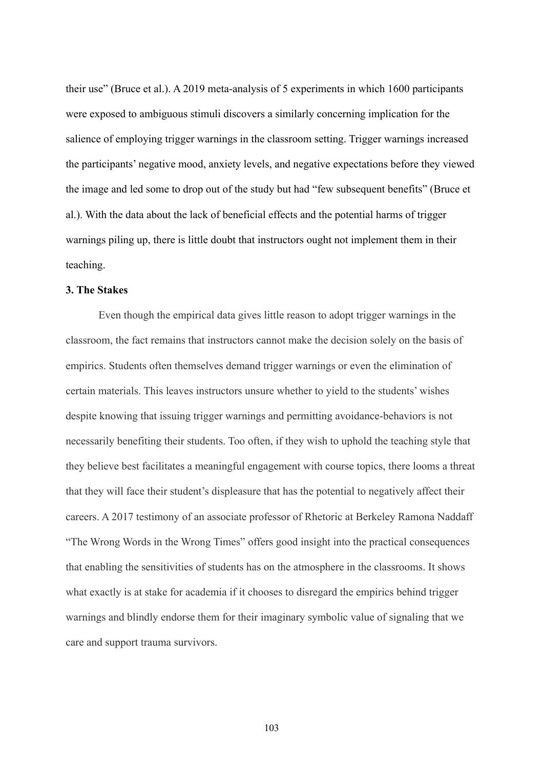their use" (Bruce et al.). A 2019 meta-analysis of 5 experiments in which 1600 participants were exposed to ambiguous stimuli discovers a similarly concerning implication for the salience of employing trigger warnings in the classroom setting. Trigger warnings increased the participants' negative mood, anxiety levels, and negative expectations before they viewed the image and led some to drop out of the study but had "few subsequent benefits" (Bruce et al.). With the data about the lack of beneficial effects and the potential harms of trigger warnings piling up, there is little doubt that instructors ought not implement them in their teaching.

**3. The Stakes**

Even though the empirical data gives little reason to adopt trigger warnings in the classroom, the fact remains that instructors cannot make the decision solely on the basis of empirics. Students often themselves demand trigger warnings or even the elimination of certain materials. This leaves instructors unsure whether to yield to the students' wishes despite knowing that issuing trigger warnings and permitting avoidance-behaviors is not necessarily benefiting their students. Too often, if they wish to uphold the teaching style that they believe best facilitates a meaningful engagement with course topics, there looms a threat that they will face their student's displeasure that has the potential to negatively affect their careers. A 2017 testimony of an associate professor of Rhetoric at Berkeley Ramona Naddaff "The Wrong Words in the Wrong Times" offers good insight into the practical consequences that enabling the sensitivities of students has on the atmosphere in the classrooms. It shows what exactly is at stake for academia if it chooses to disregard the empirics behind trigger warnings and blindly endorse them for their imaginary symbolic value of signaling that we care and support trauma survivors.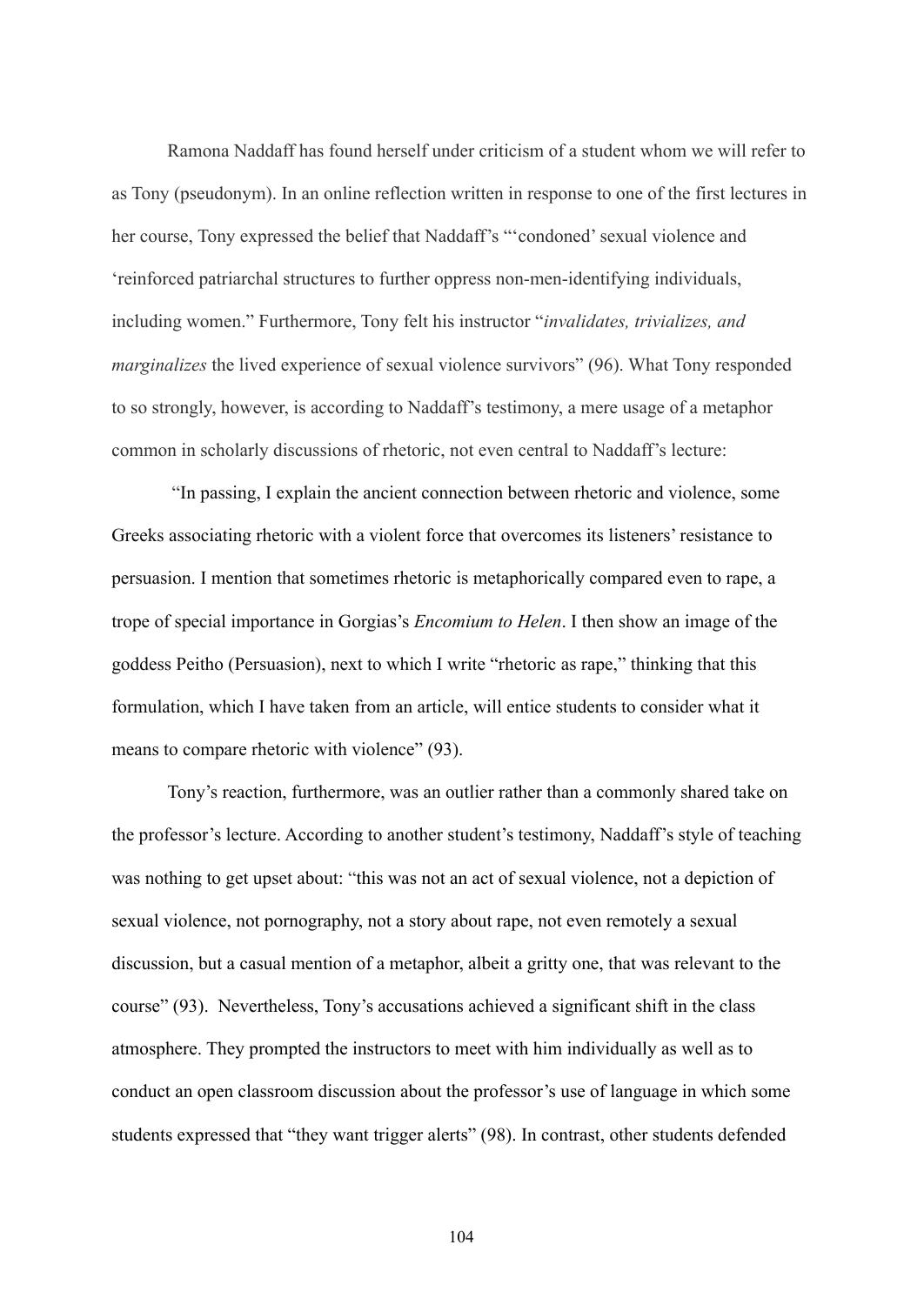Ramona Naddaff has found herself under criticism of a student whom we will refer to as Tony (pseudonym). In an online reflection written in response to one of the first lectures in her course, Tony expressed the belief that Naddaff's "'condoned' sexual violence and 'reinforced patriarchal structures to further oppress non-men-identifying individuals, including women." Furthermore, Tony felt his instructor "*invalidates, trivializes, and marginalizes* the lived experience of sexual violence survivors" (96). What Tony responded to so strongly, however, is according to Naddaff's testimony, a mere usage of a metaphor common in scholarly discussions of rhetoric, not even central to Naddaff's lecture:

"In passing, I explain the ancient connection between rhetoric and violence, some Greeks associating rhetoric with a violent force that overcomes its listeners' resistance to persuasion. I mention that sometimes rhetoric is metaphorically compared even to rape, a trope of special importance in Gorgias's *Encomium to Helen*. I then show an image of the goddess Peitho (Persuasion), next to which I write "rhetoric as rape," thinking that this formulation, which I have taken from an article, will entice students to consider what it means to compare rhetoric with violence" (93).

Tony's reaction, furthermore, was an outlier rather than a commonly shared take on the professor's lecture. According to another student's testimony, Naddaff's style of teaching was nothing to get upset about: "this was not an act of sexual violence, not a depiction of sexual violence, not pornography, not a story about rape, not even remotely a sexual discussion, but a casual mention of a metaphor, albeit a gritty one, that was relevant to the course" (93). Nevertheless, Tony's accusations achieved a significant shift in the class atmosphere. They prompted the instructors to meet with him individually as well as to conduct an open classroom discussion about the professor's use of language in which some students expressed that "they want trigger alerts" (98). In contrast, other students defended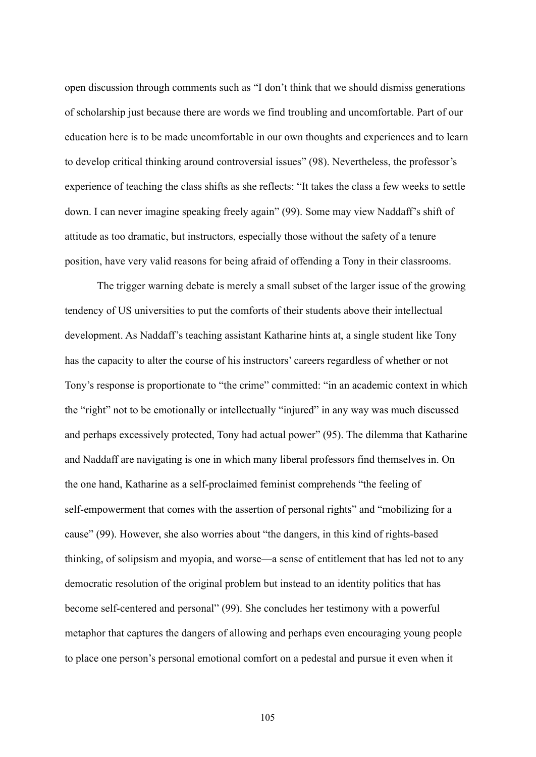open discussion through comments such as "I don't think that we should dismiss generations of scholarship just because there are words we find troubling and uncomfortable. Part of our education here is to be made uncomfortable in our own thoughts and experiences and to learn to develop critical thinking around controversial issues" (98). Nevertheless, the professor's experience of teaching the class shifts as she reflects: "It takes the class a few weeks to settle down. I can never imagine speaking freely again" (99). Some may view Naddaff's shift of attitude as too dramatic, but instructors, especially those without the safety of a tenure position, have very valid reasons for being afraid of offending a Tony in their classrooms.

The trigger warning debate is merely a small subset of the larger issue of the growing tendency of US universities to put the comforts of their students above their intellectual development. As Naddaff's teaching assistant Katharine hints at, a single student like Tony has the capacity to alter the course of his instructors' careers regardless of whether or not Tony's response is proportionate to "the crime" committed: "in an academic context in which the "right" not to be emotionally or intellectually "injured" in any way was much discussed and perhaps excessively protected, Tony had actual power" (95). The dilemma that Katharine and Naddaff are navigating is one in which many liberal professors find themselves in. On the one hand, Katharine as a self-proclaimed feminist comprehends "the feeling of self-empowerment that comes with the assertion of personal rights" and "mobilizing for a cause" (99). However, she also worries about "the dangers, in this kind of rights-based thinking, of solipsism and myopia, and worse—a sense of entitlement that has led not to any democratic resolution of the original problem but instead to an identity politics that has become self-centered and personal" (99). She concludes her testimony with a powerful metaphor that captures the dangers of allowing and perhaps even encouraging young people to place one person's personal emotional comfort on a pedestal and pursue it even when it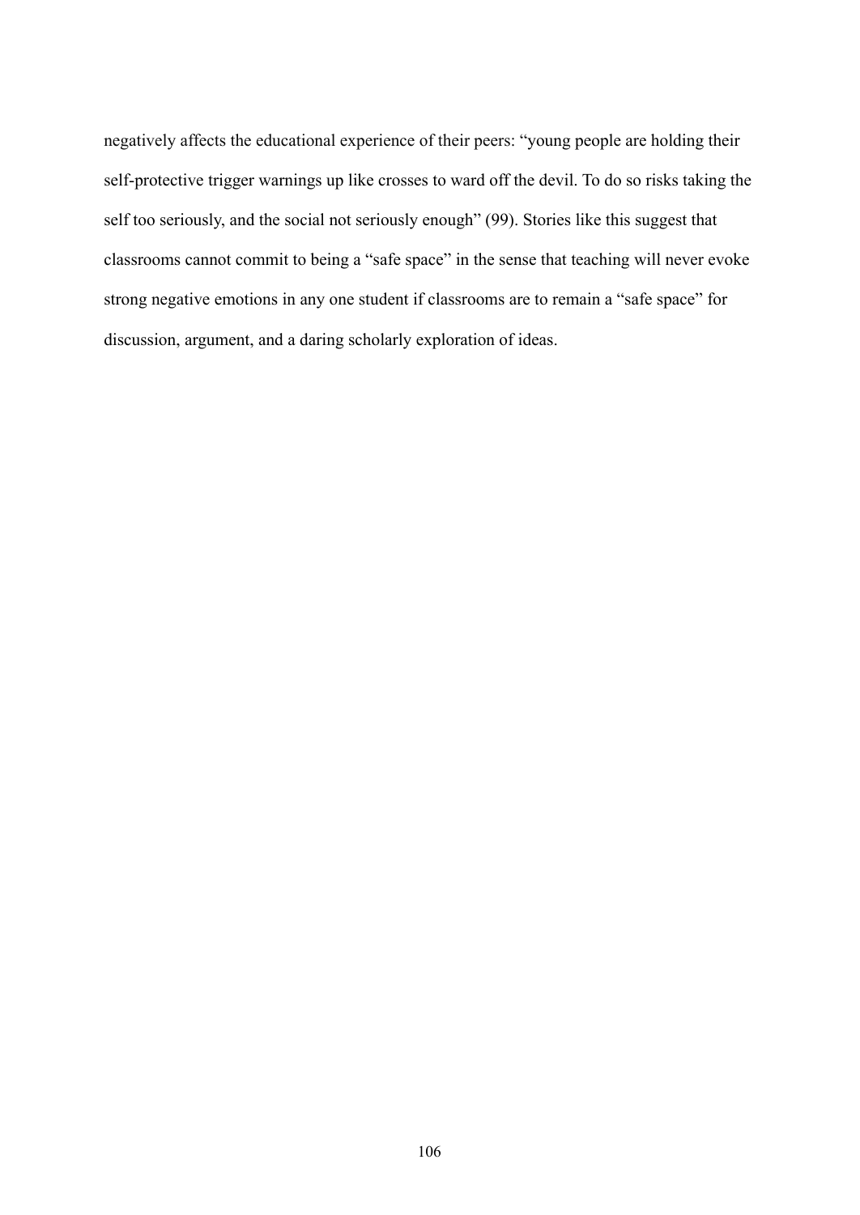negatively affects the educational experience of their peers: “young people are holding their self-protective trigger warnings up like crosses to ward off the devil. To do so risks taking the self too seriously, and the social not seriously enough” (99). Stories like this suggest that classrooms cannot commit to being a “safe space” in the sense that teaching will never evoke strong negative emotions in any one student if classrooms are to remain a “safe space” for discussion, argument, and a daring scholarly exploration of ideas.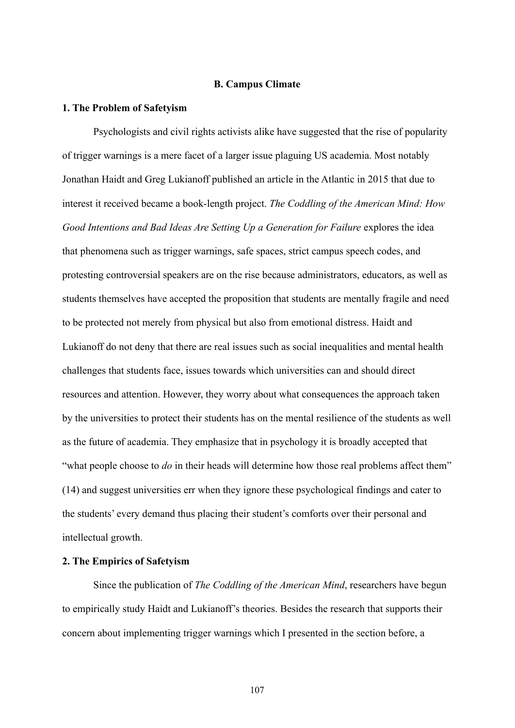## B. Campus Climate

### 1. The Problem of Safetyism

Psychologists and civil rights activists alike have suggested that the rise of popularity of trigger warnings is a mere facet of a larger issue plaguing US academia. Most notably Jonathan Haidt and Greg Lukianoff published an article in the Atlantic in 2015 that due to interest it received became a book-length project. *The Coddling of the American Mind: How Good Intentions and Bad Ideas Are Setting Up a Generation for Failure* explores the idea that phenomena such as trigger warnings, safe spaces, strict campus speech codes, and protesting controversial speakers are on the rise because administrators, educators, as well as students themselves have accepted the proposition that students are mentally fragile and need to be protected not merely from physical but also from emotional distress. Haidt and Lukianoff do not deny that there are real issues such as social inequalities and mental health challenges that students face, issues towards which universities can and should direct resources and attention. However, they worry about what consequences the approach taken by the universities to protect their students has on the mental resilience of the students as well as the future of academia. They emphasize that in psychology it is broadly accepted that "what people choose to *do* in their heads will determine how those real problems affect them" (14) and suggest universities err when they ignore these psychological findings and cater to the students' every demand thus placing their student's comforts over their personal and intellectual growth.

### 2. The Empirics of Safetyism

Since the publication of *The Coddling of the American Mind*, researchers have begun to empirically study Haidt and Lukianoff's theories. Besides the research that supports their concern about implementing trigger warnings which I presented in the section before, a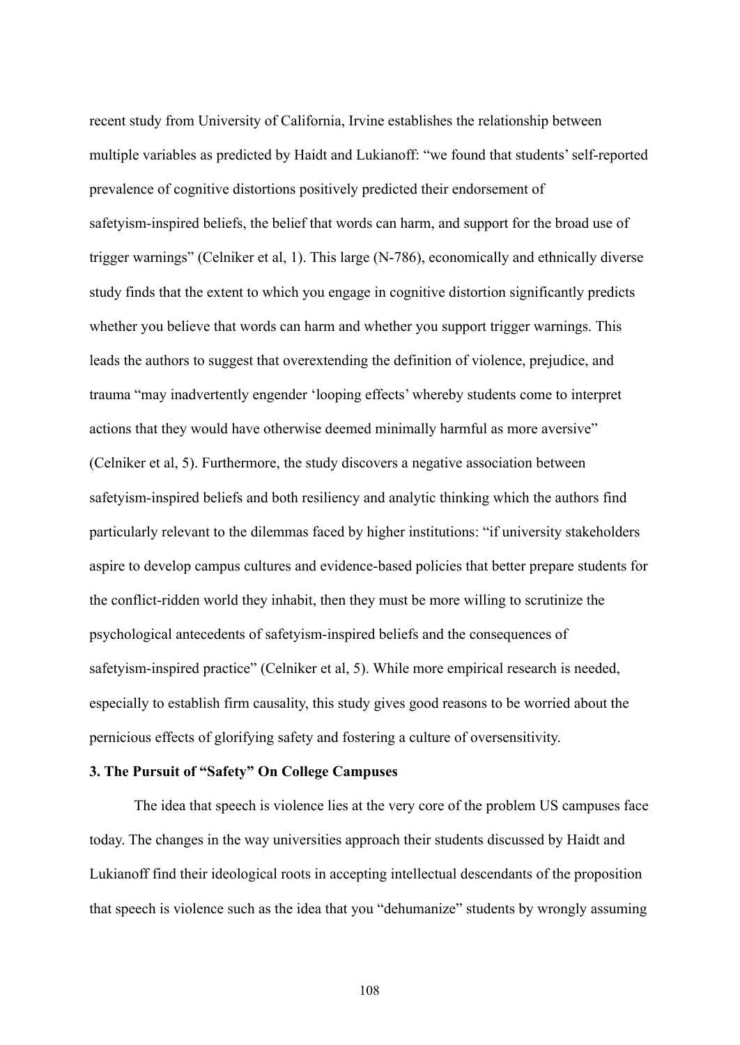recent study from University of California, Irvine establishes the relationship between multiple variables as predicted by Haidt and Lukianoff: "we found that students' self-reported prevalence of cognitive distortions positively predicted their endorsement of safetyism-inspired beliefs, the belief that words can harm, and support for the broad use of trigger warnings" (Celniker et al, 1). This large (N-786), economically and ethnically diverse study finds that the extent to which you engage in cognitive distortion significantly predicts whether you believe that words can harm and whether you support trigger warnings. This leads the authors to suggest that overextending the definition of violence, prejudice, and trauma "may inadvertently engender 'looping effects' whereby students come to interpret actions that they would have otherwise deemed minimally harmful as more aversive" (Celniker et al, 5). Furthermore, the study discovers a negative association between safetyism-inspired beliefs and both resiliency and analytic thinking which the authors find particularly relevant to the dilemmas faced by higher institutions: "if university stakeholders aspire to develop campus cultures and evidence-based policies that better prepare students for the conflict-ridden world they inhabit, then they must be more willing to scrutinize the psychological antecedents of safetyism-inspired beliefs and the consequences of safetyism-inspired practice" (Celniker et al, 5). While more empirical research is needed, especially to establish firm causality, this study gives good reasons to be worried about the pernicious effects of glorifying safety and fostering a culture of oversensitivity.

### 3. The Pursuit of "Safety" On College Campuses

The idea that speech is violence lies at the very core of the problem US campuses face today. The changes in the way universities approach their students discussed by Haidt and Lukianoff find their ideological roots in accepting intellectual descendants of the proposition that speech is violence such as the idea that you "dehumanize" students by wrongly assuming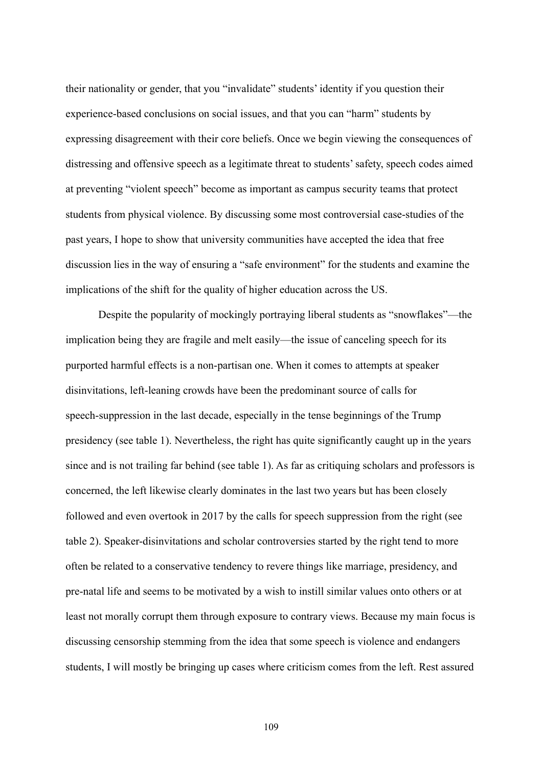their nationality or gender, that you "invalidate" students' identity if you question their experience-based conclusions on social issues, and that you can "harm" students by expressing disagreement with their core beliefs. Once we begin viewing the consequences of distressing and offensive speech as a legitimate threat to students' safety, speech codes aimed at preventing "violent speech" become as important as campus security teams that protect students from physical violence. By discussing some most controversial case-studies of the past years, I hope to show that university communities have accepted the idea that free discussion lies in the way of ensuring a "safe environment" for the students and examine the implications of the shift for the quality of higher education across the US.

Despite the popularity of mockingly portraying liberal students as "snowflakes"—the implication being they are fragile and melt easily—the issue of canceling speech for its purported harmful effects is a non-partisan one. When it comes to attempts at speaker disinvitations, left-leaning crowds have been the predominant source of calls for speech-suppression in the last decade, especially in the tense beginnings of the Trump presidency (see table 1). Nevertheless, the right has quite significantly caught up in the years since and is not trailing far behind (see table 1). As far as critiquing scholars and professors is concerned, the left likewise clearly dominates in the last two years but has been closely followed and even overtook in 2017 by the calls for speech suppression from the right (see table 2). Speaker-disinvitations and scholar controversies started by the right tend to more often be related to a conservative tendency to revere things like marriage, presidency, and pre-natal life and seems to be motivated by a wish to instill similar values onto others or at least not morally corrupt them through exposure to contrary views. Because my main focus is discussing censorship stemming from the idea that some speech is violence and endangers students, I will mostly be bringing up cases where criticism comes from the left. Rest assured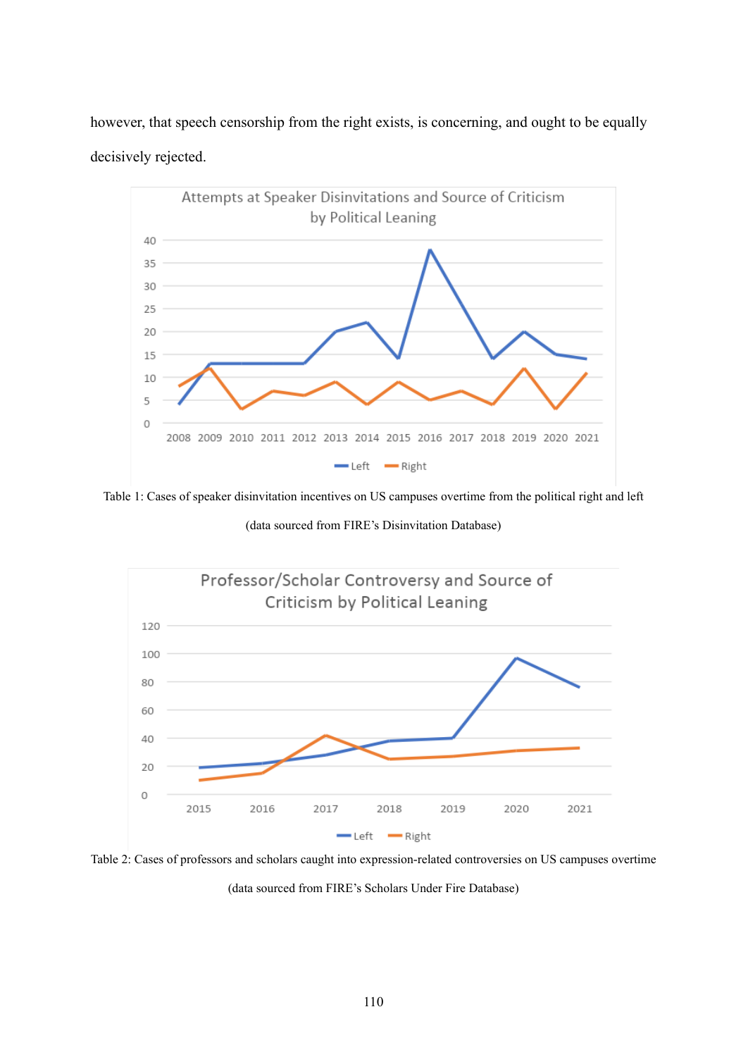however, that speech censorship from the right exists, is concerning, and ought to be equally decisively rejected.

Table 1: Cases of speaker disinvitation incentives on US campuses overtime from the political right and left (data sourced from FIRE's Disinvitation Database)

Table 2: Cases of professors and scholars caught into expression-related controversies on US campuses overtime (data sourced from FIRE's Scholars Under Fire Database)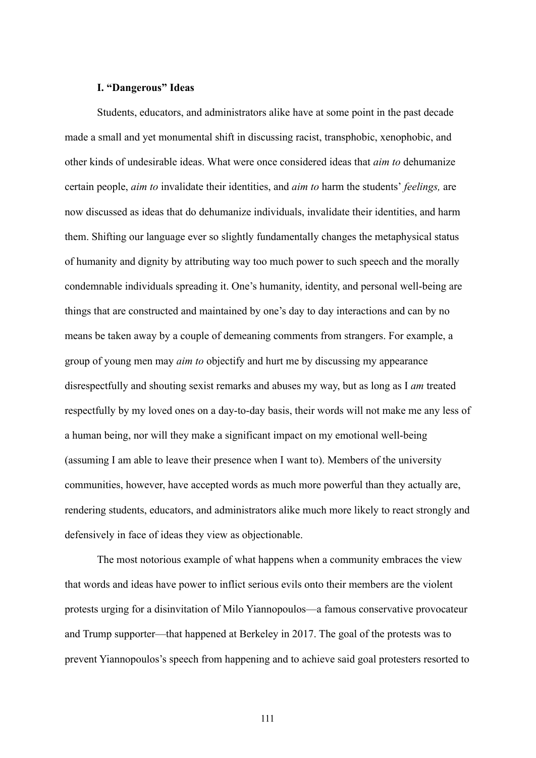### **I. "Dangerous" Ideas**

Students, educators, and administrators alike have at some point in the past decade made a small and yet monumental shift in discussing racist, transphobic, xenophobic, and other kinds of undesirable ideas. What were once considered ideas that *aim to* dehumanize certain people, *aim to* invalidate their identities, and *aim to* harm the students' *feelings,* are now discussed as ideas that do dehumanize individuals, invalidate their identities, and harm them. Shifting our language ever so slightly fundamentally changes the metaphysical status of humanity and dignity by attributing way too much power to such speech and the morally condemnable individuals spreading it. One's humanity, identity, and personal well-being are things that are constructed and maintained by one's day to day interactions and can by no means be taken away by a couple of demeaning comments from strangers. For example, a group of young men may *aim to* objectify and hurt me by discussing my appearance disrespectfully and shouting sexist remarks and abuses my way, but as long as I *am* treated respectfully by my loved ones on a day-to-day basis, their words will not make me any less of a human being, nor will they make a significant impact on my emotional well-being (assuming I am able to leave their presence when I want to). Members of the university communities, however, have accepted words as much more powerful than they actually are, rendering students, educators, and administrators alike much more likely to react strongly and defensively in face of ideas they view as objectionable.

The most notorious example of what happens when a community embraces the view that words and ideas have power to inflict serious evils onto their members are the violent protests urging for a disinvitation of Milo Yiannopoulos—a famous conservative provocateur and Trump supporter—that happened at Berkeley in 2017. The goal of the protests was to prevent Yiannopoulos's speech from happening and to achieve said goal protesters resorted to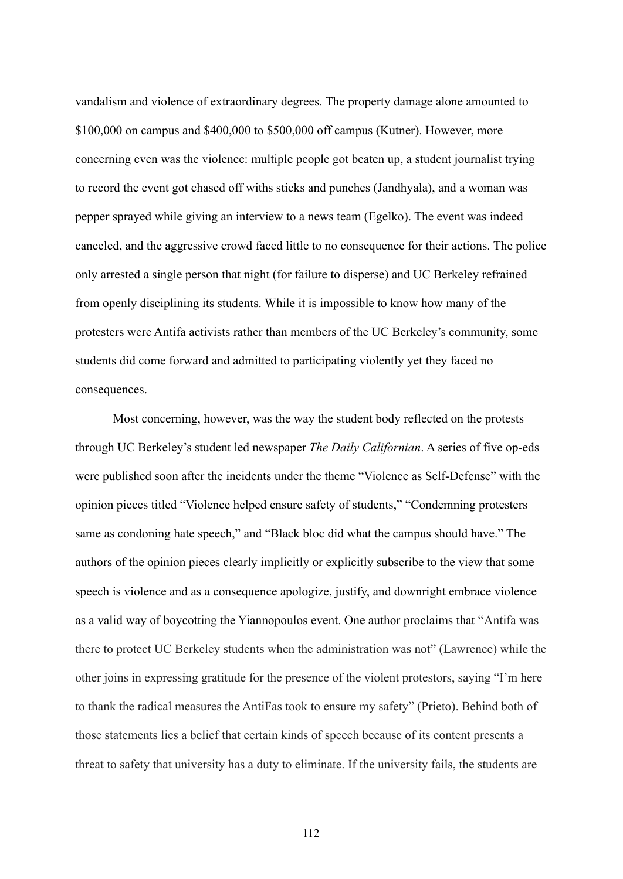vandalism and violence of extraordinary degrees. The property damage alone amounted to $100,000 on campus and $400,000 to $500,000 off campus (Kutner). However, more concerning even was the violence: multiple people got beaten up, a student journalist trying to record the event got chased off withs sticks and punches (Jandhyala), and a woman was pepper sprayed while giving an interview to a news team (Egelko). The event was indeed canceled, and the aggressive crowd faced little to no consequence for their actions. The police only arrested a single person that night (for failure to disperse) and UC Berkeley refrained from openly disciplining its students. While it is impossible to know how many of the protesters were Antifa activists rather than members of the UC Berkeley's community, some students did come forward and admitted to participating violently yet they faced no consequences.

Most concerning, however, was the way the student body reflected on the protests through UC Berkeley's student led newspaper *The Daily Californian*. A series of five op-eds were published soon after the incidents under the theme "Violence as Self-Defense" with the opinion pieces titled "Violence helped ensure safety of students," "Condemning protesters same as condoning hate speech," and "Black bloc did what the campus should have." The authors of the opinion pieces clearly implicitly or explicitly subscribe to the view that some speech is violence and as a consequence apologize, justify, and downright embrace violence as a valid way of boycotting the Yiannopoulos event. One author proclaims that "Antifa was there to protect UC Berkeley students when the administration was not" (Lawrence) while the other joins in expressing gratitude for the presence of the violent protestors, saying "I'm here to thank the radical measures the AntiFas took to ensure my safety" (Prieto). Behind both of those statements lies a belief that certain kinds of speech because of its content presents a threat to safety that university has a duty to eliminate. If the university fails, the students are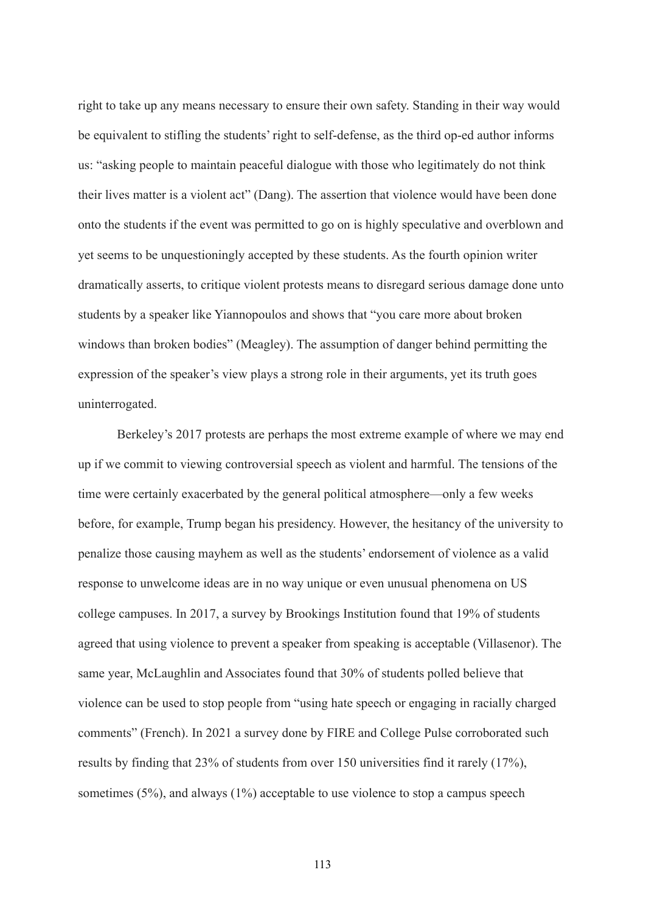right to take up any means necessary to ensure their own safety. Standing in their way would be equivalent to stifling the students' right to self-defense, as the third op-ed author informs us: "asking people to maintain peaceful dialogue with those who legitimately do not think their lives matter is a violent act" (Dang). The assertion that violence would have been done onto the students if the event was permitted to go on is highly speculative and overblown and yet seems to be unquestioningly accepted by these students. As the fourth opinion writer dramatically asserts, to critique violent protests means to disregard serious damage done unto students by a speaker like Yiannopoulos and shows that "you care more about broken windows than broken bodies" (Meagley). The assumption of danger behind permitting the expression of the speaker's view plays a strong role in their arguments, yet its truth goes uninterrogated.

Berkeley's 2017 protests are perhaps the most extreme example of where we may end up if we commit to viewing controversial speech as violent and harmful. The tensions of the time were certainly exacerbated by the general political atmosphere—only a few weeks before, for example, Trump began his presidency. However, the hesitancy of the university to penalize those causing mayhem as well as the students' endorsement of violence as a valid response to unwelcome ideas are in no way unique or even unusual phenomena on US college campuses. In 2017, a survey by Brookings Institution found that 19% of students agreed that using violence to prevent a speaker from speaking is acceptable (Villasenor). The same year, McLaughlin and Associates found that 30% of students polled believe that violence can be used to stop people from "using hate speech or engaging in racially charged comments" (French). In 2021 a survey done by FIRE and College Pulse corroborated such results by finding that 23% of students from over 150 universities find it rarely (17%), sometimes (5%), and always (1%) acceptable to use violence to stop a campus speech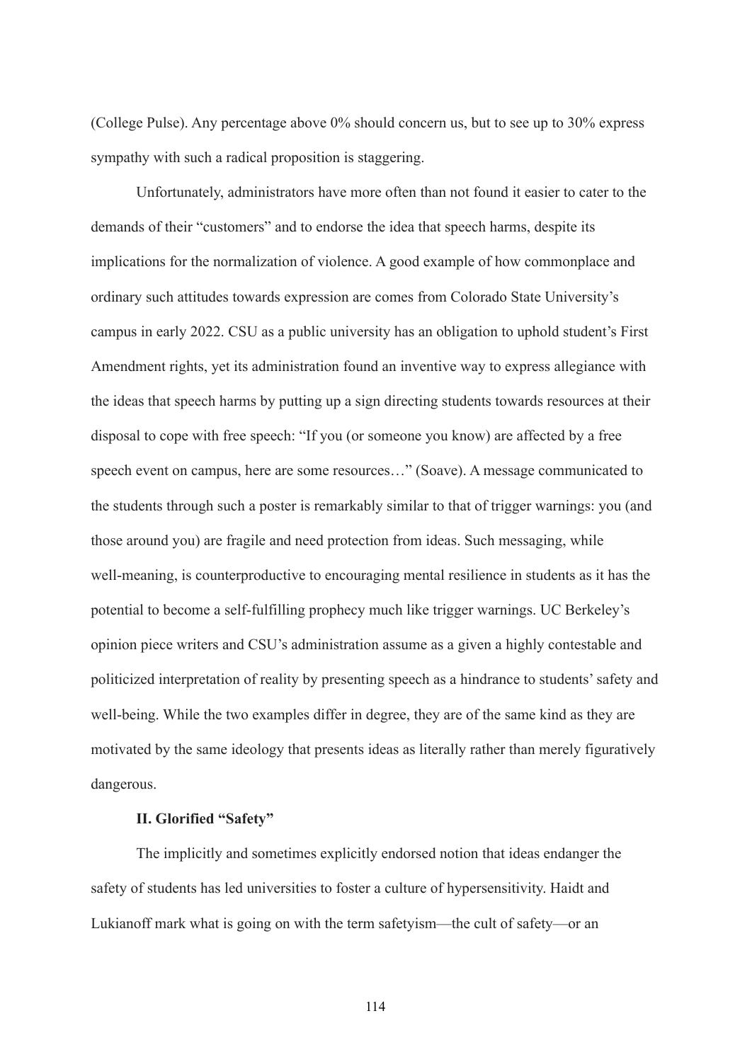(College Pulse). Any percentage above 0% should concern us, but to see up to 30% express sympathy with such a radical proposition is staggering.

Unfortunately, administrators have more often than not found it easier to cater to the demands of their "customers" and to endorse the idea that speech harms, despite its implications for the normalization of violence. A good example of how commonplace and ordinary such attitudes towards expression are comes from Colorado State University's campus in early 2022. CSU as a public university has an obligation to uphold student's First Amendment rights, yet its administration found an inventive way to express allegiance with the ideas that speech harms by putting up a sign directing students towards resources at their disposal to cope with free speech: "If you (or someone you know) are affected by a free speech event on campus, here are some resources…" (Soave). A message communicated to the students through such a poster is remarkably similar to that of trigger warnings: you (and those around you) are fragile and need protection from ideas. Such messaging, while well-meaning, is counterproductive to encouraging mental resilience in students as it has the potential to become a self-fulfilling prophecy much like trigger warnings. UC Berkeley's opinion piece writers and CSU's administration assume as a given a highly contestable and politicized interpretation of reality by presenting speech as a hindrance to students' safety and well-being. While the two examples differ in degree, they are of the same kind as they are motivated by the same ideology that presents ideas as literally rather than merely figuratively dangerous.

### II. Glorified "Safety"

The implicitly and sometimes explicitly endorsed notion that ideas endanger the safety of students has led universities to foster a culture of hypersensitivity. Haidt and Lukianoff mark what is going on with the term safetyism—the cult of safety—or an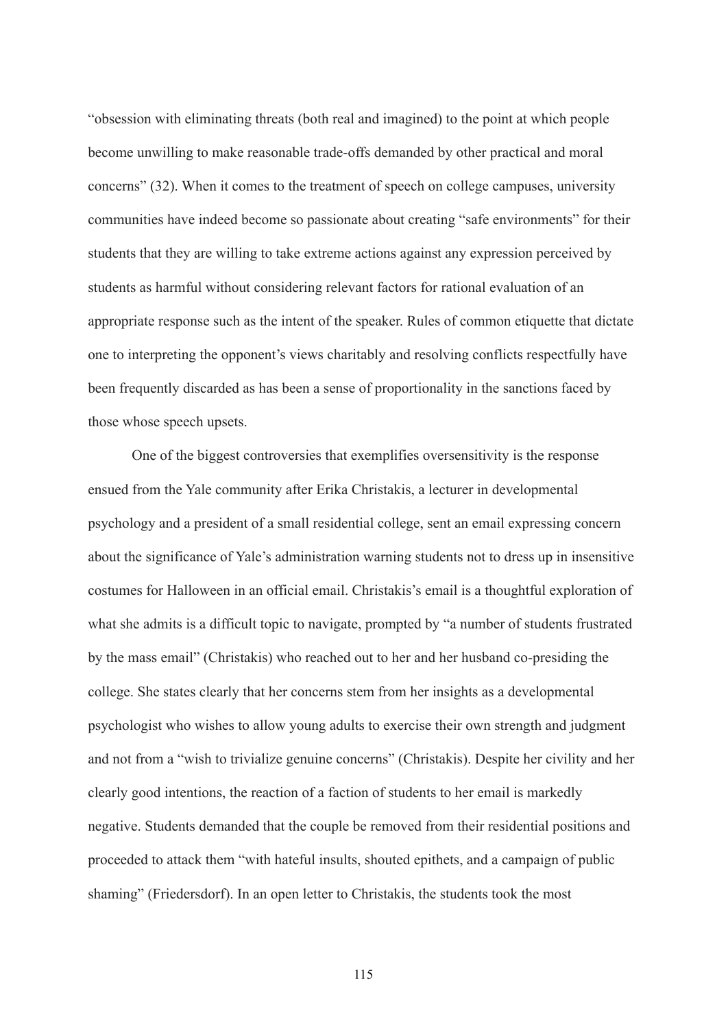“obsession with eliminating threats (both real and imagined) to the point at which people become unwilling to make reasonable trade-offs demanded by other practical and moral concerns” (32). When it comes to the treatment of speech on college campuses, university communities have indeed become so passionate about creating “safe environments” for their students that they are willing to take extreme actions against any expression perceived by students as harmful without considering relevant factors for rational evaluation of an appropriate response such as the intent of the speaker. Rules of common etiquette that dictate one to interpreting the opponent’s views charitably and resolving conflicts respectfully have been frequently discarded as has been a sense of proportionality in the sanctions faced by those whose speech upsets.

One of the biggest controversies that exemplifies oversensitivity is the response ensued from the Yale community after Erika Christakis, a lecturer in developmental psychology and a president of a small residential college, sent an email expressing concern about the significance of Yale’s administration warning students not to dress up in insensitive costumes for Halloween in an official email. Christakis’s email is a thoughtful exploration of what she admits is a difficult topic to navigate, prompted by “a number of students frustrated by the mass email” (Christakis) who reached out to her and her husband co-presiding the college. She states clearly that her concerns stem from her insights as a developmental psychologist who wishes to allow young adults to exercise their own strength and judgment and not from a “wish to trivialize genuine concerns” (Christakis). Despite her civility and her clearly good intentions, the reaction of a faction of students to her email is markedly negative. Students demanded that the couple be removed from their residential positions and proceeded to attack them “with hateful insults, shouted epithets, and a campaign of public shaming” (Friedersdorf). In an open letter to Christakis, the students took the most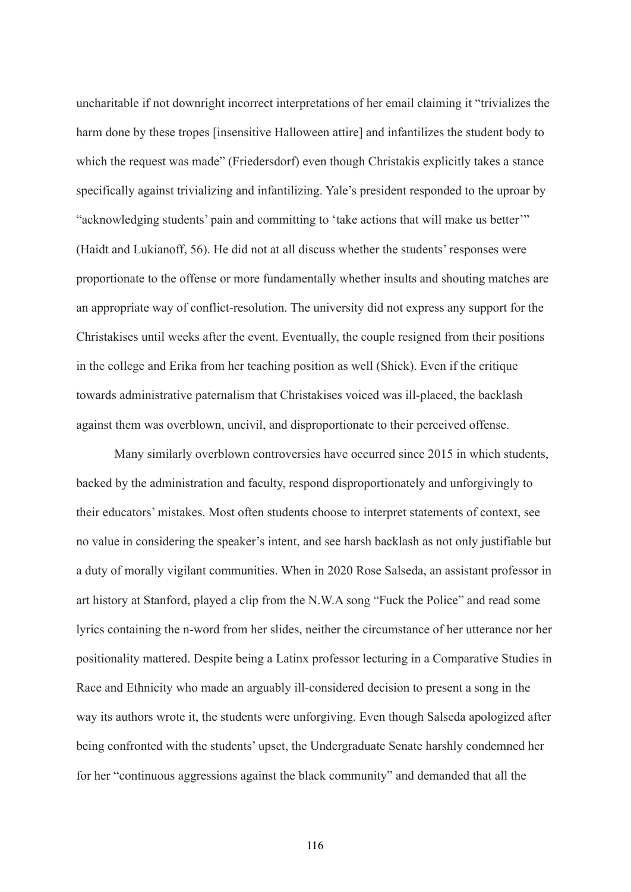uncharitable if not downright incorrect interpretations of her email claiming it "trivializes the harm done by these tropes [insensitive Halloween attire] and infantilizes the student body to which the request was made" (Friedersdorf) even though Christakis explicitly takes a stance specifically against trivializing and infantilizing. Yale's president responded to the uproar by "acknowledging students' pain and committing to 'take actions that will make us better'" (Haidt and Lukianoff, 56). He did not at all discuss whether the students' responses were proportionate to the offense or more fundamentally whether insults and shouting matches are an appropriate way of conflict-resolution. The university did not express any support for the Christakises until weeks after the event. Eventually, the couple resigned from their positions in the college and Erika from her teaching position as well (Shick). Even if the critique towards administrative paternalism that Christakises voiced was ill-placed, the backlash against them was overblown, uncivil, and disproportionate to their perceived offense.

Many similarly overblown controversies have occurred since 2015 in which students, backed by the administration and faculty, respond disproportionately and unforgivingly to their educators' mistakes. Most often students choose to interpret statements of context, see no value in considering the speaker's intent, and see harsh backlash as not only justifiable but a duty of morally vigilant communities. When in 2020 Rose Salseda, an assistant professor in art history at Stanford, played a clip from the N.W.A song "Fuck the Police" and read some lyrics containing the n-word from her slides, neither the circumstance of her utterance nor her positionality mattered. Despite being a Latinx professor lecturing in a Comparative Studies in Race and Ethnicity who made an arguably ill-considered decision to present a song in the way its authors wrote it, the students were unforgiving. Even though Salseda apologized after being confronted with the students' upset, the Undergraduate Senate harshly condemned her for her "continuous aggressions against the black community" and demanded that all the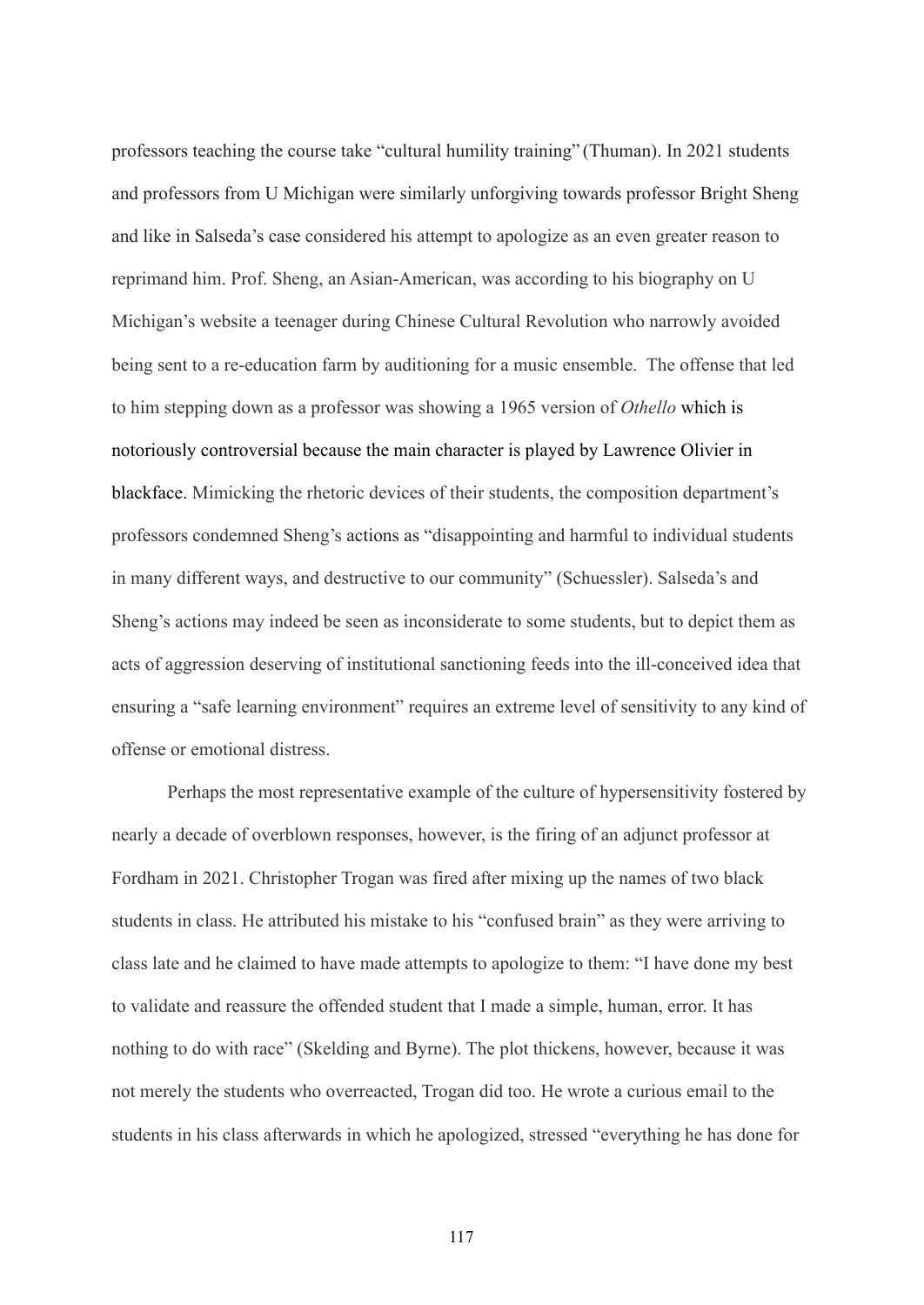professors teaching the course take "cultural humility training" (Thuman). In 2021 students and professors from U Michigan were similarly unforgiving towards professor Bright Sheng and like in Salseda's case considered his attempt to apologize as an even greater reason to reprimand him. Prof. Sheng, an Asian-American, was according to his biography on U Michigan's website a teenager during Chinese Cultural Revolution who narrowly avoided being sent to a re-education farm by auditioning for a music ensemble. The offense that led to him stepping down as a professor was showing a 1965 version of *Othello* which is notoriously controversial because the main character is played by Lawrence Olivier in blackface. Mimicking the rhetoric devices of their students, the composition department's professors condemned Sheng's actions as "disappointing and harmful to individual students in many different ways, and destructive to our community" (Schuessler). Salseda's and Sheng's actions may indeed be seen as inconsiderate to some students, but to depict them as acts of aggression deserving of institutional sanctioning feeds into the ill-conceived idea that ensuring a "safe learning environment" requires an extreme level of sensitivity to any kind of offense or emotional distress.

Perhaps the most representative example of the culture of hypersensitivity fostered by nearly a decade of overblown responses, however, is the firing of an adjunct professor at Fordham in 2021. Christopher Trogan was fired after mixing up the names of two black students in class. He attributed his mistake to his "confused brain" as they were arriving to class late and he claimed to have made attempts to apologize to them: "I have done my best to validate and reassure the offended student that I made a simple, human, error. It has nothing to do with race" (Skelding and Byrne). The plot thickens, however, because it was not merely the students who overreacted, Trogan did too. He wrote a curious email to the students in his class afterwards in which he apologized, stressed "everything he has done for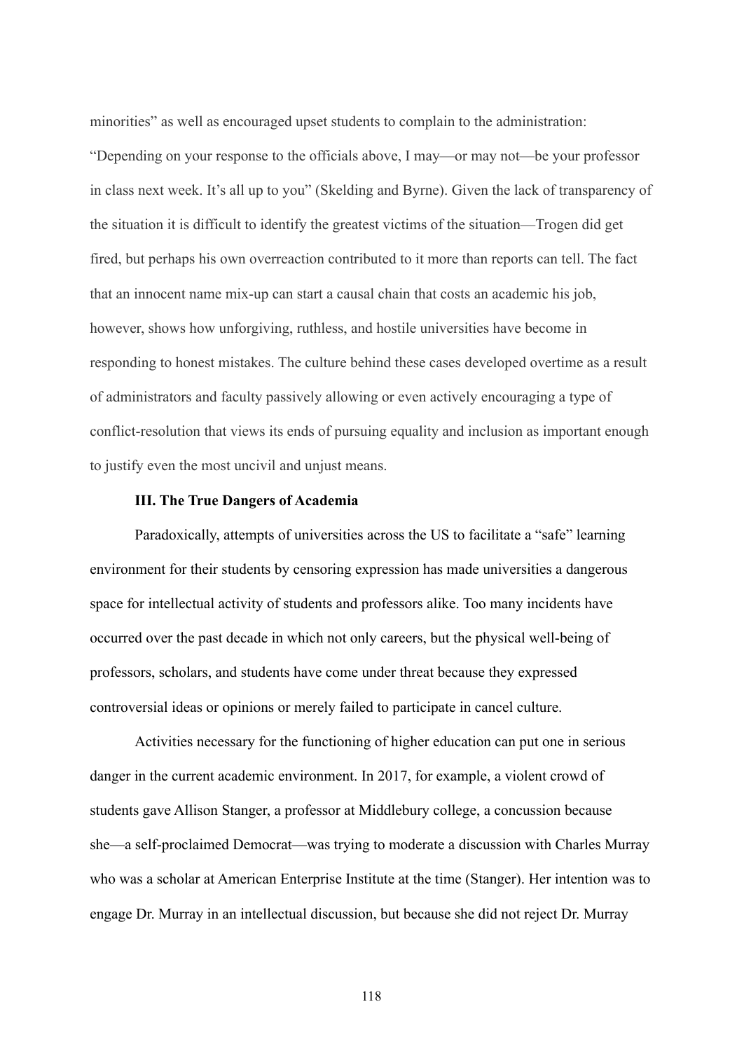minorities" as well as encouraged upset students to complain to the administration: "Depending on your response to the officials above, I may—or may not—be your professor in class next week. It's all up to you" (Skelding and Byrne). Given the lack of transparency of the situation it is difficult to identify the greatest victims of the situation—Trogen did get fired, but perhaps his own overreaction contributed to it more than reports can tell. The fact that an innocent name mix-up can start a causal chain that costs an academic his job, however, shows how unforgiving, ruthless, and hostile universities have become in responding to honest mistakes. The culture behind these cases developed overtime as a result of administrators and faculty passively allowing or even actively encouraging a type of conflict-resolution that views its ends of pursuing equality and inclusion as important enough to justify even the most uncivil and unjust means.

### III. The True Dangers of Academia

Paradoxically, attempts of universities across the US to facilitate a "safe" learning environment for their students by censoring expression has made universities a dangerous space for intellectual activity of students and professors alike. Too many incidents have occurred over the past decade in which not only careers, but the physical well-being of professors, scholars, and students have come under threat because they expressed controversial ideas or opinions or merely failed to participate in cancel culture.

Activities necessary for the functioning of higher education can put one in serious danger in the current academic environment. In 2017, for example, a violent crowd of students gave Allison Stanger, a professor at Middlebury college, a concussion because she—a self-proclaimed Democrat—was trying to moderate a discussion with Charles Murray who was a scholar at American Enterprise Institute at the time (Stanger). Her intention was to engage Dr. Murray in an intellectual discussion, but because she did not reject Dr. Murray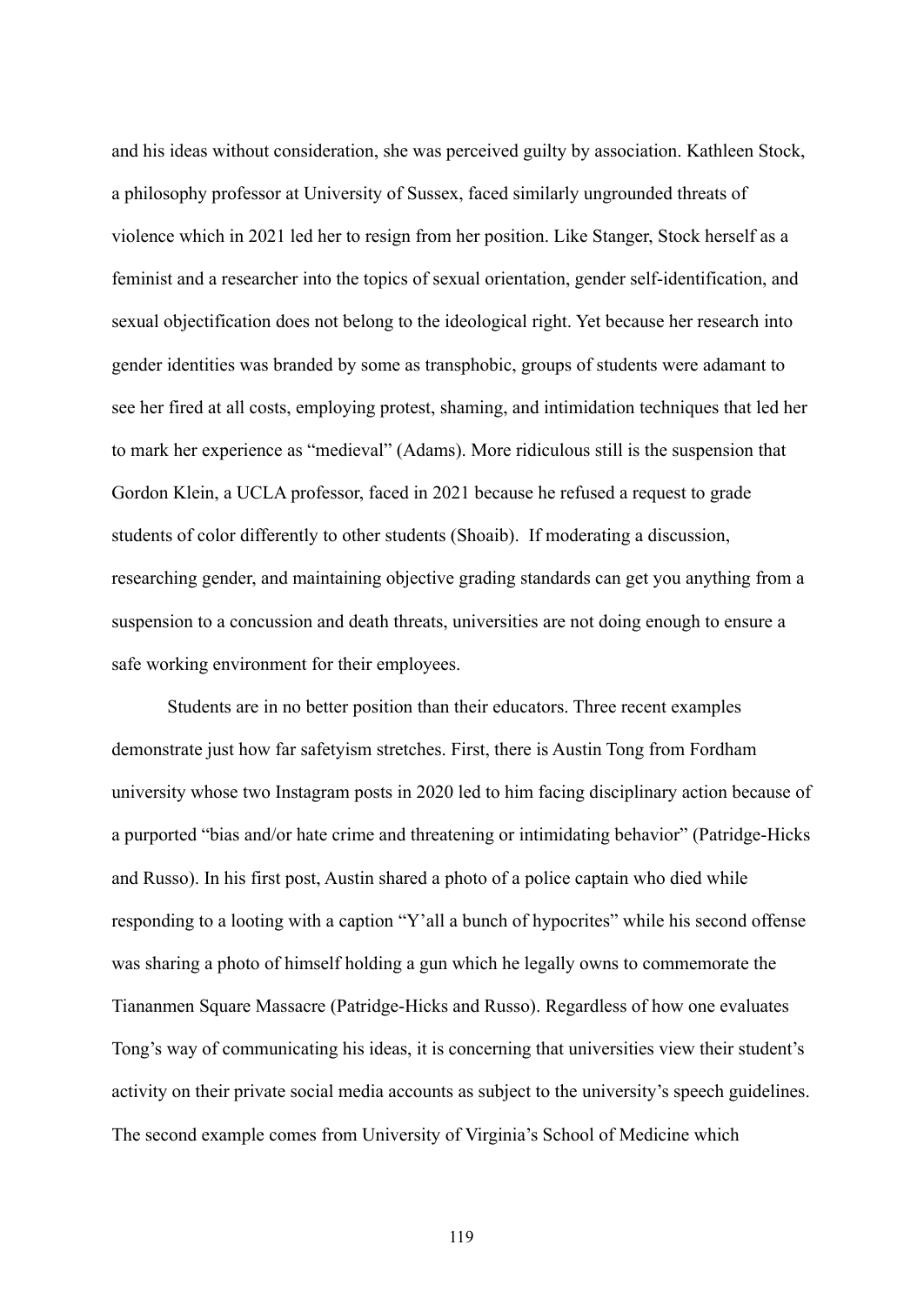and his ideas without consideration, she was perceived guilty by association. Kathleen Stock, a philosophy professor at University of Sussex, faced similarly ungrounded threats of violence which in 2021 led her to resign from her position. Like Stanger, Stock herself as a feminist and a researcher into the topics of sexual orientation, gender self-identification, and sexual objectification does not belong to the ideological right. Yet because her research into gender identities was branded by some as transphobic, groups of students were adamant to see her fired at all costs, employing protest, shaming, and intimidation techniques that led her to mark her experience as "medieval" (Adams). More ridiculous still is the suspension that Gordon Klein, a UCLA professor, faced in 2021 because he refused a request to grade students of color differently to other students (Shoaib). If moderating a discussion, researching gender, and maintaining objective grading standards can get you anything from a suspension to a concussion and death threats, universities are not doing enough to ensure a safe working environment for their employees.

Students are in no better position than their educators. Three recent examples demonstrate just how far safetyism stretches. First, there is Austin Tong from Fordham university whose two Instagram posts in 2020 led to him facing disciplinary action because of a purported "bias and/or hate crime and threatening or intimidating behavior" (Patridge-Hicks and Russo). In his first post, Austin shared a photo of a police captain who died while responding to a looting with a caption "Y'all a bunch of hypocrites" while his second offense was sharing a photo of himself holding a gun which he legally owns to commemorate the Tiananmen Square Massacre (Patridge-Hicks and Russo). Regardless of how one evaluates Tong's way of communicating his ideas, it is concerning that universities view their student's activity on their private social media accounts as subject to the university's speech guidelines. The second example comes from University of Virginia's School of Medicine which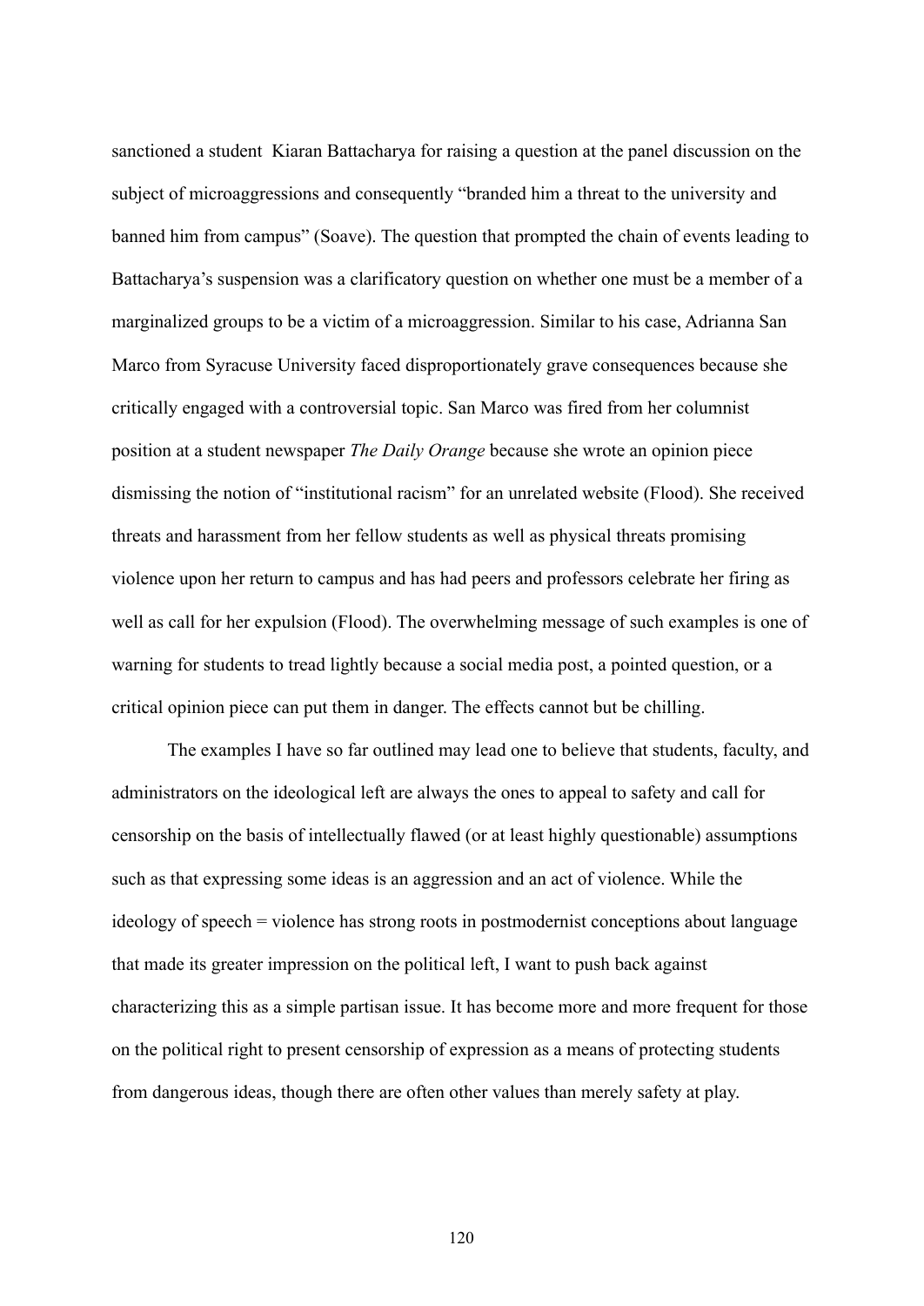sanctioned a student  Kiaran Battacharya for raising a question at the panel discussion on the subject of microaggressions and consequently "branded him a threat to the university and banned him from campus" (Soave). The question that prompted the chain of events leading to Battacharya's suspension was a clarificatory question on whether one must be a member of a marginalized groups to be a victim of a microaggression. Similar to his case, Adrianna San Marco from Syracuse University faced disproportionately grave consequences because she critically engaged with a controversial topic. San Marco was fired from her columnist position at a student newspaper *The Daily Orange* because she wrote an opinion piece dismissing the notion of "institutional racism" for an unrelated website (Flood). She received threats and harassment from her fellow students as well as physical threats promising violence upon her return to campus and has had peers and professors celebrate her firing as well as call for her expulsion (Flood). The overwhelming message of such examples is one of warning for students to tread lightly because a social media post, a pointed question, or a critical opinion piece can put them in danger. The effects cannot but be chilling.

The examples I have so far outlined may lead one to believe that students, faculty, and administrators on the ideological left are always the ones to appeal to safety and call for censorship on the basis of intellectually flawed (or at least highly questionable) assumptions such as that expressing some ideas is an aggression and an act of violence. While the ideology of speech = violence has strong roots in postmodernist conceptions about language that made its greater impression on the political left, I want to push back against characterizing this as a simple partisan issue. It has become more and more frequent for those on the political right to present censorship of expression as a means of protecting students from dangerous ideas, though there are often other values than merely safety at play.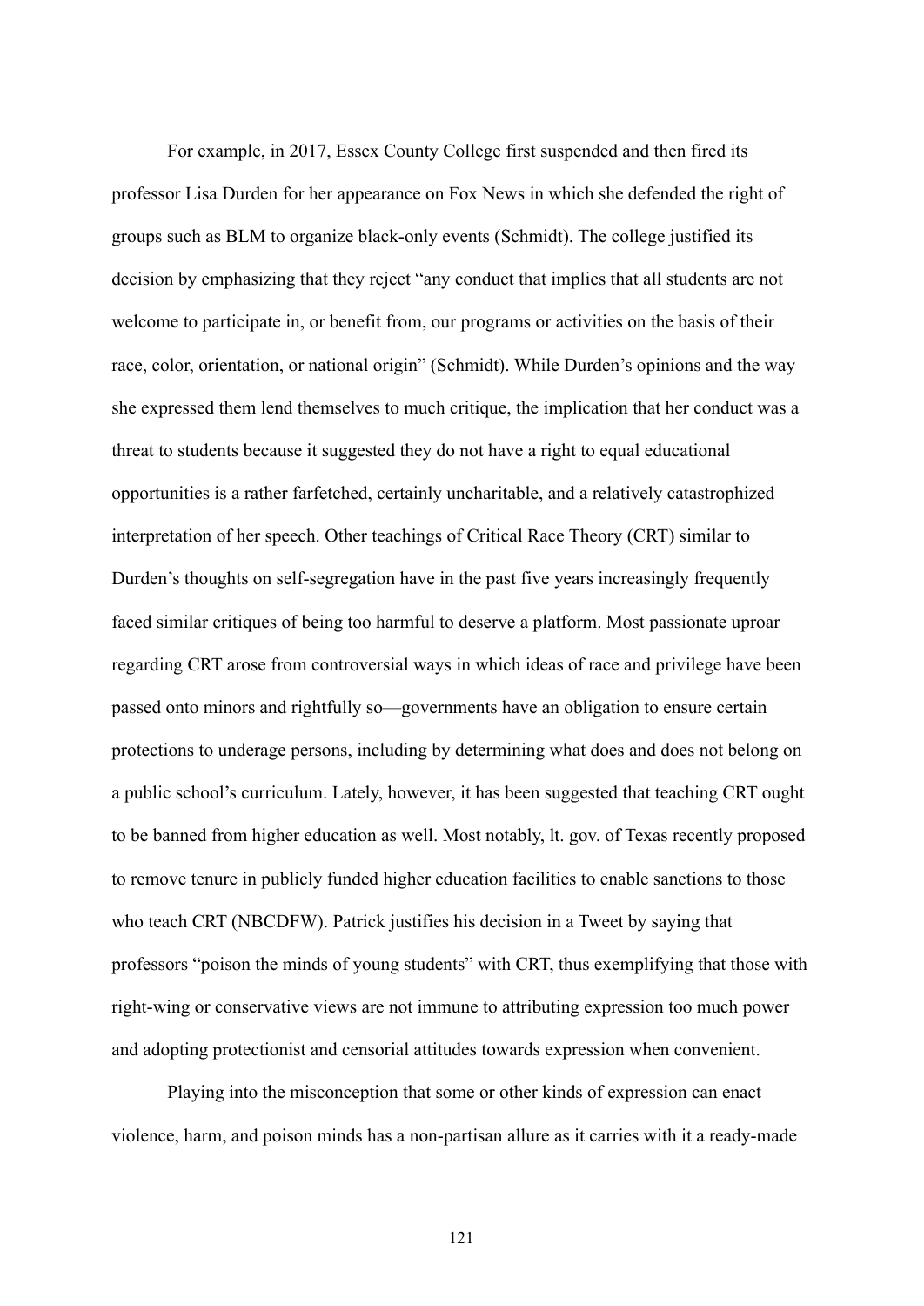For example, in 2017, Essex County College first suspended and then fired its professor Lisa Durden for her appearance on Fox News in which she defended the right of groups such as BLM to organize black-only events (Schmidt). The college justified its decision by emphasizing that they reject "any conduct that implies that all students are not welcome to participate in, or benefit from, our programs or activities on the basis of their race, color, orientation, or national origin" (Schmidt). While Durden's opinions and the way she expressed them lend themselves to much critique, the implication that her conduct was a threat to students because it suggested they do not have a right to equal educational opportunities is a rather farfetched, certainly uncharitable, and a relatively catastrophized interpretation of her speech. Other teachings of Critical Race Theory (CRT) similar to Durden's thoughts on self-segregation have in the past five years increasingly frequently faced similar critiques of being too harmful to deserve a platform. Most passionate uproar regarding CRT arose from controversial ways in which ideas of race and privilege have been passed onto minors and rightfully so—governments have an obligation to ensure certain protections to underage persons, including by determining what does and does not belong on a public school's curriculum. Lately, however, it has been suggested that teaching CRT ought to be banned from higher education as well. Most notably, lt. gov. of Texas recently proposed to remove tenure in publicly funded higher education facilities to enable sanctions to those who teach CRT (NBCDFW). Patrick justifies his decision in a Tweet by saying that professors "poison the minds of young students" with CRT, thus exemplifying that those with right-wing or conservative views are not immune to attributing expression too much power and adopting protectionist and censorial attitudes towards expression when convenient.

Playing into the misconception that some or other kinds of expression can enact violence, harm, and poison minds has a non-partisan allure as it carries with it a ready-made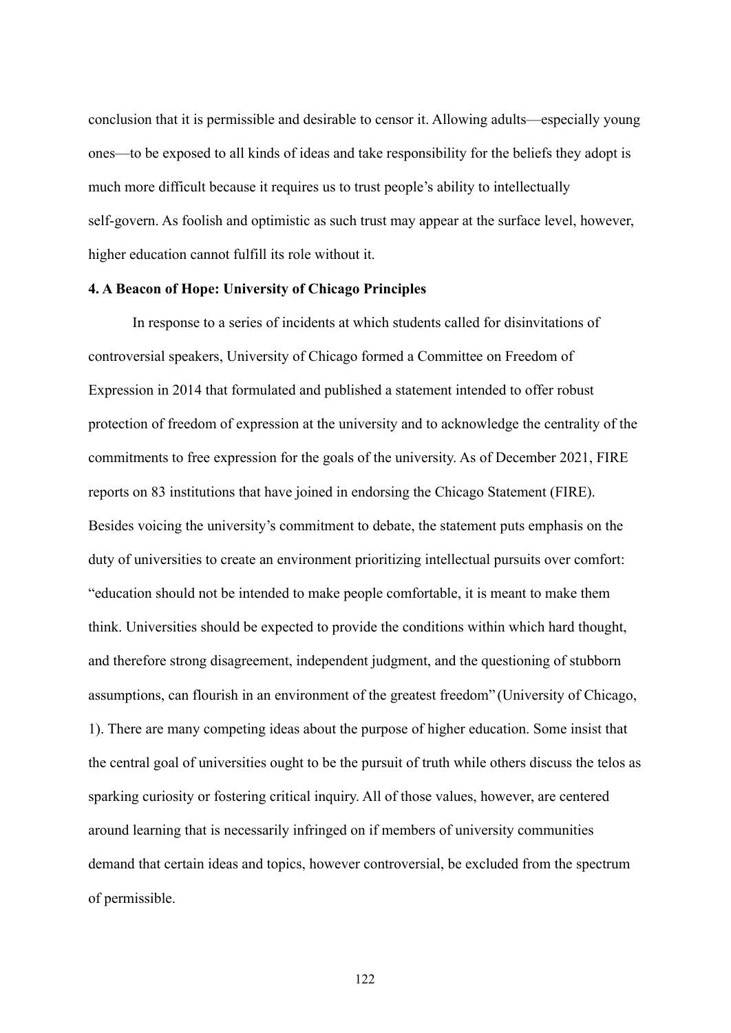conclusion that it is permissible and desirable to censor it. Allowing adults—especially young ones—to be exposed to all kinds of ideas and take responsibility for the beliefs they adopt is much more difficult because it requires us to trust people's ability to intellectually self-govern. As foolish and optimistic as such trust may appear at the surface level, however, higher education cannot fulfill its role without it.

### 4. A Beacon of Hope: University of Chicago Principles

In response to a series of incidents at which students called for disinvitations of controversial speakers, University of Chicago formed a Committee on Freedom of Expression in 2014 that formulated and published a statement intended to offer robust protection of freedom of expression at the university and to acknowledge the centrality of the commitments to free expression for the goals of the university. As of December 2021, FIRE reports on 83 institutions that have joined in endorsing the Chicago Statement (FIRE). Besides voicing the university's commitment to debate, the statement puts emphasis on the duty of universities to create an environment prioritizing intellectual pursuits over comfort: "education should not be intended to make people comfortable, it is meant to make them think. Universities should be expected to provide the conditions within which hard thought, and therefore strong disagreement, independent judgment, and the questioning of stubborn assumptions, can flourish in an environment of the greatest freedom" (University of Chicago, 1). There are many competing ideas about the purpose of higher education. Some insist that the central goal of universities ought to be the pursuit of truth while others discuss the telos as sparking curiosity or fostering critical inquiry. All of those values, however, are centered around learning that is necessarily infringed on if members of university communities demand that certain ideas and topics, however controversial, be excluded from the spectrum of permissible.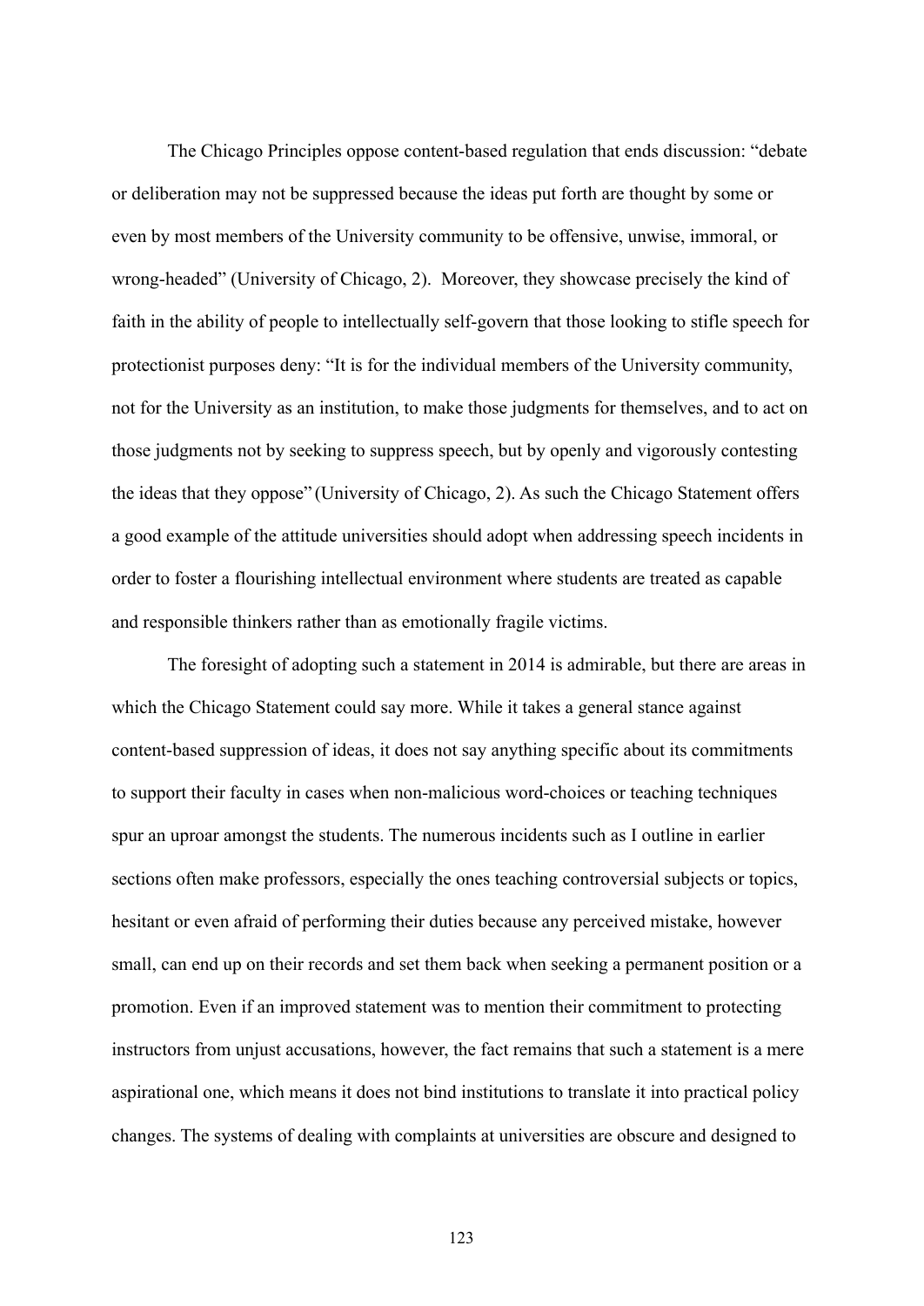The Chicago Principles oppose content-based regulation that ends discussion: "debate or deliberation may not be suppressed because the ideas put forth are thought by some or even by most members of the University community to be offensive, unwise, immoral, or wrong-headed" (University of Chicago, 2). Moreover, they showcase precisely the kind of faith in the ability of people to intellectually self-govern that those looking to stifle speech for protectionist purposes deny: "It is for the individual members of the University community, not for the University as an institution, to make those judgments for themselves, and to act on those judgments not by seeking to suppress speech, but by openly and vigorously contesting the ideas that they oppose" (University of Chicago, 2). As such the Chicago Statement offers a good example of the attitude universities should adopt when addressing speech incidents in order to foster a flourishing intellectual environment where students are treated as capable and responsible thinkers rather than as emotionally fragile victims.

The foresight of adopting such a statement in 2014 is admirable, but there are areas in which the Chicago Statement could say more. While it takes a general stance against content-based suppression of ideas, it does not say anything specific about its commitments to support their faculty in cases when non-malicious word-choices or teaching techniques spur an uproar amongst the students. The numerous incidents such as I outline in earlier sections often make professors, especially the ones teaching controversial subjects or topics, hesitant or even afraid of performing their duties because any perceived mistake, however small, can end up on their records and set them back when seeking a permanent position or a promotion. Even if an improved statement was to mention their commitment to protecting instructors from unjust accusations, however, the fact remains that such a statement is a mere aspirational one, which means it does not bind institutions to translate it into practical policy changes. The systems of dealing with complaints at universities are obscure and designed to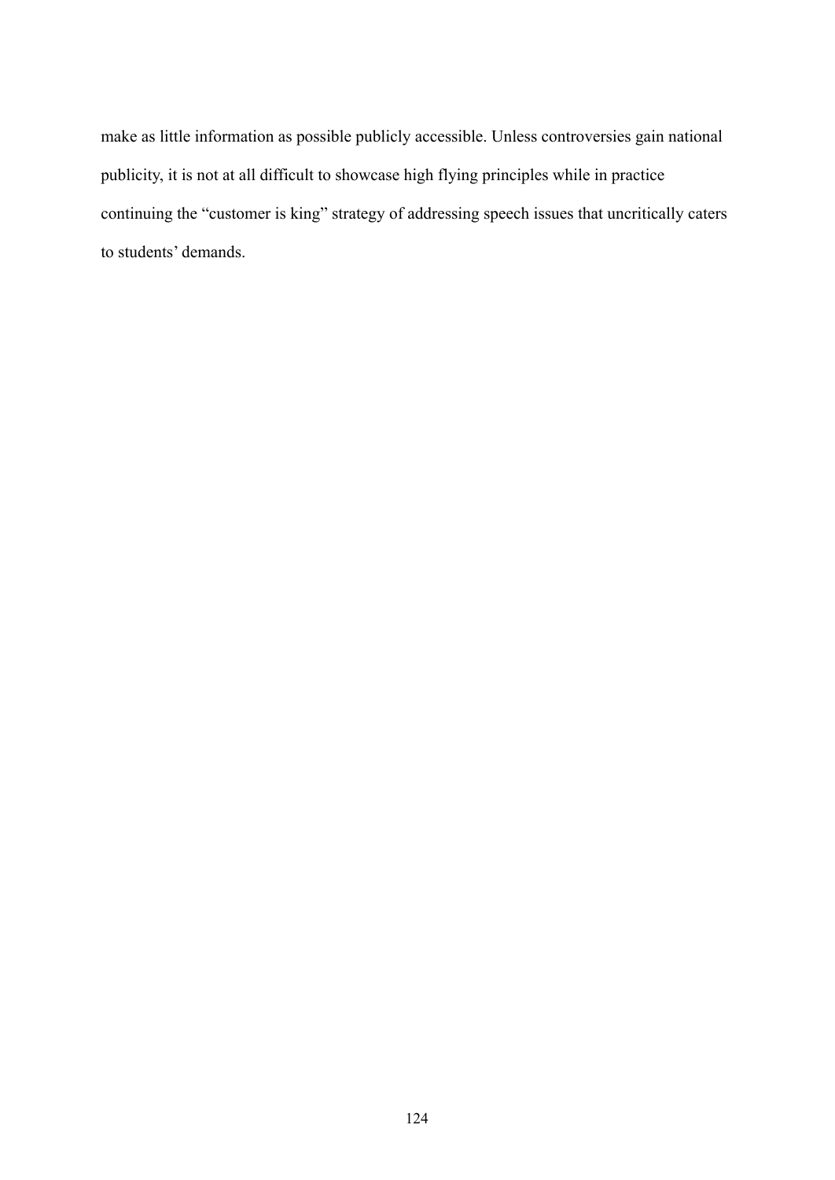make as little information as possible publicly accessible. Unless controversies gain national publicity, it is not at all difficult to showcase high flying principles while in practice continuing the "customer is king" strategy of addressing speech issues that uncritically caters to students' demands.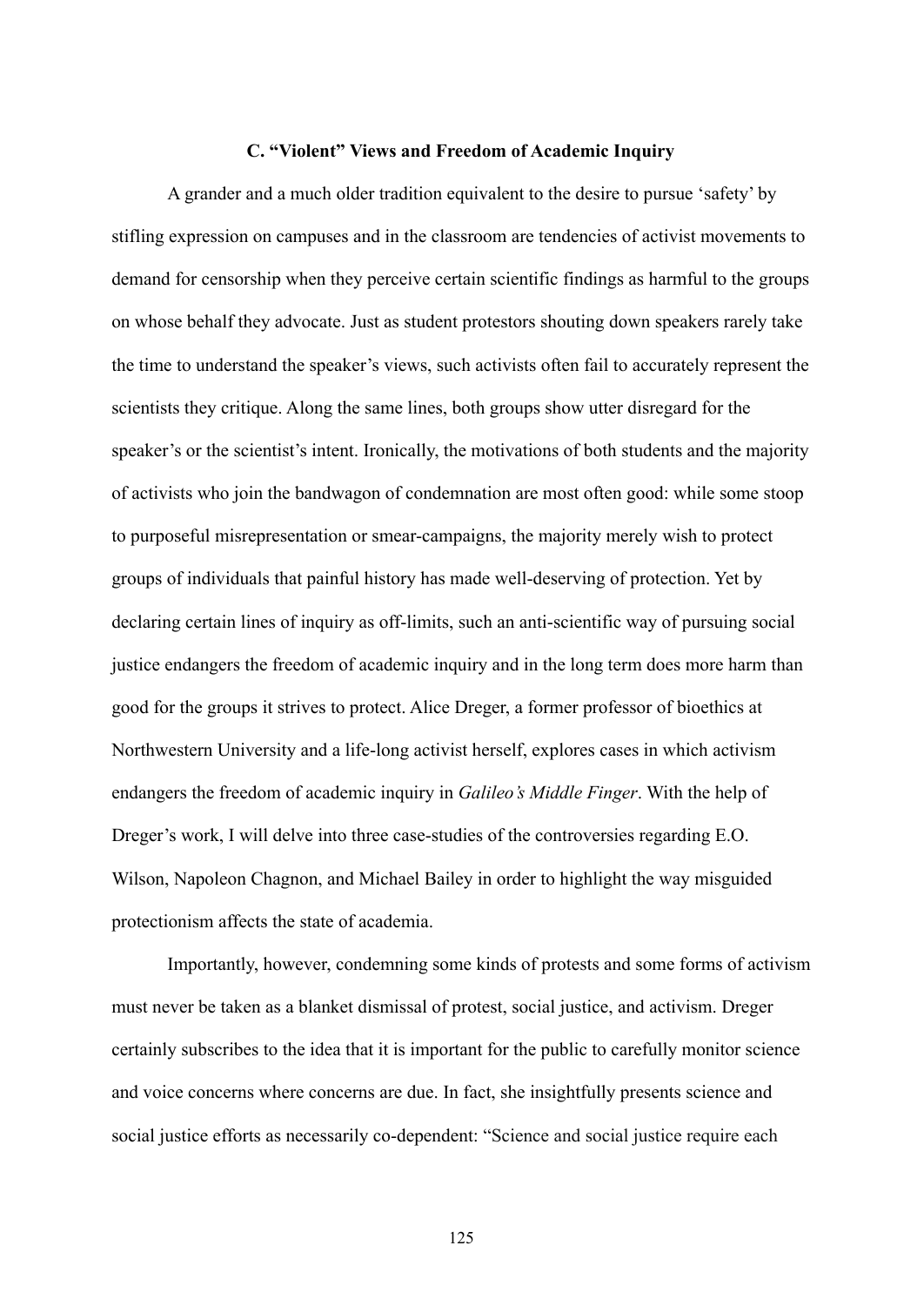### C. "Violent" Views and Freedom of Academic Inquiry

A grander and a much older tradition equivalent to the desire to pursue 'safety' by stifling expression on campuses and in the classroom are tendencies of activist movements to demand for censorship when they perceive certain scientific findings as harmful to the groups on whose behalf they advocate. Just as student protestors shouting down speakers rarely take the time to understand the speaker's views, such activists often fail to accurately represent the scientists they critique. Along the same lines, both groups show utter disregard for the speaker's or the scientist's intent. Ironically, the motivations of both students and the majority of activists who join the bandwagon of condemnation are most often good: while some stoop to purposeful misrepresentation or smear-campaigns, the majority merely wish to protect groups of individuals that painful history has made well-deserving of protection. Yet by declaring certain lines of inquiry as off-limits, such an anti-scientific way of pursuing social justice endangers the freedom of academic inquiry and in the long term does more harm than good for the groups it strives to protect. Alice Dreger, a former professor of bioethics at Northwestern University and a life-long activist herself, explores cases in which activism endangers the freedom of academic inquiry in *Galileo's Middle Finger*. With the help of Dreger's work, I will delve into three case-studies of the controversies regarding E.O. Wilson, Napoleon Chagnon, and Michael Bailey in order to highlight the way misguided protectionism affects the state of academia.

Importantly, however, condemning some kinds of protests and some forms of activism must never be taken as a blanket dismissal of protest, social justice, and activism. Dreger certainly subscribes to the idea that it is important for the public to carefully monitor science and voice concerns where concerns are due. In fact, she insightfully presents science and social justice efforts as necessarily co-dependent: "Science and social justice require each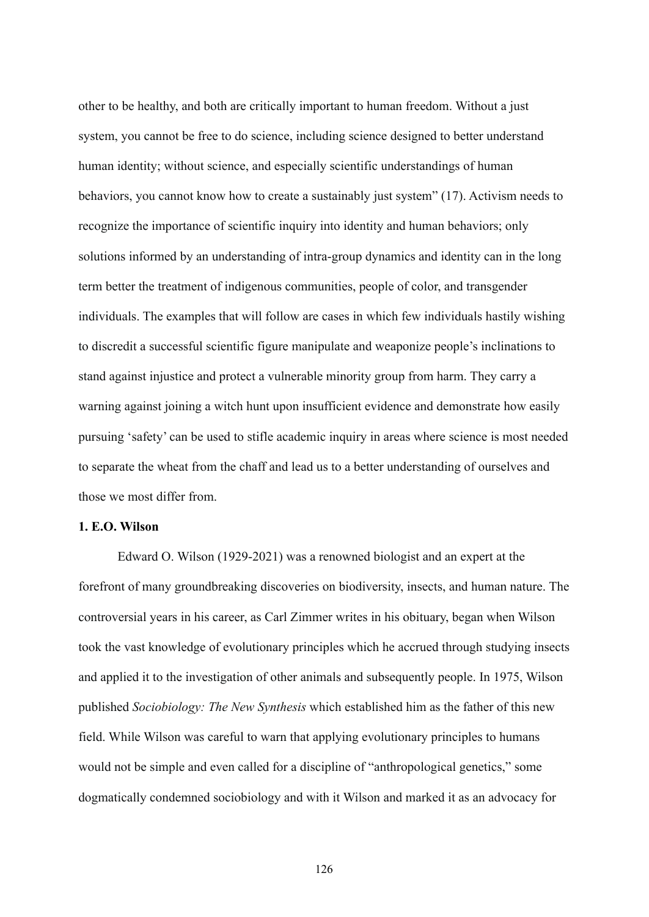other to be healthy, and both are critically important to human freedom. Without a just system, you cannot be free to do science, including science designed to better understand human identity; without science, and especially scientific understandings of human behaviors, you cannot know how to create a sustainably just system" (17). Activism needs to recognize the importance of scientific inquiry into identity and human behaviors; only solutions informed by an understanding of intra-group dynamics and identity can in the long term better the treatment of indigenous communities, people of color, and transgender individuals. The examples that will follow are cases in which few individuals hastily wishing to discredit a successful scientific figure manipulate and weaponize people's inclinations to stand against injustice and protect a vulnerable minority group from harm. They carry a warning against joining a witch hunt upon insufficient evidence and demonstrate how easily pursuing 'safety' can be used to stifle academic inquiry in areas where science is most needed to separate the wheat from the chaff and lead us to a better understanding of ourselves and those we most differ from.

**1. E.O. Wilson**

Edward O. Wilson (1929-2021) was a renowned biologist and an expert at the forefront of many groundbreaking discoveries on biodiversity, insects, and human nature. The controversial years in his career, as Carl Zimmer writes in his obituary, began when Wilson took the vast knowledge of evolutionary principles which he accrued through studying insects and applied it to the investigation of other animals and subsequently people. In 1975, Wilson published *Sociobiology: The New Synthesis* which established him as the father of this new field. While Wilson was careful to warn that applying evolutionary principles to humans would not be simple and even called for a discipline of "anthropological genetics," some dogmatically condemned sociobiology and with it Wilson and marked it as an advocacy for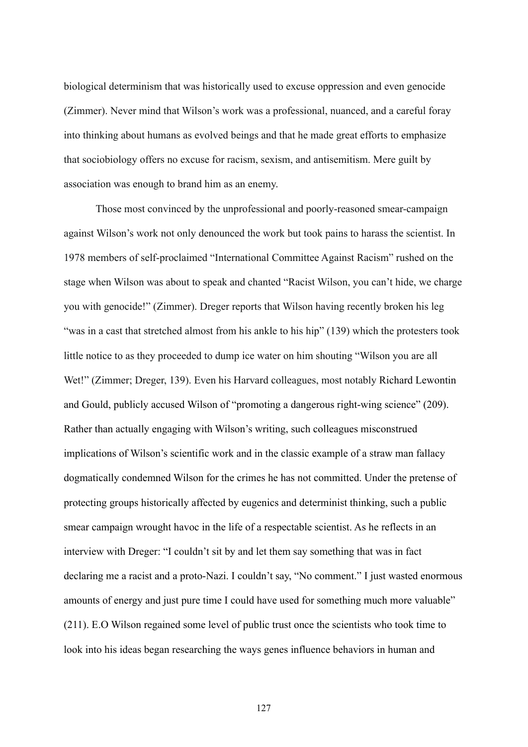biological determinism that was historically used to excuse oppression and even genocide (Zimmer). Never mind that Wilson's work was a professional, nuanced, and a careful foray into thinking about humans as evolved beings and that he made great efforts to emphasize that sociobiology offers no excuse for racism, sexism, and antisemitism. Mere guilt by association was enough to brand him as an enemy.

Those most convinced by the unprofessional and poorly-reasoned smear-campaign against Wilson's work not only denounced the work but took pains to harass the scientist. In 1978 members of self-proclaimed "International Committee Against Racism" rushed on the stage when Wilson was about to speak and chanted "Racist Wilson, you can't hide, we charge you with genocide!" (Zimmer). Dreger reports that Wilson having recently broken his leg "was in a cast that stretched almost from his ankle to his hip" (139) which the protesters took little notice to as they proceeded to dump ice water on him shouting "Wilson you are all Wet!" (Zimmer; Dreger, 139). Even his Harvard colleagues, most notably Richard Lewontin and Gould, publicly accused Wilson of "promoting a dangerous right-wing science" (209). Rather than actually engaging with Wilson's writing, such colleagues misconstrued implications of Wilson's scientific work and in the classic example of a straw man fallacy dogmatically condemned Wilson for the crimes he has not committed. Under the pretense of protecting groups historically affected by eugenics and determinist thinking, such a public smear campaign wrought havoc in the life of a respectable scientist. As he reflects in an interview with Dreger: "I couldn't sit by and let them say something that was in fact declaring me a racist and a proto-Nazi. I couldn't say, "No comment." I just wasted enormous amounts of energy and just pure time I could have used for something much more valuable" (211). E.O Wilson regained some level of public trust once the scientists who took time to look into his ideas began researching the ways genes influence behaviors in human and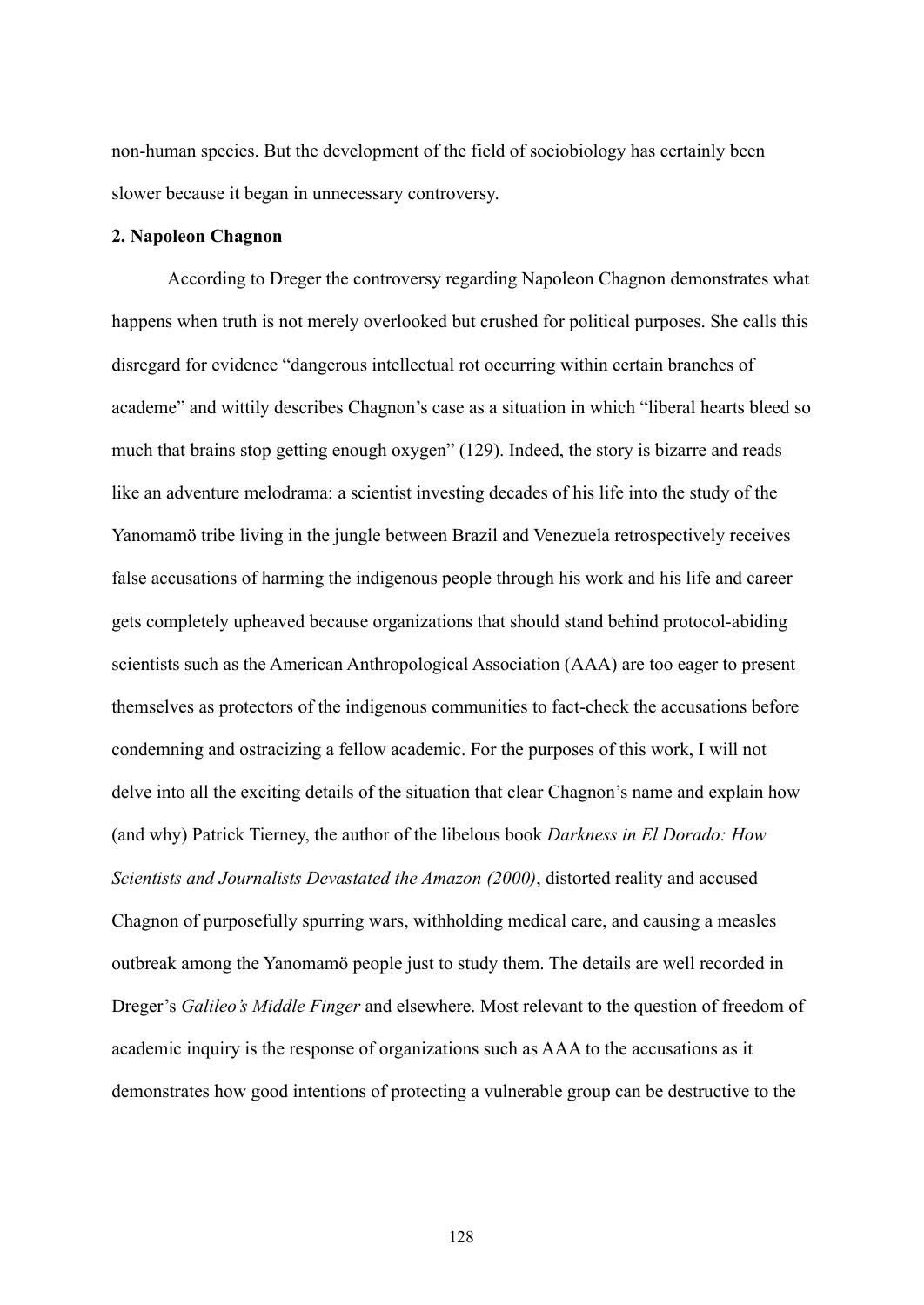non-human species. But the development of the field of sociobiology has certainly been slower because it began in unnecessary controversy.

**2. Napoleon Chagnon**

According to Dreger the controversy regarding Napoleon Chagnon demonstrates what happens when truth is not merely overlooked but crushed for political purposes. She calls this disregard for evidence "dangerous intellectual rot occurring within certain branches of academe" and wittily describes Chagnon's case as a situation in which "liberal hearts bleed so much that brains stop getting enough oxygen" (129). Indeed, the story is bizarre and reads like an adventure melodrama: a scientist investing decades of his life into the study of the Yanomamö tribe living in the jungle between Brazil and Venezuela retrospectively receives false accusations of harming the indigenous people through his work and his life and career gets completely upheaved because organizations that should stand behind protocol-abiding scientists such as the American Anthropological Association (AAA) are too eager to present themselves as protectors of the indigenous communities to fact-check the accusations before condemning and ostracizing a fellow academic. For the purposes of this work, I will not delve into all the exciting details of the situation that clear Chagnon's name and explain how (and why) Patrick Tierney, the author of the libelous book *Darkness in El Dorado: How Scientists and Journalists Devastated the Amazon (2000)*, distorted reality and accused Chagnon of purposefully spurring wars, withholding medical care, and causing a measles outbreak among the Yanomamö people just to study them. The details are well recorded in Dreger's *Galileo's Middle Finger* and elsewhere. Most relevant to the question of freedom of academic inquiry is the response of organizations such as AAA to the accusations as it demonstrates how good intentions of protecting a vulnerable group can be destructive to the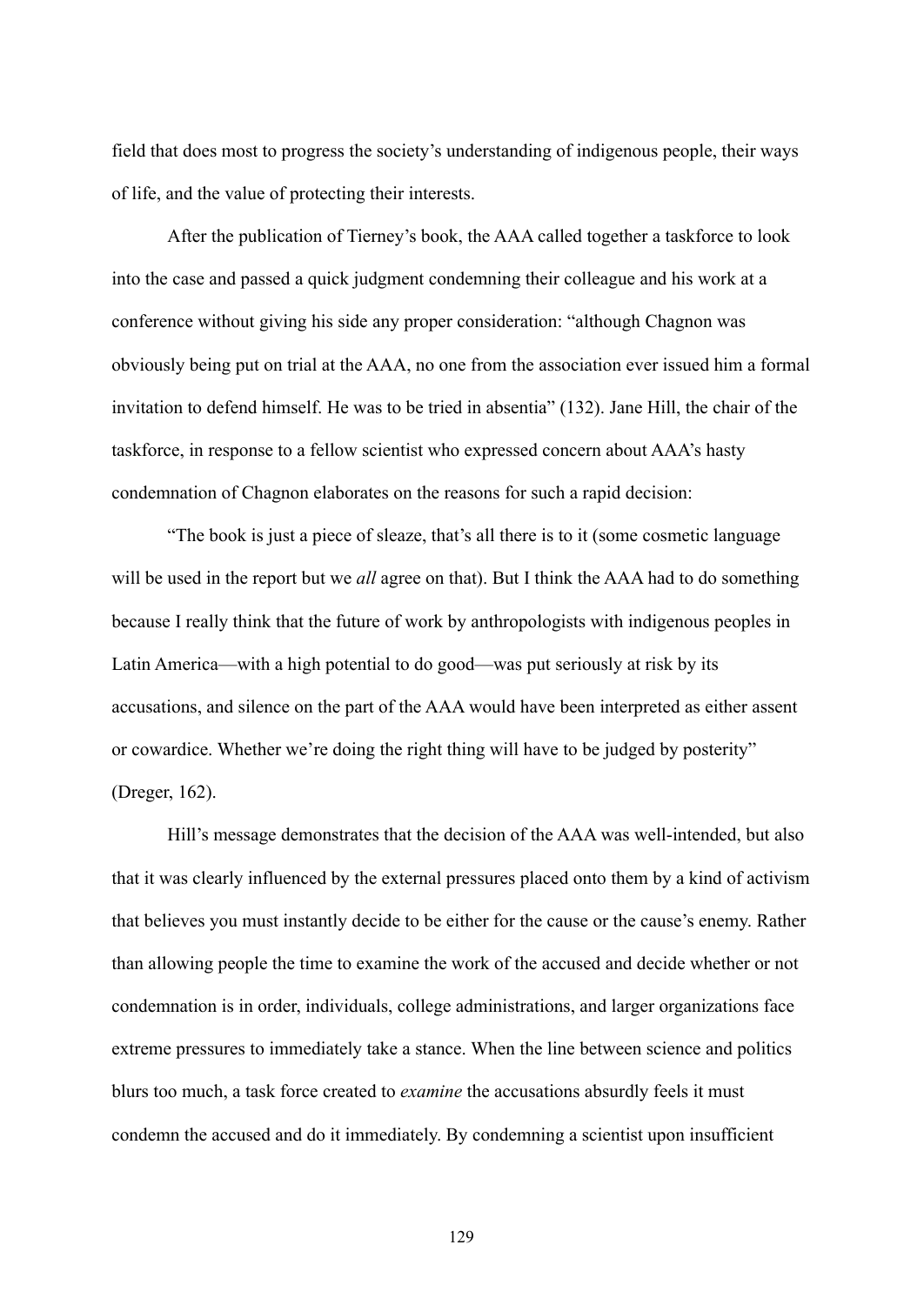field that does most to progress the society's understanding of indigenous people, their ways of life, and the value of protecting their interests.

After the publication of Tierney's book, the AAA called together a taskforce to look into the case and passed a quick judgment condemning their colleague and his work at a conference without giving his side any proper consideration: "although Chagnon was obviously being put on trial at the AAA, no one from the association ever issued him a formal invitation to defend himself. He was to be tried in absentia" (132). Jane Hill, the chair of the taskforce, in response to a fellow scientist who expressed concern about AAA's hasty condemnation of Chagnon elaborates on the reasons for such a rapid decision:

"The book is just a piece of sleaze, that's all there is to it (some cosmetic language will be used in the report but we *all* agree on that). But I think the AAA had to do something because I really think that the future of work by anthropologists with indigenous peoples in Latin America—with a high potential to do good—was put seriously at risk by its accusations, and silence on the part of the AAA would have been interpreted as either assent or cowardice. Whether we're doing the right thing will have to be judged by posterity" (Dreger, 162).

Hill's message demonstrates that the decision of the AAA was well-intended, but also that it was clearly influenced by the external pressures placed onto them by a kind of activism that believes you must instantly decide to be either for the cause or the cause's enemy. Rather than allowing people the time to examine the work of the accused and decide whether or not condemnation is in order, individuals, college administrations, and larger organizations face extreme pressures to immediately take a stance. When the line between science and politics blurs too much, a task force created to *examine* the accusations absurdly feels it must condemn the accused and do it immediately. By condemning a scientist upon insufficient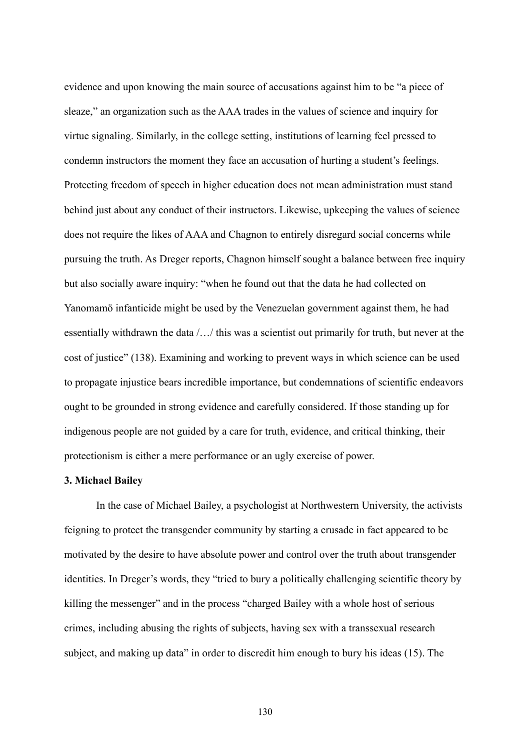evidence and upon knowing the main source of accusations against him to be "a piece of sleaze," an organization such as the AAA trades in the values of science and inquiry for virtue signaling. Similarly, in the college setting, institutions of learning feel pressed to condemn instructors the moment they face an accusation of hurting a student's feelings. Protecting freedom of speech in higher education does not mean administration must stand behind just about any conduct of their instructors. Likewise, upkeeping the values of science does not require the likes of AAA and Chagnon to entirely disregard social concerns while pursuing the truth. As Dreger reports, Chagnon himself sought a balance between free inquiry but also socially aware inquiry: "when he found out that the data he had collected on Yanomamö infanticide might be used by the Venezuelan government against them, he had essentially withdrawn the data /…/ this was a scientist out primarily for truth, but never at the cost of justice" (138). Examining and working to prevent ways in which science can be used to propagate injustice bears incredible importance, but condemnations of scientific endeavors ought to be grounded in strong evidence and carefully considered. If those standing up for indigenous people are not guided by a care for truth, evidence, and critical thinking, their protectionism is either a mere performance or an ugly exercise of power.

**3. Michael Bailey**

In the case of Michael Bailey, a psychologist at Northwestern University, the activists feigning to protect the transgender community by starting a crusade in fact appeared to be motivated by the desire to have absolute power and control over the truth about transgender identities. In Dreger's words, they "tried to bury a politically challenging scientific theory by killing the messenger" and in the process "charged Bailey with a whole host of serious crimes, including abusing the rights of subjects, having sex with a transsexual research subject, and making up data" in order to discredit him enough to bury his ideas (15). The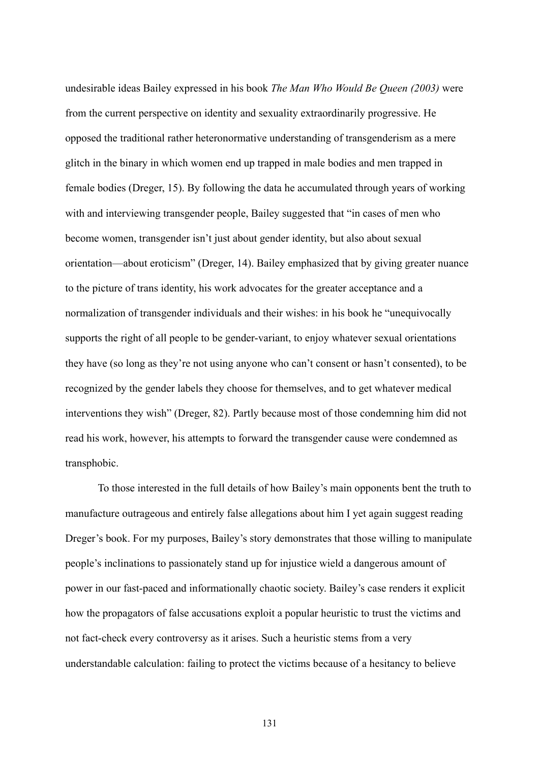undesirable ideas Bailey expressed in his book *The Man Who Would Be Queen (2003)* were from the current perspective on identity and sexuality extraordinarily progressive. He opposed the traditional rather heteronormative understanding of transgenderism as a mere glitch in the binary in which women end up trapped in male bodies and men trapped in female bodies (Dreger, 15). By following the data he accumulated through years of working with and interviewing transgender people, Bailey suggested that "in cases of men who become women, transgender isn't just about gender identity, but also about sexual orientation—about eroticism" (Dreger, 14). Bailey emphasized that by giving greater nuance to the picture of trans identity, his work advocates for the greater acceptance and a normalization of transgender individuals and their wishes: in his book he "unequivocally supports the right of all people to be gender-variant, to enjoy whatever sexual orientations they have (so long as they're not using anyone who can't consent or hasn't consented), to be recognized by the gender labels they choose for themselves, and to get whatever medical interventions they wish" (Dreger, 82). Partly because most of those condemning him did not read his work, however, his attempts to forward the transgender cause were condemned as transphobic.

To those interested in the full details of how Bailey's main opponents bent the truth to manufacture outrageous and entirely false allegations about him I yet again suggest reading Dreger's book. For my purposes, Bailey's story demonstrates that those willing to manipulate people's inclinations to passionately stand up for injustice wield a dangerous amount of power in our fast-paced and informationally chaotic society. Bailey's case renders it explicit how the propagators of false accusations exploit a popular heuristic to trust the victims and not fact-check every controversy as it arises. Such a heuristic stems from a very understandable calculation: failing to protect the victims because of a hesitancy to believe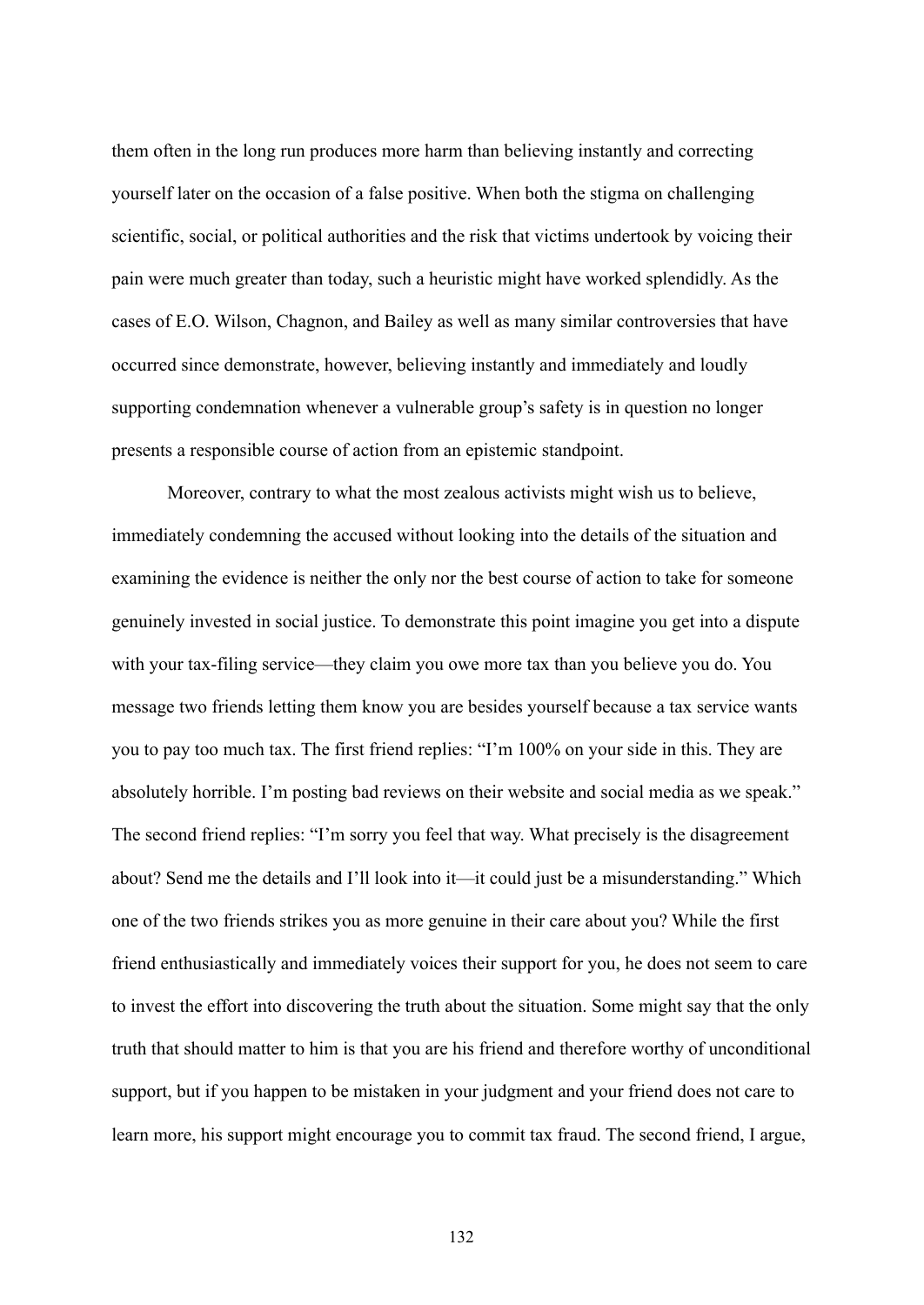them often in the long run produces more harm than believing instantly and correcting yourself later on the occasion of a false positive. When both the stigma on challenging scientific, social, or political authorities and the risk that victims undertook by voicing their pain were much greater than today, such a heuristic might have worked splendidly. As the cases of E.O. Wilson, Chagnon, and Bailey as well as many similar controversies that have occurred since demonstrate, however, believing instantly and immediately and loudly supporting condemnation whenever a vulnerable group's safety is in question no longer presents a responsible course of action from an epistemic standpoint.

Moreover, contrary to what the most zealous activists might wish us to believe, immediately condemning the accused without looking into the details of the situation and examining the evidence is neither the only nor the best course of action to take for someone genuinely invested in social justice. To demonstrate this point imagine you get into a dispute with your tax-filing service—they claim you owe more tax than you believe you do. You message two friends letting them know you are besides yourself because a tax service wants you to pay too much tax. The first friend replies: "I'm 100% on your side in this. They are absolutely horrible. I'm posting bad reviews on their website and social media as we speak." The second friend replies: "I'm sorry you feel that way. What precisely is the disagreement about? Send me the details and I'll look into it—it could just be a misunderstanding." Which one of the two friends strikes you as more genuine in their care about you? While the first friend enthusiastically and immediately voices their support for you, he does not seem to care to invest the effort into discovering the truth about the situation. Some might say that the only truth that should matter to him is that you are his friend and therefore worthy of unconditional support, but if you happen to be mistaken in your judgment and your friend does not care to learn more, his support might encourage you to commit tax fraud. The second friend, I argue,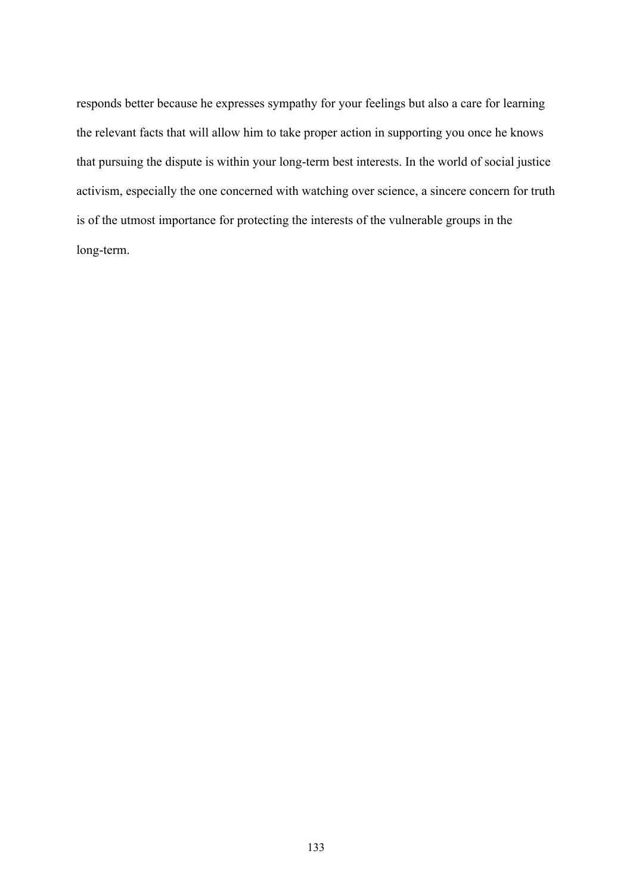responds better because he expresses sympathy for your feelings but also a care for learning the relevant facts that will allow him to take proper action in supporting you once he knows that pursuing the dispute is within your long-term best interests. In the world of social justice activism, especially the one concerned with watching over science, a sincere concern for truth is of the utmost importance for protecting the interests of the vulnerable groups in the long-term.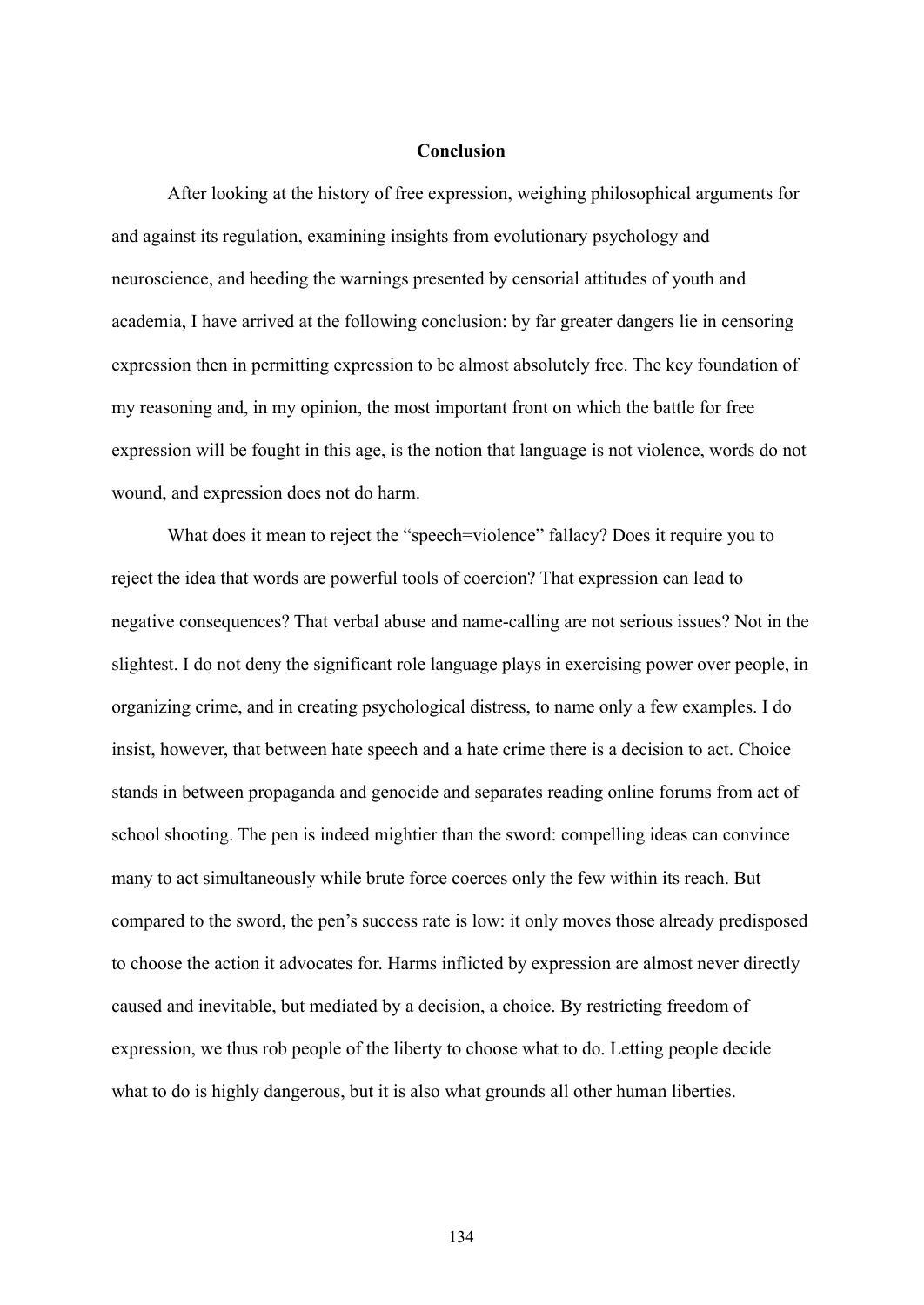# Conclusion

After looking at the history of free expression, weighing philosophical arguments for and against its regulation, examining insights from evolutionary psychology and neuroscience, and heeding the warnings presented by censorial attitudes of youth and academia, I have arrived at the following conclusion: by far greater dangers lie in censoring expression then in permitting expression to be almost absolutely free. The key foundation of my reasoning and, in my opinion, the most important front on which the battle for free expression will be fought in this age, is the notion that language is not violence, words do not wound, and expression does not do harm.

What does it mean to reject the "speech=violence" fallacy? Does it require you to reject the idea that words are powerful tools of coercion? That expression can lead to negative consequences? That verbal abuse and name-calling are not serious issues? Not in the slightest. I do not deny the significant role language plays in exercising power over people, in organizing crime, and in creating psychological distress, to name only a few examples. I do insist, however, that between hate speech and a hate crime there is a decision to act. Choice stands in between propaganda and genocide and separates reading online forums from act of school shooting. The pen is indeed mightier than the sword: compelling ideas can convince many to act simultaneously while brute force coerces only the few within its reach. But compared to the sword, the pen's success rate is low: it only moves those already predisposed to choose the action it advocates for. Harms inflicted by expression are almost never directly caused and inevitable, but mediated by a decision, a choice. By restricting freedom of expression, we thus rob people of the liberty to choose what to do. Letting people decide what to do is highly dangerous, but it is also what grounds all other human liberties.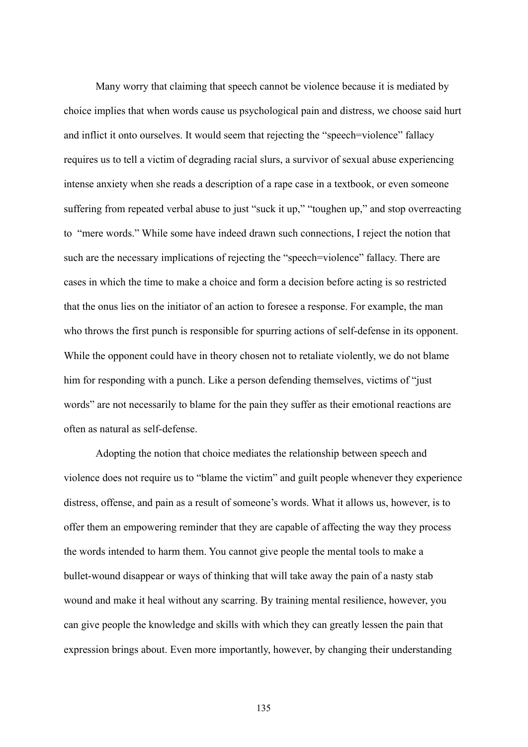Many worry that claiming that speech cannot be violence because it is mediated by choice implies that when words cause us psychological pain and distress, we choose said hurt and inflict it onto ourselves. It would seem that rejecting the "speech=violence" fallacy requires us to tell a victim of degrading racial slurs, a survivor of sexual abuse experiencing intense anxiety when she reads a description of a rape case in a textbook, or even someone suffering from repeated verbal abuse to just "suck it up," "toughen up," and stop overreacting to "mere words." While some have indeed drawn such connections, I reject the notion that such are the necessary implications of rejecting the "speech=violence" fallacy. There are cases in which the time to make a choice and form a decision before acting is so restricted that the onus lies on the initiator of an action to foresee a response. For example, the man who throws the first punch is responsible for spurring actions of self-defense in its opponent. While the opponent could have in theory chosen not to retaliate violently, we do not blame him for responding with a punch. Like a person defending themselves, victims of "just words" are not necessarily to blame for the pain they suffer as their emotional reactions are often as natural as self-defense.

Adopting the notion that choice mediates the relationship between speech and violence does not require us to "blame the victim" and guilt people whenever they experience distress, offense, and pain as a result of someone's words. What it allows us, however, is to offer them an empowering reminder that they are capable of affecting the way they process the words intended to harm them. You cannot give people the mental tools to make a bullet-wound disappear or ways of thinking that will take away the pain of a nasty stab wound and make it heal without any scarring. By training mental resilience, however, you can give people the knowledge and skills with which they can greatly lessen the pain that expression brings about. Even more importantly, however, by changing their understanding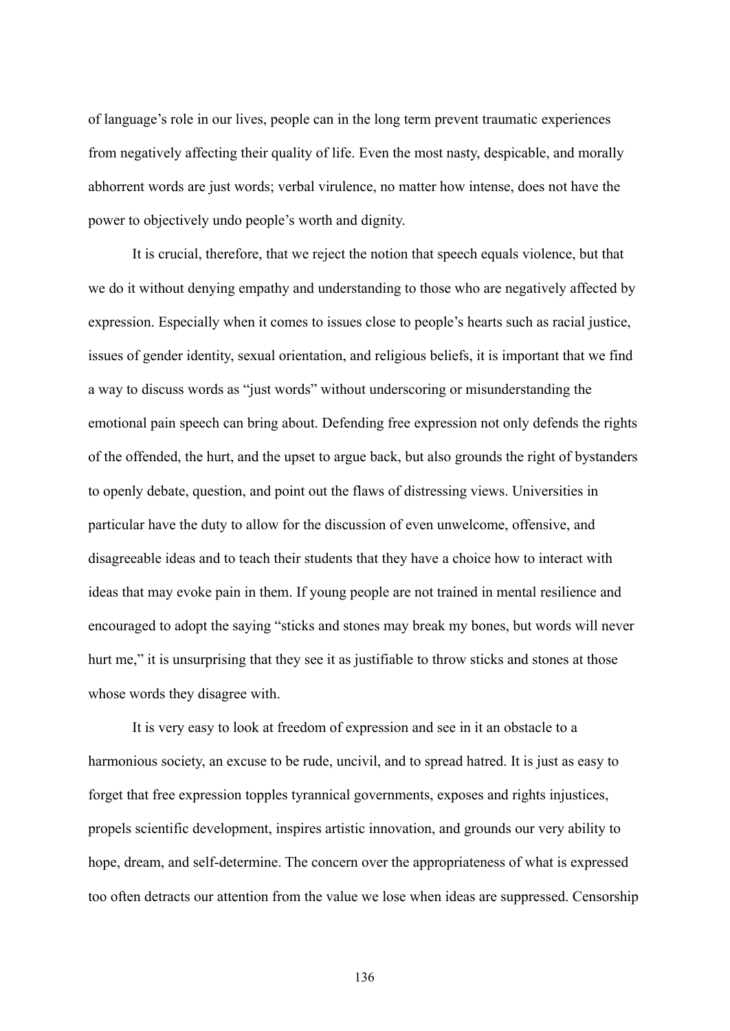of language's role in our lives, people can in the long term prevent traumatic experiences from negatively affecting their quality of life. Even the most nasty, despicable, and morally abhorrent words are just words; verbal virulence, no matter how intense, does not have the power to objectively undo people's worth and dignity.

It is crucial, therefore, that we reject the notion that speech equals violence, but that we do it without denying empathy and understanding to those who are negatively affected by expression. Especially when it comes to issues close to people's hearts such as racial justice, issues of gender identity, sexual orientation, and religious beliefs, it is important that we find a way to discuss words as "just words" without underscoring or misunderstanding the emotional pain speech can bring about. Defending free expression not only defends the rights of the offended, the hurt, and the upset to argue back, but also grounds the right of bystanders to openly debate, question, and point out the flaws of distressing views. Universities in particular have the duty to allow for the discussion of even unwelcome, offensive, and disagreeable ideas and to teach their students that they have a choice how to interact with ideas that may evoke pain in them. If young people are not trained in mental resilience and encouraged to adopt the saying "sticks and stones may break my bones, but words will never hurt me," it is unsurprising that they see it as justifiable to throw sticks and stones at those whose words they disagree with.

It is very easy to look at freedom of expression and see in it an obstacle to a harmonious society, an excuse to be rude, uncivil, and to spread hatred. It is just as easy to forget that free expression topples tyrannical governments, exposes and rights injustices, propels scientific development, inspires artistic innovation, and grounds our very ability to hope, dream, and self-determine. The concern over the appropriateness of what is expressed too often detracts our attention from the value we lose when ideas are suppressed. Censorship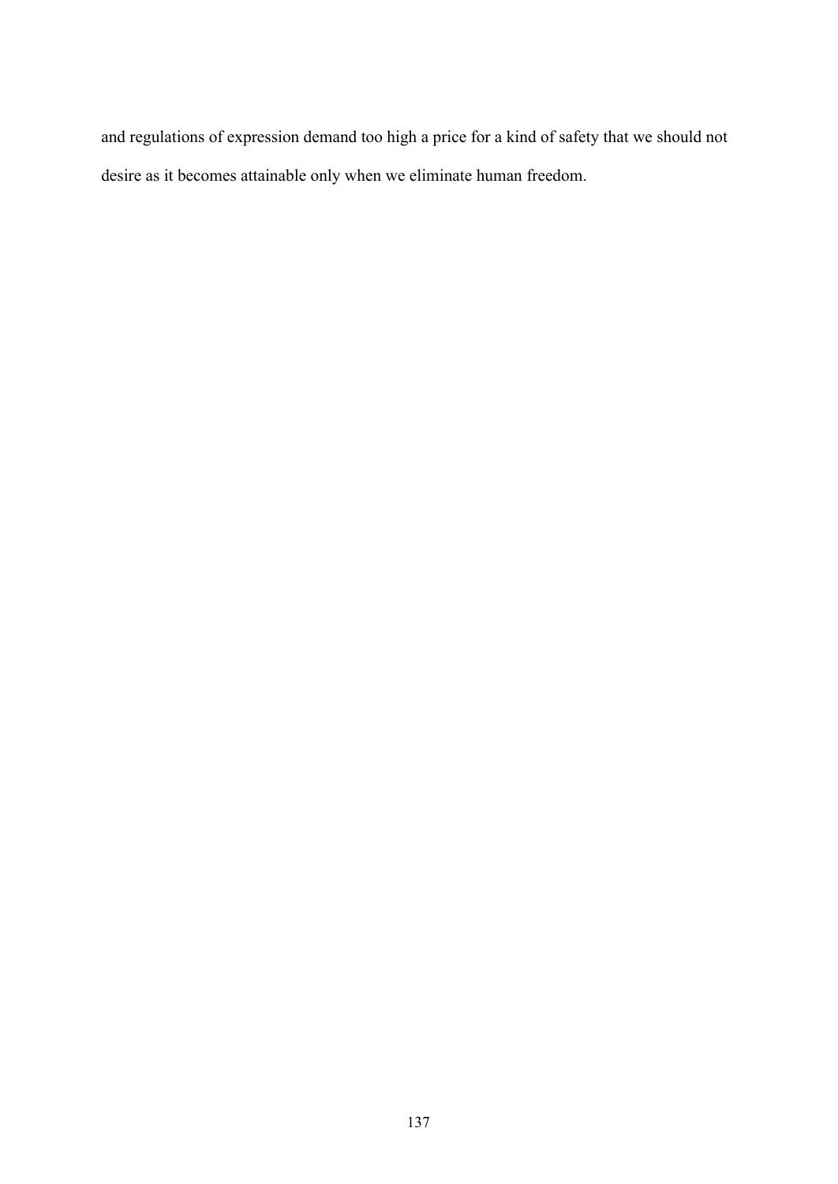and regulations of expression demand too high a price for a kind of safety that we should not desire as it becomes attainable only when we eliminate human freedom.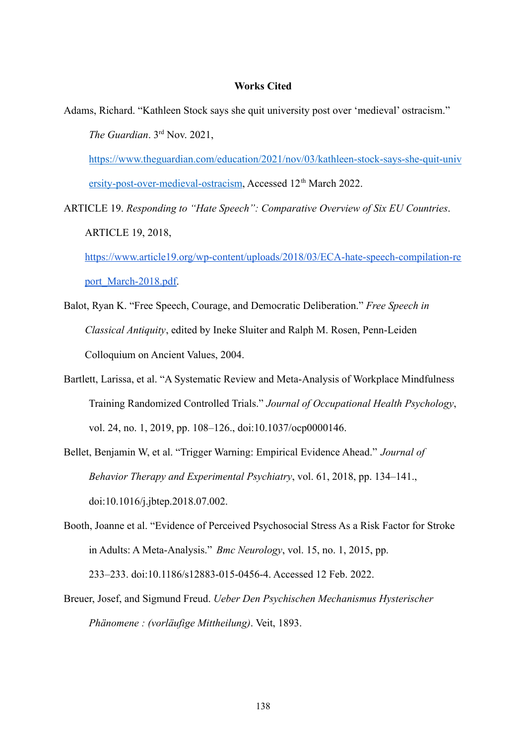**Works Cited**

Adams, Richard. "Kathleen Stock says she quit university post over 'medieval' ostracism." *The Guardian*. 3rd Nov. 2021, https://www.theguardian.com/education/2021/nov/03/kathleen-stock-says-she-quit-university-post-over-medieval-ostracism, Accessed 12th March 2022.

ARTICLE 19. *Responding to "Hate Speech": Comparative Overview of Six EU Countries*. ARTICLE 19, 2018, https://www.article19.org/wp-content/uploads/2018/03/ECA-hate-speech-compilation-report_March-2018.pdf.

Balot, Ryan K. "Free Speech, Courage, and Democratic Deliberation." *Free Speech in Classical Antiquity*, edited by Ineke Sluiter and Ralph M. Rosen, Penn-Leiden Colloquium on Ancient Values, 2004.

Bartlett, Larissa, et al. "A Systematic Review and Meta-Analysis of Workplace Mindfulness Training Randomized Controlled Trials." *Journal of Occupational Health Psychology*, vol. 24, no. 1, 2019, pp. 108–126., doi:10.1037/ocp0000146.

Bellet, Benjamin W, et al. "Trigger Warning: Empirical Evidence Ahead." *Journal of Behavior Therapy and Experimental Psychiatry*, vol. 61, 2018, pp. 134–141., doi:10.1016/j.jbtep.2018.07.002.

Booth, Joanne et al. "Evidence of Perceived Psychosocial Stress As a Risk Factor for Stroke in Adults: A Meta-Analysis." *Bmc Neurology*, vol. 15, no. 1, 2015, pp. 233–233. doi:10.1186/s12883-015-0456-4. Accessed 12 Feb. 2022.

Breuer, Josef, and Sigmund Freud. *Ueber Den Psychischen Mechanismus Hysterischer Phänomene : (vorläufige Mittheilung)*. Veit, 1893.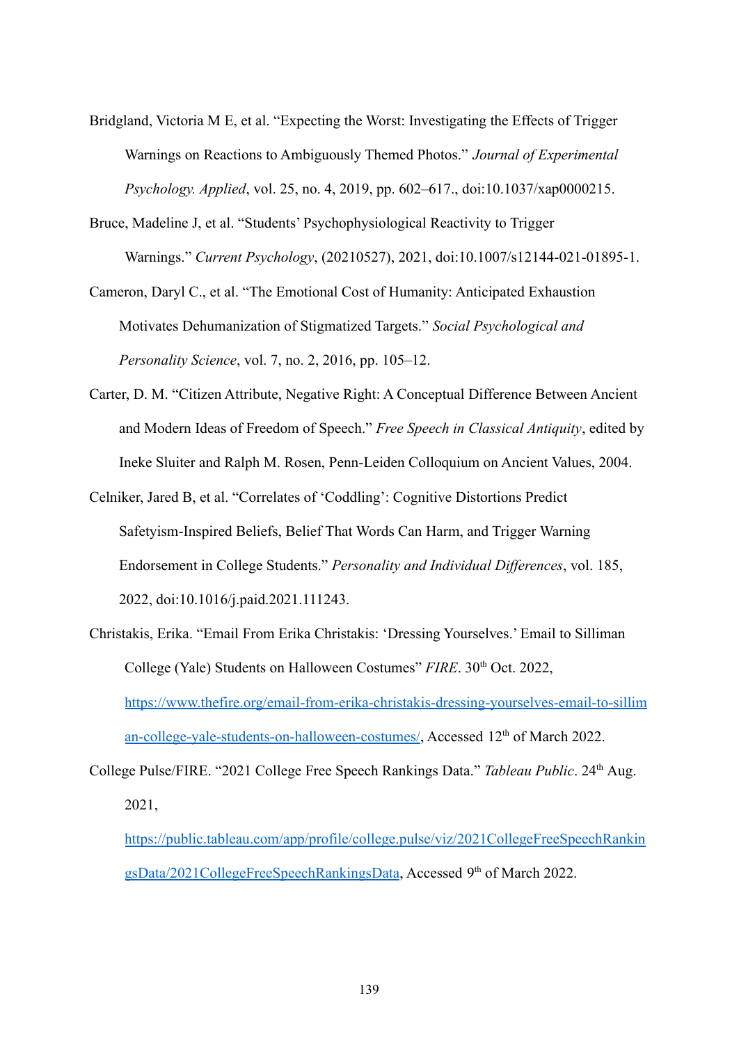Bridgland, Victoria M E, et al. "Expecting the Worst: Investigating the Effects of Trigger Warnings on Reactions to Ambiguously Themed Photos." *Journal of Experimental Psychology. Applied*, vol. 25, no. 4, 2019, pp. 602–617., doi:10.1037/xap0000215.

Bruce, Madeline J, et al. "Students' Psychophysiological Reactivity to Trigger Warnings." *Current Psychology*, (20210527), 2021, doi:10.1007/s12144-021-01895-1.

Cameron, Daryl C., et al. "The Emotional Cost of Humanity: Anticipated Exhaustion Motivates Dehumanization of Stigmatized Targets." *Social Psychological and Personality Science*, vol. 7, no. 2, 2016, pp. 105–12.

Carter, D. M. "Citizen Attribute, Negative Right: A Conceptual Difference Between Ancient and Modern Ideas of Freedom of Speech." *Free Speech in Classical Antiquity*, edited by Ineke Sluiter and Ralph M. Rosen, Penn-Leiden Colloquium on Ancient Values, 2004.

Celniker, Jared B, et al. "Correlates of 'Coddling': Cognitive Distortions Predict Safetyism-Inspired Beliefs, Belief That Words Can Harm, and Trigger Warning Endorsement in College Students." *Personality and Individual Differences*, vol. 185, 2022, doi:10.1016/j.paid.2021.111243.

Christakis, Erika. "Email From Erika Christakis: 'Dressing Yourselves.' Email to Silliman College (Yale) Students on Halloween Costumes" *FIRE*. 30th Oct. 2022, [https://www.thefire.org/email-from-erika-christakis-dressing-yourselves-email-to-silliman-college-yale-students-on-halloween-costumes/](https://www.thefire.org/email-from-erika-christakis-dressing-yourselves-email-to-silliman-college-yale-students-on-halloween-costumes/), Accessed 12th of March 2022.

College Pulse/FIRE. "2021 College Free Speech Rankings Data." *Tableau Public*. 24th Aug. 2021, [https://public.tableau.com/app/profile/college.pulse/viz/2021CollegeFreeSpeechRankingsData/2021CollegeFreeSpeechRankingsData](https://public.tableau.com/app/profile/college.pulse/viz/2021CollegeFreeSpeechRankingsData/2021CollegeFreeSpeechRankingsData), Accessed 9th of March 2022.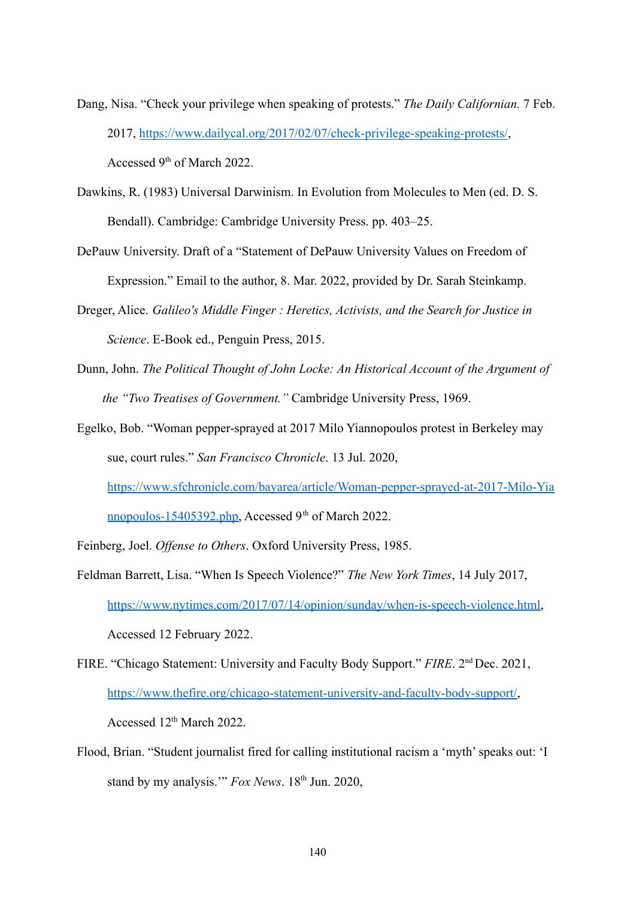Dang, Nisa. "Check your privilege when speaking of protests." *The Daily Californian.* 7 Feb. 2017, https://www.dailycal.org/2017/02/07/check-privilege-speaking-protests/, Accessed 9th of March 2022.

Dawkins, R. (1983) Universal Darwinism. In Evolution from Molecules to Men (ed. D. S. Bendall). Cambridge: Cambridge University Press. pp. 403–25.

DePauw University. Draft of a "Statement of DePauw University Values on Freedom of Expression." Email to the author, 8. Mar. 2022, provided by Dr. Sarah Steinkamp.

Dreger, Alice. *Galileo's Middle Finger : Heretics, Activists, and the Search for Justice in Science*. E-Book ed., Penguin Press, 2015.

Dunn, John. *The Political Thought of John Locke: An Historical Account of the Argument of the "Two Treatises of Government."* Cambridge University Press, 1969.

Egelko, Bob. "Woman pepper-sprayed at 2017 Milo Yiannopoulos protest in Berkeley may sue, court rules." *San Francisco Chronicle*. 13 Jul. 2020, https://www.sfchronicle.com/bayarea/article/Woman-pepper-sprayed-at-2017-Milo-Yiannopoulos-15405392.php, Accessed 9th of March 2022.

Feinberg, Joel. *Offense to Others*. Oxford University Press, 1985.

Feldman Barrett, Lisa. "When Is Speech Violence?" *The New York Times*, 14 July 2017, https://www.nytimes.com/2017/07/14/opinion/sunday/when-is-speech-violence.html, Accessed 12 February 2022.

FIRE. "Chicago Statement: University and Faculty Body Support." *FIRE*. 2nd Dec. 2021, https://www.thefire.org/chicago-statement-university-and-faculty-body-support/, Accessed 12th March 2022.

Flood, Brian. "Student journalist fired for calling institutional racism a 'myth' speaks out: 'I stand by my analysis.'" *Fox News*. 18th Jun. 2020,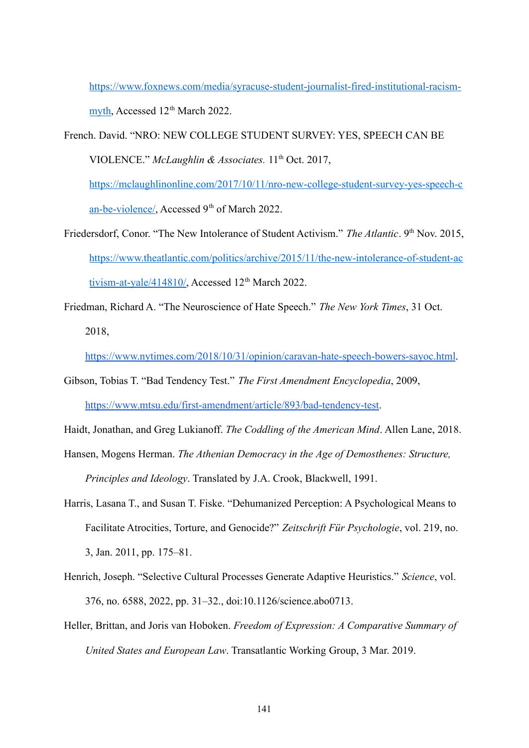https://www.foxnews.com/media/syracuse-student-journalist-fired-institutional-racism-myth, Accessed 12th March 2022.

French. David. "NRO: NEW COLLEGE STUDENT SURVEY: YES, SPEECH CAN BE VIOLENCE." *McLaughlin & Associates.* 11th Oct. 2017, https://mclaughlinonline.com/2017/10/11/nro-new-college-student-survey-yes-speech-can-be-violence/, Accessed 9th of March 2022.

Friedersdorf, Conor. "The New Intolerance of Student Activism." *The Atlantic*. 9th Nov. 2015, https://www.theatlantic.com/politics/archive/2015/11/the-new-intolerance-of-student-activism-at-yale/414810/, Accessed 12th March 2022.

Friedman, Richard A. "The Neuroscience of Hate Speech." *The New York Times*, 31 Oct. 2018, https://www.nytimes.com/2018/10/31/opinion/caravan-hate-speech-bowers-sayoc.html.

Gibson, Tobias T. "Bad Tendency Test." *The First Amendment Encyclopedia*, 2009, https://www.mtsu.edu/first-amendment/article/893/bad-tendency-test.

Haidt, Jonathan, and Greg Lukianoff. *The Coddling of the American Mind*. Allen Lane, 2018.

Hansen, Mogens Herman. *The Athenian Democracy in the Age of Demosthenes: Structure, Principles and Ideology*. Translated by J.A. Crook, Blackwell, 1991.

Harris, Lasana T., and Susan T. Fiske. "Dehumanized Perception: A Psychological Means to Facilitate Atrocities, Torture, and Genocide?" *Zeitschrift Für Psychologie*, vol. 219, no. 3, Jan. 2011, pp. 175–81.

Henrich, Joseph. "Selective Cultural Processes Generate Adaptive Heuristics." *Science*, vol. 376, no. 6588, 2022, pp. 31–32., doi:10.1126/science.abo0713.

Heller, Brittan, and Joris van Hoboken. *Freedom of Expression: A Comparative Summary of United States and European Law*. Transatlantic Working Group, 3 Mar. 2019.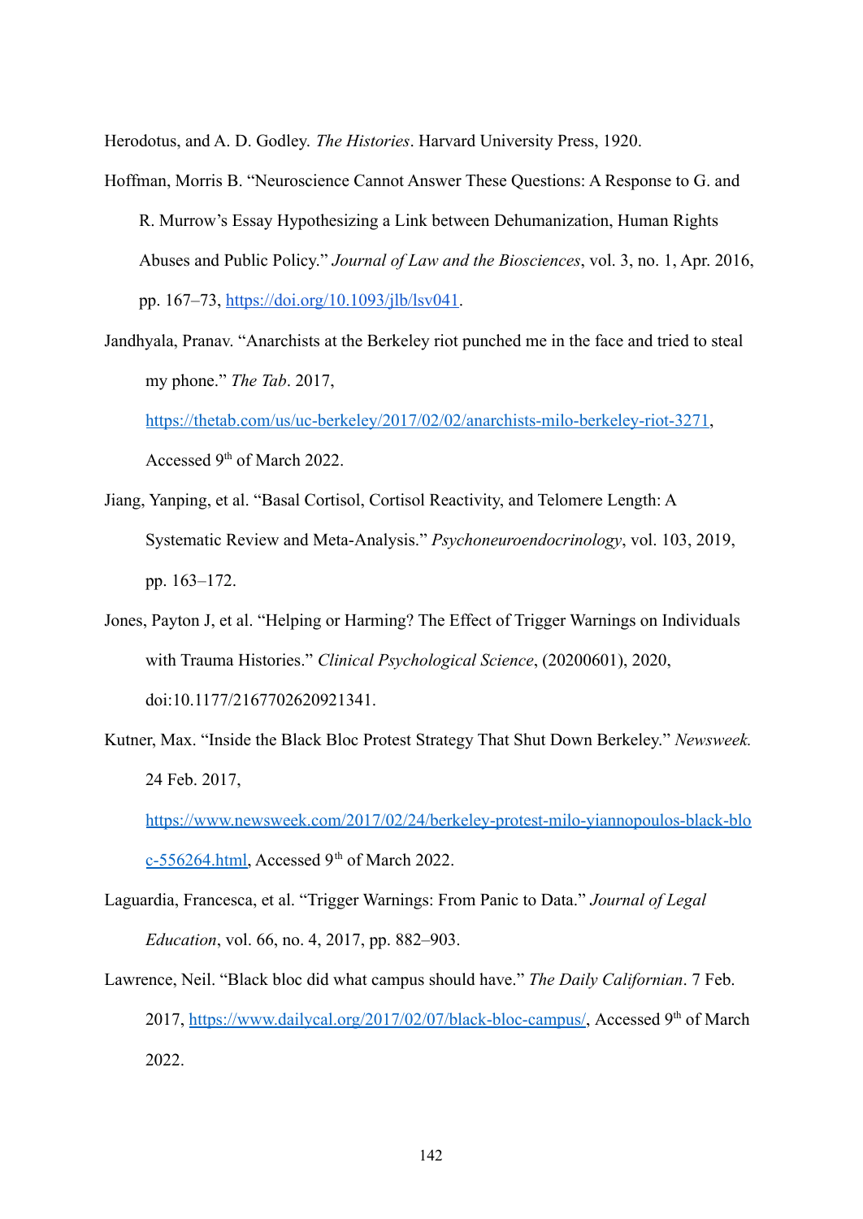Herodotus, and A. D. Godley. *The Histories*. Harvard University Press, 1920.

Hoffman, Morris B. "Neuroscience Cannot Answer These Questions: A Response to G. and R. Murrow's Essay Hypothesizing a Link between Dehumanization, Human Rights Abuses and Public Policy." *Journal of Law and the Biosciences*, vol. 3, no. 1, Apr. 2016, pp. 167–73, https://doi.org/10.1093/jlb/lsv041.

Jandhyala, Pranav. "Anarchists at the Berkeley riot punched me in the face and tried to steal my phone." *The Tab*. 2017, https://thetab.com/us/uc-berkeley/2017/02/02/anarchists-milo-berkeley-riot-3271, Accessed 9th of March 2022.

Jiang, Yanping, et al. "Basal Cortisol, Cortisol Reactivity, and Telomere Length: A Systematic Review and Meta-Analysis." *Psychoneuroendocrinology*, vol. 103, 2019, pp. 163–172.

Jones, Payton J, et al. "Helping or Harming? The Effect of Trigger Warnings on Individuals with Trauma Histories." *Clinical Psychological Science*, (20200601), 2020, doi:10.1177/2167702620921341.

Kutner, Max. "Inside the Black Bloc Protest Strategy That Shut Down Berkeley." *Newsweek.* 24 Feb. 2017, https://www.newsweek.com/2017/02/24/berkeley-protest-milo-yiannopoulos-black-bloc-556264.html, Accessed 9th of March 2022.

Laguardia, Francesca, et al. "Trigger Warnings: From Panic to Data." *Journal of Legal Education*, vol. 66, no. 4, 2017, pp. 882–903.

Lawrence, Neil. "Black bloc did what campus should have." *The Daily Californian*. 7 Feb. 2017, https://www.dailycal.org/2017/02/07/black-bloc-campus/, Accessed 9th of March 2022.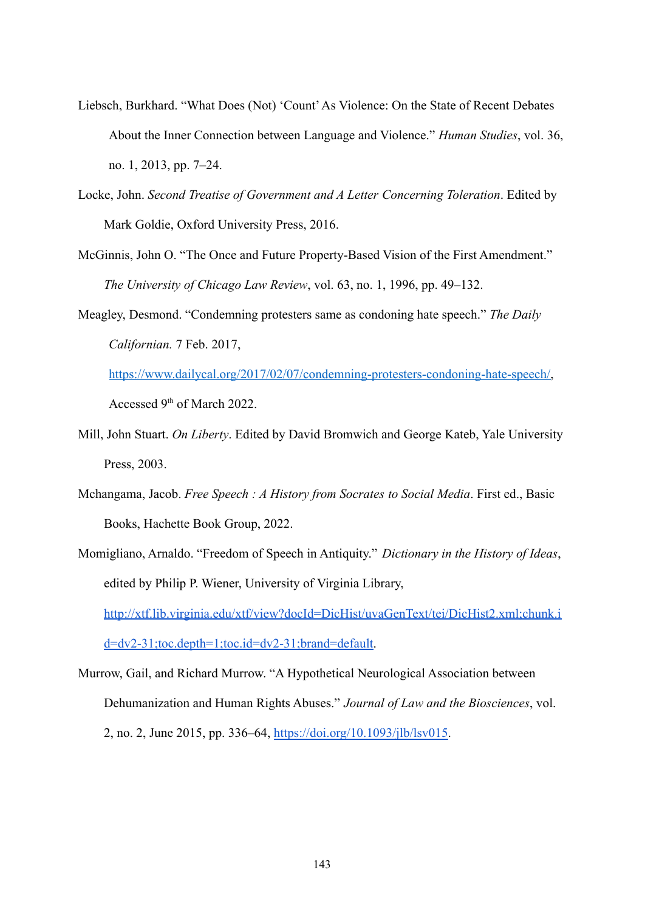Liebsch, Burkhard. "What Does (Not) 'Count' As Violence: On the State of Recent Debates About the Inner Connection between Language and Violence." *Human Studies*, vol. 36, no. 1, 2013, pp. 7–24.

Locke, John. *Second Treatise of Government and A Letter Concerning Toleration*. Edited by Mark Goldie, Oxford University Press, 2016.

McGinnis, John O. "The Once and Future Property-Based Vision of the First Amendment." *The University of Chicago Law Review*, vol. 63, no. 1, 1996, pp. 49–132.

Meagley, Desmond. "Condemning protesters same as condoning hate speech." *The Daily Californian.* 7 Feb. 2017, https://www.dailycal.org/2017/02/07/condemning-protesters-condoning-hate-speech/, Accessed 9th of March 2022.

Mill, John Stuart. *On Liberty*. Edited by David Bromwich and George Kateb, Yale University Press, 2003.

Mchangama, Jacob. *Free Speech : A History from Socrates to Social Media*. First ed., Basic Books, Hachette Book Group, 2022.

Momigliano, Arnaldo. "Freedom of Speech in Antiquity." *Dictionary in the History of Ideas*, edited by Philip P. Wiener, University of Virginia Library, http://xtf.lib.virginia.edu/xtf/view?docId=DicHist/uvaGenText/tei/DicHist2.xml;chunk.id=dv2-31;toc.depth=1;toc.id=dv2-31;brand=default.

Murrow, Gail, and Richard Murrow. "A Hypothetical Neurological Association between Dehumanization and Human Rights Abuses." *Journal of Law and the Biosciences*, vol. 2, no. 2, June 2015, pp. 336–64, https://doi.org/10.1093/jlb/lsv015.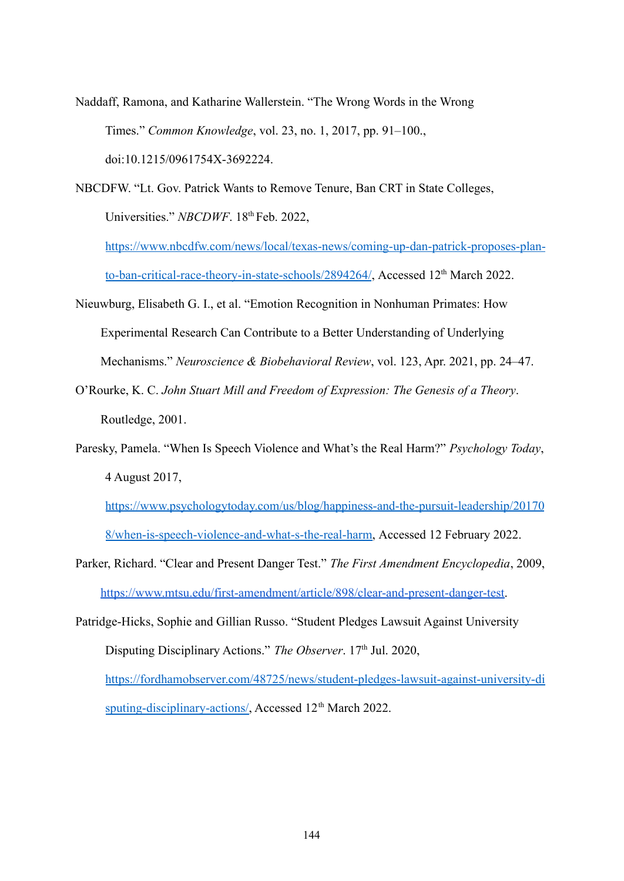Naddaff, Ramona, and Katharine Wallerstein. "The Wrong Words in the Wrong Times." *Common Knowledge*, vol. 23, no. 1, 2017, pp. 91–100., doi:10.1215/0961754X-3692224.

NBCDFW. "Lt. Gov. Patrick Wants to Remove Tenure, Ban CRT in State Colleges, Universities." *NBCDWF*. 18th Feb. 2022, https://www.nbcdfw.com/news/local/texas-news/coming-up-dan-patrick-proposes-plan-to-ban-critical-race-theory-in-state-schools/2894264/, Accessed 12th March 2022.

Nieuwburg, Elisabeth G. I., et al. "Emotion Recognition in Nonhuman Primates: How Experimental Research Can Contribute to a Better Understanding of Underlying Mechanisms." *Neuroscience & Biobehavioral Review*, vol. 123, Apr. 2021, pp. 24–47.

O'Rourke, K. C. *John Stuart Mill and Freedom of Expression: The Genesis of a Theory*. Routledge, 2001.

Paresky, Pamela. "When Is Speech Violence and What's the Real Harm?" *Psychology Today*, 4 August 2017, https://www.psychologytoday.com/us/blog/happiness-and-the-pursuit-leadership/201708/when-is-speech-violence-and-what-s-the-real-harm, Accessed 12 February 2022.

Parker, Richard. "Clear and Present Danger Test." *The First Amendment Encyclopedia*, 2009, https://www.mtsu.edu/first-amendment/article/898/clear-and-present-danger-test.

Patridge-Hicks, Sophie and Gillian Russo. "Student Pledges Lawsuit Against University Disputing Disciplinary Actions." *The Observer*. 17th Jul. 2020, https://fordhamobserver.com/48725/news/student-pledges-lawsuit-against-university-disputing-disciplinary-actions/, Accessed 12th March 2022.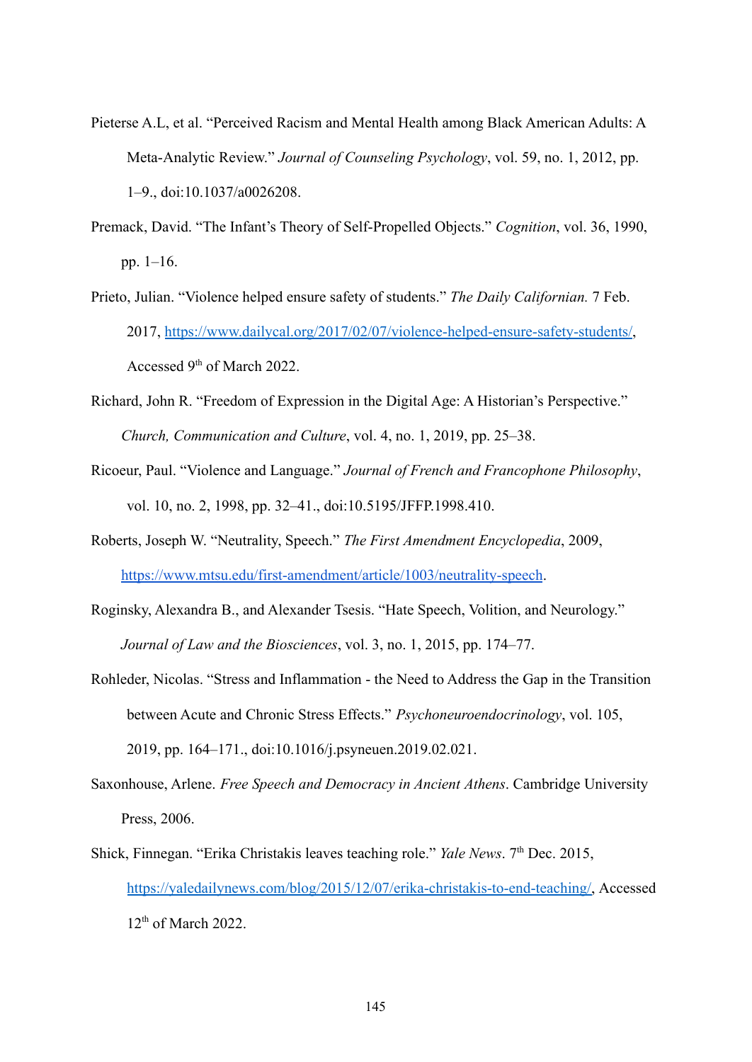Pieterse A.L, et al. "Perceived Racism and Mental Health among Black American Adults: A Meta-Analytic Review." *Journal of Counseling Psychology*, vol. 59, no. 1, 2012, pp. 1–9., doi:10.1037/a0026208.

Premack, David. "The Infant's Theory of Self-Propelled Objects." *Cognition*, vol. 36, 1990, pp. 1–16.

Prieto, Julian. "Violence helped ensure safety of students." *The Daily Californian.* 7 Feb. 2017, https://www.dailycal.org/2017/02/07/violence-helped-ensure-safety-students/, Accessed 9th of March 2022.

Richard, John R. "Freedom of Expression in the Digital Age: A Historian's Perspective." *Church, Communication and Culture*, vol. 4, no. 1, 2019, pp. 25–38.

Ricoeur, Paul. "Violence and Language." *Journal of French and Francophone Philosophy*, vol. 10, no. 2, 1998, pp. 32–41., doi:10.5195/JFFP.1998.410.

Roberts, Joseph W. "Neutrality, Speech." *The First Amendment Encyclopedia*, 2009, https://www.mtsu.edu/first-amendment/article/1003/neutrality-speech.

Roginsky, Alexandra B., and Alexander Tsesis. "Hate Speech, Volition, and Neurology." *Journal of Law and the Biosciences*, vol. 3, no. 1, 2015, pp. 174–77.

Rohleder, Nicolas. "Stress and Inflammation - the Need to Address the Gap in the Transition between Acute and Chronic Stress Effects." *Psychoneuroendocrinology*, vol. 105, 2019, pp. 164–171., doi:10.1016/j.psyneuen.2019.02.021.

Saxonhouse, Arlene. *Free Speech and Democracy in Ancient Athens*. Cambridge University Press, 2006.

Shick, Finnegan. "Erika Christakis leaves teaching role." *Yale News*. 7th Dec. 2015, https://yaledailynews.com/blog/2015/12/07/erika-christakis-to-end-teaching/, Accessed 12th of March 2022.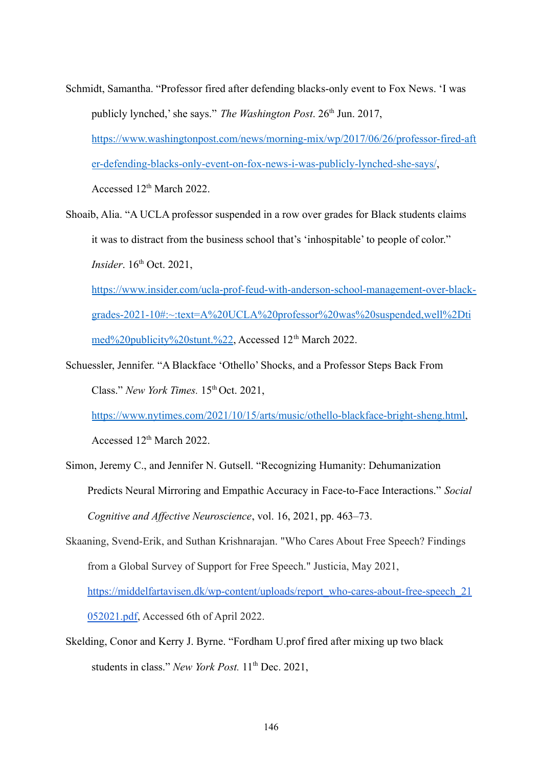Schmidt, Samantha. "Professor fired after defending blacks-only event to Fox News. 'I was publicly lynched,' she says." *The Washington Post*. 26th Jun. 2017, https://www.washingtonpost.com/news/morning-mix/wp/2017/06/26/professor-fired-after-defending-blacks-only-event-on-fox-news-i-was-publicly-lynched-she-says/, Accessed 12th March 2022.

Shoaib, Alia. "A UCLA professor suspended in a row over grades for Black students claims it was to distract from the business school that's 'inhospitable' to people of color." *Insider*. 16th Oct. 2021, https://www.insider.com/ucla-prof-feud-with-anderson-school-management-over-black-grades-2021-10#:~:text=A%20UCLA%20professor%20was%20suspended,well%2Dtimed%20publicity%20stunt.%22, Accessed 12th March 2022.

Schuessler, Jennifer. "A Blackface 'Othello' Shocks, and a Professor Steps Back From Class." *New York Times.* 15th Oct. 2021, https://www.nytimes.com/2021/10/15/arts/music/othello-blackface-bright-sheng.html, Accessed 12th March 2022.

Simon, Jeremy C., and Jennifer N. Gutsell. "Recognizing Humanity: Dehumanization Predicts Neural Mirroring and Empathic Accuracy in Face-to-Face Interactions." *Social Cognitive and Affective Neuroscience*, vol. 16, 2021, pp. 463–73.

Skaaning, Svend-Erik, and Suthan Krishnarajan. "Who Cares About Free Speech? Findings from a Global Survey of Support for Free Speech." Justicia, May 2021, https://middelfartavisen.dk/wp-content/uploads/report_who-cares-about-free-speech_21052021.pdf, Accessed 6th of April 2022.

Skelding, Conor and Kerry J. Byrne. "Fordham U.prof fired after mixing up two black students in class." *New York Post.* 11th Dec. 2021,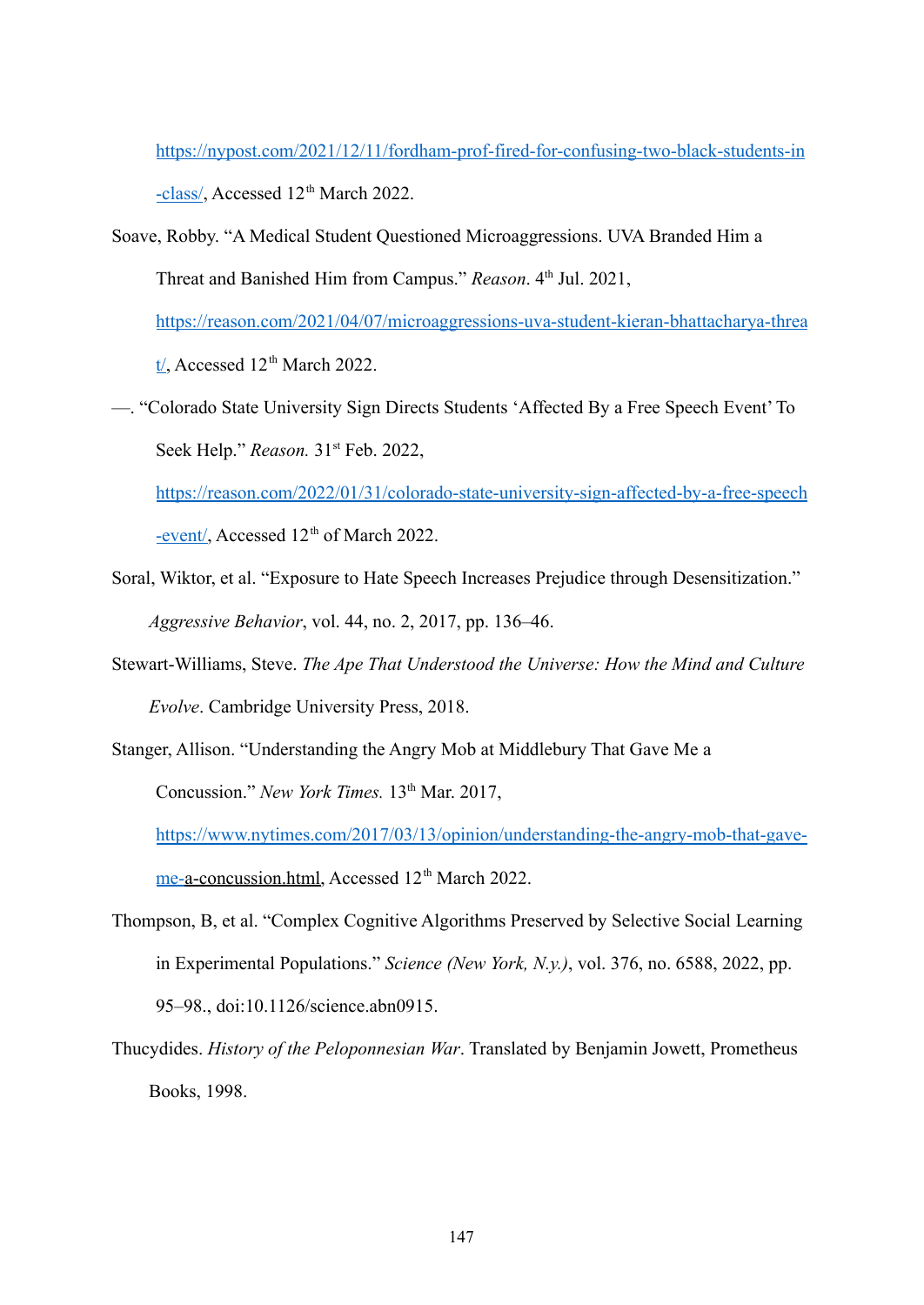https://nypost.com/2021/12/11/fordham-prof-fired-for-confusing-two-black-students-in-class/, Accessed 12th March 2022.

Soave, Robby. "A Medical Student Questioned Microaggressions. UVA Branded Him a Threat and Banished Him from Campus." *Reason*. 4th Jul. 2021, https://reason.com/2021/04/07/microaggressions-uva-student-kieran-bhattacharya-threat/, Accessed 12th March 2022.

—. "Colorado State University Sign Directs Students 'Affected By a Free Speech Event' To Seek Help." *Reason.* 31st Feb. 2022, https://reason.com/2022/01/31/colorado-state-university-sign-affected-by-a-free-speech-event/, Accessed 12th of March 2022.

Soral, Wiktor, et al. "Exposure to Hate Speech Increases Prejudice through Desensitization." *Aggressive Behavior*, vol. 44, no. 2, 2017, pp. 136–46.

Stewart-Williams, Steve. *The Ape That Understood the Universe: How the Mind and Culture Evolve*. Cambridge University Press, 2018.

Stanger, Allison. "Understanding the Angry Mob at Middlebury That Gave Me a Concussion." *New York Times.* 13th Mar. 2017, https://www.nytimes.com/2017/03/13/opinion/understanding-the-angry-mob-that-gave-me-a-concussion.html, Accessed 12th March 2022.

Thompson, B, et al. "Complex Cognitive Algorithms Preserved by Selective Social Learning in Experimental Populations." *Science (New York, N.y.)*, vol. 376, no. 6588, 2022, pp. 95–98., doi:10.1126/science.abn0915.

Thucydides. *History of the Peloponnesian War*. Translated by Benjamin Jowett, Prometheus Books, 1998.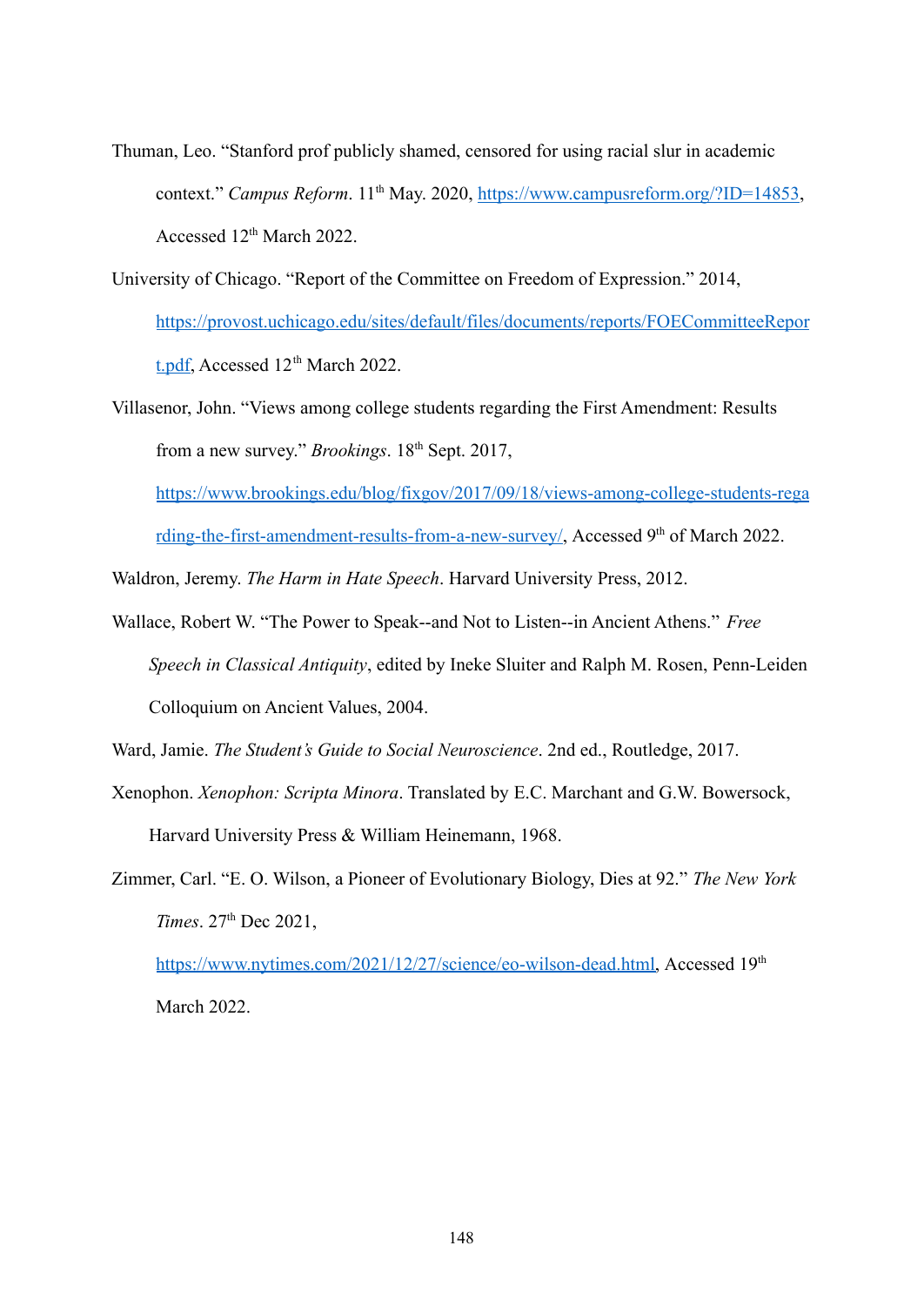Thuman, Leo. "Stanford prof publicly shamed, censored for using racial slur in academic context." *Campus Reform*. 11th May. 2020, https://www.campusreform.org/?ID=14853, Accessed 12th March 2022.

University of Chicago. "Report of the Committee on Freedom of Expression." 2014, https://provost.uchicago.edu/sites/default/files/documents/reports/FOECommitteeReport.pdf, Accessed 12th March 2022.

Villasenor, John. "Views among college students regarding the First Amendment: Results from a new survey." *Brookings*. 18th Sept. 2017, https://www.brookings.edu/blog/fixgov/2017/09/18/views-among-college-students-regarding-the-first-amendment-results-from-a-new-survey/, Accessed 9th of March 2022.

Waldron, Jeremy. *The Harm in Hate Speech*. Harvard University Press, 2012.

Wallace, Robert W. "The Power to Speak--and Not to Listen--in Ancient Athens." *Free Speech in Classical Antiquity*, edited by Ineke Sluiter and Ralph M. Rosen, Penn-Leiden Colloquium on Ancient Values, 2004.

Ward, Jamie. *The Student's Guide to Social Neuroscience*. 2nd ed., Routledge, 2017.

Xenophon. *Xenophon: Scripta Minora*. Translated by E.C. Marchant and G.W. Bowersock, Harvard University Press & William Heinemann, 1968.

Zimmer, Carl. "E. O. Wilson, a Pioneer of Evolutionary Biology, Dies at 92." *The New York Times*. 27th Dec 2021, https://www.nytimes.com/2021/12/27/science/eo-wilson-dead.html, Accessed 19th March 2022.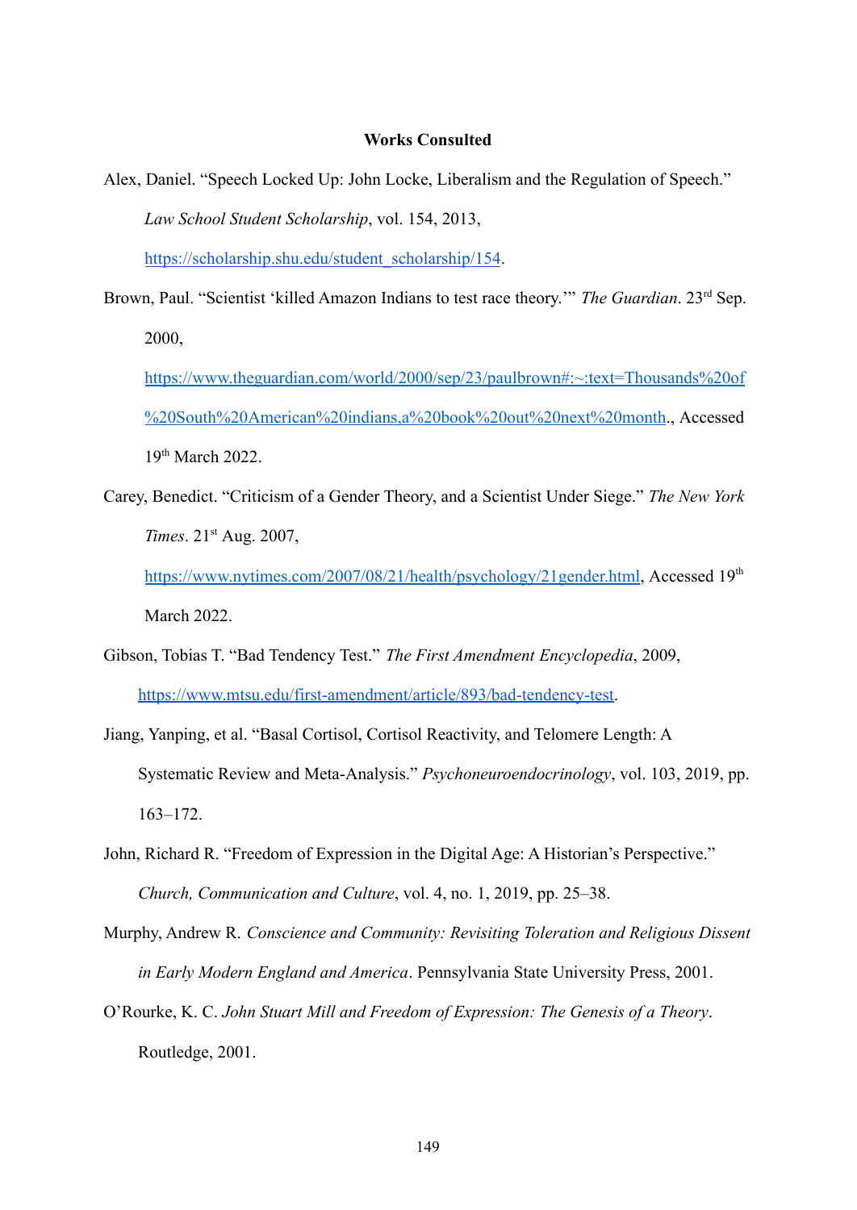**Works Consulted**

Alex, Daniel. "Speech Locked Up: John Locke, Liberalism and the Regulation of Speech." *Law School Student Scholarship*, vol. 154, 2013, https://scholarship.shu.edu/student_scholarship/154.

Brown, Paul. "Scientist 'killed Amazon Indians to test race theory.'" *The Guardian*. 23rd Sep. 2000, https://www.theguardian.com/world/2000/sep/23/paulbrown#:~:text=Thousands%20of%20South%20American%20indians,a%20book%20out%20next%20month., Accessed 19th March 2022.

Carey, Benedict. "Criticism of a Gender Theory, and a Scientist Under Siege." *The New York Times*. 21st Aug. 2007, https://www.nytimes.com/2007/08/21/health/psychology/21gender.html, Accessed 19th March 2022.

Gibson, Tobias T. "Bad Tendency Test." *The First Amendment Encyclopedia*, 2009, https://www.mtsu.edu/first-amendment/article/893/bad-tendency-test.

Jiang, Yanping, et al. "Basal Cortisol, Cortisol Reactivity, and Telomere Length: A Systematic Review and Meta-Analysis." *Psychoneuroendocrinology*, vol. 103, 2019, pp. 163–172.

John, Richard R. "Freedom of Expression in the Digital Age: A Historian's Perspective." *Church, Communication and Culture*, vol. 4, no. 1, 2019, pp. 25–38.

Murphy, Andrew R. *Conscience and Community: Revisiting Toleration and Religious Dissent in Early Modern England and America*. Pennsylvania State University Press, 2001.

O'Rourke, K. C. *John Stuart Mill and Freedom of Expression: The Genesis of a Theory*. Routledge, 2001.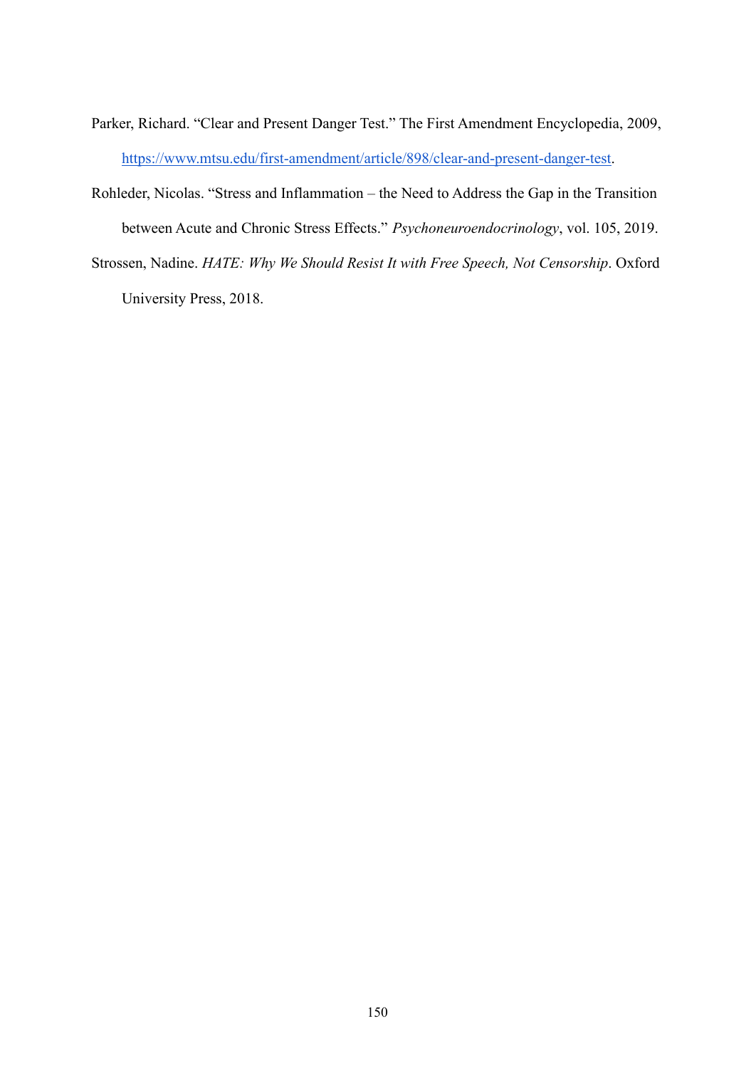Parker, Richard. "Clear and Present Danger Test." The First Amendment Encyclopedia, 2009, [https://www.mtsu.edu/first-amendment/article/898/clear-and-present-danger-test](https://www.mtsu.edu/first-amendment/article/898/clear-and-present-danger-test).

Rohleder, Nicolas. "Stress and Inflammation – the Need to Address the Gap in the Transition between Acute and Chronic Stress Effects." *Psychoneuroendocrinology*, vol. 105, 2019.

Strossen, Nadine. *HATE: Why We Should Resist It with Free Speech, Not Censorship*. Oxford University Press, 2018.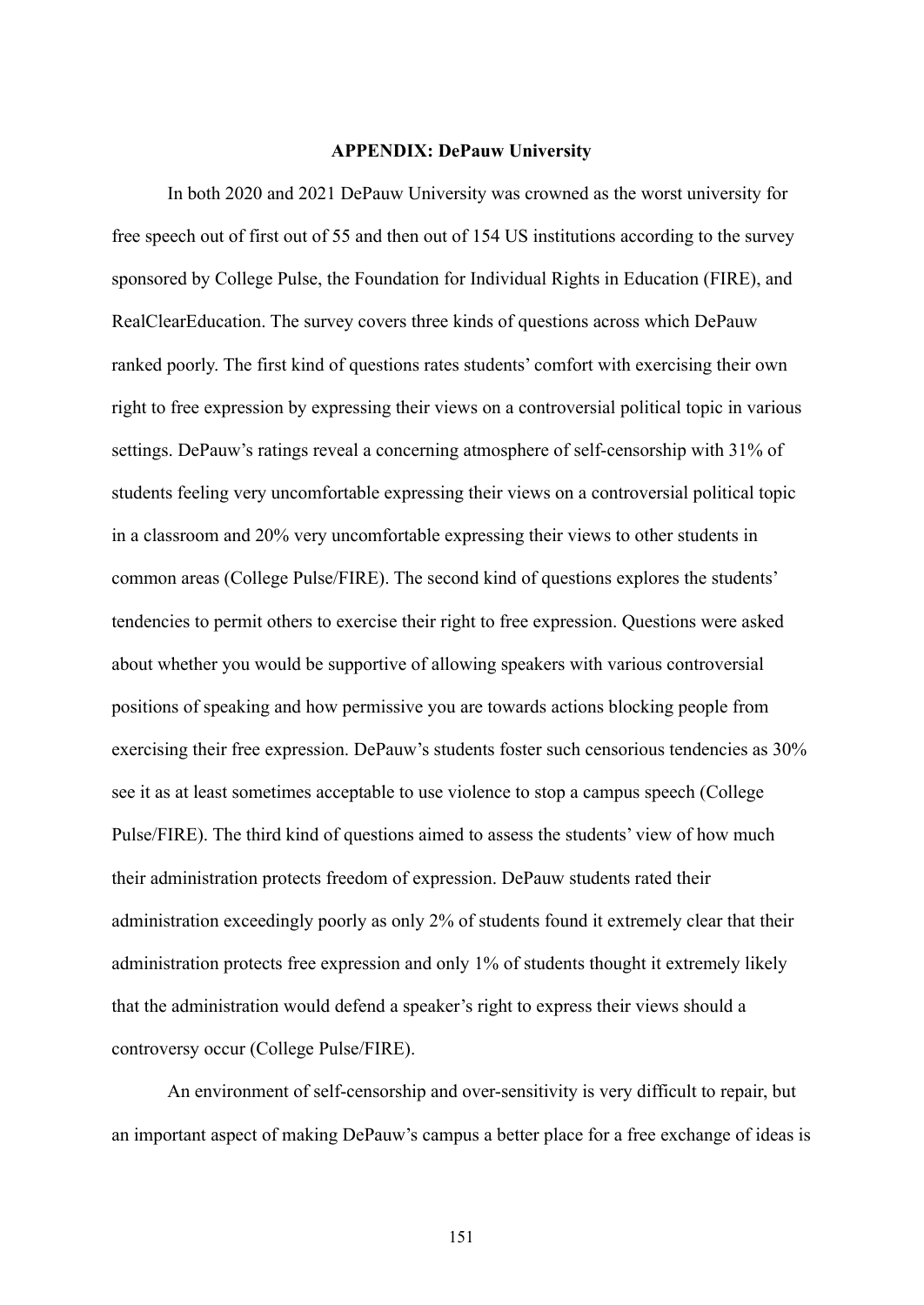## APPENDIX: DePauw University

In both 2020 and 2021 DePauw University was crowned as the worst university for free speech out of first out of 55 and then out of 154 US institutions according to the survey sponsored by College Pulse, the Foundation for Individual Rights in Education (FIRE), and RealClearEducation. The survey covers three kinds of questions across which DePauw ranked poorly. The first kind of questions rates students' comfort with exercising their own right to free expression by expressing their views on a controversial political topic in various settings. DePauw's ratings reveal a concerning atmosphere of self-censorship with 31% of students feeling very uncomfortable expressing their views on a controversial political topic in a classroom and 20% very uncomfortable expressing their views to other students in common areas (College Pulse/FIRE). The second kind of questions explores the students' tendencies to permit others to exercise their right to free expression. Questions were asked about whether you would be supportive of allowing speakers with various controversial positions of speaking and how permissive you are towards actions blocking people from exercising their free expression. DePauw's students foster such censorious tendencies as 30% see it as at least sometimes acceptable to use violence to stop a campus speech (College Pulse/FIRE). The third kind of questions aimed to assess the students' view of how much their administration protects freedom of expression. DePauw students rated their administration exceedingly poorly as only 2% of students found it extremely clear that their administration protects free expression and only 1% of students thought it extremely likely that the administration would defend a speaker's right to express their views should a controversy occur (College Pulse/FIRE).

An environment of self-censorship and over-sensitivity is very difficult to repair, but an important aspect of making DePauw's campus a better place for a free exchange of ideas is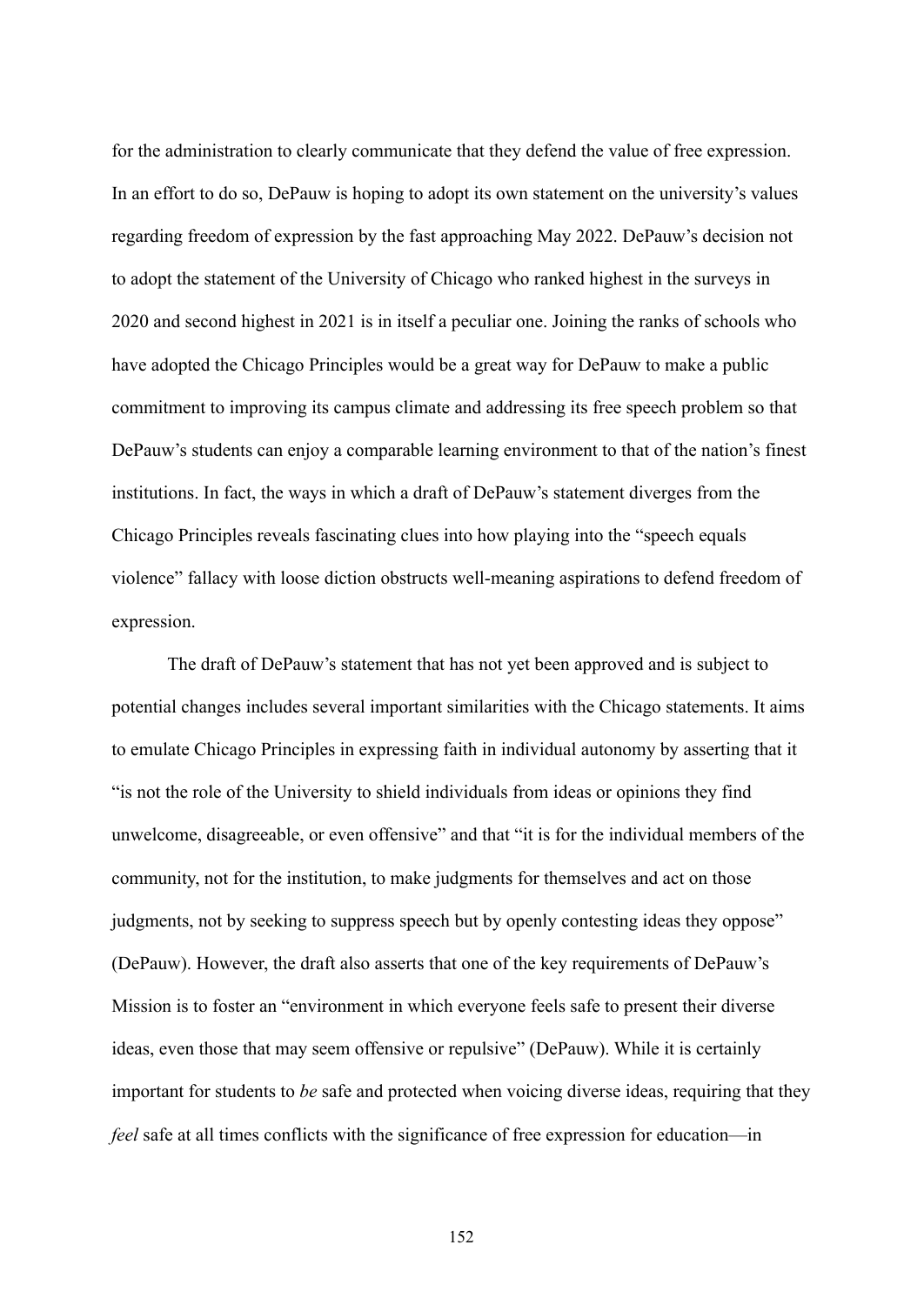for the administration to clearly communicate that they defend the value of free expression. In an effort to do so, DePauw is hoping to adopt its own statement on the university's values regarding freedom of expression by the fast approaching May 2022. DePauw's decision not to adopt the statement of the University of Chicago who ranked highest in the surveys in 2020 and second highest in 2021 is in itself a peculiar one. Joining the ranks of schools who have adopted the Chicago Principles would be a great way for DePauw to make a public commitment to improving its campus climate and addressing its free speech problem so that DePauw's students can enjoy a comparable learning environment to that of the nation's finest institutions. In fact, the ways in which a draft of DePauw's statement diverges from the Chicago Principles reveals fascinating clues into how playing into the "speech equals violence" fallacy with loose diction obstructs well-meaning aspirations to defend freedom of expression.

The draft of DePauw's statement that has not yet been approved and is subject to potential changes includes several important similarities with the Chicago statements. It aims to emulate Chicago Principles in expressing faith in individual autonomy by asserting that it "is not the role of the University to shield individuals from ideas or opinions they find unwelcome, disagreeable, or even offensive" and that "it is for the individual members of the community, not for the institution, to make judgments for themselves and act on those judgments, not by seeking to suppress speech but by openly contesting ideas they oppose" (DePauw). However, the draft also asserts that one of the key requirements of DePauw's Mission is to foster an "environment in which everyone feels safe to present their diverse ideas, even those that may seem offensive or repulsive" (DePauw). While it is certainly important for students to *be* safe and protected when voicing diverse ideas, requiring that they *feel* safe at all times conflicts with the significance of free expression for education—in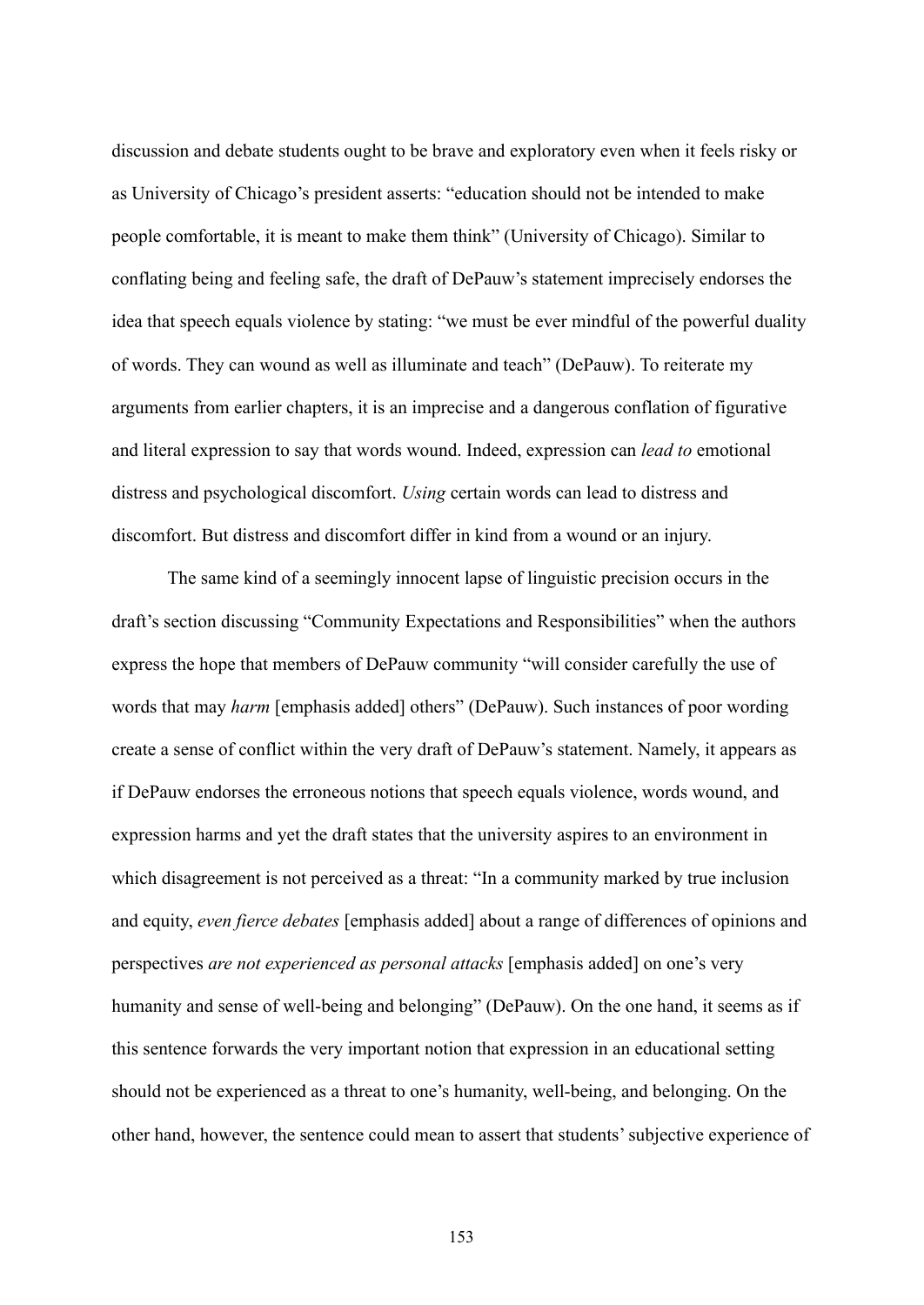discussion and debate students ought to be brave and exploratory even when it feels risky or as University of Chicago's president asserts: "education should not be intended to make people comfortable, it is meant to make them think" (University of Chicago). Similar to conflating being and feeling safe, the draft of DePauw's statement imprecisely endorses the idea that speech equals violence by stating: "we must be ever mindful of the powerful duality of words. They can wound as well as illuminate and teach" (DePauw). To reiterate my arguments from earlier chapters, it is an imprecise and a dangerous conflation of figurative and literal expression to say that words wound. Indeed, expression can *lead to* emotional distress and psychological discomfort. *Using* certain words can lead to distress and discomfort. But distress and discomfort differ in kind from a wound or an injury.

The same kind of a seemingly innocent lapse of linguistic precision occurs in the draft's section discussing "Community Expectations and Responsibilities" when the authors express the hope that members of DePauw community "will consider carefully the use of words that may *harm* [emphasis added] others" (DePauw). Such instances of poor wording create a sense of conflict within the very draft of DePauw's statement. Namely, it appears as if DePauw endorses the erroneous notions that speech equals violence, words wound, and expression harms and yet the draft states that the university aspires to an environment in which disagreement is not perceived as a threat: "In a community marked by true inclusion and equity, *even fierce debates* [emphasis added] about a range of differences of opinions and perspectives *are not experienced as personal attacks* [emphasis added] on one's very humanity and sense of well-being and belonging" (DePauw). On the one hand, it seems as if this sentence forwards the very important notion that expression in an educational setting should not be experienced as a threat to one's humanity, well-being, and belonging. On the other hand, however, the sentence could mean to assert that students' subjective experience of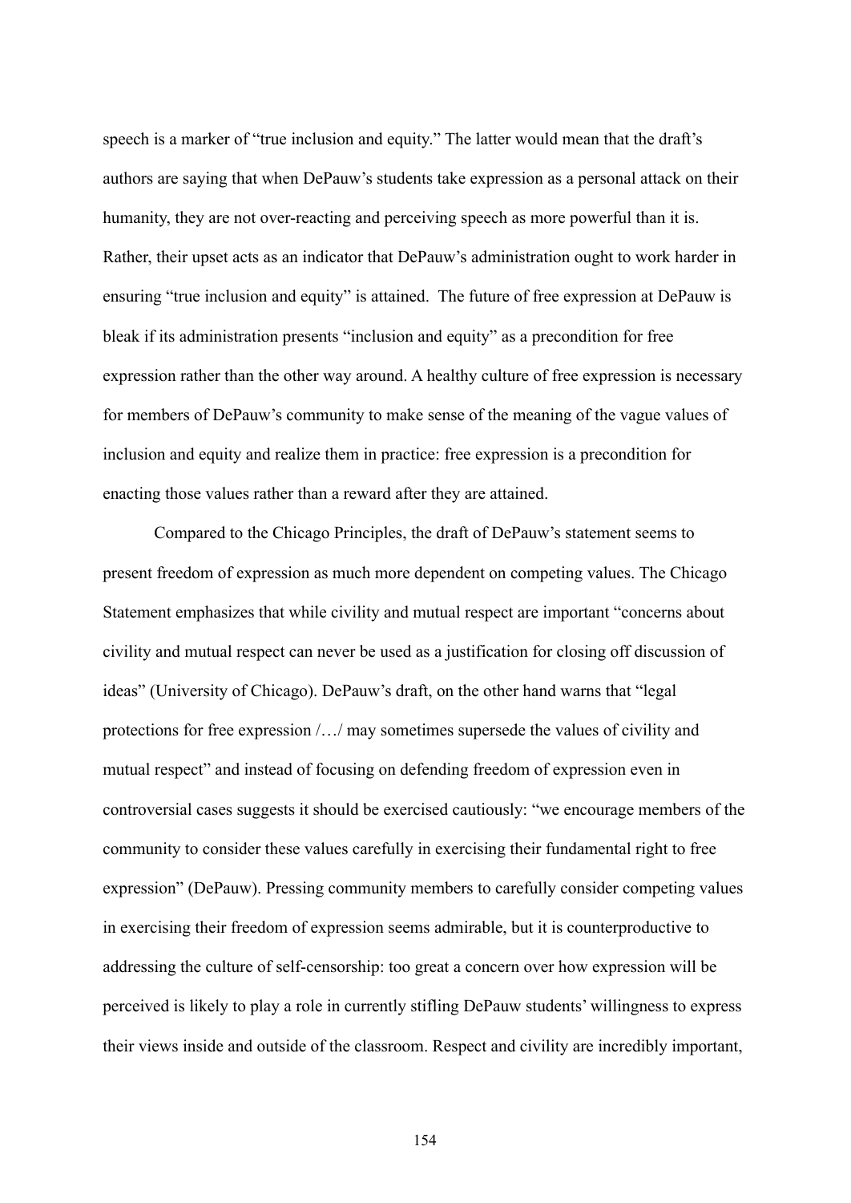speech is a marker of "true inclusion and equity." The latter would mean that the draft's authors are saying that when DePauw's students take expression as a personal attack on their humanity, they are not over-reacting and perceiving speech as more powerful than it is. Rather, their upset acts as an indicator that DePauw's administration ought to work harder in ensuring "true inclusion and equity" is attained. The future of free expression at DePauw is bleak if its administration presents "inclusion and equity" as a precondition for free expression rather than the other way around. A healthy culture of free expression is necessary for members of DePauw's community to make sense of the meaning of the vague values of inclusion and equity and realize them in practice: free expression is a precondition for enacting those values rather than a reward after they are attained.

Compared to the Chicago Principles, the draft of DePauw's statement seems to present freedom of expression as much more dependent on competing values. The Chicago Statement emphasizes that while civility and mutual respect are important "concerns about civility and mutual respect can never be used as a justification for closing off discussion of ideas" (University of Chicago). DePauw's draft, on the other hand warns that "legal protections for free expression /…/ may sometimes supersede the values of civility and mutual respect" and instead of focusing on defending freedom of expression even in controversial cases suggests it should be exercised cautiously: "we encourage members of the community to consider these values carefully in exercising their fundamental right to free expression" (DePauw). Pressing community members to carefully consider competing values in exercising their freedom of expression seems admirable, but it is counterproductive to addressing the culture of self-censorship: too great a concern over how expression will be perceived is likely to play a role in currently stifling DePauw students' willingness to express their views inside and outside of the classroom. Respect and civility are incredibly important,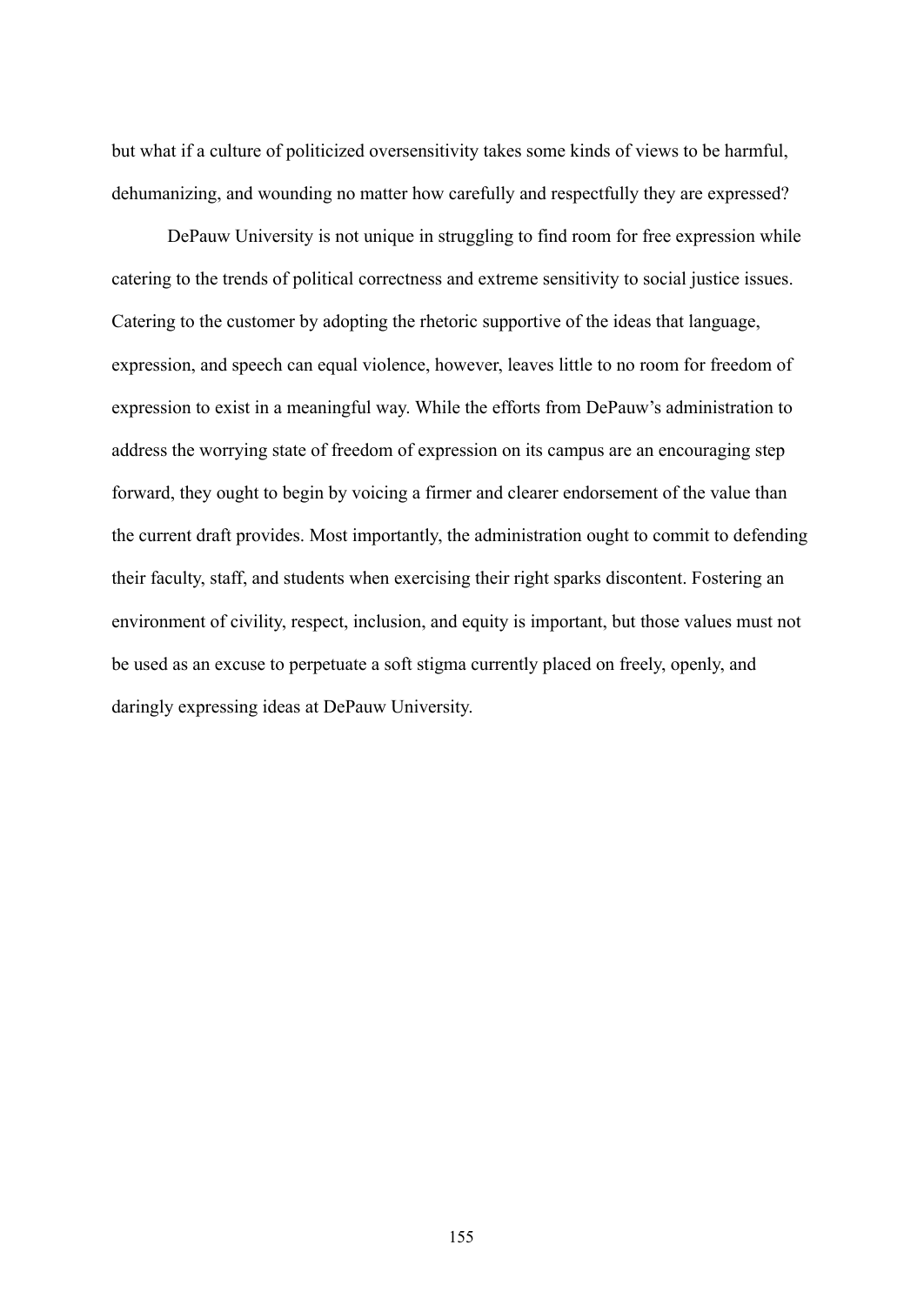but what if a culture of politicized oversensitivity takes some kinds of views to be harmful, dehumanizing, and wounding no matter how carefully and respectfully they are expressed?

DePauw University is not unique in struggling to find room for free expression while catering to the trends of political correctness and extreme sensitivity to social justice issues. Catering to the customer by adopting the rhetoric supportive of the ideas that language, expression, and speech can equal violence, however, leaves little to no room for freedom of expression to exist in a meaningful way. While the efforts from DePauw's administration to address the worrying state of freedom of expression on its campus are an encouraging step forward, they ought to begin by voicing a firmer and clearer endorsement of the value than the current draft provides. Most importantly, the administration ought to commit to defending their faculty, staff, and students when exercising their right sparks discontent. Fostering an environment of civility, respect, inclusion, and equity is important, but those values must not be used as an excuse to perpetuate a soft stigma currently placed on freely, openly, and daringly expressing ideas at DePauw University.